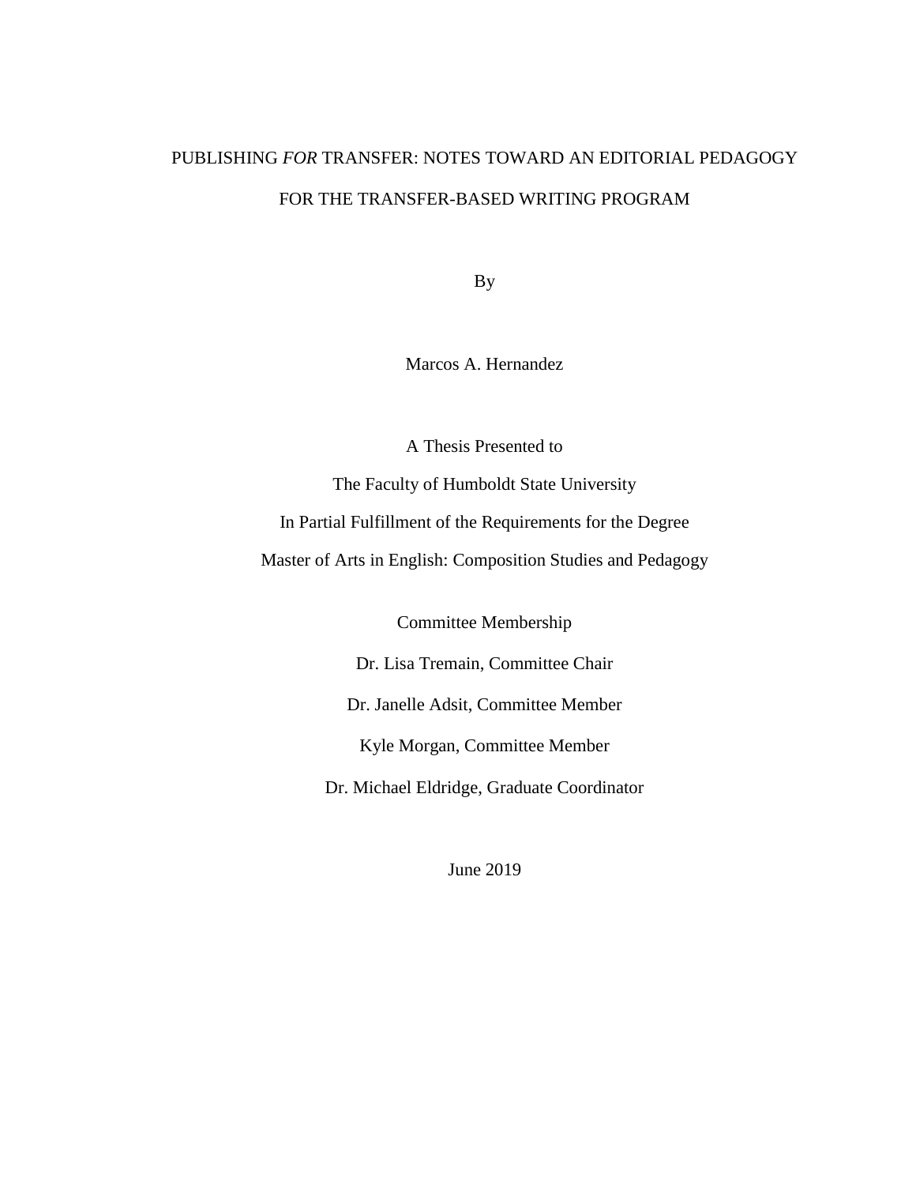# PUBLISHING *FOR* TRANSFER: NOTES TOWARD AN EDITORIAL PEDAGOGY FOR THE TRANSFER-BASED WRITING PROGRAM

By

Marcos A. Hernandez

A Thesis Presented to

The Faculty of Humboldt State University

In Partial Fulfillment of the Requirements for the Degree

Master of Arts in English: Composition Studies and Pedagogy

Committee Membership

Dr. Lisa Tremain, Committee Chair

Dr. Janelle Adsit, Committee Member

Kyle Morgan, Committee Member

Dr. Michael Eldridge, Graduate Coordinator

June 2019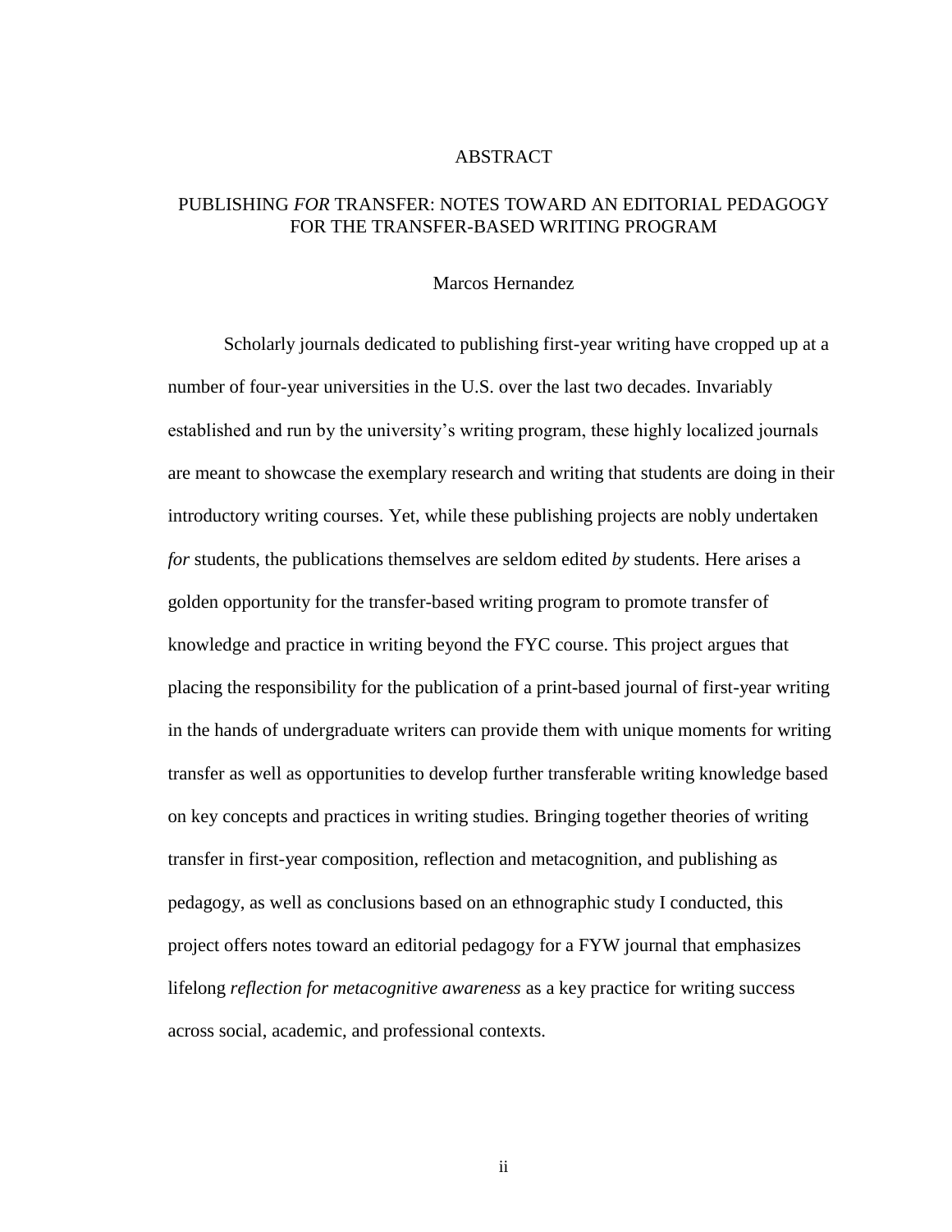# ABSTRACT

## PUBLISHING *FOR* TRANSFER: NOTES TOWARD AN EDITORIAL PEDAGOGY FOR THE TRANSFER-BASED WRITING PROGRAM

Marcos Hernandez

Scholarly journals dedicated to publishing first-year writing have cropped up at a number of four-year universities in the U.S. over the last two decades. Invariably established and run by the university's writing program, these highly localized journals are meant to showcase the exemplary research and writing that students are doing in their introductory writing courses. Yet, while these publishing projects are nobly undertaken *for* students, the publications themselves are seldom edited *by* students. Here arises a golden opportunity for the transfer-based writing program to promote transfer of knowledge and practice in writing beyond the FYC course. This project argues that placing the responsibility for the publication of a print-based journal of first-year writing in the hands of undergraduate writers can provide them with unique moments for writing transfer as well as opportunities to develop further transferable writing knowledge based on key concepts and practices in writing studies. Bringing together theories of writing transfer in first-year composition, reflection and metacognition, and publishing as pedagogy, as well as conclusions based on an ethnographic study I conducted, this project offers notes toward an editorial pedagogy for a FYW journal that emphasizes lifelong *reflection for metacognitive awareness* as a key practice for writing success across social, academic, and professional contexts.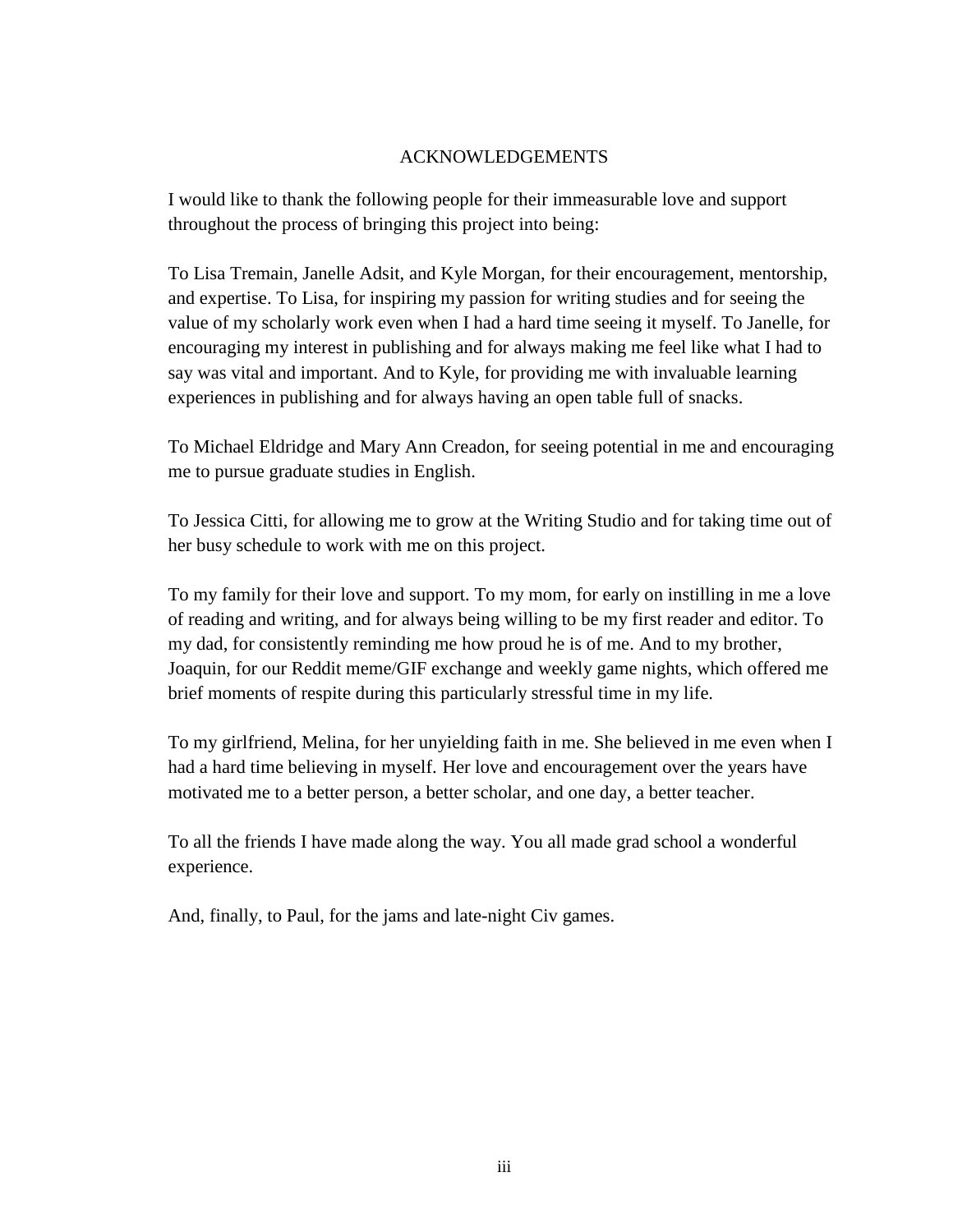# ACKNOWLEDGEMENTS

I would like to thank the following people for their immeasurable love and support throughout the process of bringing this project into being:

To Lisa Tremain, Janelle Adsit, and Kyle Morgan, for their encouragement, mentorship, and expertise. To Lisa, for inspiring my passion for writing studies and for seeing the value of my scholarly work even when I had a hard time seeing it myself. To Janelle, for encouraging my interest in publishing and for always making me feel like what I had to say was vital and important. And to Kyle, for providing me with invaluable learning experiences in publishing and for always having an open table full of snacks.

To Michael Eldridge and Mary Ann Creadon, for seeing potential in me and encouraging me to pursue graduate studies in English.

To Jessica Citti, for allowing me to grow at the Writing Studio and for taking time out of her busy schedule to work with me on this project.

To my family for their love and support. To my mom, for early on instilling in me a love of reading and writing, and for always being willing to be my first reader and editor. To my dad, for consistently reminding me how proud he is of me. And to my brother, Joaquin, for our Reddit meme/GIF exchange and weekly game nights, which offered me brief moments of respite during this particularly stressful time in my life.

To my girlfriend, Melina, for her unyielding faith in me. She believed in me even when I had a hard time believing in myself. Her love and encouragement over the years have motivated me to a better person, a better scholar, and one day, a better teacher.

To all the friends I have made along the way. You all made grad school a wonderful experience.

And, finally, to Paul, for the jams and late-night Civ games.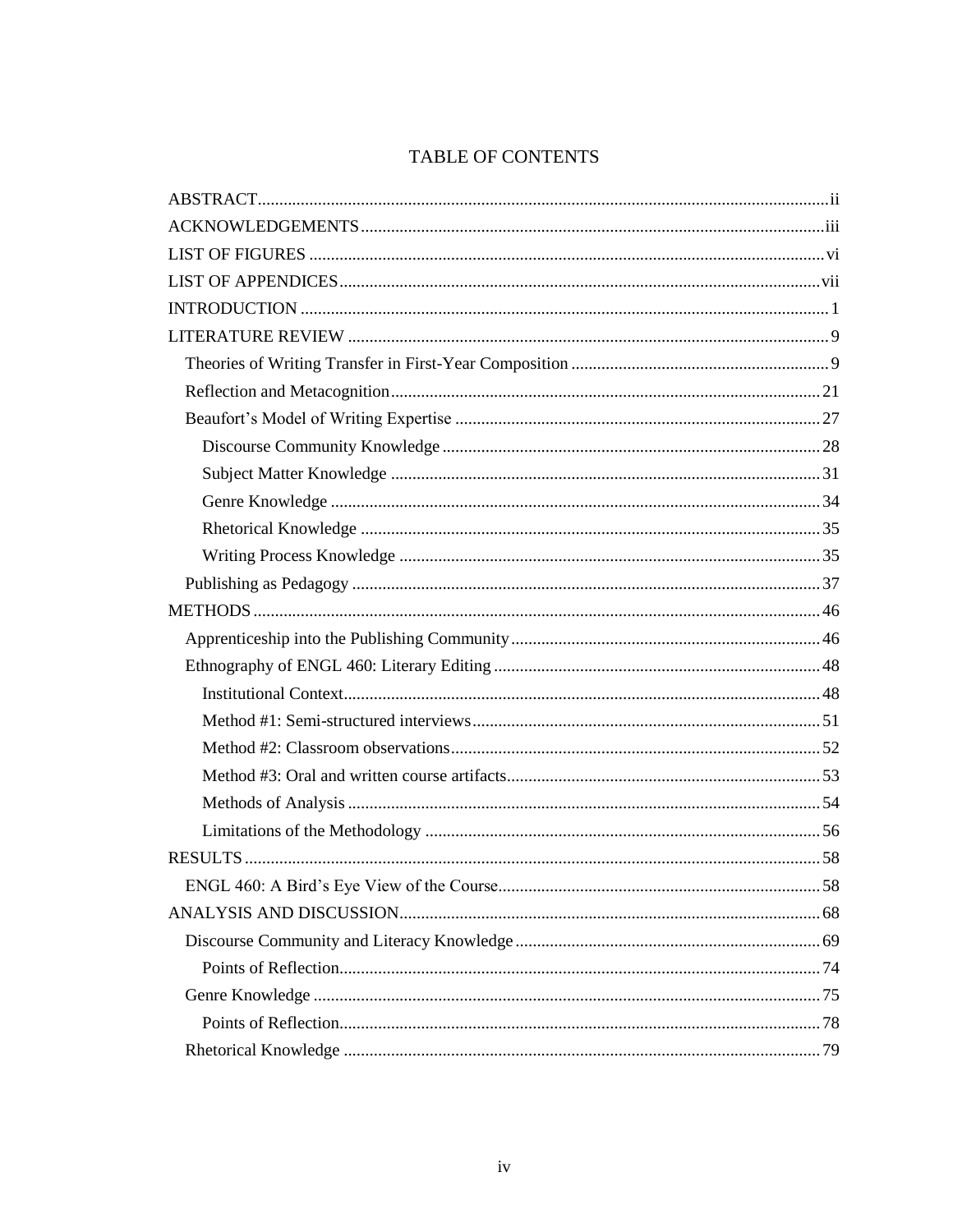# TABLE OF CONTENTS

ABSTRACT .................................................................................................................. ii
ACKNOWLEDGEMENTS .......................................................................................... iii
LIST OF FIGURES ...................................................................................................... vi
LIST OF APPENDICES .............................................................................................. vii
INTRODUCTION ........................................................................................................ 1
LITERATURE REVIEW ............................................................................................. 9
  Theories of Writing Transfer in First-Year Composition ............................................ 9
  Reflection and Metacognition ................................................................................... 21
  Beaufort's Model of Writing Expertise ..................................................................... 27
    Discourse Community Knowledge ....................................................................... 28
    Subject Matter Knowledge ................................................................................... 31
    Genre Knowledge ................................................................................................. 34
    Rhetorical Knowledge .......................................................................................... 35
    Writing Process Knowledge ................................................................................. 35
  Publishing as Pedagogy ............................................................................................ 37
METHODS .................................................................................................................. 46
  Apprenticeship into the Publishing Community ........................................................ 46
  Ethnography of ENGL 460: Literary Editing ............................................................ 48
    Institutional Context .............................................................................................. 48
    Method #1: Semi-structured interviews ................................................................ 51
    Method #2: Classroom observations ..................................................................... 52
    Method #3: Oral and written course artifacts ........................................................ 53
    Methods of Analysis ............................................................................................. 54
    Limitations of the Methodology ........................................................................... 56
RESULTS .................................................................................................................... 58
  ENGL 460: A Bird's Eye View of the Course ........................................................... 58
ANALYSIS AND DISCUSSION ................................................................................. 68
  Discourse Community and Literacy Knowledge ...................................................... 69
    Points of Reflection ............................................................................................... 74
  Genre Knowledge ..................................................................................................... 75
    Points of Reflection ............................................................................................... 78
  Rhetorical Knowledge .............................................................................................. 79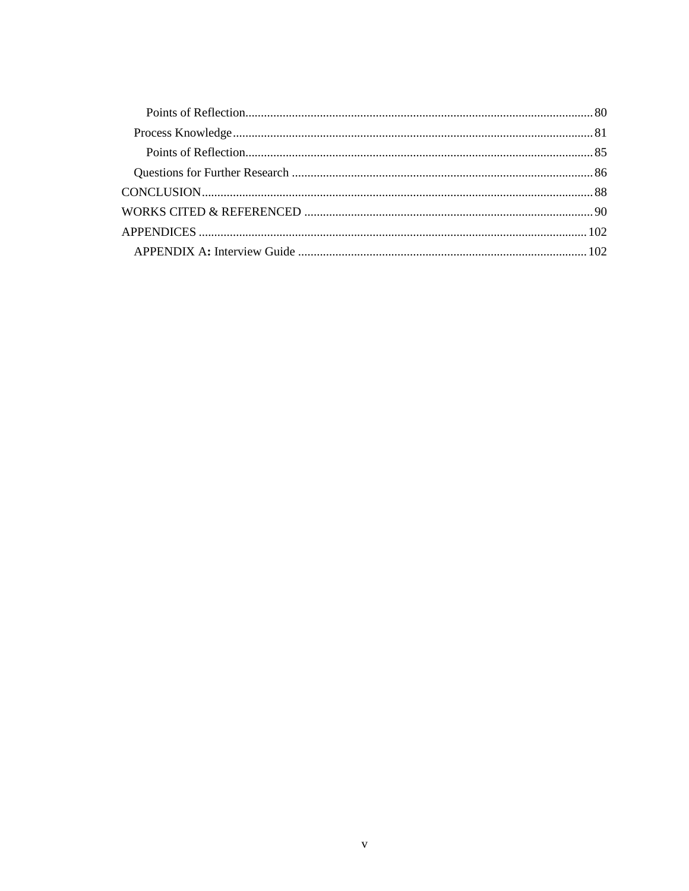Points of Reflection ........................................................................................................ 80

Process Knowledge ........................................................................................................ 81

Points of Reflection ........................................................................................................ 85

Questions for Further Research ........................................................................................ 86

CONCLUSION ........................................................................................................ 88

WORKS CITED & REFERENCED ........................................................................................ 90

APPENDICES ........................................................................................................ 102

APPENDIX A**:** Interview Guide ........................................................................................ 102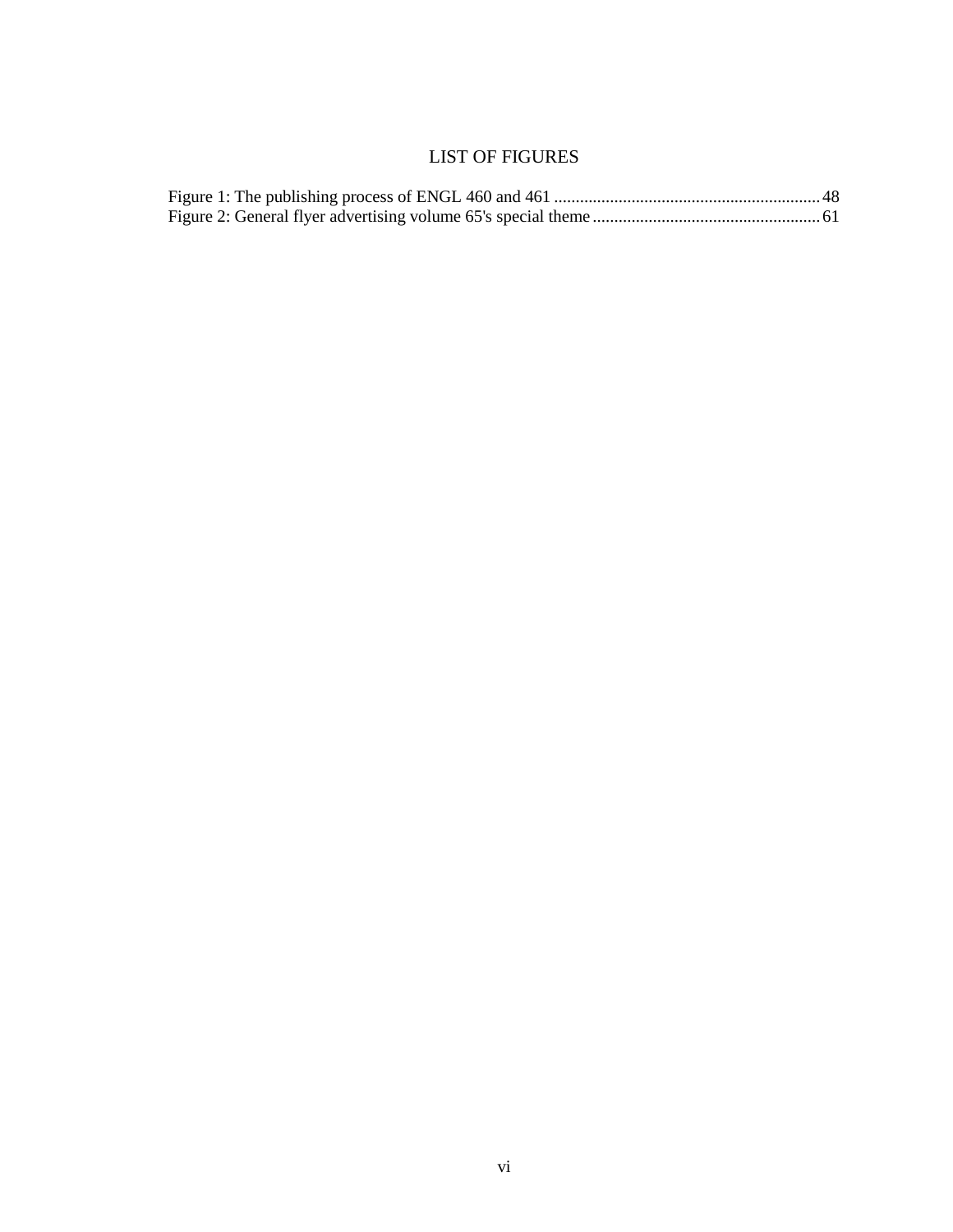# LIST OF FIGURES

Figure 1: The publishing process of ENGL 460 and 461 ........................................................... 48
Figure 2: General flyer advertising volume 65's special theme .................................................... 61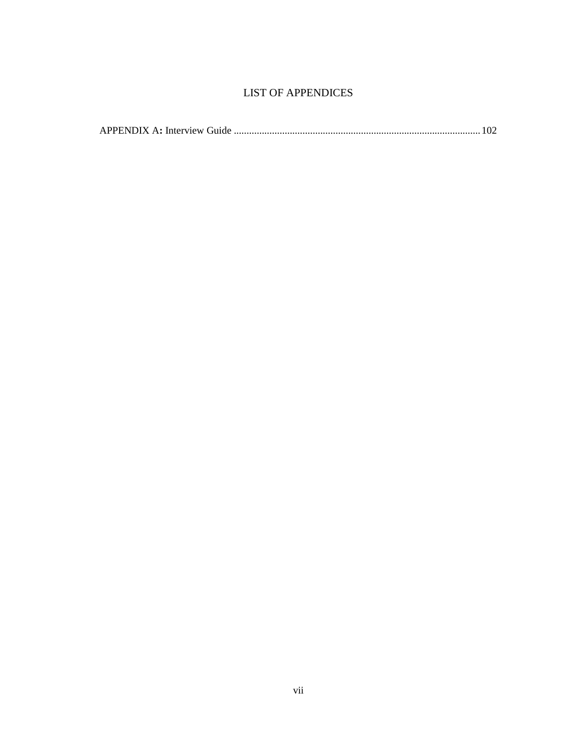# LIST OF APPENDICES

APPENDIX A**:** Interview Guide ................................................................................................ 102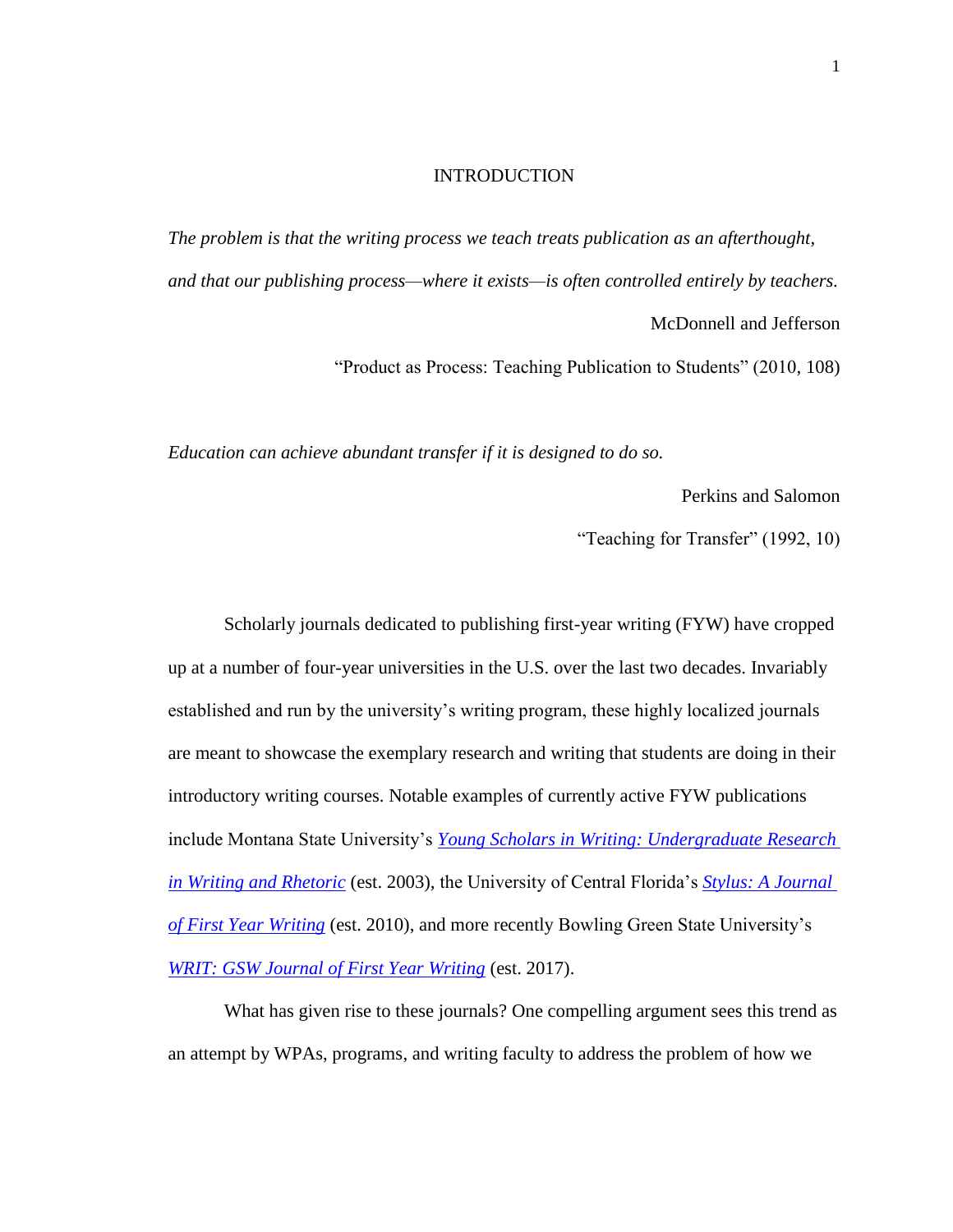# INTRODUCTION

*The problem is that the writing process we teach treats publication as an afterthought, and that our publishing process—where it exists—is often controlled entirely by teachers.*

McDonnell and Jefferson

"Product as Process: Teaching Publication to Students" (2010, 108)

*Education can achieve abundant transfer if it is designed to do so.*

Perkins and Salomon

"Teaching for Transfer" (1992, 10)

Scholarly journals dedicated to publishing first-year writing (FYW) have cropped up at a number of four-year universities in the U.S. over the last two decades. Invariably established and run by the university's writing program, these highly localized journals are meant to showcase the exemplary research and writing that students are doing in their introductory writing courses. Notable examples of currently active FYW publications include Montana State University's *Young Scholars in Writing: Undergraduate Research in Writing and Rhetoric* (est. 2003), the University of Central Florida's *Stylus: A Journal of First Year Writing* (est. 2010), and more recently Bowling Green State University's *WRIT: GSW Journal of First Year Writing* (est. 2017).

What has given rise to these journals? One compelling argument sees this trend as an attempt by WPAs, programs, and writing faculty to address the problem of how we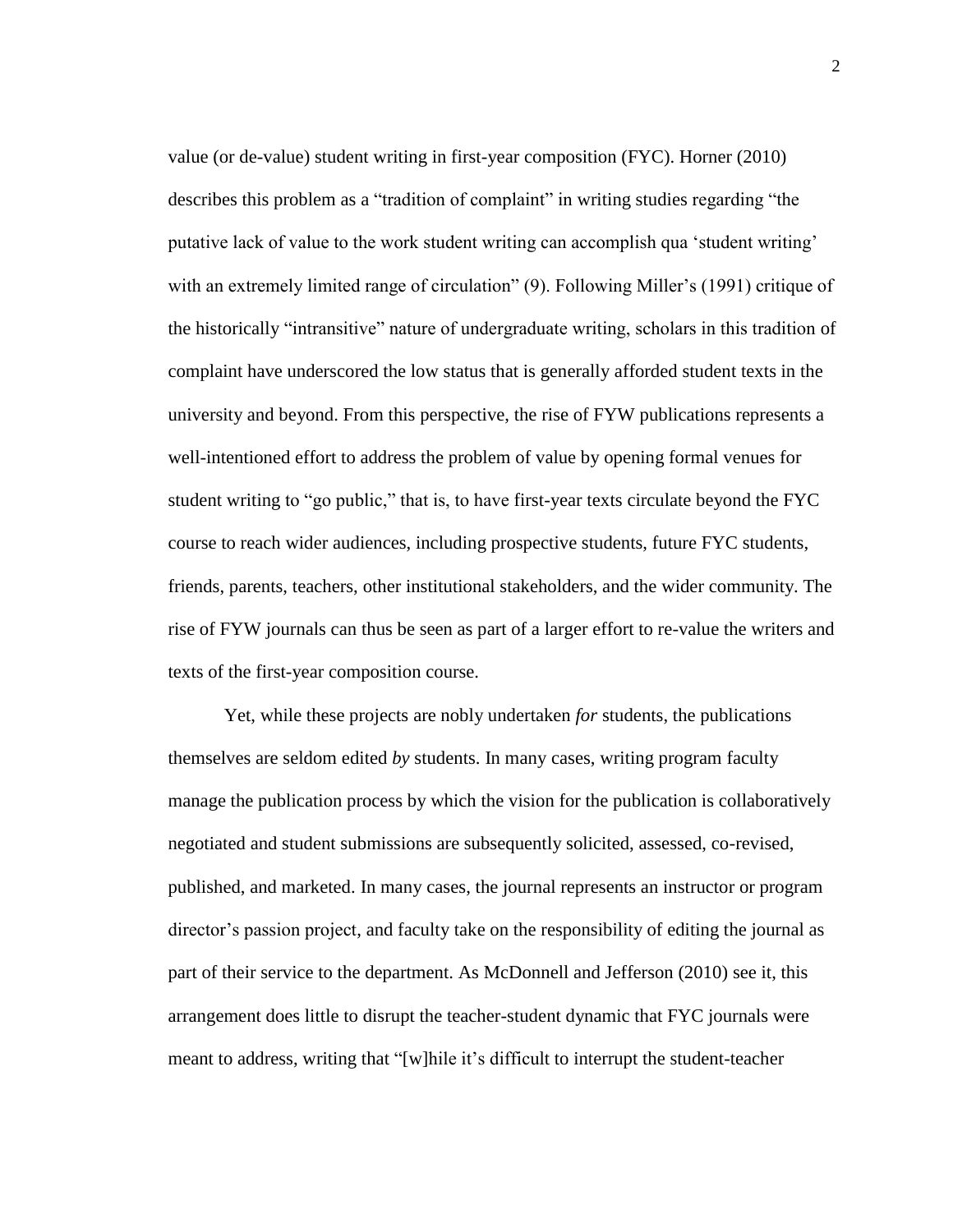value (or de-value) student writing in first-year composition (FYC). Horner (2010) describes this problem as a "tradition of complaint" in writing studies regarding "the putative lack of value to the work student writing can accomplish qua 'student writing' with an extremely limited range of circulation" (9). Following Miller's (1991) critique of the historically "intransitive" nature of undergraduate writing, scholars in this tradition of complaint have underscored the low status that is generally afforded student texts in the university and beyond. From this perspective, the rise of FYW publications represents a well-intentioned effort to address the problem of value by opening formal venues for student writing to "go public," that is, to have first-year texts circulate beyond the FYC course to reach wider audiences, including prospective students, future FYC students, friends, parents, teachers, other institutional stakeholders, and the wider community. The rise of FYW journals can thus be seen as part of a larger effort to re-value the writers and texts of the first-year composition course.

Yet, while these projects are nobly undertaken *for* students, the publications themselves are seldom edited *by* students. In many cases, writing program faculty manage the publication process by which the vision for the publication is collaboratively negotiated and student submissions are subsequently solicited, assessed, co-revised, published, and marketed. In many cases, the journal represents an instructor or program director's passion project, and faculty take on the responsibility of editing the journal as part of their service to the department. As McDonnell and Jefferson (2010) see it, this arrangement does little to disrupt the teacher-student dynamic that FYC journals were meant to address, writing that "[w]hile it's difficult to interrupt the student-teacher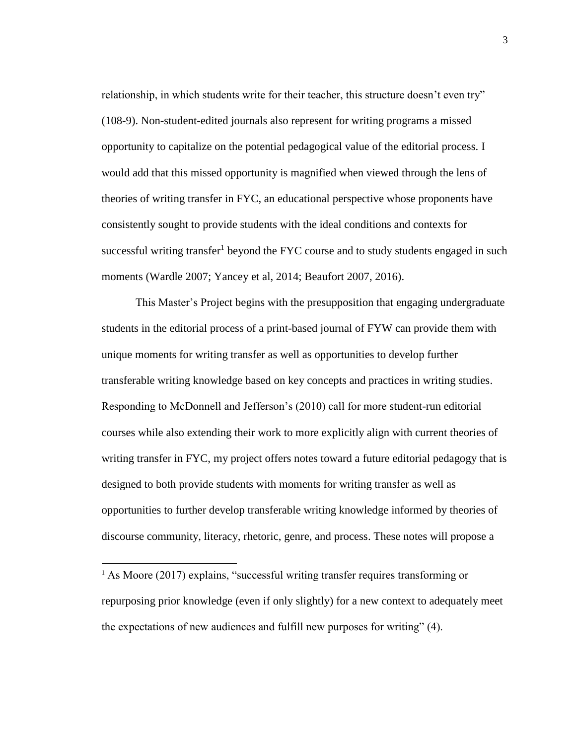relationship, in which students write for their teacher, this structure doesn't even try" (108-9). Non-student-edited journals also represent for writing programs a missed opportunity to capitalize on the potential pedagogical value of the editorial process. I would add that this missed opportunity is magnified when viewed through the lens of theories of writing transfer in FYC, an educational perspective whose proponents have consistently sought to provide students with the ideal conditions and contexts for successful writing transfer[1] beyond the FYC course and to study students engaged in such moments (Wardle 2007; Yancey et al, 2014; Beaufort 2007, 2016).

This Master's Project begins with the presupposition that engaging undergraduate students in the editorial process of a print-based journal of FYW can provide them with unique moments for writing transfer as well as opportunities to develop further transferable writing knowledge based on key concepts and practices in writing studies. Responding to McDonnell and Jefferson's (2010) call for more student-run editorial courses while also extending their work to more explicitly align with current theories of writing transfer in FYC, my project offers notes toward a future editorial pedagogy that is designed to both provide students with moments for writing transfer as well as opportunities to further develop transferable writing knowledge informed by theories of discourse community, literacy, rhetoric, genre, and process. These notes will propose a

---

[1] As Moore (2017) explains, "successful writing transfer requires transforming or repurposing prior knowledge (even if only slightly) for a new context to adequately meet the expectations of new audiences and fulfill new purposes for writing" (4).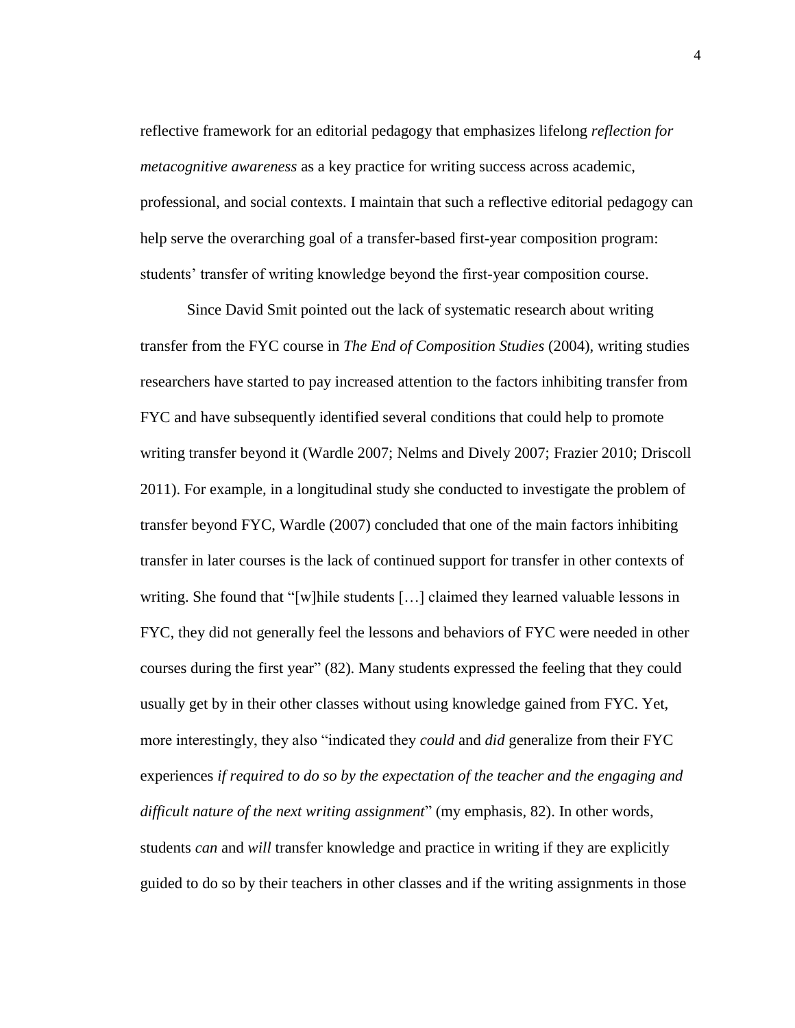reflective framework for an editorial pedagogy that emphasizes lifelong *reflection for metacognitive awareness* as a key practice for writing success across academic, professional, and social contexts. I maintain that such a reflective editorial pedagogy can help serve the overarching goal of a transfer-based first-year composition program: students' transfer of writing knowledge beyond the first-year composition course.

Since David Smit pointed out the lack of systematic research about writing transfer from the FYC course in *The End of Composition Studies* (2004), writing studies researchers have started to pay increased attention to the factors inhibiting transfer from FYC and have subsequently identified several conditions that could help to promote writing transfer beyond it (Wardle 2007; Nelms and Dively 2007; Frazier 2010; Driscoll 2011). For example, in a longitudinal study she conducted to investigate the problem of transfer beyond FYC, Wardle (2007) concluded that one of the main factors inhibiting transfer in later courses is the lack of continued support for transfer in other contexts of writing. She found that "[w]hile students […] claimed they learned valuable lessons in FYC, they did not generally feel the lessons and behaviors of FYC were needed in other courses during the first year" (82). Many students expressed the feeling that they could usually get by in their other classes without using knowledge gained from FYC. Yet, more interestingly, they also "indicated they *could* and *did* generalize from their FYC experiences *if required to do so by the expectation of the teacher and the engaging and difficult nature of the next writing assignment*" (my emphasis, 82). In other words, students *can* and *will* transfer knowledge and practice in writing if they are explicitly guided to do so by their teachers in other classes and if the writing assignments in those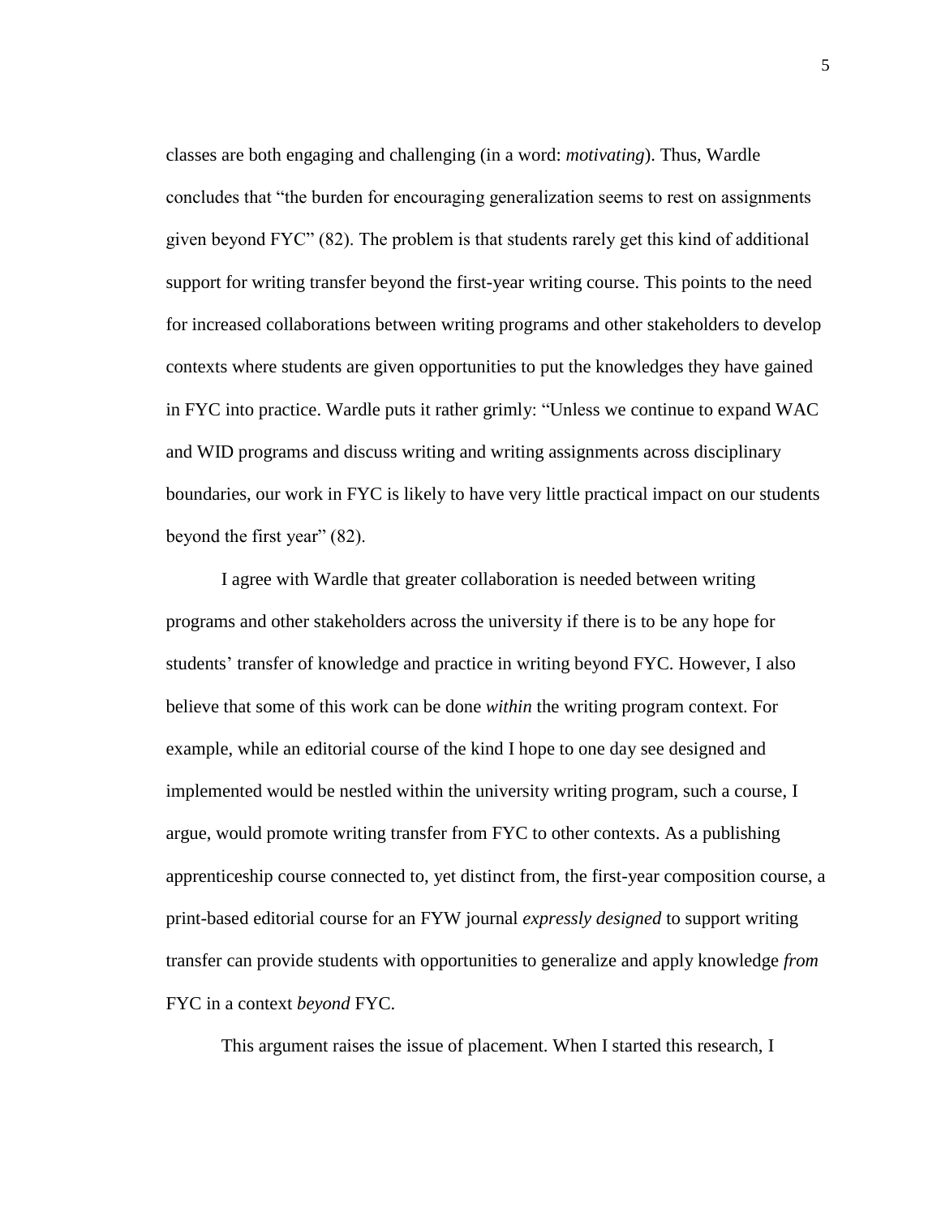classes are both engaging and challenging (in a word: *motivating*). Thus, Wardle concludes that "the burden for encouraging generalization seems to rest on assignments given beyond FYC" (82). The problem is that students rarely get this kind of additional support for writing transfer beyond the first-year writing course. This points to the need for increased collaborations between writing programs and other stakeholders to develop contexts where students are given opportunities to put the knowledges they have gained in FYC into practice. Wardle puts it rather grimly: "Unless we continue to expand WAC and WID programs and discuss writing and writing assignments across disciplinary boundaries, our work in FYC is likely to have very little practical impact on our students beyond the first year" (82).

I agree with Wardle that greater collaboration is needed between writing programs and other stakeholders across the university if there is to be any hope for students' transfer of knowledge and practice in writing beyond FYC. However, I also believe that some of this work can be done *within* the writing program context. For example, while an editorial course of the kind I hope to one day see designed and implemented would be nestled within the university writing program, such a course, I argue, would promote writing transfer from FYC to other contexts. As a publishing apprenticeship course connected to, yet distinct from, the first-year composition course, a print-based editorial course for an FYW journal *expressly designed* to support writing transfer can provide students with opportunities to generalize and apply knowledge *from* FYC in a context *beyond* FYC.

This argument raises the issue of placement. When I started this research, I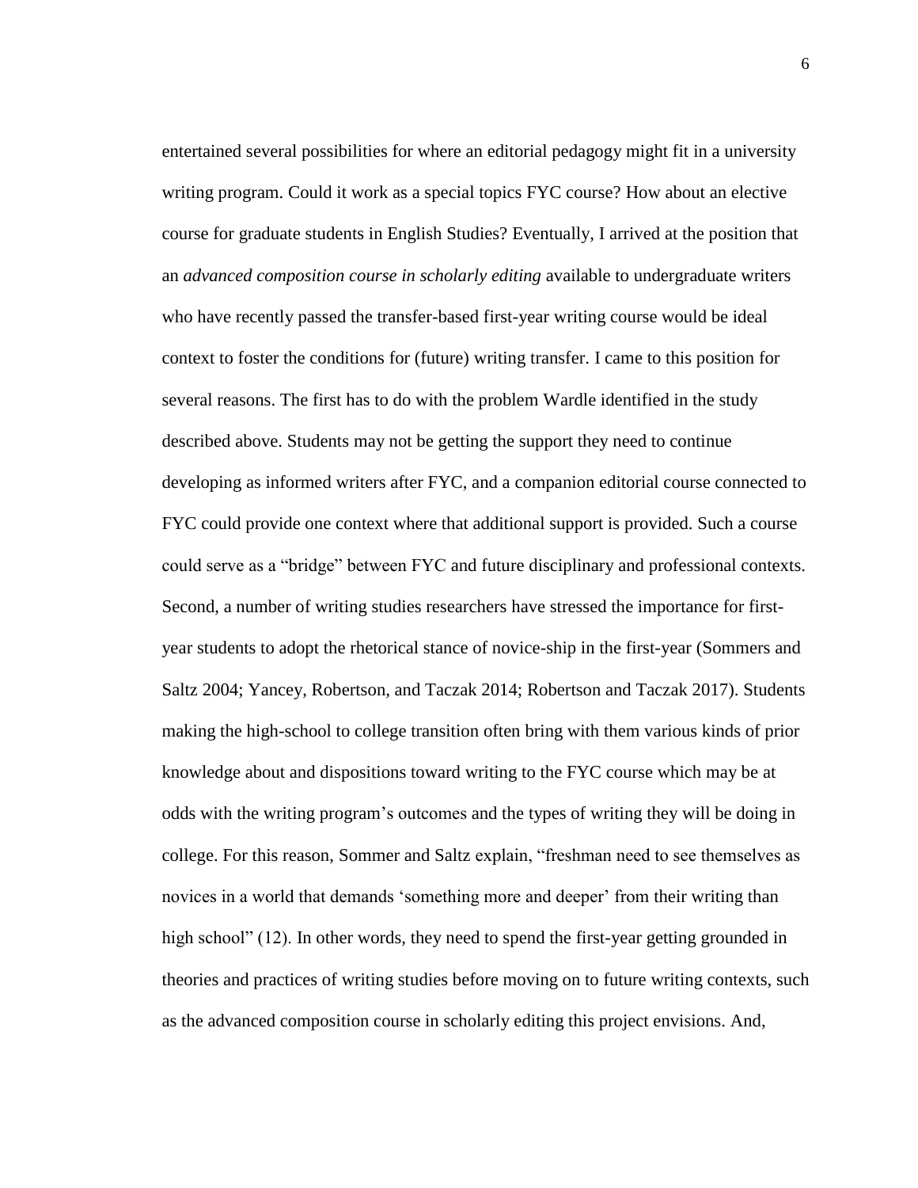entertained several possibilities for where an editorial pedagogy might fit in a university writing program. Could it work as a special topics FYC course? How about an elective course for graduate students in English Studies? Eventually, I arrived at the position that an *advanced composition course in scholarly editing* available to undergraduate writers who have recently passed the transfer-based first-year writing course would be ideal context to foster the conditions for (future) writing transfer. I came to this position for several reasons. The first has to do with the problem Wardle identified in the study described above. Students may not be getting the support they need to continue developing as informed writers after FYC, and a companion editorial course connected to FYC could provide one context where that additional support is provided. Such a course could serve as a "bridge" between FYC and future disciplinary and professional contexts. Second, a number of writing studies researchers have stressed the importance for first-year students to adopt the rhetorical stance of novice-ship in the first-year (Sommers and Saltz 2004; Yancey, Robertson, and Taczak 2014; Robertson and Taczak 2017). Students making the high-school to college transition often bring with them various kinds of prior knowledge about and dispositions toward writing to the FYC course which may be at odds with the writing program's outcomes and the types of writing they will be doing in college. For this reason, Sommer and Saltz explain, "freshman need to see themselves as novices in a world that demands 'something more and deeper' from their writing than high school" (12). In other words, they need to spend the first-year getting grounded in theories and practices of writing studies before moving on to future writing contexts, such as the advanced composition course in scholarly editing this project envisions. And,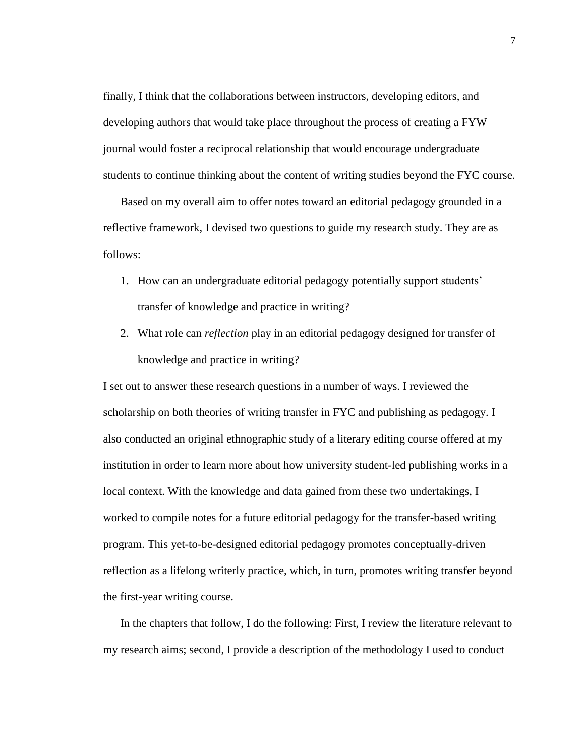finally, I think that the collaborations between instructors, developing editors, and developing authors that would take place throughout the process of creating a FYW journal would foster a reciprocal relationship that would encourage undergraduate students to continue thinking about the content of writing studies beyond the FYC course.

Based on my overall aim to offer notes toward an editorial pedagogy grounded in a reflective framework, I devised two questions to guide my research study. They are as follows:

1. How can an undergraduate editorial pedagogy potentially support students' transfer of knowledge and practice in writing?
2. What role can *reflection* play in an editorial pedagogy designed for transfer of knowledge and practice in writing?

I set out to answer these research questions in a number of ways. I reviewed the scholarship on both theories of writing transfer in FYC and publishing as pedagogy. I also conducted an original ethnographic study of a literary editing course offered at my institution in order to learn more about how university student-led publishing works in a local context. With the knowledge and data gained from these two undertakings, I worked to compile notes for a future editorial pedagogy for the transfer-based writing program. This yet-to-be-designed editorial pedagogy promotes conceptually-driven reflection as a lifelong writerly practice, which, in turn, promotes writing transfer beyond the first-year writing course.

In the chapters that follow, I do the following: First, I review the literature relevant to my research aims; second, I provide a description of the methodology I used to conduct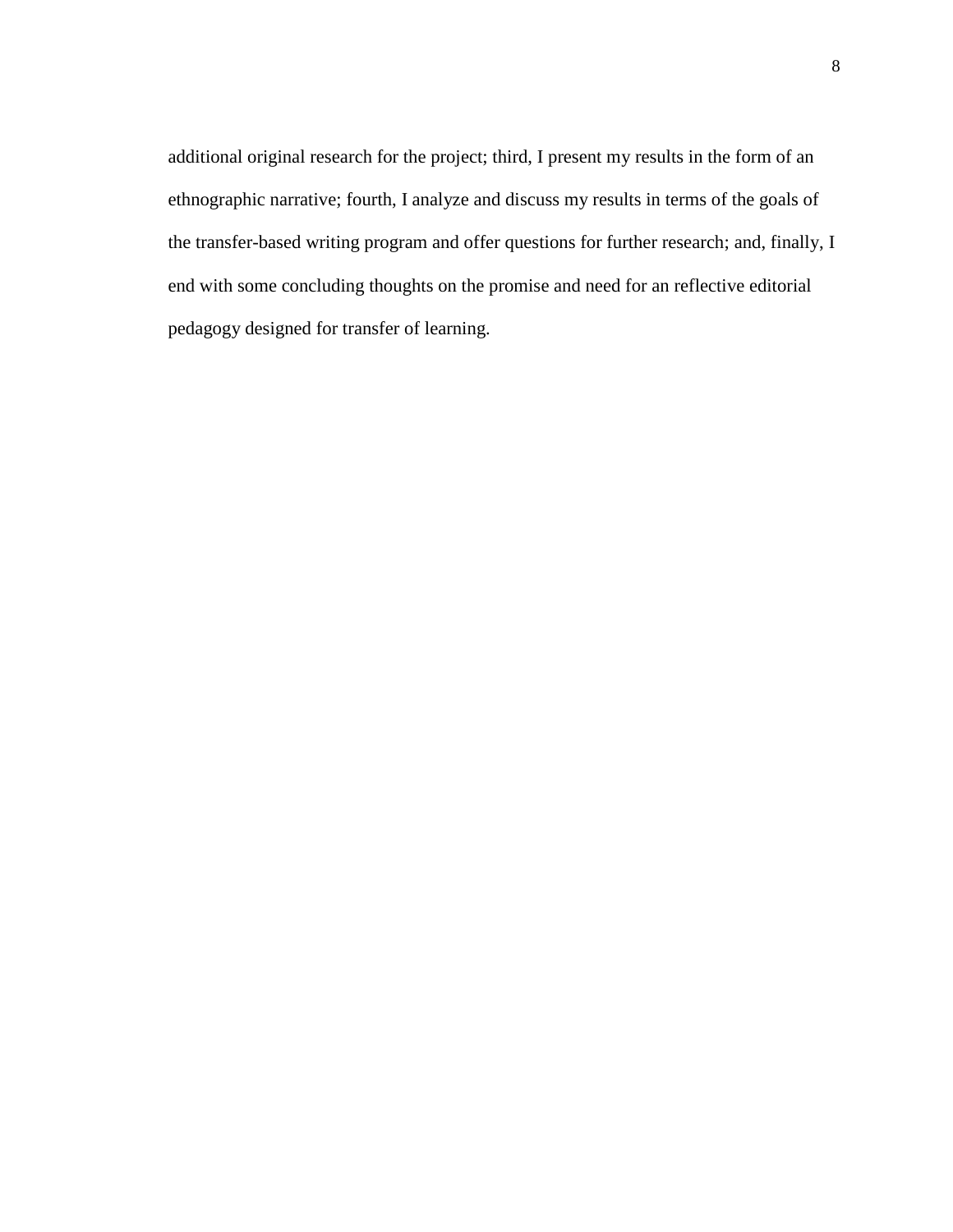additional original research for the project; third, I present my results in the form of an ethnographic narrative; fourth, I analyze and discuss my results in terms of the goals of the transfer-based writing program and offer questions for further research; and, finally, I end with some concluding thoughts on the promise and need for an reflective editorial pedagogy designed for transfer of learning.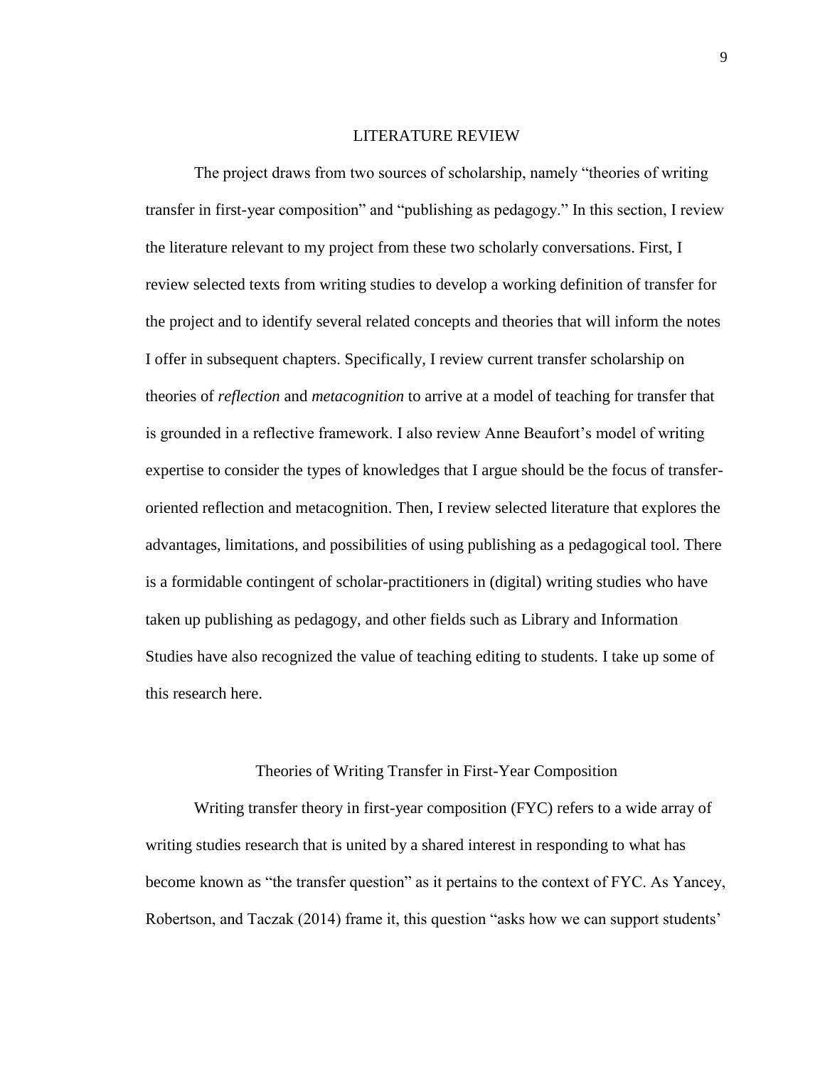# LITERATURE REVIEW

The project draws from two sources of scholarship, namely "theories of writing transfer in first-year composition" and "publishing as pedagogy." In this section, I review the literature relevant to my project from these two scholarly conversations. First, I review selected texts from writing studies to develop a working definition of transfer for the project and to identify several related concepts and theories that will inform the notes I offer in subsequent chapters. Specifically, I review current transfer scholarship on theories of *reflection* and *metacognition* to arrive at a model of teaching for transfer that is grounded in a reflective framework. I also review Anne Beaufort's model of writing expertise to consider the types of knowledges that I argue should be the focus of transfer-oriented reflection and metacognition. Then, I review selected literature that explores the advantages, limitations, and possibilities of using publishing as a pedagogical tool. There is a formidable contingent of scholar-practitioners in (digital) writing studies who have taken up publishing as pedagogy, and other fields such as Library and Information Studies have also recognized the value of teaching editing to students. I take up some of this research here.

## Theories of Writing Transfer in First-Year Composition

Writing transfer theory in first-year composition (FYC) refers to a wide array of writing studies research that is united by a shared interest in responding to what has become known as "the transfer question" as it pertains to the context of FYC. As Yancey, Robertson, and Taczak (2014) frame it, this question "asks how we can support students'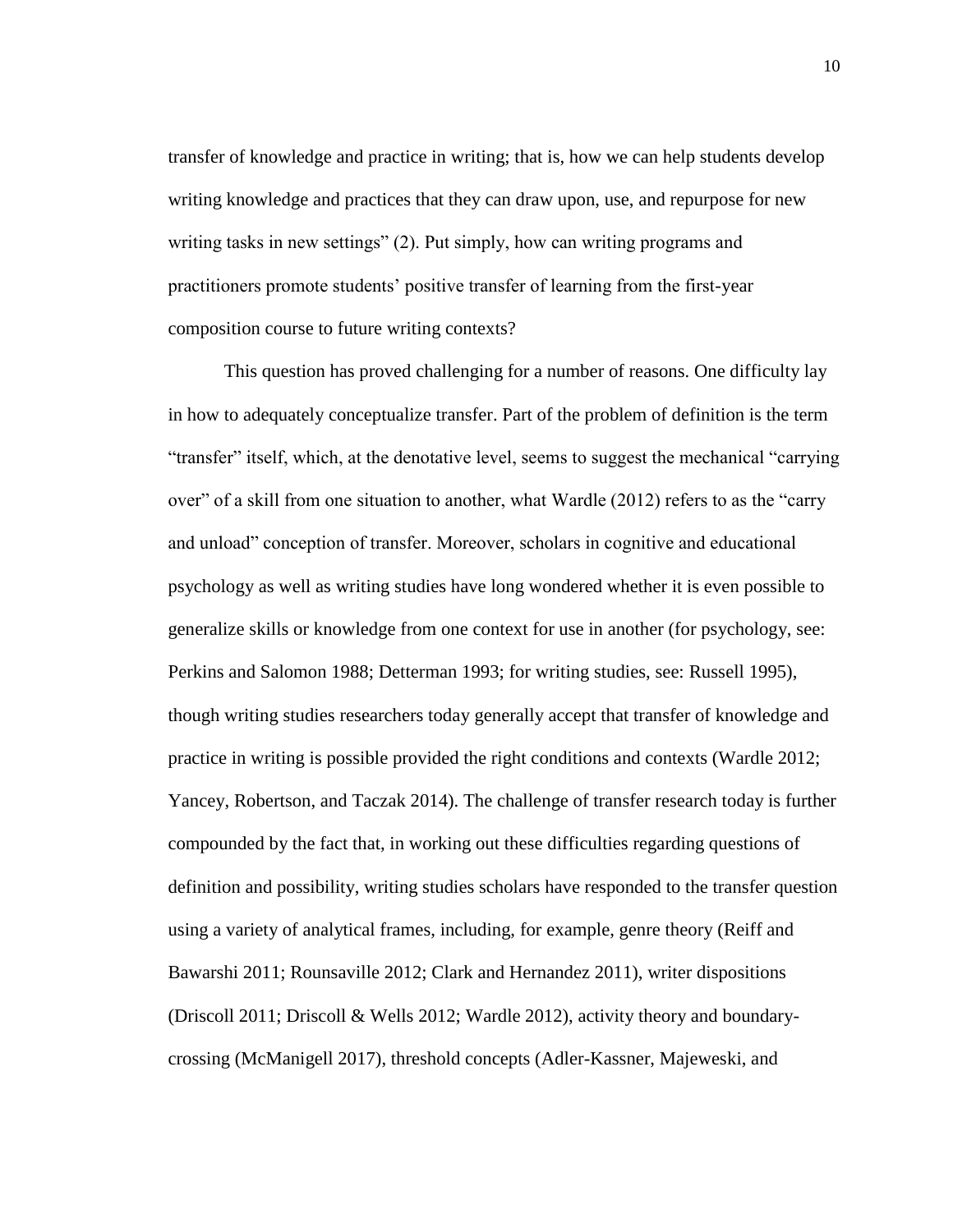transfer of knowledge and practice in writing; that is, how we can help students develop writing knowledge and practices that they can draw upon, use, and repurpose for new writing tasks in new settings" (2). Put simply, how can writing programs and practitioners promote students' positive transfer of learning from the first-year composition course to future writing contexts?

This question has proved challenging for a number of reasons. One difficulty lay in how to adequately conceptualize transfer. Part of the problem of definition is the term "transfer" itself, which, at the denotative level, seems to suggest the mechanical "carrying over" of a skill from one situation to another, what Wardle (2012) refers to as the "carry and unload" conception of transfer. Moreover, scholars in cognitive and educational psychology as well as writing studies have long wondered whether it is even possible to generalize skills or knowledge from one context for use in another (for psychology, see: Perkins and Salomon 1988; Detterman 1993; for writing studies, see: Russell 1995), though writing studies researchers today generally accept that transfer of knowledge and practice in writing is possible provided the right conditions and contexts (Wardle 2012; Yancey, Robertson, and Taczak 2014). The challenge of transfer research today is further compounded by the fact that, in working out these difficulties regarding questions of definition and possibility, writing studies scholars have responded to the transfer question using a variety of analytical frames, including, for example, genre theory (Reiff and Bawarshi 2011; Rounsaville 2012; Clark and Hernandez 2011), writer dispositions (Driscoll 2011; Driscoll & Wells 2012; Wardle 2012), activity theory and boundary-crossing (McManigell 2017), threshold concepts (Adler-Kassner, Majeweski, and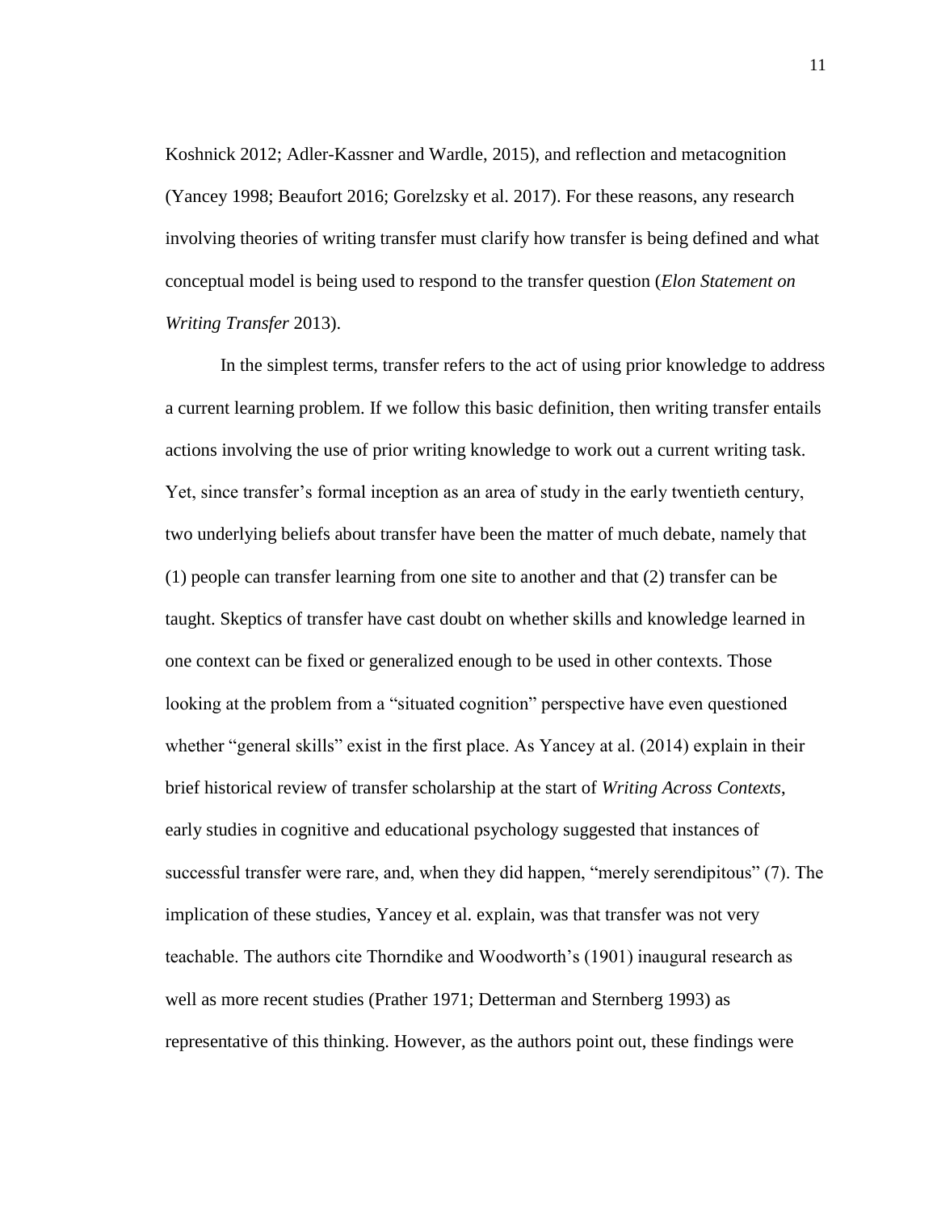Koshnick 2012; Adler-Kassner and Wardle, 2015), and reflection and metacognition (Yancey 1998; Beaufort 2016; Gorelzsky et al. 2017). For these reasons, any research involving theories of writing transfer must clarify how transfer is being defined and what conceptual model is being used to respond to the transfer question (*Elon Statement on Writing Transfer* 2013).

In the simplest terms, transfer refers to the act of using prior knowledge to address a current learning problem. If we follow this basic definition, then writing transfer entails actions involving the use of prior writing knowledge to work out a current writing task. Yet, since transfer's formal inception as an area of study in the early twentieth century, two underlying beliefs about transfer have been the matter of much debate, namely that (1) people can transfer learning from one site to another and that (2) transfer can be taught. Skeptics of transfer have cast doubt on whether skills and knowledge learned in one context can be fixed or generalized enough to be used in other contexts. Those looking at the problem from a "situated cognition" perspective have even questioned whether "general skills" exist in the first place. As Yancey at al. (2014) explain in their brief historical review of transfer scholarship at the start of *Writing Across Contexts*, early studies in cognitive and educational psychology suggested that instances of successful transfer were rare, and, when they did happen, "merely serendipitous" (7). The implication of these studies, Yancey et al. explain, was that transfer was not very teachable. The authors cite Thorndike and Woodworth's (1901) inaugural research as well as more recent studies (Prather 1971; Detterman and Sternberg 1993) as representative of this thinking. However, as the authors point out, these findings were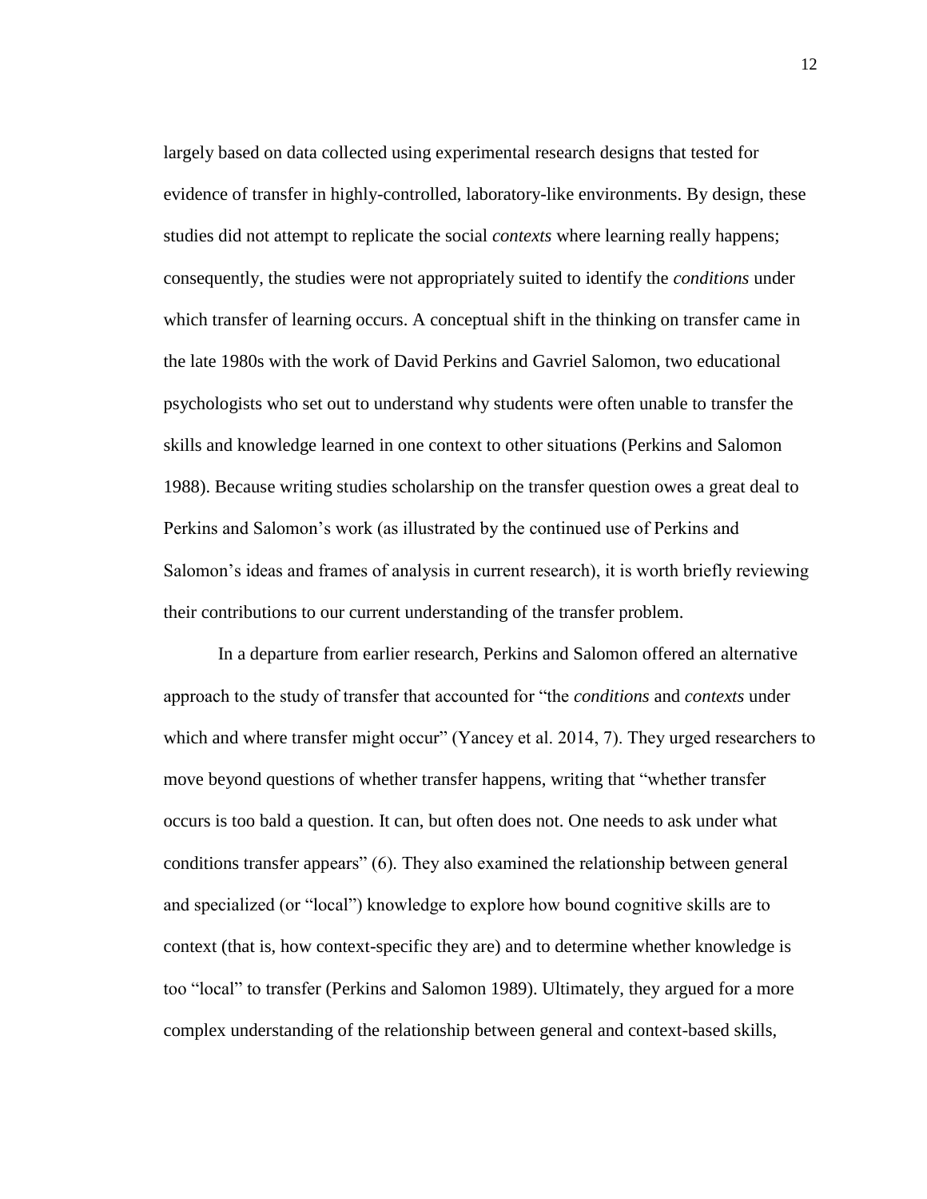largely based on data collected using experimental research designs that tested for evidence of transfer in highly-controlled, laboratory-like environments. By design, these studies did not attempt to replicate the social *contexts* where learning really happens; consequently, the studies were not appropriately suited to identify the *conditions* under which transfer of learning occurs. A conceptual shift in the thinking on transfer came in the late 1980s with the work of David Perkins and Gavriel Salomon, two educational psychologists who set out to understand why students were often unable to transfer the skills and knowledge learned in one context to other situations (Perkins and Salomon 1988). Because writing studies scholarship on the transfer question owes a great deal to Perkins and Salomon's work (as illustrated by the continued use of Perkins and Salomon's ideas and frames of analysis in current research), it is worth briefly reviewing their contributions to our current understanding of the transfer problem.

In a departure from earlier research, Perkins and Salomon offered an alternative approach to the study of transfer that accounted for "the *conditions* and *contexts* under which and where transfer might occur" (Yancey et al. 2014, 7). They urged researchers to move beyond questions of whether transfer happens, writing that "whether transfer occurs is too bald a question. It can, but often does not. One needs to ask under what conditions transfer appears" (6). They also examined the relationship between general and specialized (or "local") knowledge to explore how bound cognitive skills are to context (that is, how context-specific they are) and to determine whether knowledge is too "local" to transfer (Perkins and Salomon 1989). Ultimately, they argued for a more complex understanding of the relationship between general and context-based skills,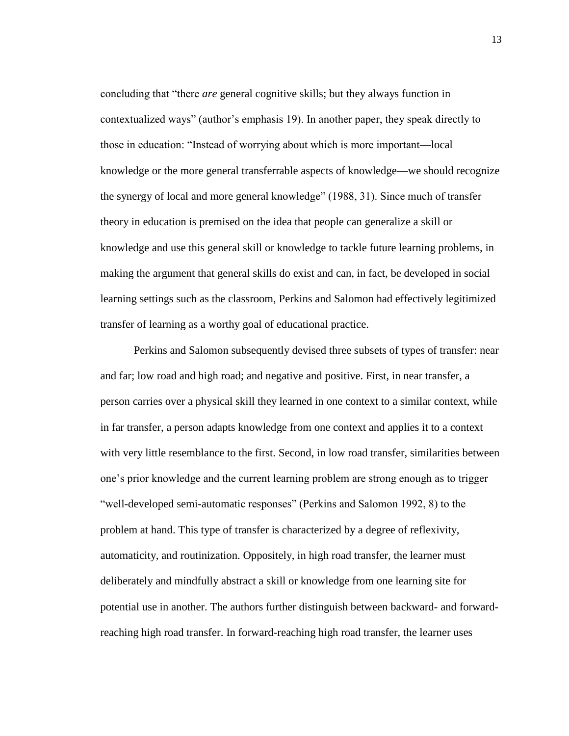concluding that "there *are* general cognitive skills; but they always function in contextualized ways" (author's emphasis 19). In another paper, they speak directly to those in education: "Instead of worrying about which is more important—local knowledge or the more general transferrable aspects of knowledge—we should recognize the synergy of local and more general knowledge" (1988, 31). Since much of transfer theory in education is premised on the idea that people can generalize a skill or knowledge and use this general skill or knowledge to tackle future learning problems, in making the argument that general skills do exist and can, in fact, be developed in social learning settings such as the classroom, Perkins and Salomon had effectively legitimized transfer of learning as a worthy goal of educational practice.

Perkins and Salomon subsequently devised three subsets of types of transfer: near and far; low road and high road; and negative and positive. First, in near transfer, a person carries over a physical skill they learned in one context to a similar context, while in far transfer, a person adapts knowledge from one context and applies it to a context with very little resemblance to the first. Second, in low road transfer, similarities between one's prior knowledge and the current learning problem are strong enough as to trigger "well-developed semi-automatic responses" (Perkins and Salomon 1992, 8) to the problem at hand. This type of transfer is characterized by a degree of reflexivity, automaticity, and routinization. Oppositely, in high road transfer, the learner must deliberately and mindfully abstract a skill or knowledge from one learning site for potential use in another. The authors further distinguish between backward- and forward-reaching high road transfer. In forward-reaching high road transfer, the learner uses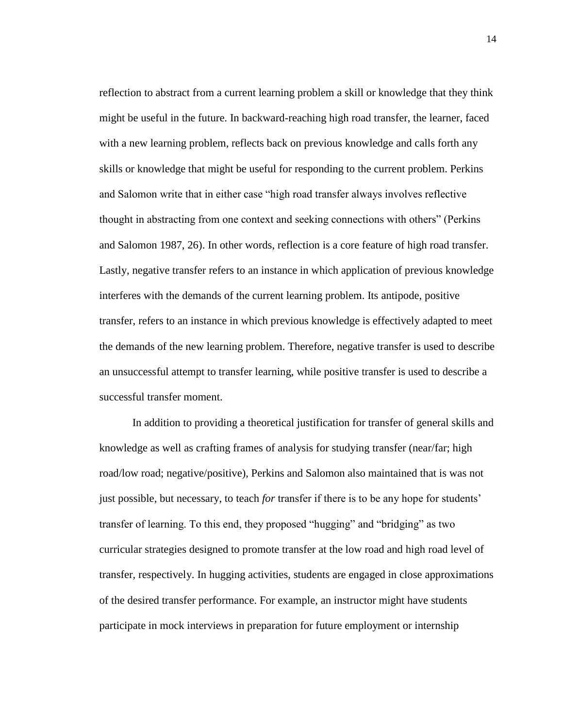reflection to abstract from a current learning problem a skill or knowledge that they think might be useful in the future. In backward-reaching high road transfer, the learner, faced with a new learning problem, reflects back on previous knowledge and calls forth any skills or knowledge that might be useful for responding to the current problem. Perkins and Salomon write that in either case "high road transfer always involves reflective thought in abstracting from one context and seeking connections with others" (Perkins and Salomon 1987, 26). In other words, reflection is a core feature of high road transfer. Lastly, negative transfer refers to an instance in which application of previous knowledge interferes with the demands of the current learning problem. Its antipode, positive transfer, refers to an instance in which previous knowledge is effectively adapted to meet the demands of the new learning problem. Therefore, negative transfer is used to describe an unsuccessful attempt to transfer learning, while positive transfer is used to describe a successful transfer moment.

In addition to providing a theoretical justification for transfer of general skills and knowledge as well as crafting frames of analysis for studying transfer (near/far; high road/low road; negative/positive), Perkins and Salomon also maintained that is was not just possible, but necessary, to teach *for* transfer if there is to be any hope for students' transfer of learning. To this end, they proposed "hugging" and "bridging" as two curricular strategies designed to promote transfer at the low road and high road level of transfer, respectively. In hugging activities, students are engaged in close approximations of the desired transfer performance. For example, an instructor might have students participate in mock interviews in preparation for future employment or internship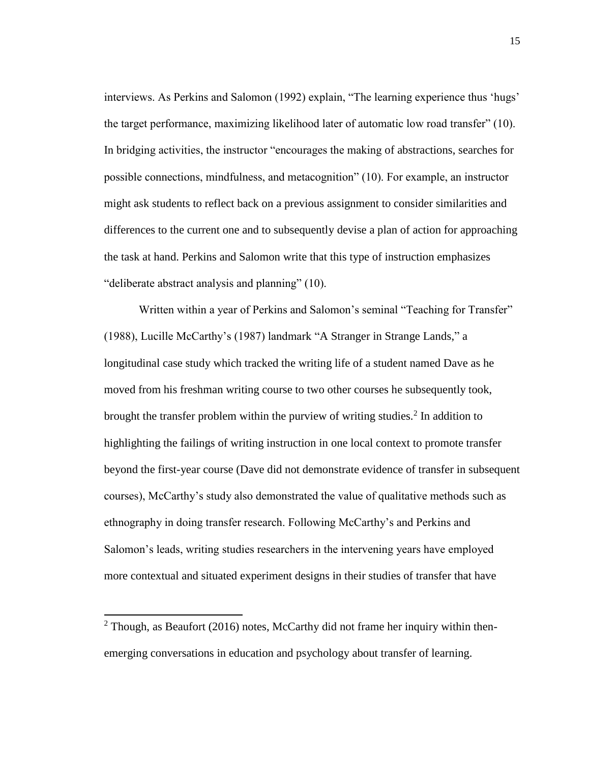interviews. As Perkins and Salomon (1992) explain, "The learning experience thus 'hugs' the target performance, maximizing likelihood later of automatic low road transfer" (10). In bridging activities, the instructor "encourages the making of abstractions, searches for possible connections, mindfulness, and metacognition" (10). For example, an instructor might ask students to reflect back on a previous assignment to consider similarities and differences to the current one and to subsequently devise a plan of action for approaching the task at hand. Perkins and Salomon write that this type of instruction emphasizes "deliberate abstract analysis and planning" (10).

Written within a year of Perkins and Salomon's seminal "Teaching for Transfer" (1988), Lucille McCarthy's (1987) landmark "A Stranger in Strange Lands," a longitudinal case study which tracked the writing life of a student named Dave as he moved from his freshman writing course to two other courses he subsequently took, brought the transfer problem within the purview of writing studies.[2] In addition to highlighting the failings of writing instruction in one local context to promote transfer beyond the first-year course (Dave did not demonstrate evidence of transfer in subsequent courses), McCarthy's study also demonstrated the value of qualitative methods such as ethnography in doing transfer research. Following McCarthy's and Perkins and Salomon's leads, writing studies researchers in the intervening years have employed more contextual and situated experiment designs in their studies of transfer that have

[2] Though, as Beaufort (2016) notes, McCarthy did not frame her inquiry within then-emerging conversations in education and psychology about transfer of learning.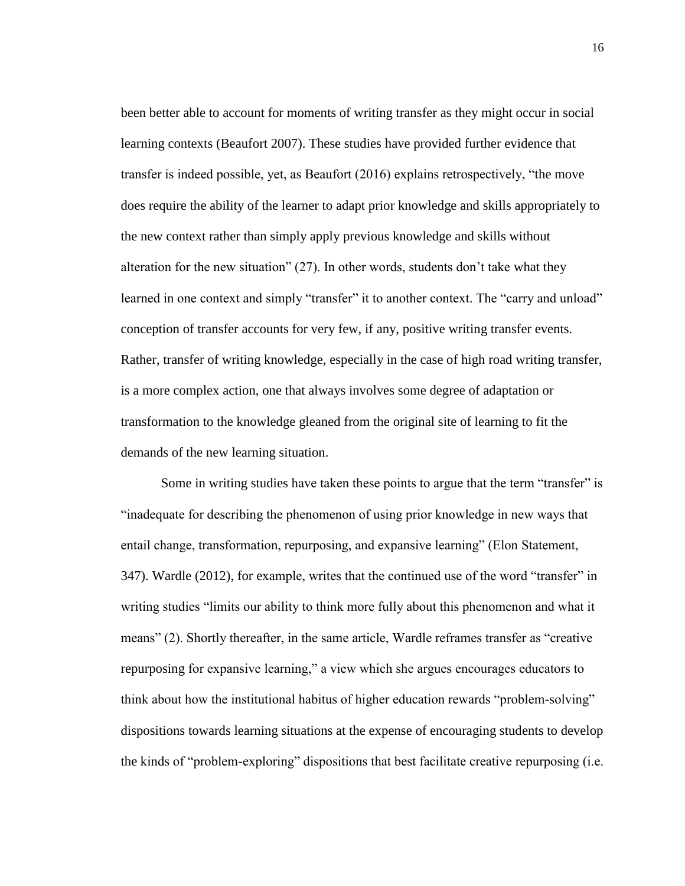been better able to account for moments of writing transfer as they might occur in social learning contexts (Beaufort 2007). These studies have provided further evidence that transfer is indeed possible, yet, as Beaufort (2016) explains retrospectively, "the move does require the ability of the learner to adapt prior knowledge and skills appropriately to the new context rather than simply apply previous knowledge and skills without alteration for the new situation" (27). In other words, students don't take what they learned in one context and simply "transfer" it to another context. The "carry and unload" conception of transfer accounts for very few, if any, positive writing transfer events. Rather, transfer of writing knowledge, especially in the case of high road writing transfer, is a more complex action, one that always involves some degree of adaptation or transformation to the knowledge gleaned from the original site of learning to fit the demands of the new learning situation.

Some in writing studies have taken these points to argue that the term "transfer" is "inadequate for describing the phenomenon of using prior knowledge in new ways that entail change, transformation, repurposing, and expansive learning" (Elon Statement, 347). Wardle (2012), for example, writes that the continued use of the word "transfer" in writing studies "limits our ability to think more fully about this phenomenon and what it means" (2). Shortly thereafter, in the same article, Wardle reframes transfer as "creative repurposing for expansive learning," a view which she argues encourages educators to think about how the institutional habitus of higher education rewards "problem-solving" dispositions towards learning situations at the expense of encouraging students to develop the kinds of "problem-exploring" dispositions that best facilitate creative repurposing (i.e.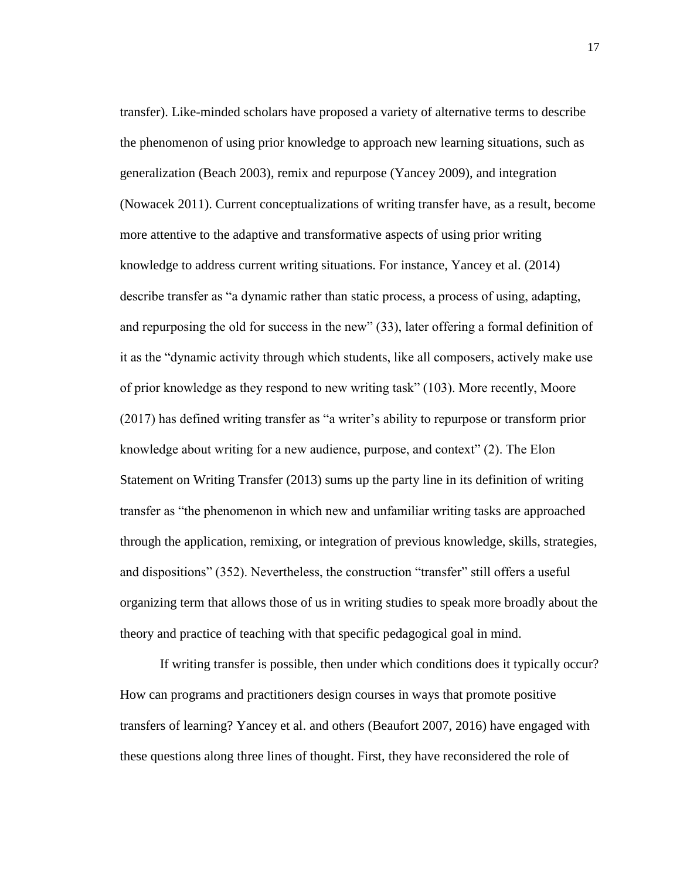transfer). Like-minded scholars have proposed a variety of alternative terms to describe the phenomenon of using prior knowledge to approach new learning situations, such as generalization (Beach 2003), remix and repurpose (Yancey 2009), and integration (Nowacek 2011). Current conceptualizations of writing transfer have, as a result, become more attentive to the adaptive and transformative aspects of using prior writing knowledge to address current writing situations. For instance, Yancey et al. (2014) describe transfer as "a dynamic rather than static process, a process of using, adapting, and repurposing the old for success in the new" (33), later offering a formal definition of it as the "dynamic activity through which students, like all composers, actively make use of prior knowledge as they respond to new writing task" (103). More recently, Moore (2017) has defined writing transfer as "a writer's ability to repurpose or transform prior knowledge about writing for a new audience, purpose, and context" (2). The Elon Statement on Writing Transfer (2013) sums up the party line in its definition of writing transfer as "the phenomenon in which new and unfamiliar writing tasks are approached through the application, remixing, or integration of previous knowledge, skills, strategies, and dispositions" (352). Nevertheless, the construction "transfer" still offers a useful organizing term that allows those of us in writing studies to speak more broadly about the theory and practice of teaching with that specific pedagogical goal in mind.

If writing transfer is possible, then under which conditions does it typically occur? How can programs and practitioners design courses in ways that promote positive transfers of learning? Yancey et al. and others (Beaufort 2007, 2016) have engaged with these questions along three lines of thought. First, they have reconsidered the role of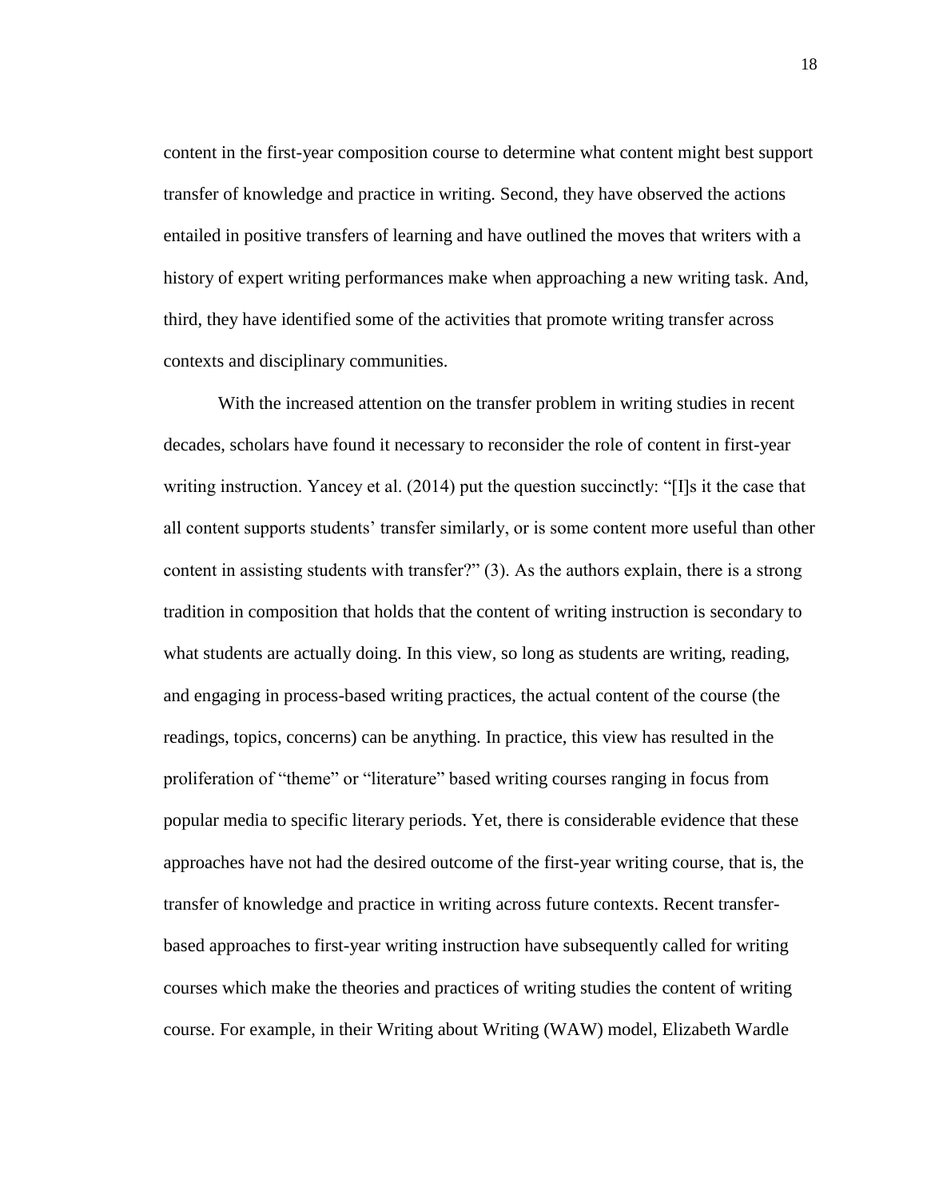content in the first-year composition course to determine what content might best support transfer of knowledge and practice in writing. Second, they have observed the actions entailed in positive transfers of learning and have outlined the moves that writers with a history of expert writing performances make when approaching a new writing task. And, third, they have identified some of the activities that promote writing transfer across contexts and disciplinary communities.

With the increased attention on the transfer problem in writing studies in recent decades, scholars have found it necessary to reconsider the role of content in first-year writing instruction. Yancey et al. (2014) put the question succinctly: "[I]s it the case that all content supports students' transfer similarly, or is some content more useful than other content in assisting students with transfer?" (3). As the authors explain, there is a strong tradition in composition that holds that the content of writing instruction is secondary to what students are actually doing. In this view, so long as students are writing, reading, and engaging in process-based writing practices, the actual content of the course (the readings, topics, concerns) can be anything. In practice, this view has resulted in the proliferation of "theme" or "literature" based writing courses ranging in focus from popular media to specific literary periods. Yet, there is considerable evidence that these approaches have not had the desired outcome of the first-year writing course, that is, the transfer of knowledge and practice in writing across future contexts. Recent transfer-based approaches to first-year writing instruction have subsequently called for writing courses which make the theories and practices of writing studies the content of writing course. For example, in their Writing about Writing (WAW) model, Elizabeth Wardle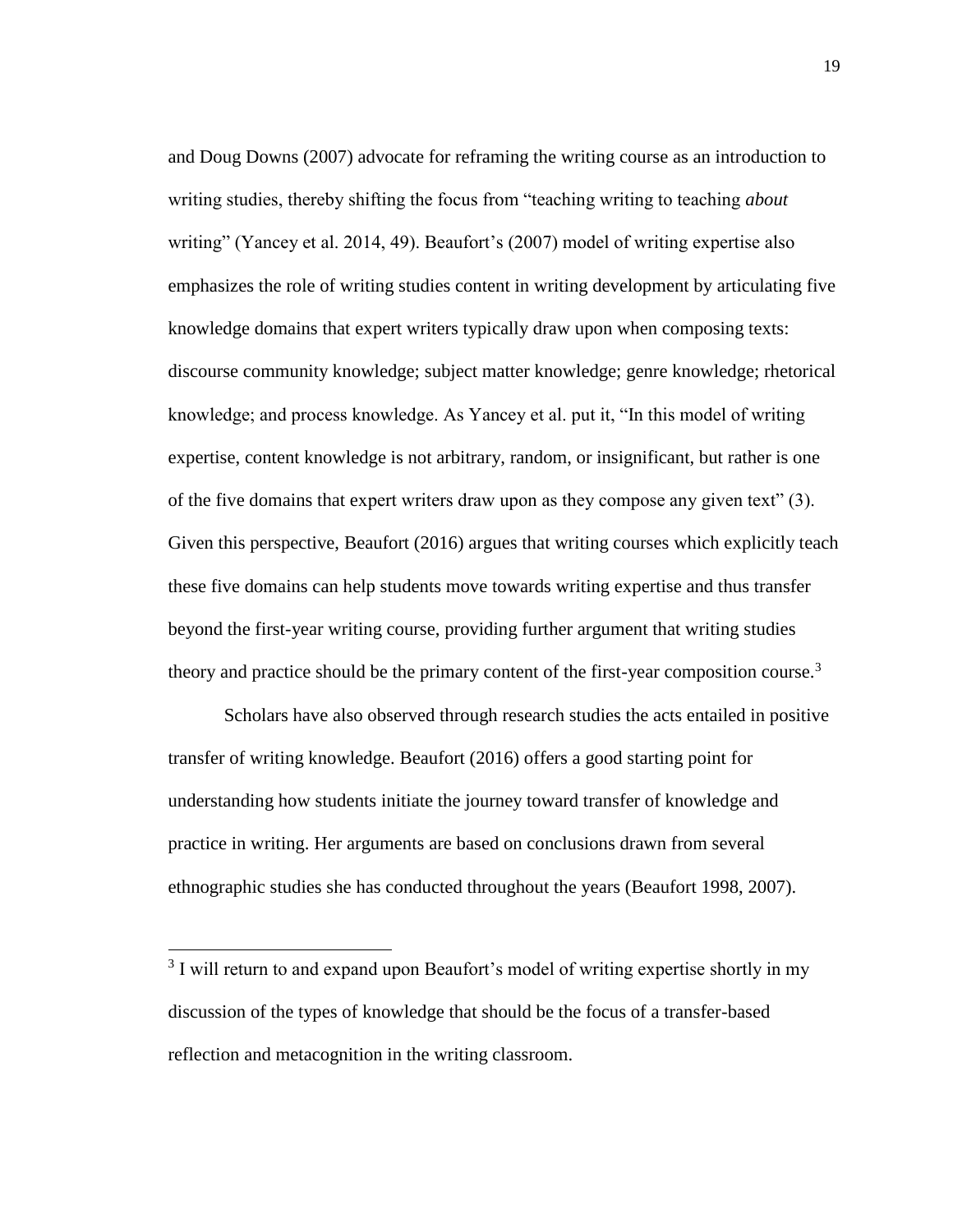and Doug Downs (2007) advocate for reframing the writing course as an introduction to writing studies, thereby shifting the focus from "teaching writing to teaching *about* writing" (Yancey et al. 2014, 49). Beaufort's (2007) model of writing expertise also emphasizes the role of writing studies content in writing development by articulating five knowledge domains that expert writers typically draw upon when composing texts: discourse community knowledge; subject matter knowledge; genre knowledge; rhetorical knowledge; and process knowledge. As Yancey et al. put it, "In this model of writing expertise, content knowledge is not arbitrary, random, or insignificant, but rather is one of the five domains that expert writers draw upon as they compose any given text" (3). Given this perspective, Beaufort (2016) argues that writing courses which explicitly teach these five domains can help students move towards writing expertise and thus transfer beyond the first-year writing course, providing further argument that writing studies theory and practice should be the primary content of the first-year composition course.[3]

Scholars have also observed through research studies the acts entailed in positive transfer of writing knowledge. Beaufort (2016) offers a good starting point for understanding how students initiate the journey toward transfer of knowledge and practice in writing. Her arguments are based on conclusions drawn from several ethnographic studies she has conducted throughout the years (Beaufort 1998, 2007).

---

[3] I will return to and expand upon Beaufort's model of writing expertise shortly in my discussion of the types of knowledge that should be the focus of a transfer-based reflection and metacognition in the writing classroom.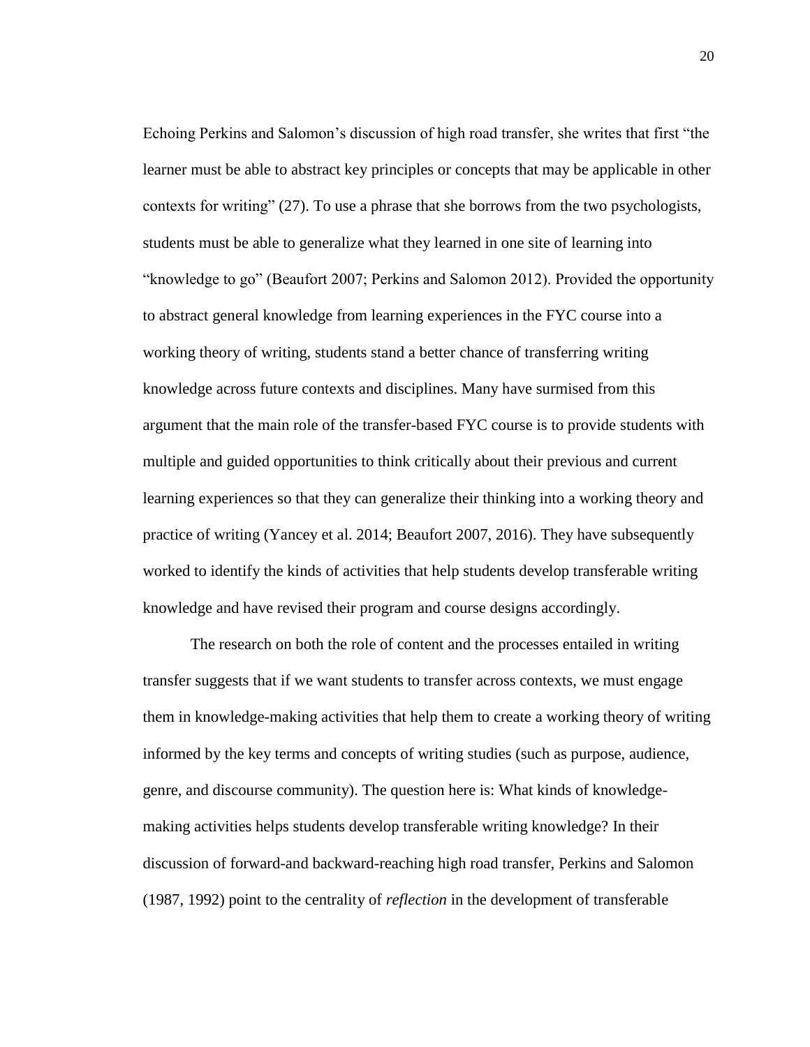Echoing Perkins and Salomon's discussion of high road transfer, she writes that first "the learner must be able to abstract key principles or concepts that may be applicable in other contexts for writing" (27). To use a phrase that she borrows from the two psychologists, students must be able to generalize what they learned in one site of learning into "knowledge to go" (Beaufort 2007; Perkins and Salomon 2012). Provided the opportunity to abstract general knowledge from learning experiences in the FYC course into a working theory of writing, students stand a better chance of transferring writing knowledge across future contexts and disciplines. Many have surmised from this argument that the main role of the transfer-based FYC course is to provide students with multiple and guided opportunities to think critically about their previous and current learning experiences so that they can generalize their thinking into a working theory and practice of writing (Yancey et al. 2014; Beaufort 2007, 2016). They have subsequently worked to identify the kinds of activities that help students develop transferable writing knowledge and have revised their program and course designs accordingly.

The research on both the role of content and the processes entailed in writing transfer suggests that if we want students to transfer across contexts, we must engage them in knowledge-making activities that help them to create a working theory of writing informed by the key terms and concepts of writing studies (such as purpose, audience, genre, and discourse community). The question here is: What kinds of knowledge-making activities helps students develop transferable writing knowledge? In their discussion of forward-and backward-reaching high road transfer, Perkins and Salomon (1987, 1992) point to the centrality of *reflection* in the development of transferable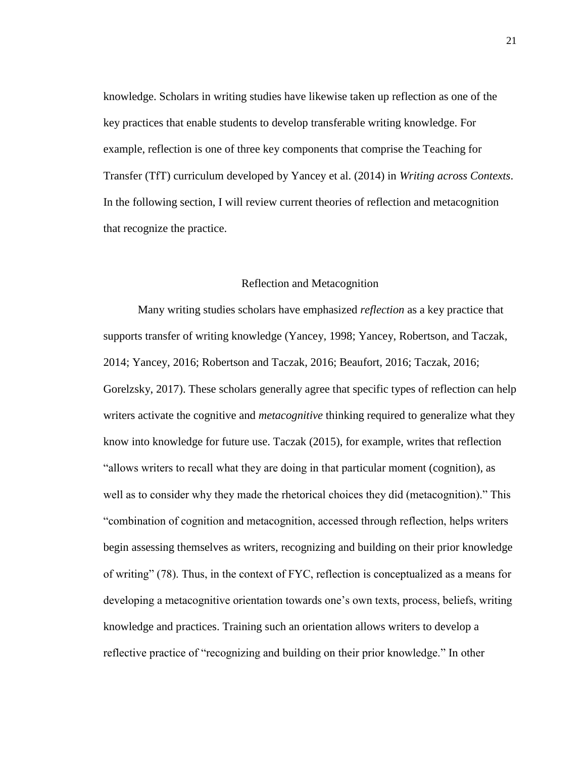knowledge. Scholars in writing studies have likewise taken up reflection as one of the key practices that enable students to develop transferable writing knowledge. For example, reflection is one of three key components that comprise the Teaching for Transfer (TfT) curriculum developed by Yancey et al. (2014) in *Writing across Contexts*. In the following section, I will review current theories of reflection and metacognition that recognize the practice.

## Reflection and Metacognition

Many writing studies scholars have emphasized *reflection* as a key practice that supports transfer of writing knowledge (Yancey, 1998; Yancey, Robertson, and Taczak, 2014; Yancey, 2016; Robertson and Taczak, 2016; Beaufort, 2016; Taczak, 2016; Gorelzsky, 2017). These scholars generally agree that specific types of reflection can help writers activate the cognitive and *metacognitive* thinking required to generalize what they know into knowledge for future use. Taczak (2015), for example, writes that reflection "allows writers to recall what they are doing in that particular moment (cognition), as well as to consider why they made the rhetorical choices they did (metacognition)." This "combination of cognition and metacognition, accessed through reflection, helps writers begin assessing themselves as writers, recognizing and building on their prior knowledge of writing" (78). Thus, in the context of FYC, reflection is conceptualized as a means for developing a metacognitive orientation towards one's own texts, process, beliefs, writing knowledge and practices. Training such an orientation allows writers to develop a reflective practice of "recognizing and building on their prior knowledge." In other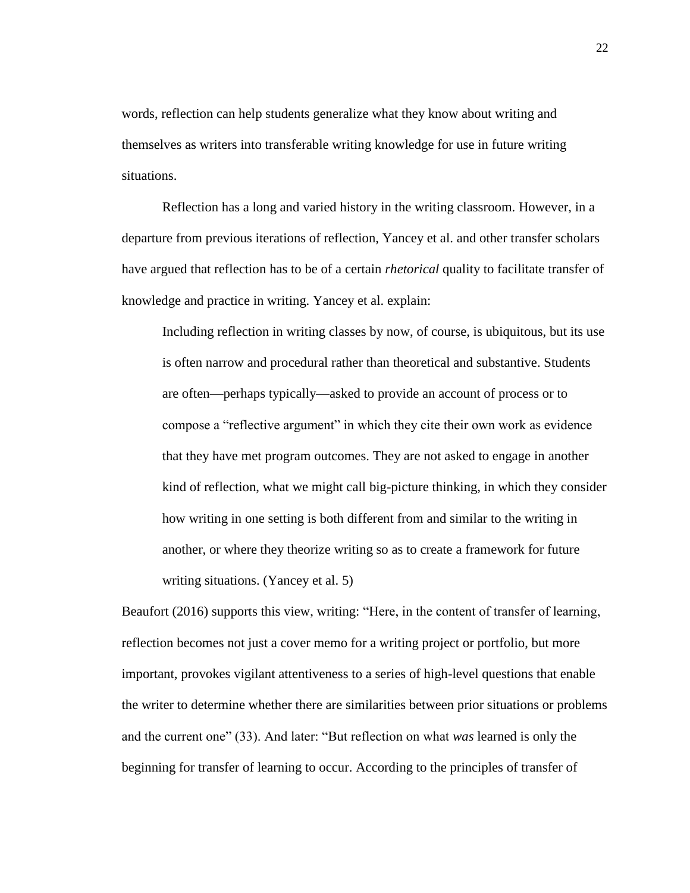words, reflection can help students generalize what they know about writing and themselves as writers into transferable writing knowledge for use in future writing situations.

Reflection has a long and varied history in the writing classroom. However, in a departure from previous iterations of reflection, Yancey et al. and other transfer scholars have argued that reflection has to be of a certain *rhetorical* quality to facilitate transfer of knowledge and practice in writing. Yancey et al. explain:

> Including reflection in writing classes by now, of course, is ubiquitous, but its use is often narrow and procedural rather than theoretical and substantive. Students are often—perhaps typically—asked to provide an account of process or to compose a "reflective argument" in which they cite their own work as evidence that they have met program outcomes. They are not asked to engage in another kind of reflection, what we might call big-picture thinking, in which they consider how writing in one setting is both different from and similar to the writing in another, or where they theorize writing so as to create a framework for future writing situations. (Yancey et al. 5)

Beaufort (2016) supports this view, writing: "Here, in the content of transfer of learning, reflection becomes not just a cover memo for a writing project or portfolio, but more important, provokes vigilant attentiveness to a series of high-level questions that enable the writer to determine whether there are similarities between prior situations or problems and the current one" (33). And later: "But reflection on what *was* learned is only the beginning for transfer of learning to occur. According to the principles of transfer of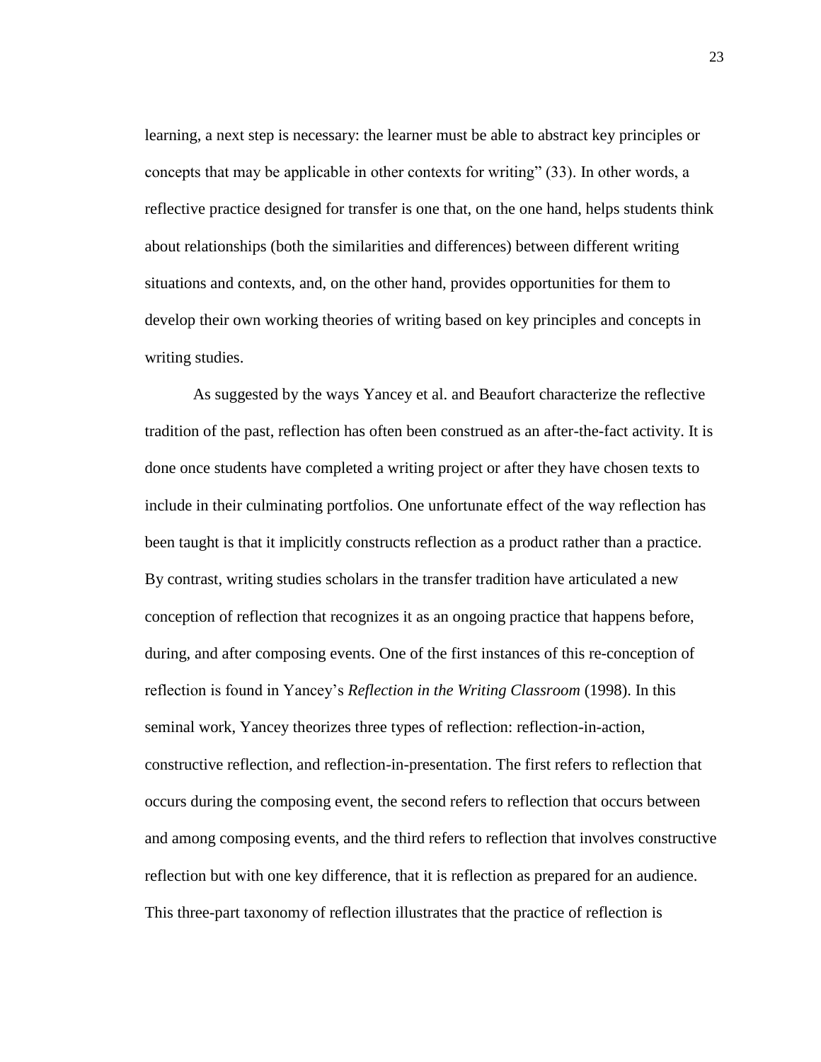learning, a next step is necessary: the learner must be able to abstract key principles or concepts that may be applicable in other contexts for writing" (33). In other words, a reflective practice designed for transfer is one that, on the one hand, helps students think about relationships (both the similarities and differences) between different writing situations and contexts, and, on the other hand, provides opportunities for them to develop their own working theories of writing based on key principles and concepts in writing studies.

As suggested by the ways Yancey et al. and Beaufort characterize the reflective tradition of the past, reflection has often been construed as an after-the-fact activity. It is done once students have completed a writing project or after they have chosen texts to include in their culminating portfolios. One unfortunate effect of the way reflection has been taught is that it implicitly constructs reflection as a product rather than a practice. By contrast, writing studies scholars in the transfer tradition have articulated a new conception of reflection that recognizes it as an ongoing practice that happens before, during, and after composing events. One of the first instances of this re-conception of reflection is found in Yancey's *Reflection in the Writing Classroom* (1998). In this seminal work, Yancey theorizes three types of reflection: reflection-in-action, constructive reflection, and reflection-in-presentation. The first refers to reflection that occurs during the composing event, the second refers to reflection that occurs between and among composing events, and the third refers to reflection that involves constructive reflection but with one key difference, that it is reflection as prepared for an audience. This three-part taxonomy of reflection illustrates that the practice of reflection is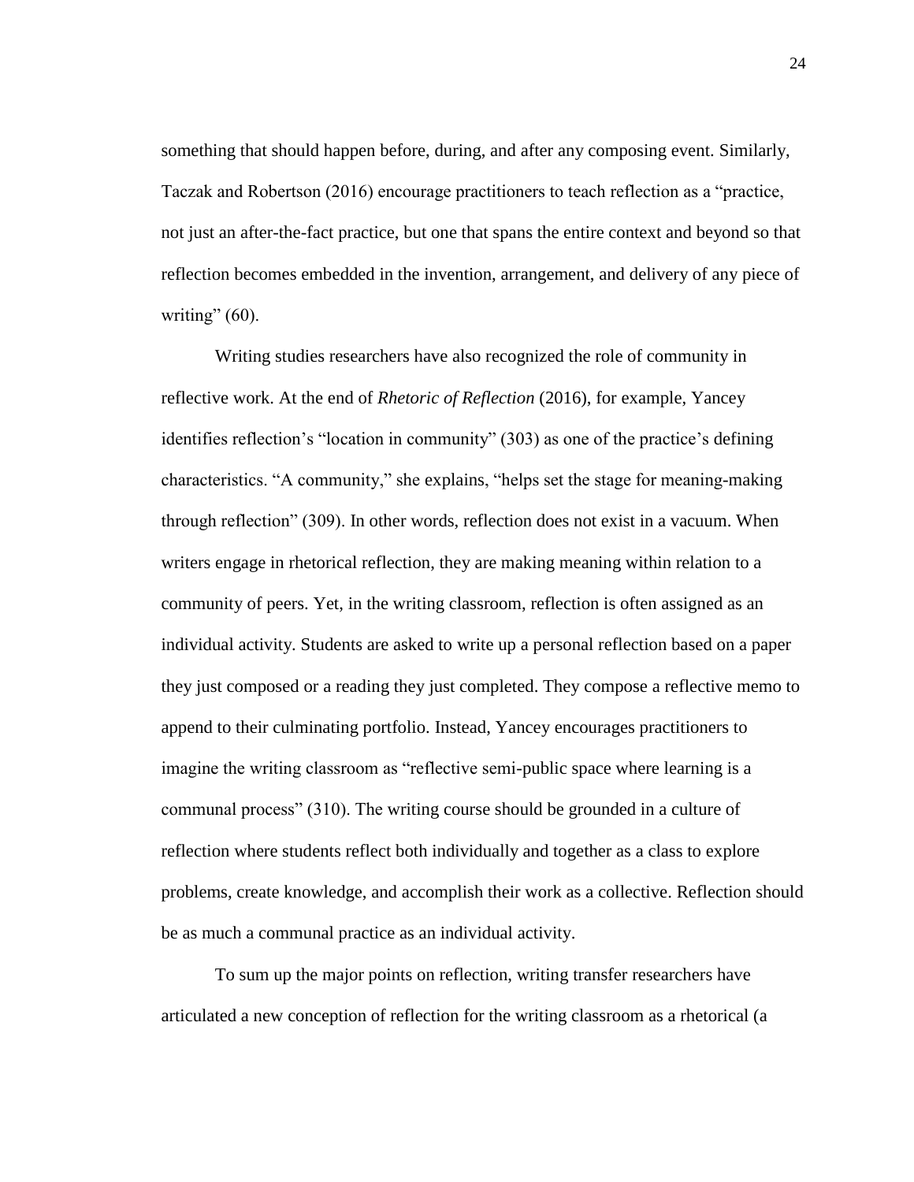something that should happen before, during, and after any composing event. Similarly, Taczak and Robertson (2016) encourage practitioners to teach reflection as a "practice, not just an after-the-fact practice, but one that spans the entire context and beyond so that reflection becomes embedded in the invention, arrangement, and delivery of any piece of writing" (60).

Writing studies researchers have also recognized the role of community in reflective work. At the end of *Rhetoric of Reflection* (2016), for example, Yancey identifies reflection's "location in community" (303) as one of the practice's defining characteristics. "A community," she explains, "helps set the stage for meaning-making through reflection" (309). In other words, reflection does not exist in a vacuum. When writers engage in rhetorical reflection, they are making meaning within relation to a community of peers. Yet, in the writing classroom, reflection is often assigned as an individual activity. Students are asked to write up a personal reflection based on a paper they just composed or a reading they just completed. They compose a reflective memo to append to their culminating portfolio. Instead, Yancey encourages practitioners to imagine the writing classroom as "reflective semi-public space where learning is a communal process" (310). The writing course should be grounded in a culture of reflection where students reflect both individually and together as a class to explore problems, create knowledge, and accomplish their work as a collective. Reflection should be as much a communal practice as an individual activity.

To sum up the major points on reflection, writing transfer researchers have articulated a new conception of reflection for the writing classroom as a rhetorical (a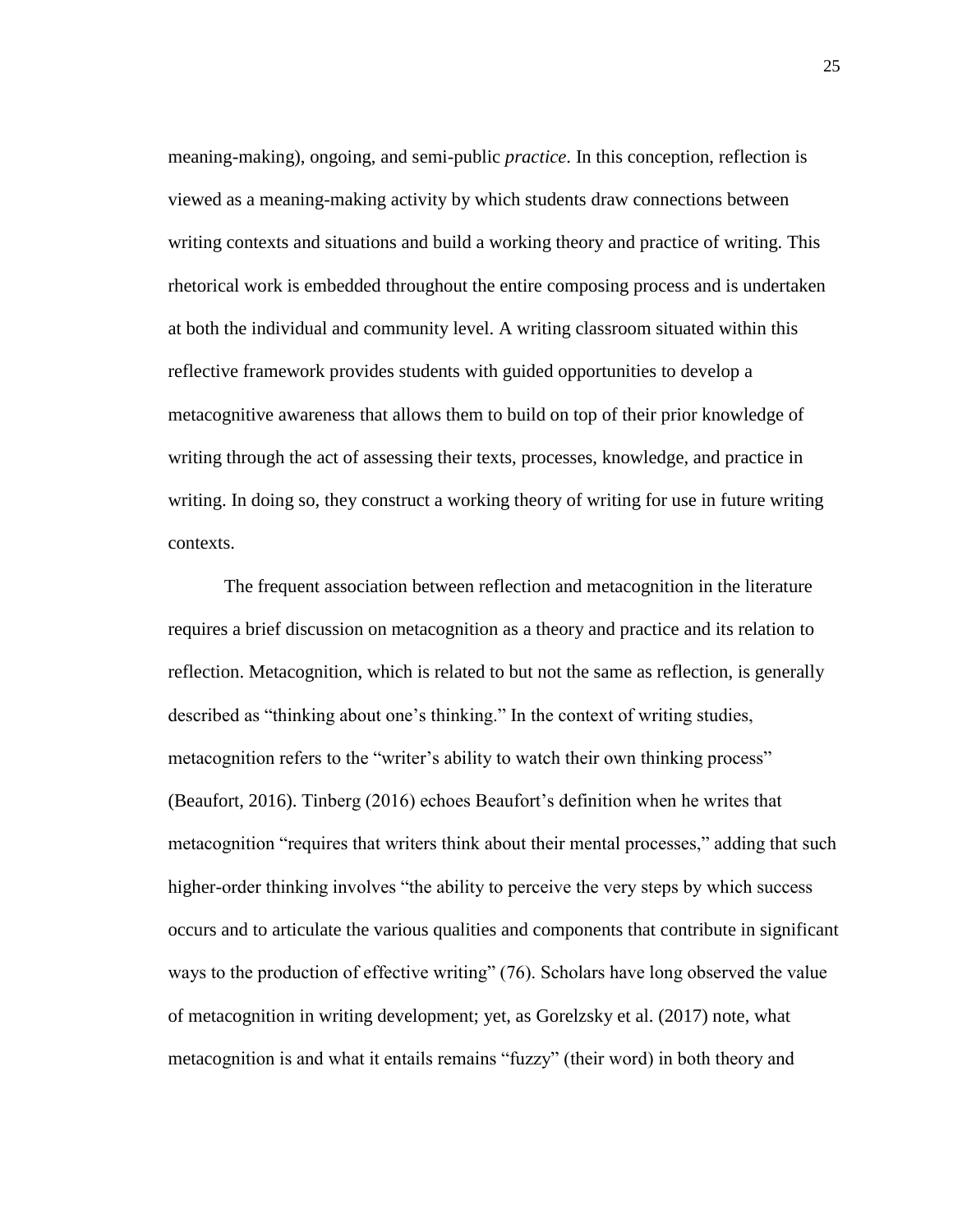meaning-making), ongoing, and semi-public *practice*. In this conception, reflection is viewed as a meaning-making activity by which students draw connections between writing contexts and situations and build a working theory and practice of writing. This rhetorical work is embedded throughout the entire composing process and is undertaken at both the individual and community level. A writing classroom situated within this reflective framework provides students with guided opportunities to develop a metacognitive awareness that allows them to build on top of their prior knowledge of writing through the act of assessing their texts, processes, knowledge, and practice in writing. In doing so, they construct a working theory of writing for use in future writing contexts.

The frequent association between reflection and metacognition in the literature requires a brief discussion on metacognition as a theory and practice and its relation to reflection. Metacognition, which is related to but not the same as reflection, is generally described as "thinking about one's thinking." In the context of writing studies, metacognition refers to the "writer's ability to watch their own thinking process" (Beaufort, 2016). Tinberg (2016) echoes Beaufort's definition when he writes that metacognition "requires that writers think about their mental processes," adding that such higher-order thinking involves "the ability to perceive the very steps by which success occurs and to articulate the various qualities and components that contribute in significant ways to the production of effective writing" (76). Scholars have long observed the value of metacognition in writing development; yet, as Gorelzsky et al. (2017) note, what metacognition is and what it entails remains "fuzzy" (their word) in both theory and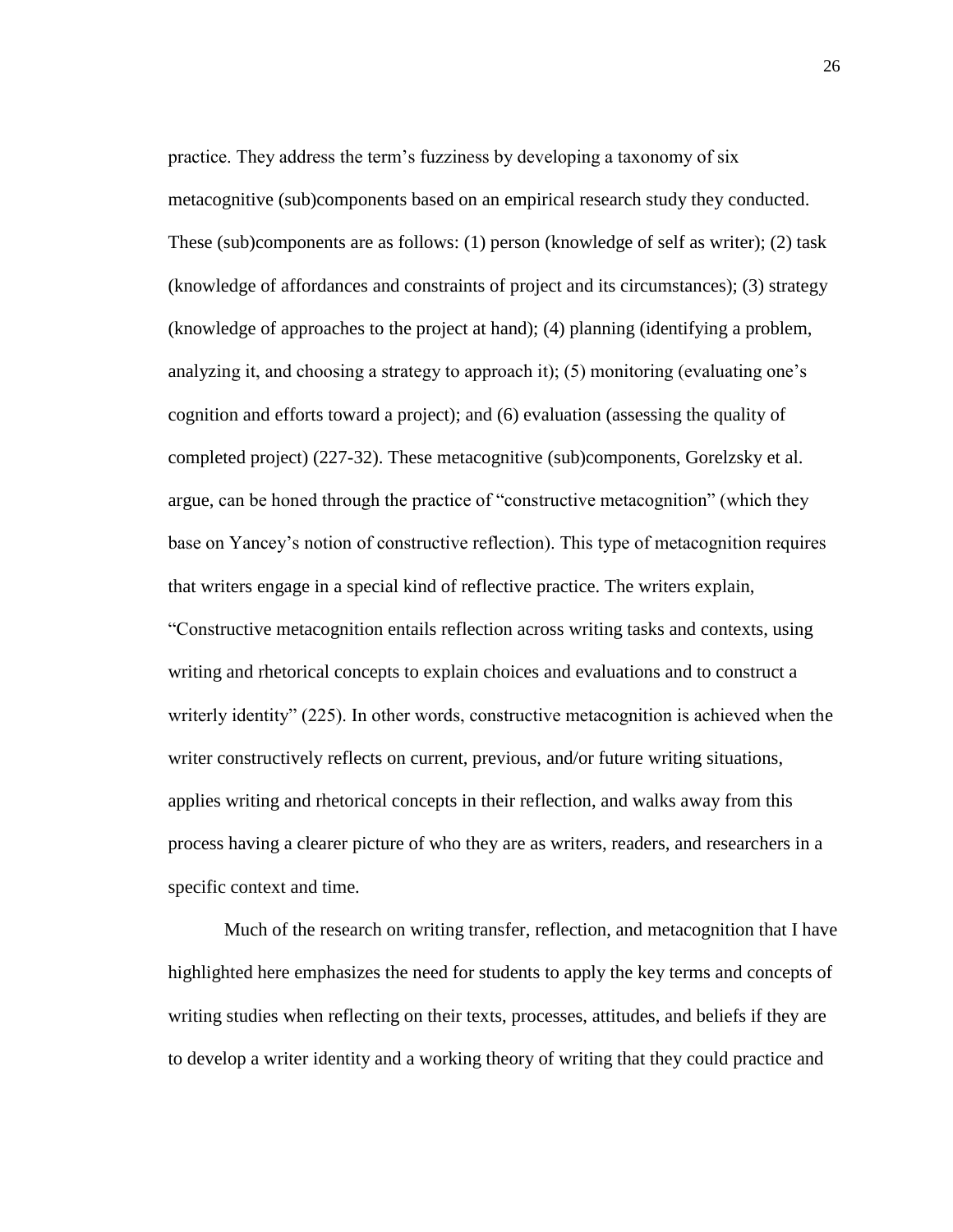practice. They address the term's fuzziness by developing a taxonomy of six metacognitive (sub)components based on an empirical research study they conducted. These (sub)components are as follows: (1) person (knowledge of self as writer); (2) task (knowledge of affordances and constraints of project and its circumstances); (3) strategy (knowledge of approaches to the project at hand); (4) planning (identifying a problem, analyzing it, and choosing a strategy to approach it); (5) monitoring (evaluating one's cognition and efforts toward a project); and (6) evaluation (assessing the quality of completed project) (227-32). These metacognitive (sub)components, Gorelzsky et al. argue, can be honed through the practice of "constructive metacognition" (which they base on Yancey's notion of constructive reflection). This type of metacognition requires that writers engage in a special kind of reflective practice. The writers explain, "Constructive metacognition entails reflection across writing tasks and contexts, using writing and rhetorical concepts to explain choices and evaluations and to construct a writerly identity" (225). In other words, constructive metacognition is achieved when the writer constructively reflects on current, previous, and/or future writing situations, applies writing and rhetorical concepts in their reflection, and walks away from this process having a clearer picture of who they are as writers, readers, and researchers in a specific context and time.

Much of the research on writing transfer, reflection, and metacognition that I have highlighted here emphasizes the need for students to apply the key terms and concepts of writing studies when reflecting on their texts, processes, attitudes, and beliefs if they are to develop a writer identity and a working theory of writing that they could practice and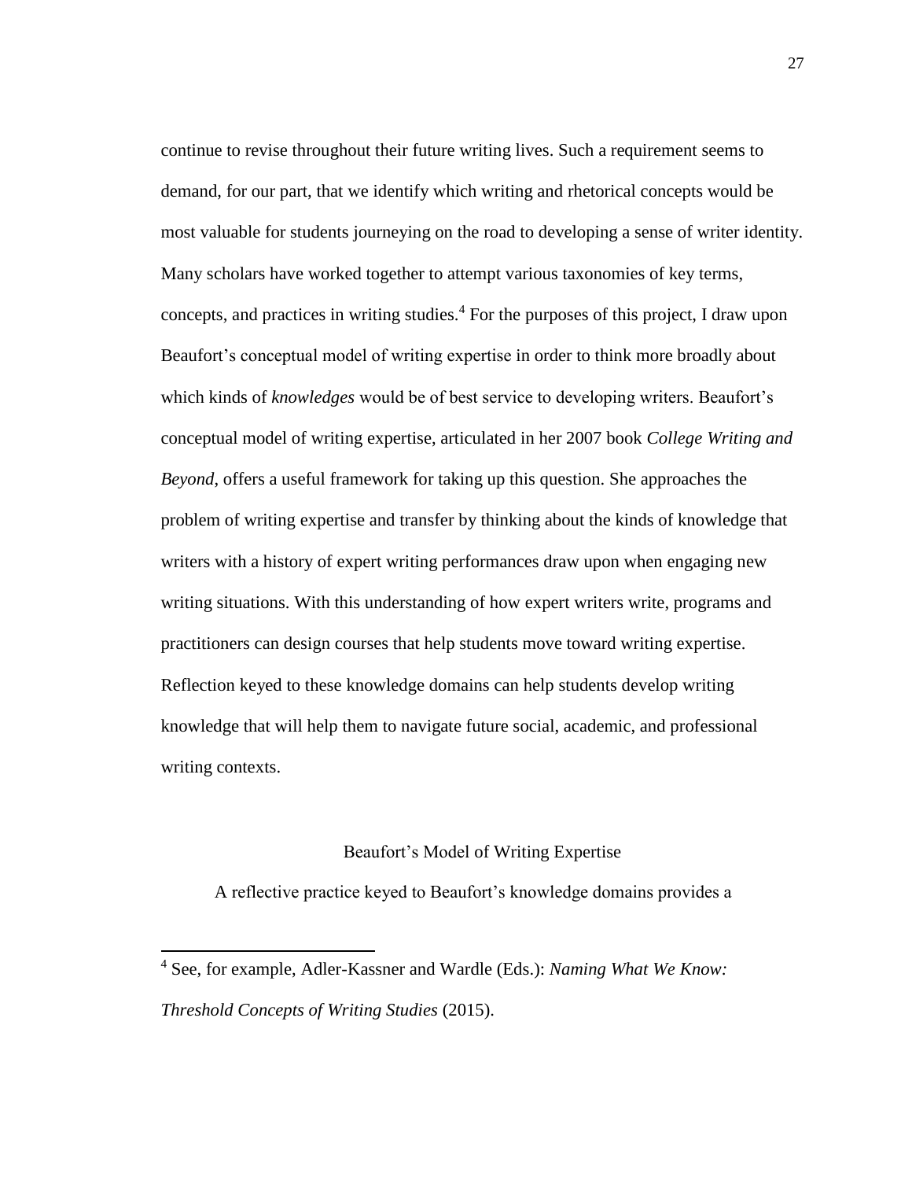continue to revise throughout their future writing lives. Such a requirement seems to demand, for our part, that we identify which writing and rhetorical concepts would be most valuable for students journeying on the road to developing a sense of writer identity. Many scholars have worked together to attempt various taxonomies of key terms, concepts, and practices in writing studies.[4] For the purposes of this project, I draw upon Beaufort's conceptual model of writing expertise in order to think more broadly about which kinds of *knowledges* would be of best service to developing writers. Beaufort's conceptual model of writing expertise, articulated in her 2007 book *College Writing and Beyond*, offers a useful framework for taking up this question. She approaches the problem of writing expertise and transfer by thinking about the kinds of knowledge that writers with a history of expert writing performances draw upon when engaging new writing situations. With this understanding of how expert writers write, programs and practitioners can design courses that help students move toward writing expertise. Reflection keyed to these knowledge domains can help students develop writing knowledge that will help them to navigate future social, academic, and professional writing contexts.

## Beaufort's Model of Writing Expertise

A reflective practice keyed to Beaufort's knowledge domains provides a

[4] See, for example, Adler-Kassner and Wardle (Eds.): *Naming What We Know: Threshold Concepts of Writing Studies* (2015).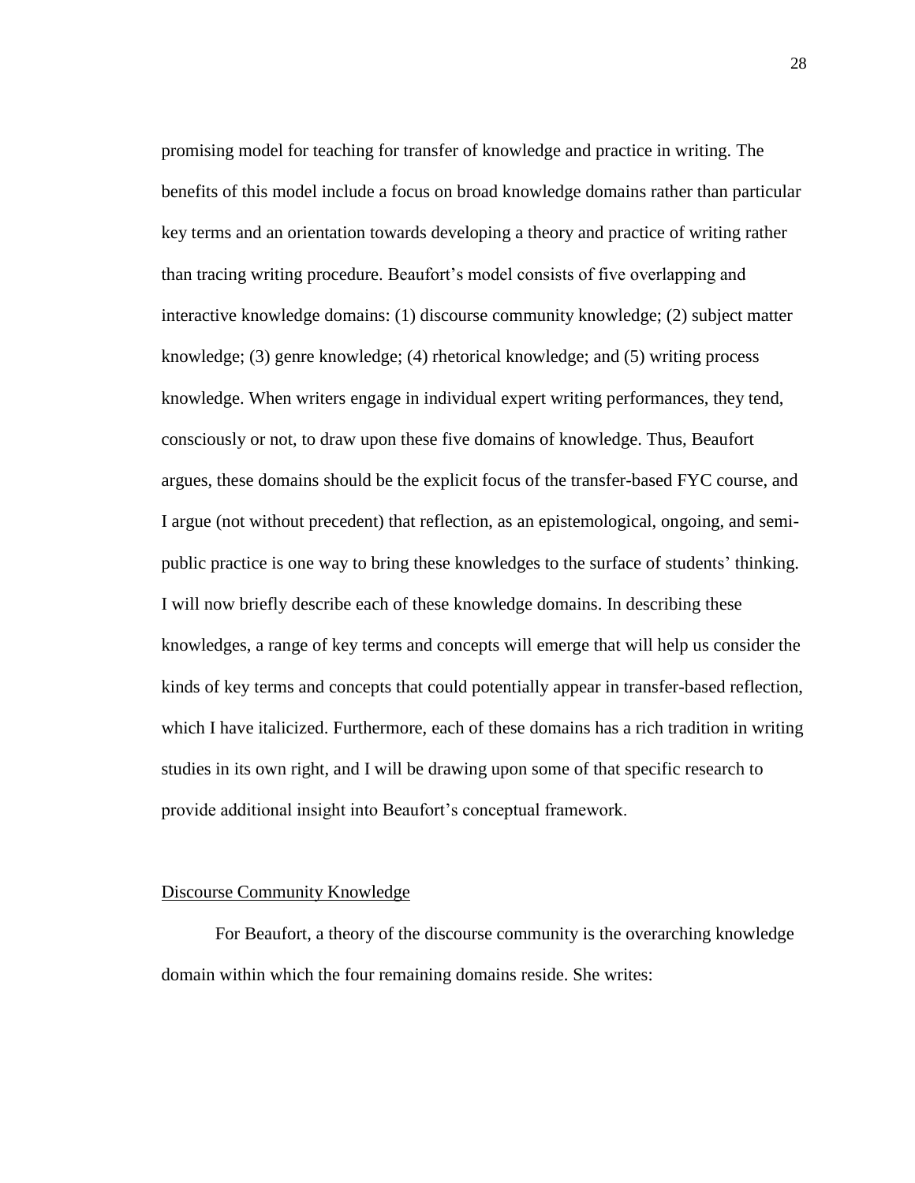promising model for teaching for transfer of knowledge and practice in writing. The benefits of this model include a focus on broad knowledge domains rather than particular key terms and an orientation towards developing a theory and practice of writing rather than tracing writing procedure. Beaufort's model consists of five overlapping and interactive knowledge domains: (1) discourse community knowledge; (2) subject matter knowledge; (3) genre knowledge; (4) rhetorical knowledge; and (5) writing process knowledge. When writers engage in individual expert writing performances, they tend, consciously or not, to draw upon these five domains of knowledge. Thus, Beaufort argues, these domains should be the explicit focus of the transfer-based FYC course, and I argue (not without precedent) that reflection, as an epistemological, ongoing, and semi-public practice is one way to bring these knowledges to the surface of students' thinking. I will now briefly describe each of these knowledge domains. In describing these knowledges, a range of key terms and concepts will emerge that will help us consider the kinds of key terms and concepts that could potentially appear in transfer-based reflection, which I have italicized. Furthermore, each of these domains has a rich tradition in writing studies in its own right, and I will be drawing upon some of that specific research to provide additional insight into Beaufort's conceptual framework.

## Discourse Community Knowledge

For Beaufort, a theory of the discourse community is the overarching knowledge domain within which the four remaining domains reside. She writes: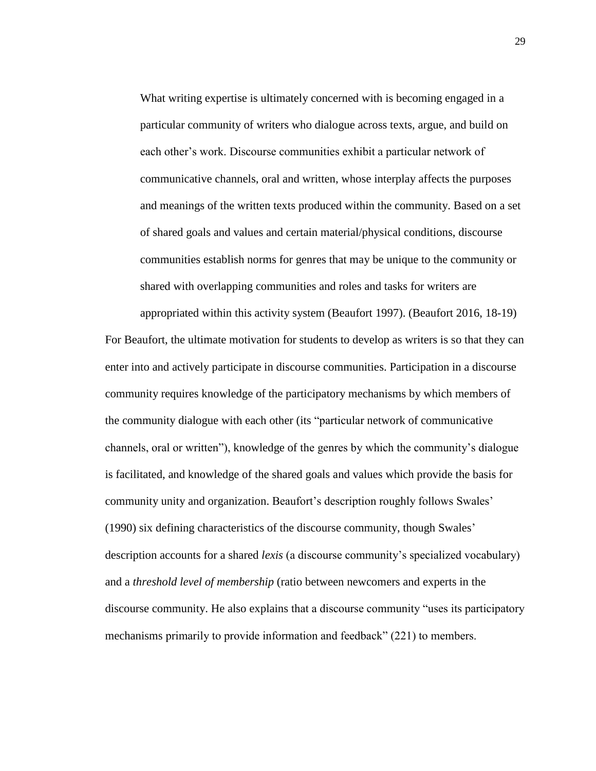> What writing expertise is ultimately concerned with is becoming engaged in a particular community of writers who dialogue across texts, argue, and build on each other's work. Discourse communities exhibit a particular network of communicative channels, oral and written, whose interplay affects the purposes and meanings of the written texts produced within the community. Based on a set of shared goals and values and certain material/physical conditions, discourse communities establish norms for genres that may be unique to the community or shared with overlapping communities and roles and tasks for writers are appropriated within this activity system (Beaufort 1997). (Beaufort 2016, 18-19)

For Beaufort, the ultimate motivation for students to develop as writers is so that they can enter into and actively participate in discourse communities. Participation in a discourse community requires knowledge of the participatory mechanisms by which members of the community dialogue with each other (its "particular network of communicative channels, oral or written"), knowledge of the genres by which the community's dialogue is facilitated, and knowledge of the shared goals and values which provide the basis for community unity and organization. Beaufort's description roughly follows Swales' (1990) six defining characteristics of the discourse community, though Swales' description accounts for a shared *lexis* (a discourse community's specialized vocabulary) and a *threshold level of membership* (ratio between newcomers and experts in the discourse community. He also explains that a discourse community "uses its participatory mechanisms primarily to provide information and feedback" (221) to members.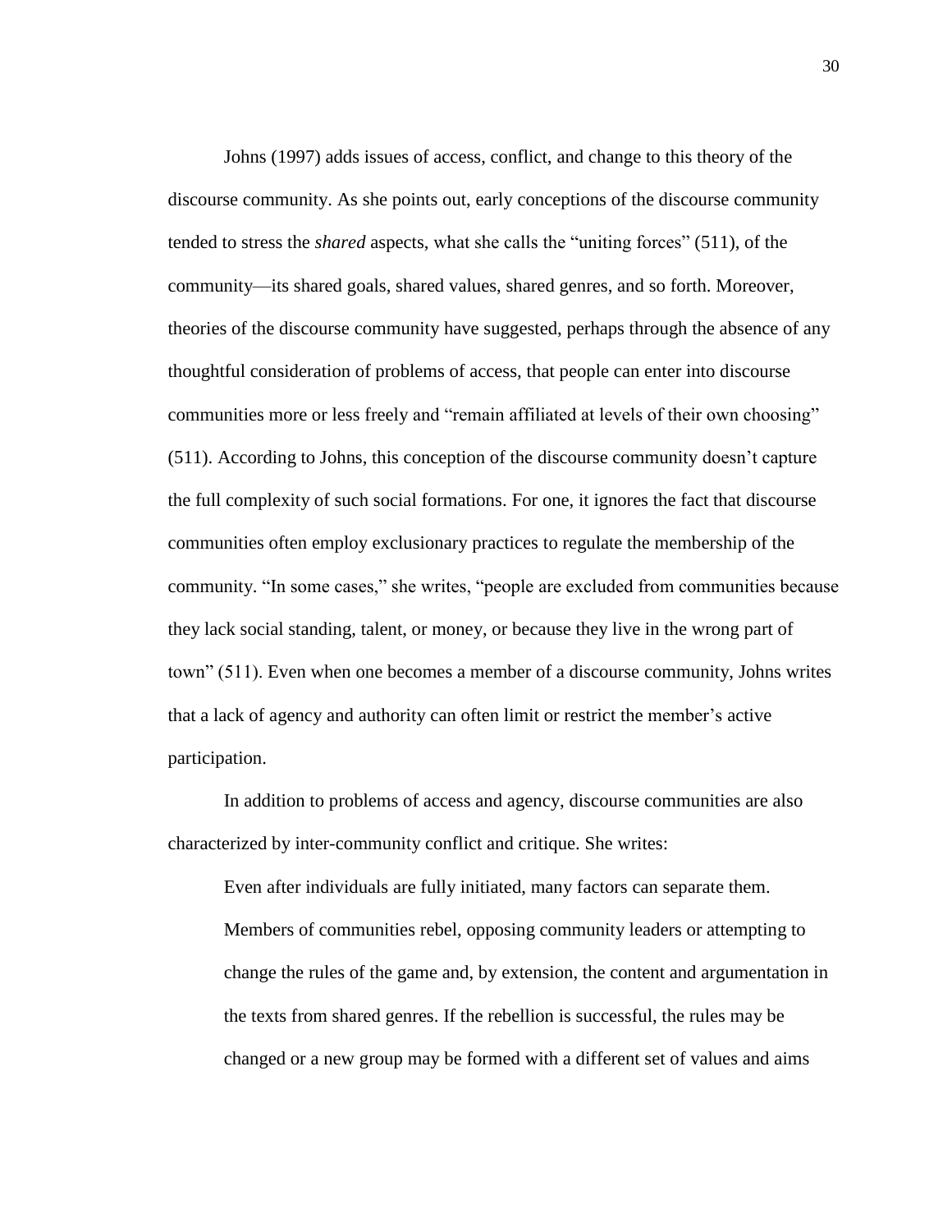Johns (1997) adds issues of access, conflict, and change to this theory of the discourse community. As she points out, early conceptions of the discourse community tended to stress the *shared* aspects, what she calls the "uniting forces" (511), of the community—its shared goals, shared values, shared genres, and so forth. Moreover, theories of the discourse community have suggested, perhaps through the absence of any thoughtful consideration of problems of access, that people can enter into discourse communities more or less freely and "remain affiliated at levels of their own choosing" (511). According to Johns, this conception of the discourse community doesn't capture the full complexity of such social formations. For one, it ignores the fact that discourse communities often employ exclusionary practices to regulate the membership of the community. "In some cases," she writes, "people are excluded from communities because they lack social standing, talent, or money, or because they live in the wrong part of town" (511). Even when one becomes a member of a discourse community, Johns writes that a lack of agency and authority can often limit or restrict the member's active participation.

In addition to problems of access and agency, discourse communities are also characterized by inter-community conflict and critique. She writes:

> Even after individuals are fully initiated, many factors can separate them. Members of communities rebel, opposing community leaders or attempting to change the rules of the game and, by extension, the content and argumentation in the texts from shared genres. If the rebellion is successful, the rules may be changed or a new group may be formed with a different set of values and aims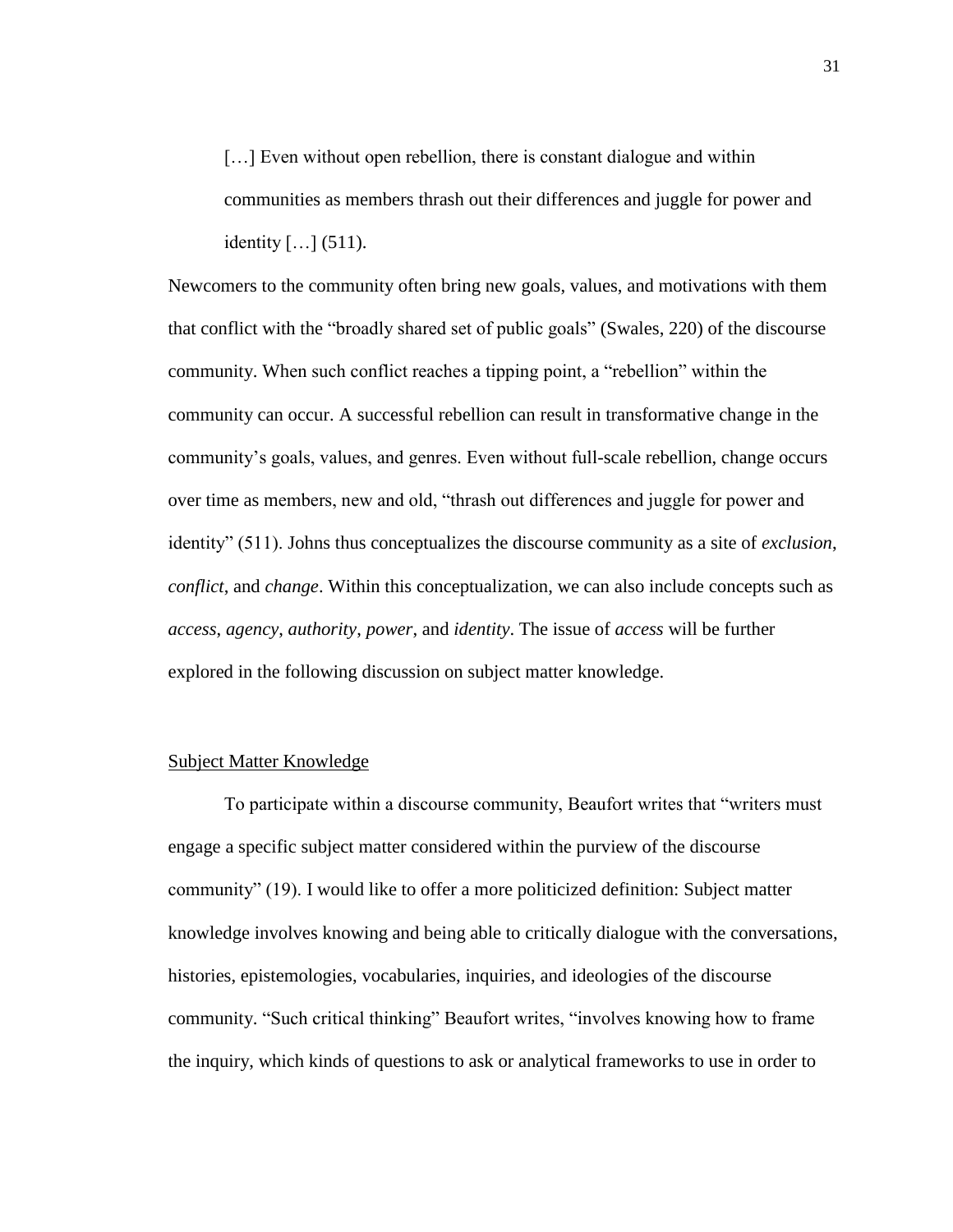> […] Even without open rebellion, there is constant dialogue and within communities as members thrash out their differences and juggle for power and identity […] (511).

Newcomers to the community often bring new goals, values, and motivations with them that conflict with the "broadly shared set of public goals" (Swales, 220) of the discourse community. When such conflict reaches a tipping point, a "rebellion" within the community can occur. A successful rebellion can result in transformative change in the community's goals, values, and genres. Even without full-scale rebellion, change occurs over time as members, new and old, "thrash out differences and juggle for power and identity" (511). Johns thus conceptualizes the discourse community as a site of *exclusion*, *conflict*, and *change*. Within this conceptualization, we can also include concepts such as *access*, *agency*, *authority*, *power*, and *identity*. The issue of *access* will be further explored in the following discussion on subject matter knowledge.

<u>Subject Matter Knowledge</u>

To participate within a discourse community, Beaufort writes that "writers must engage a specific subject matter considered within the purview of the discourse community" (19). I would like to offer a more politicized definition: Subject matter knowledge involves knowing and being able to critically dialogue with the conversations, histories, epistemologies, vocabularies, inquiries, and ideologies of the discourse community. "Such critical thinking" Beaufort writes, "involves knowing how to frame the inquiry, which kinds of questions to ask or analytical frameworks to use in order to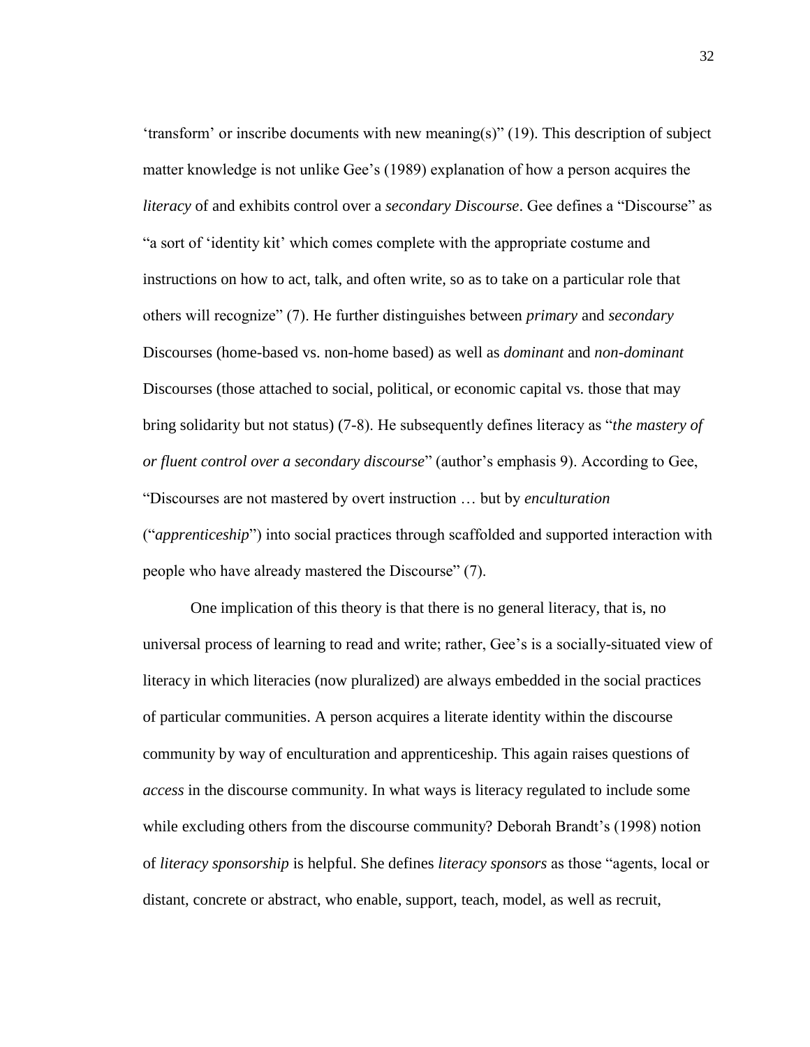'transform' or inscribe documents with new meaning(s)" (19). This description of subject matter knowledge is not unlike Gee's (1989) explanation of how a person acquires the *literacy* of and exhibits control over a *secondary Discourse*. Gee defines a "Discourse" as "a sort of 'identity kit' which comes complete with the appropriate costume and instructions on how to act, talk, and often write, so as to take on a particular role that others will recognize" (7). He further distinguishes between *primary* and *secondary* Discourses (home-based vs. non-home based) as well as *dominant* and *non-dominant* Discourses (those attached to social, political, or economic capital vs. those that may bring solidarity but not status) (7-8). He subsequently defines literacy as "*the mastery of or fluent control over a secondary discourse*" (author's emphasis 9). According to Gee, "Discourses are not mastered by overt instruction … but by *enculturation* ("*apprenticeship*") into social practices through scaffolded and supported interaction with people who have already mastered the Discourse" (7).

One implication of this theory is that there is no general literacy, that is, no universal process of learning to read and write; rather, Gee's is a socially-situated view of literacy in which literacies (now pluralized) are always embedded in the social practices of particular communities. A person acquires a literate identity within the discourse community by way of enculturation and apprenticeship. This again raises questions of *access* in the discourse community. In what ways is literacy regulated to include some while excluding others from the discourse community? Deborah Brandt's (1998) notion of *literacy sponsorship* is helpful. She defines *literacy sponsors* as those "agents, local or distant, concrete or abstract, who enable, support, teach, model, as well as recruit,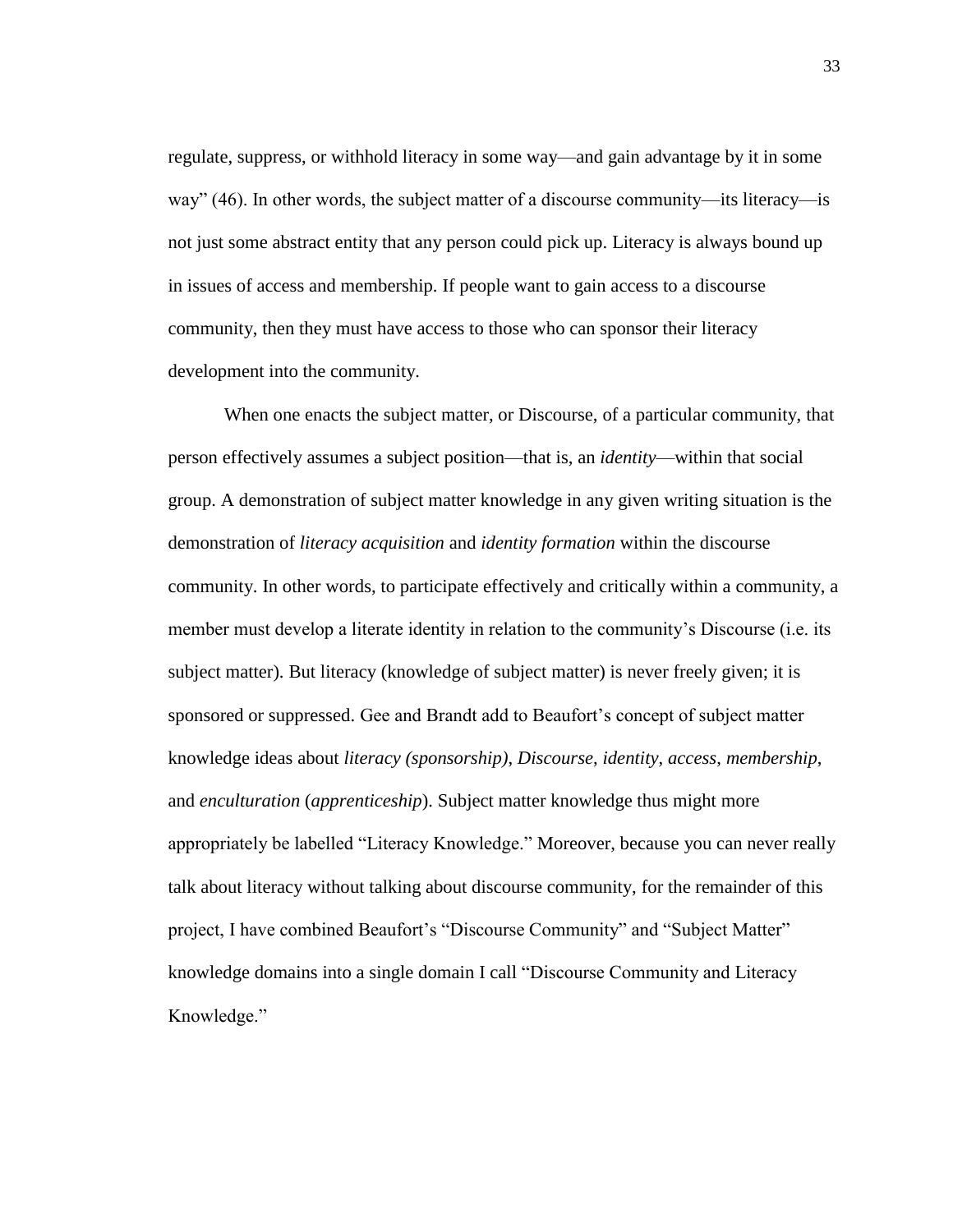regulate, suppress, or withhold literacy in some way—and gain advantage by it in some way" (46). In other words, the subject matter of a discourse community—its literacy—is not just some abstract entity that any person could pick up. Literacy is always bound up in issues of access and membership. If people want to gain access to a discourse community, then they must have access to those who can sponsor their literacy development into the community.

When one enacts the subject matter, or Discourse, of a particular community, that person effectively assumes a subject position—that is, an *identity*—within that social group. A demonstration of subject matter knowledge in any given writing situation is the demonstration of *literacy acquisition* and *identity formation* within the discourse community. In other words, to participate effectively and critically within a community, a member must develop a literate identity in relation to the community's Discourse (i.e. its subject matter). But literacy (knowledge of subject matter) is never freely given; it is sponsored or suppressed. Gee and Brandt add to Beaufort's concept of subject matter knowledge ideas about *literacy (sponsorship)*, *Discourse*, *identity*, *access*, *membership*, and *enculturation* (*apprenticeship*). Subject matter knowledge thus might more appropriately be labelled "Literacy Knowledge." Moreover, because you can never really talk about literacy without talking about discourse community, for the remainder of this project, I have combined Beaufort's "Discourse Community" and "Subject Matter" knowledge domains into a single domain I call "Discourse Community and Literacy Knowledge."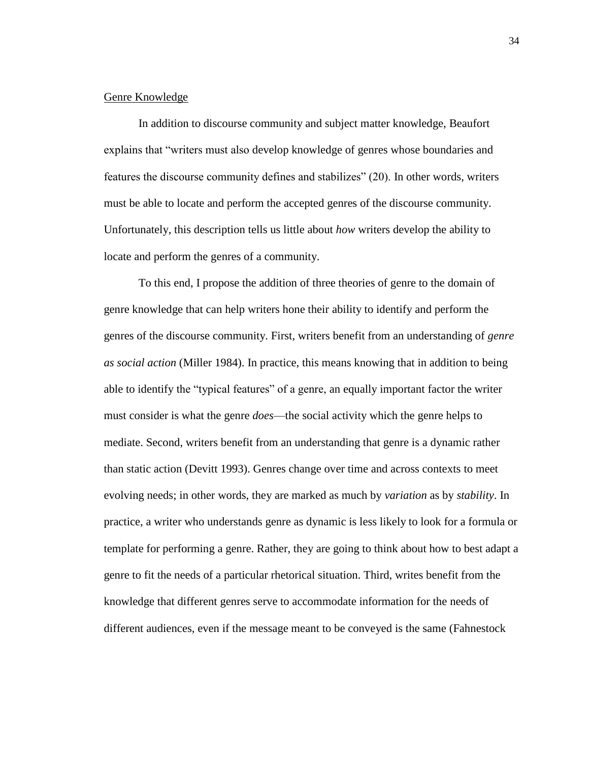Genre Knowledge

In addition to discourse community and subject matter knowledge, Beaufort explains that "writers must also develop knowledge of genres whose boundaries and features the discourse community defines and stabilizes" (20). In other words, writers must be able to locate and perform the accepted genres of the discourse community. Unfortunately, this description tells us little about *how* writers develop the ability to locate and perform the genres of a community.

To this end, I propose the addition of three theories of genre to the domain of genre knowledge that can help writers hone their ability to identify and perform the genres of the discourse community. First, writers benefit from an understanding of *genre as social action* (Miller 1984). In practice, this means knowing that in addition to being able to identify the "typical features" of a genre, an equally important factor the writer must consider is what the genre *does*—the social activity which the genre helps to mediate. Second, writers benefit from an understanding that genre is a dynamic rather than static action (Devitt 1993). Genres change over time and across contexts to meet evolving needs; in other words, they are marked as much by *variation* as by *stability*. In practice, a writer who understands genre as dynamic is less likely to look for a formula or template for performing a genre. Rather, they are going to think about how to best adapt a genre to fit the needs of a particular rhetorical situation. Third, writes benefit from the knowledge that different genres serve to accommodate information for the needs of different audiences, even if the message meant to be conveyed is the same (Fahnestock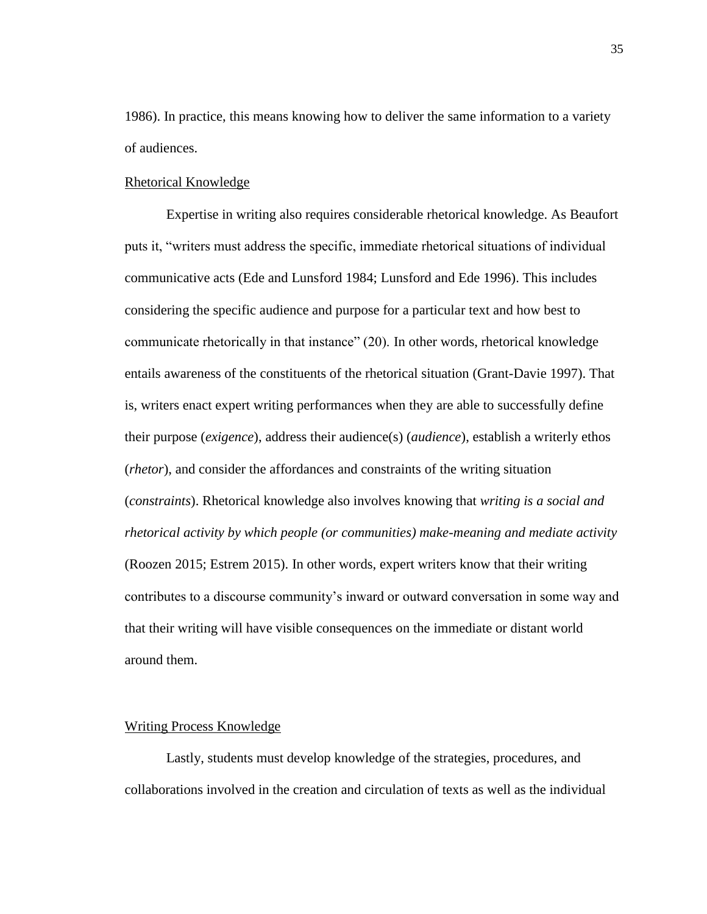1986). In practice, this means knowing how to deliver the same information to a variety of audiences.

### Rhetorical Knowledge

Expertise in writing also requires considerable rhetorical knowledge. As Beaufort puts it, "writers must address the specific, immediate rhetorical situations of individual communicative acts (Ede and Lunsford 1984; Lunsford and Ede 1996). This includes considering the specific audience and purpose for a particular text and how best to communicate rhetorically in that instance" (20). In other words, rhetorical knowledge entails awareness of the constituents of the rhetorical situation (Grant-Davie 1997). That is, writers enact expert writing performances when they are able to successfully define their purpose (*exigence*), address their audience(s) (*audience*), establish a writerly ethos (*rhetor*), and consider the affordances and constraints of the writing situation (*constraints*). Rhetorical knowledge also involves knowing that *writing is a social and rhetorical activity by which people (or communities) make-meaning and mediate activity* (Roozen 2015; Estrem 2015). In other words, expert writers know that their writing contributes to a discourse community's inward or outward conversation in some way and that their writing will have visible consequences on the immediate or distant world around them.

### Writing Process Knowledge

Lastly, students must develop knowledge of the strategies, procedures, and collaborations involved in the creation and circulation of texts as well as the individual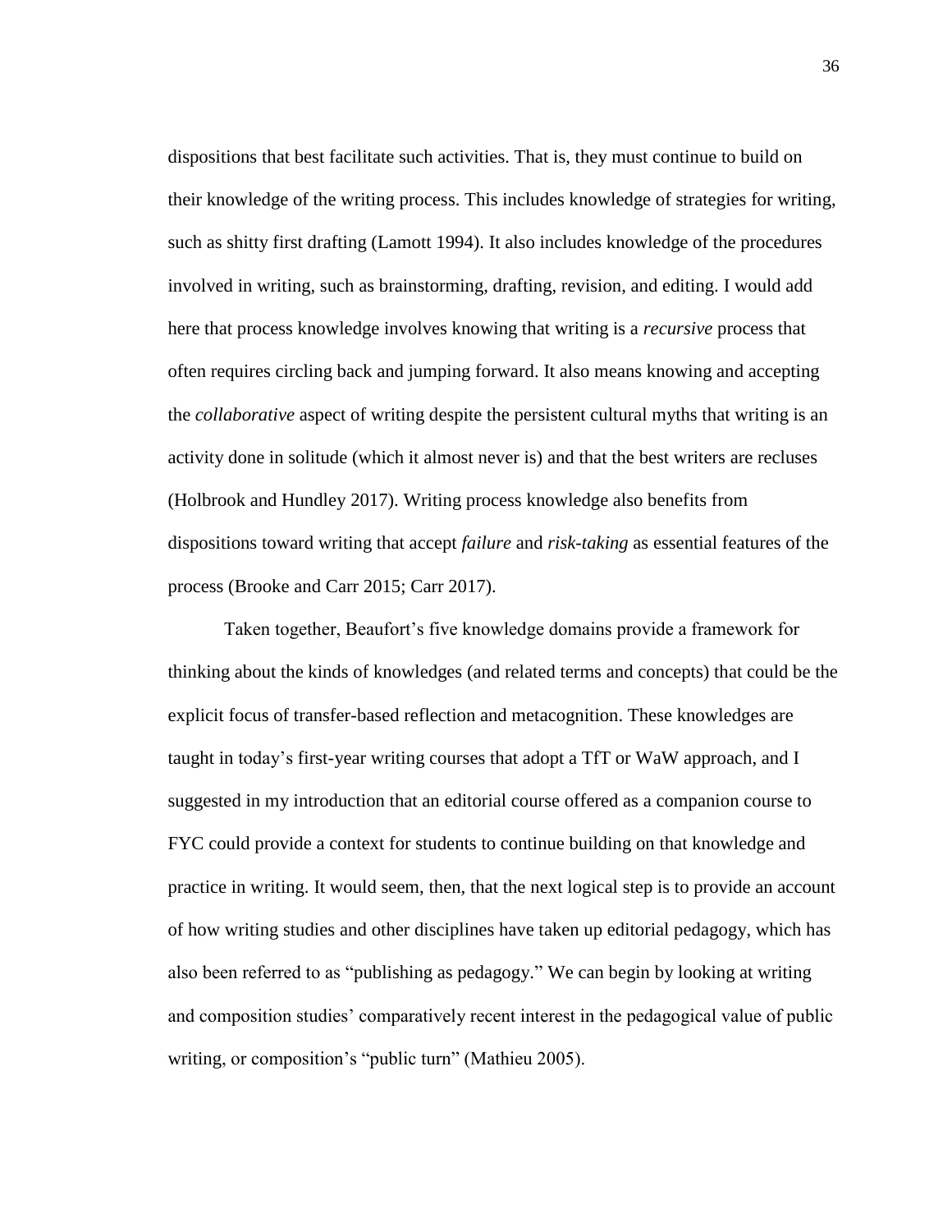dispositions that best facilitate such activities. That is, they must continue to build on their knowledge of the writing process. This includes knowledge of strategies for writing, such as shitty first drafting (Lamott 1994). It also includes knowledge of the procedures involved in writing, such as brainstorming, drafting, revision, and editing. I would add here that process knowledge involves knowing that writing is a *recursive* process that often requires circling back and jumping forward. It also means knowing and accepting the *collaborative* aspect of writing despite the persistent cultural myths that writing is an activity done in solitude (which it almost never is) and that the best writers are recluses (Holbrook and Hundley 2017). Writing process knowledge also benefits from dispositions toward writing that accept *failure* and *risk-taking* as essential features of the process (Brooke and Carr 2015; Carr 2017).

Taken together, Beaufort's five knowledge domains provide a framework for thinking about the kinds of knowledges (and related terms and concepts) that could be the explicit focus of transfer-based reflection and metacognition. These knowledges are taught in today's first-year writing courses that adopt a TfT or WaW approach, and I suggested in my introduction that an editorial course offered as a companion course to FYC could provide a context for students to continue building on that knowledge and practice in writing. It would seem, then, that the next logical step is to provide an account of how writing studies and other disciplines have taken up editorial pedagogy, which has also been referred to as "publishing as pedagogy." We can begin by looking at writing and composition studies' comparatively recent interest in the pedagogical value of public writing, or composition's "public turn" (Mathieu 2005).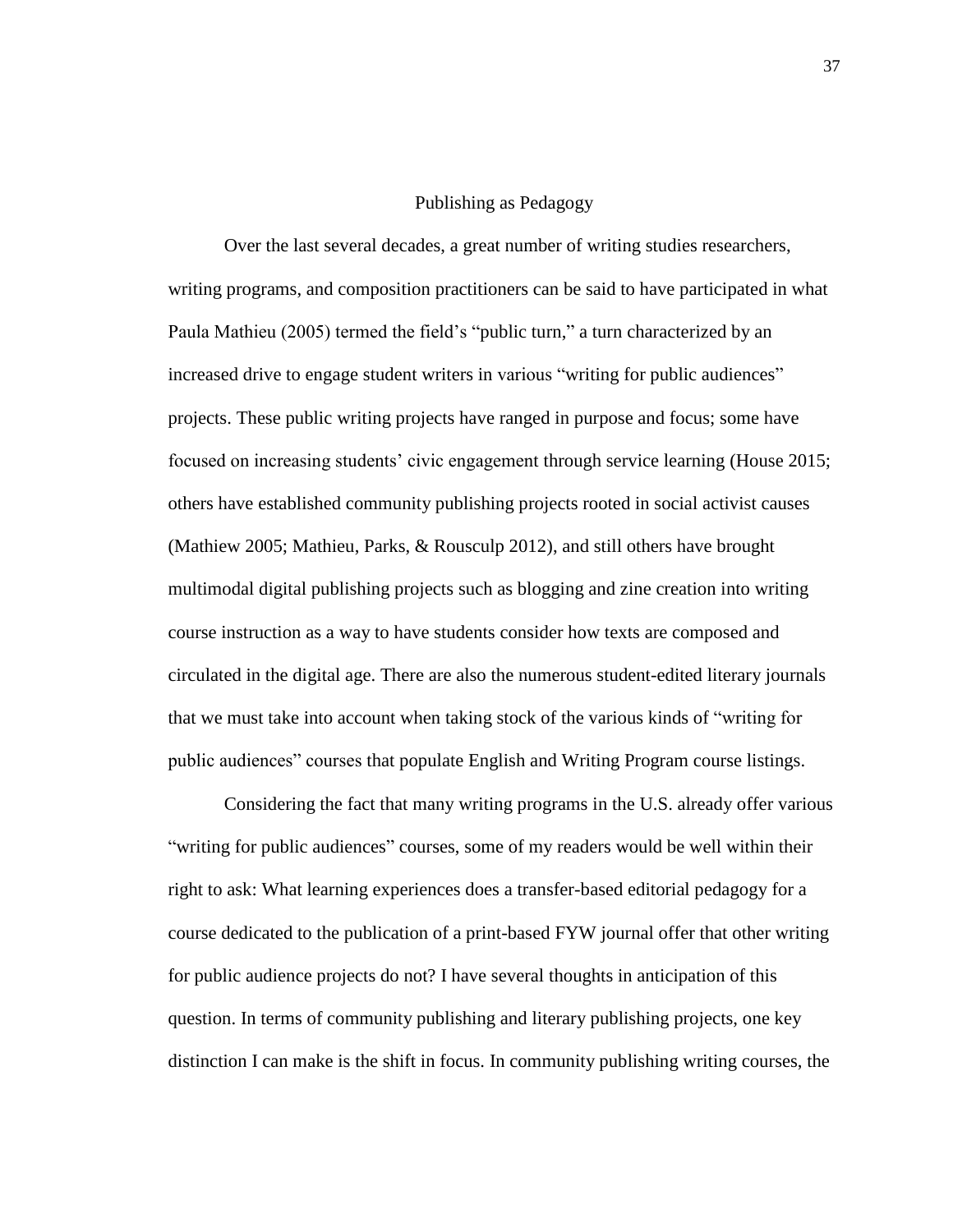## Publishing as Pedagogy

Over the last several decades, a great number of writing studies researchers, writing programs, and composition practitioners can be said to have participated in what Paula Mathieu (2005) termed the field's "public turn," a turn characterized by an increased drive to engage student writers in various "writing for public audiences" projects. These public writing projects have ranged in purpose and focus; some have focused on increasing students' civic engagement through service learning (House 2015; others have established community publishing projects rooted in social activist causes (Mathiew 2005; Mathieu, Parks, & Rousculp 2012), and still others have brought multimodal digital publishing projects such as blogging and zine creation into writing course instruction as a way to have students consider how texts are composed and circulated in the digital age. There are also the numerous student-edited literary journals that we must take into account when taking stock of the various kinds of "writing for public audiences" courses that populate English and Writing Program course listings.

Considering the fact that many writing programs in the U.S. already offer various "writing for public audiences" courses, some of my readers would be well within their right to ask: What learning experiences does a transfer-based editorial pedagogy for a course dedicated to the publication of a print-based FYW journal offer that other writing for public audience projects do not? I have several thoughts in anticipation of this question. In terms of community publishing and literary publishing projects, one key distinction I can make is the shift in focus. In community publishing writing courses, the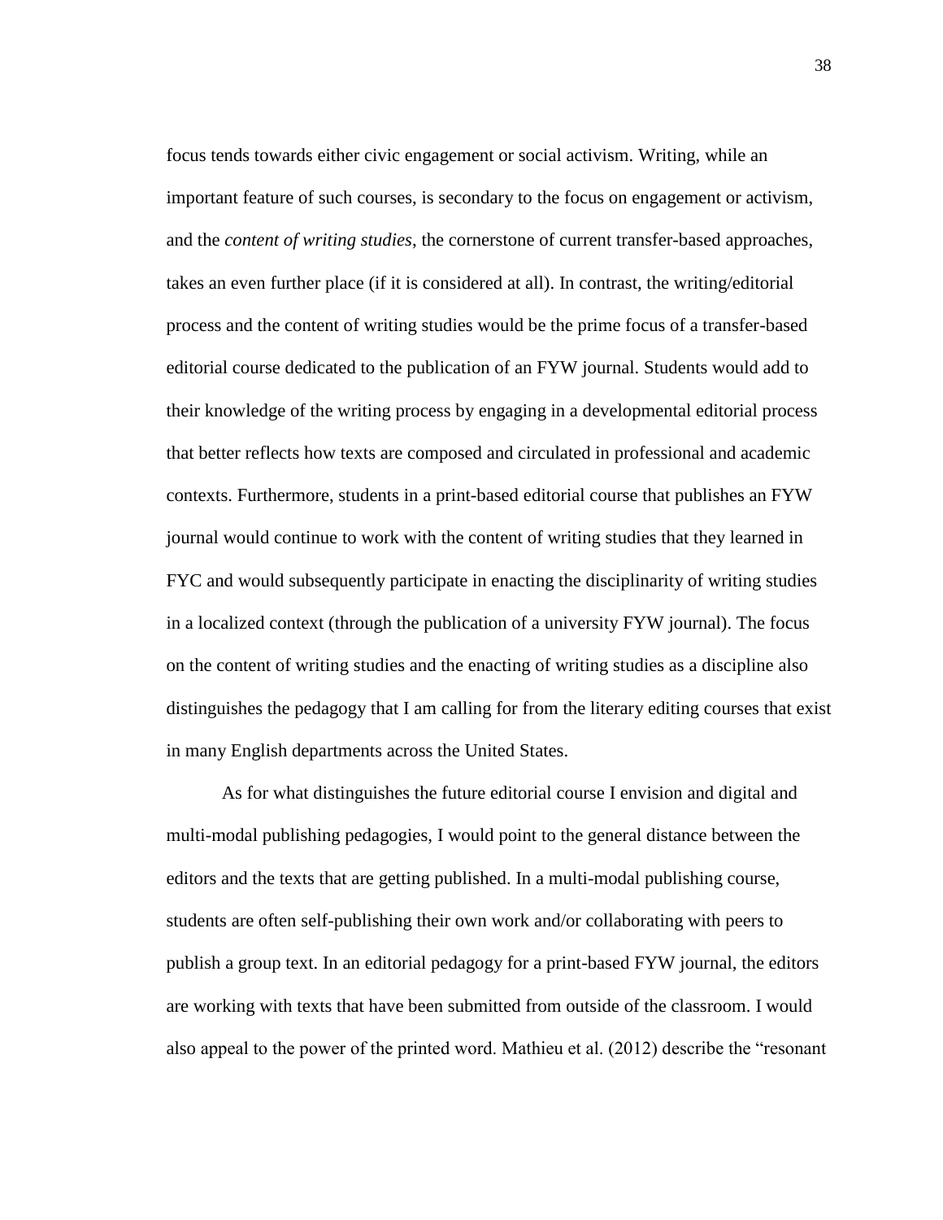focus tends towards either civic engagement or social activism. Writing, while an important feature of such courses, is secondary to the focus on engagement or activism, and the *content of writing studies*, the cornerstone of current transfer-based approaches, takes an even further place (if it is considered at all). In contrast, the writing/editorial process and the content of writing studies would be the prime focus of a transfer-based editorial course dedicated to the publication of an FYW journal. Students would add to their knowledge of the writing process by engaging in a developmental editorial process that better reflects how texts are composed and circulated in professional and academic contexts. Furthermore, students in a print-based editorial course that publishes an FYW journal would continue to work with the content of writing studies that they learned in FYC and would subsequently participate in enacting the disciplinarity of writing studies in a localized context (through the publication of a university FYW journal). The focus on the content of writing studies and the enacting of writing studies as a discipline also distinguishes the pedagogy that I am calling for from the literary editing courses that exist in many English departments across the United States.

As for what distinguishes the future editorial course I envision and digital and multi-modal publishing pedagogies, I would point to the general distance between the editors and the texts that are getting published. In a multi-modal publishing course, students are often self-publishing their own work and/or collaborating with peers to publish a group text. In an editorial pedagogy for a print-based FYW journal, the editors are working with texts that have been submitted from outside of the classroom. I would also appeal to the power of the printed word. Mathieu et al. (2012) describe the "resonant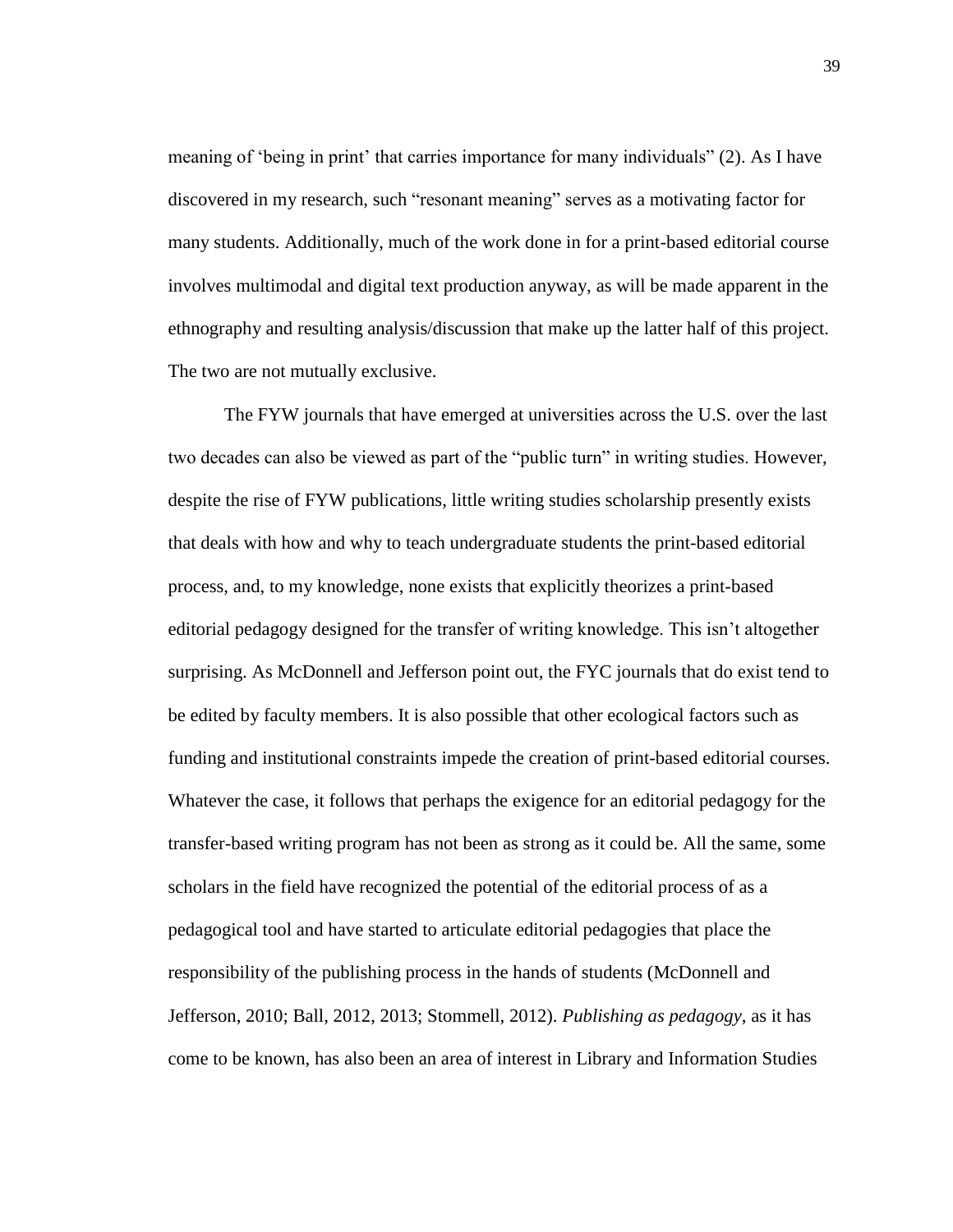meaning of 'being in print' that carries importance for many individuals" (2). As I have discovered in my research, such "resonant meaning" serves as a motivating factor for many students. Additionally, much of the work done in for a print-based editorial course involves multimodal and digital text production anyway, as will be made apparent in the ethnography and resulting analysis/discussion that make up the latter half of this project. The two are not mutually exclusive.

The FYW journals that have emerged at universities across the U.S. over the last two decades can also be viewed as part of the "public turn" in writing studies. However, despite the rise of FYW publications, little writing studies scholarship presently exists that deals with how and why to teach undergraduate students the print-based editorial process, and, to my knowledge, none exists that explicitly theorizes a print-based editorial pedagogy designed for the transfer of writing knowledge. This isn't altogether surprising. As McDonnell and Jefferson point out, the FYC journals that do exist tend to be edited by faculty members. It is also possible that other ecological factors such as funding and institutional constraints impede the creation of print-based editorial courses. Whatever the case, it follows that perhaps the exigence for an editorial pedagogy for the transfer-based writing program has not been as strong as it could be. All the same, some scholars in the field have recognized the potential of the editorial process of as a pedagogical tool and have started to articulate editorial pedagogies that place the responsibility of the publishing process in the hands of students (McDonnell and Jefferson, 2010; Ball, 2012, 2013; Stommell, 2012). *Publishing as pedagogy*, as it has come to be known, has also been an area of interest in Library and Information Studies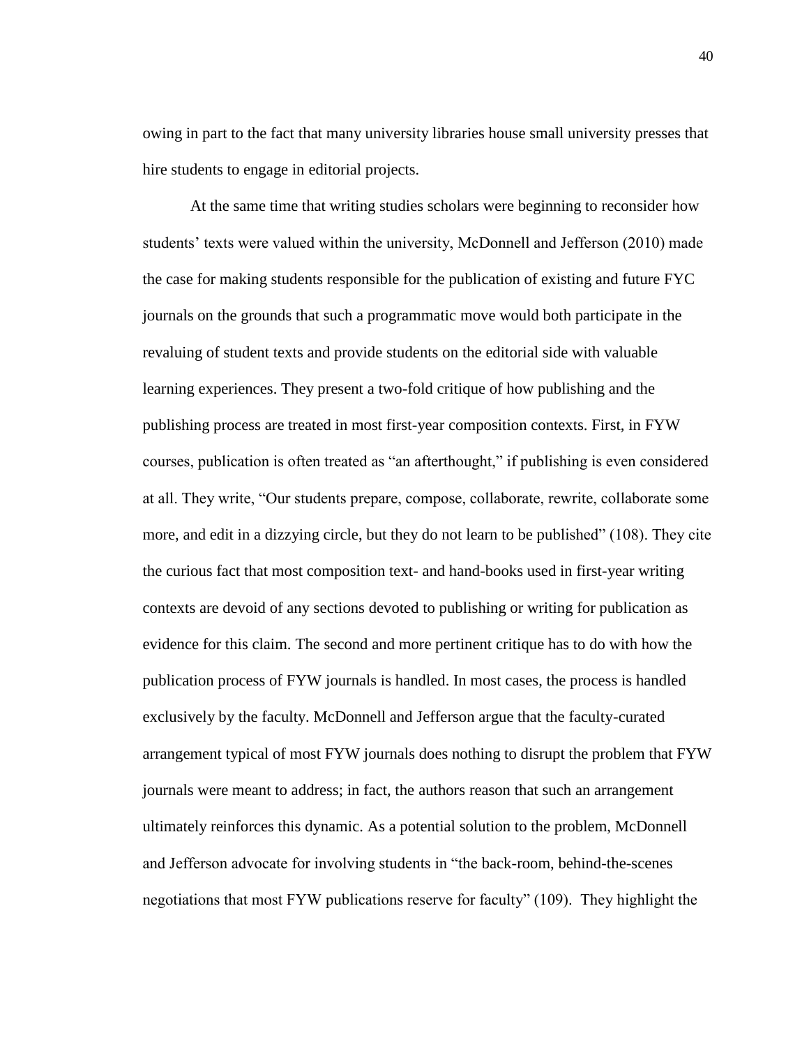owing in part to the fact that many university libraries house small university presses that hire students to engage in editorial projects.

At the same time that writing studies scholars were beginning to reconsider how students' texts were valued within the university, McDonnell and Jefferson (2010) made the case for making students responsible for the publication of existing and future FYC journals on the grounds that such a programmatic move would both participate in the revaluing of student texts and provide students on the editorial side with valuable learning experiences. They present a two-fold critique of how publishing and the publishing process are treated in most first-year composition contexts. First, in FYW courses, publication is often treated as "an afterthought," if publishing is even considered at all. They write, "Our students prepare, compose, collaborate, rewrite, collaborate some more, and edit in a dizzying circle, but they do not learn to be published" (108). They cite the curious fact that most composition text- and hand-books used in first-year writing contexts are devoid of any sections devoted to publishing or writing for publication as evidence for this claim. The second and more pertinent critique has to do with how the publication process of FYW journals is handled. In most cases, the process is handled exclusively by the faculty. McDonnell and Jefferson argue that the faculty-curated arrangement typical of most FYW journals does nothing to disrupt the problem that FYW journals were meant to address; in fact, the authors reason that such an arrangement ultimately reinforces this dynamic. As a potential solution to the problem, McDonnell and Jefferson advocate for involving students in "the back-room, behind-the-scenes negotiations that most FYW publications reserve for faculty" (109). They highlight the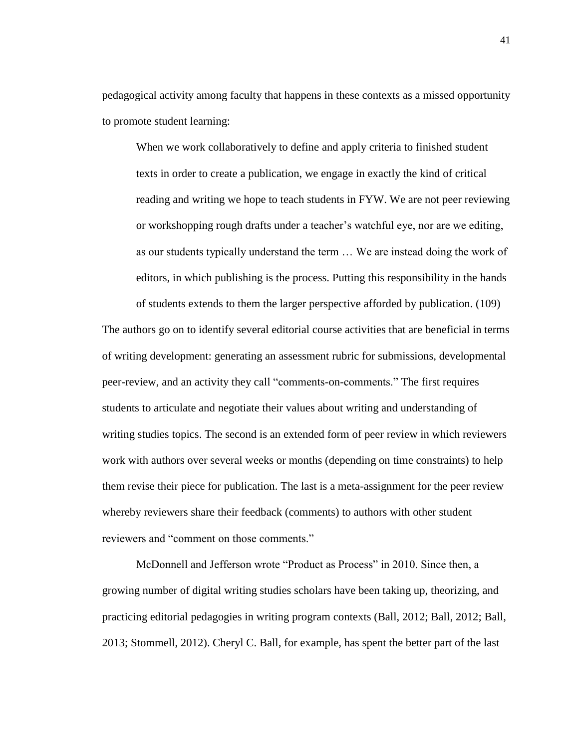pedagogical activity among faculty that happens in these contexts as a missed opportunity to promote student learning:

> When we work collaboratively to define and apply criteria to finished student texts in order to create a publication, we engage in exactly the kind of critical reading and writing we hope to teach students in FYW. We are not peer reviewing or workshopping rough drafts under a teacher's watchful eye, nor are we editing, as our students typically understand the term … We are instead doing the work of editors, in which publishing is the process. Putting this responsibility in the hands of students extends to them the larger perspective afforded by publication. (109)

The authors go on to identify several editorial course activities that are beneficial in terms of writing development: generating an assessment rubric for submissions, developmental peer-review, and an activity they call "comments-on-comments." The first requires students to articulate and negotiate their values about writing and understanding of writing studies topics. The second is an extended form of peer review in which reviewers work with authors over several weeks or months (depending on time constraints) to help them revise their piece for publication. The last is a meta-assignment for the peer review whereby reviewers share their feedback (comments) to authors with other student reviewers and "comment on those comments."

McDonnell and Jefferson wrote "Product as Process" in 2010. Since then, a growing number of digital writing studies scholars have been taking up, theorizing, and practicing editorial pedagogies in writing program contexts (Ball, 2012; Ball, 2012; Ball, 2013; Stommell, 2012). Cheryl C. Ball, for example, has spent the better part of the last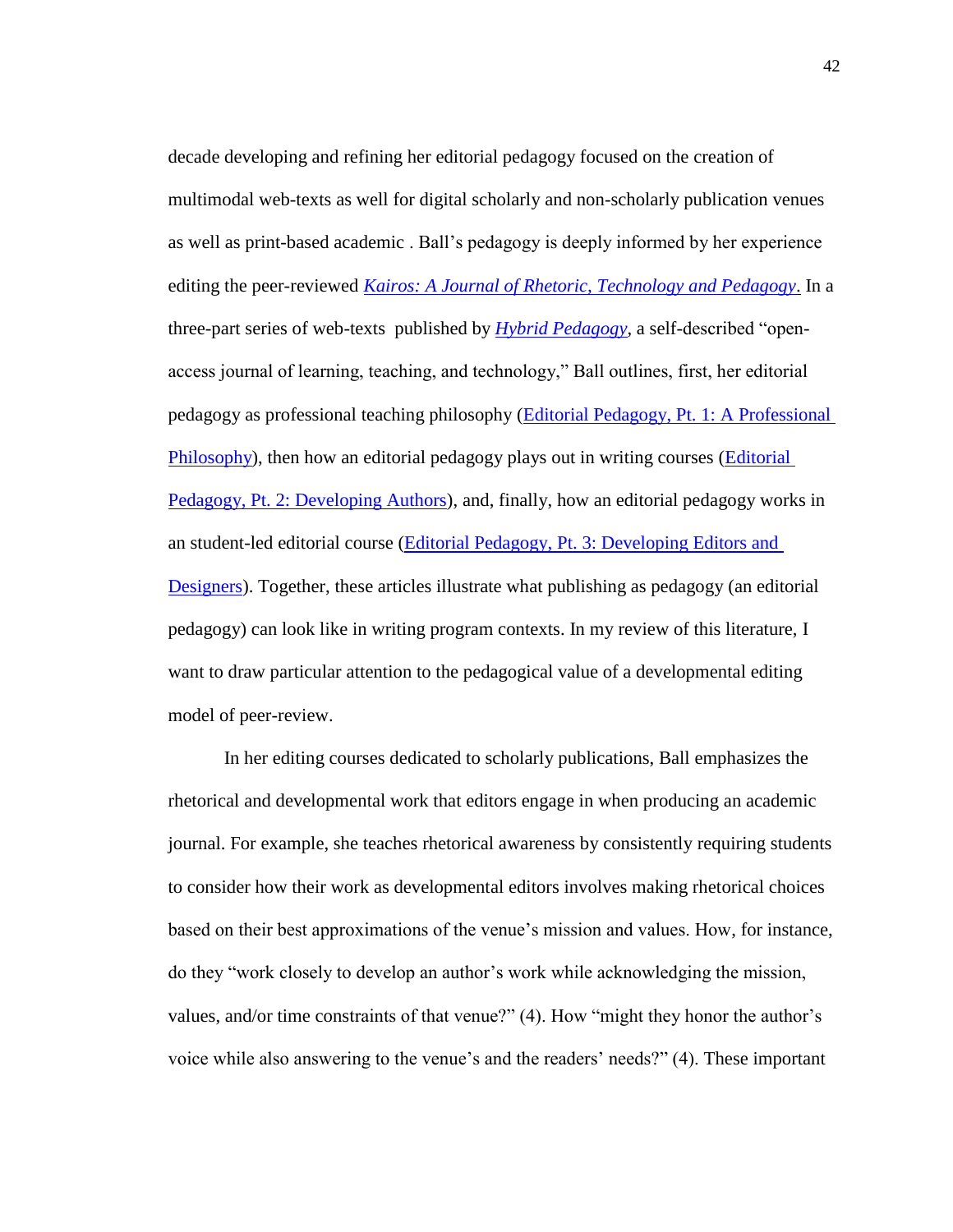decade developing and refining her editorial pedagogy focused on the creation of multimodal web-texts as well for digital scholarly and non-scholarly publication venues as well as print-based academic . Ball's pedagogy is deeply informed by her experience editing the peer-reviewed *Kairos: A Journal of Rhetoric, Technology and Pedagogy*. In a three-part series of web-texts published by *Hybrid Pedagogy*, a self-described "open-access journal of learning, teaching, and technology," Ball outlines, first, her editorial pedagogy as professional teaching philosophy (Editorial Pedagogy, Pt. 1: A Professional Philosophy), then how an editorial pedagogy plays out in writing courses (Editorial Pedagogy, Pt. 2: Developing Authors), and, finally, how an editorial pedagogy works in an student-led editorial course (Editorial Pedagogy, Pt. 3: Developing Editors and Designers). Together, these articles illustrate what publishing as pedagogy (an editorial pedagogy) can look like in writing program contexts. In my review of this literature, I want to draw particular attention to the pedagogical value of a developmental editing model of peer-review.

In her editing courses dedicated to scholarly publications, Ball emphasizes the rhetorical and developmental work that editors engage in when producing an academic journal. For example, she teaches rhetorical awareness by consistently requiring students to consider how their work as developmental editors involves making rhetorical choices based on their best approximations of the venue's mission and values. How, for instance, do they "work closely to develop an author's work while acknowledging the mission, values, and/or time constraints of that venue?" (4). How "might they honor the author's voice while also answering to the venue's and the readers' needs?" (4). These important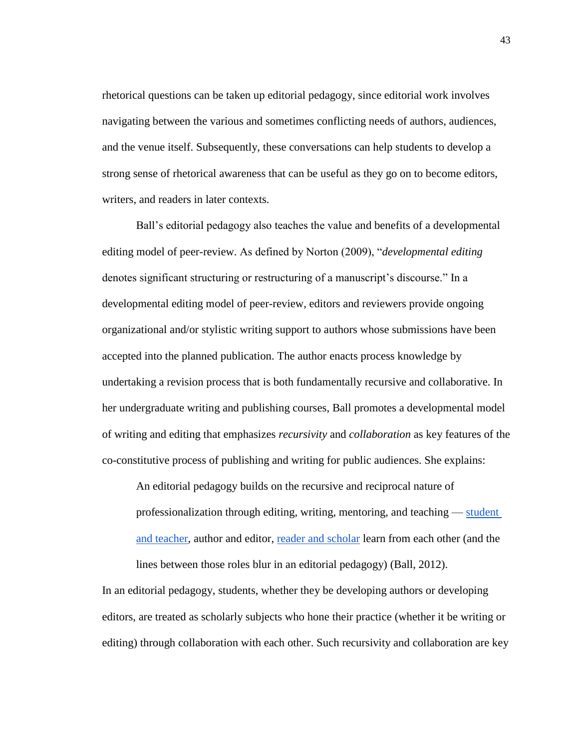rhetorical questions can be taken up editorial pedagogy, since editorial work involves navigating between the various and sometimes conflicting needs of authors, audiences, and the venue itself. Subsequently, these conversations can help students to develop a strong sense of rhetorical awareness that can be useful as they go on to become editors, writers, and readers in later contexts.

Ball's editorial pedagogy also teaches the value and benefits of a developmental editing model of peer-review. As defined by Norton (2009), "*developmental editing* denotes significant structuring or restructuring of a manuscript's discourse." In a developmental editing model of peer-review, editors and reviewers provide ongoing organizational and/or stylistic writing support to authors whose submissions have been accepted into the planned publication. The author enacts process knowledge by undertaking a revision process that is both fundamentally recursive and collaborative. In her undergraduate writing and publishing courses, Ball promotes a developmental model of writing and editing that emphasizes *recursivity* and *collaboration* as key features of the co-constitutive process of publishing and writing for public audiences. She explains:

> An editorial pedagogy builds on the recursive and reciprocal nature of professionalization through editing, writing, mentoring, and teaching — student and teacher, author and editor, reader and scholar learn from each other (and the lines between those roles blur in an editorial pedagogy) (Ball, 2012).

In an editorial pedagogy, students, whether they be developing authors or developing editors, are treated as scholarly subjects who hone their practice (whether it be writing or editing) through collaboration with each other. Such recursivity and collaboration are key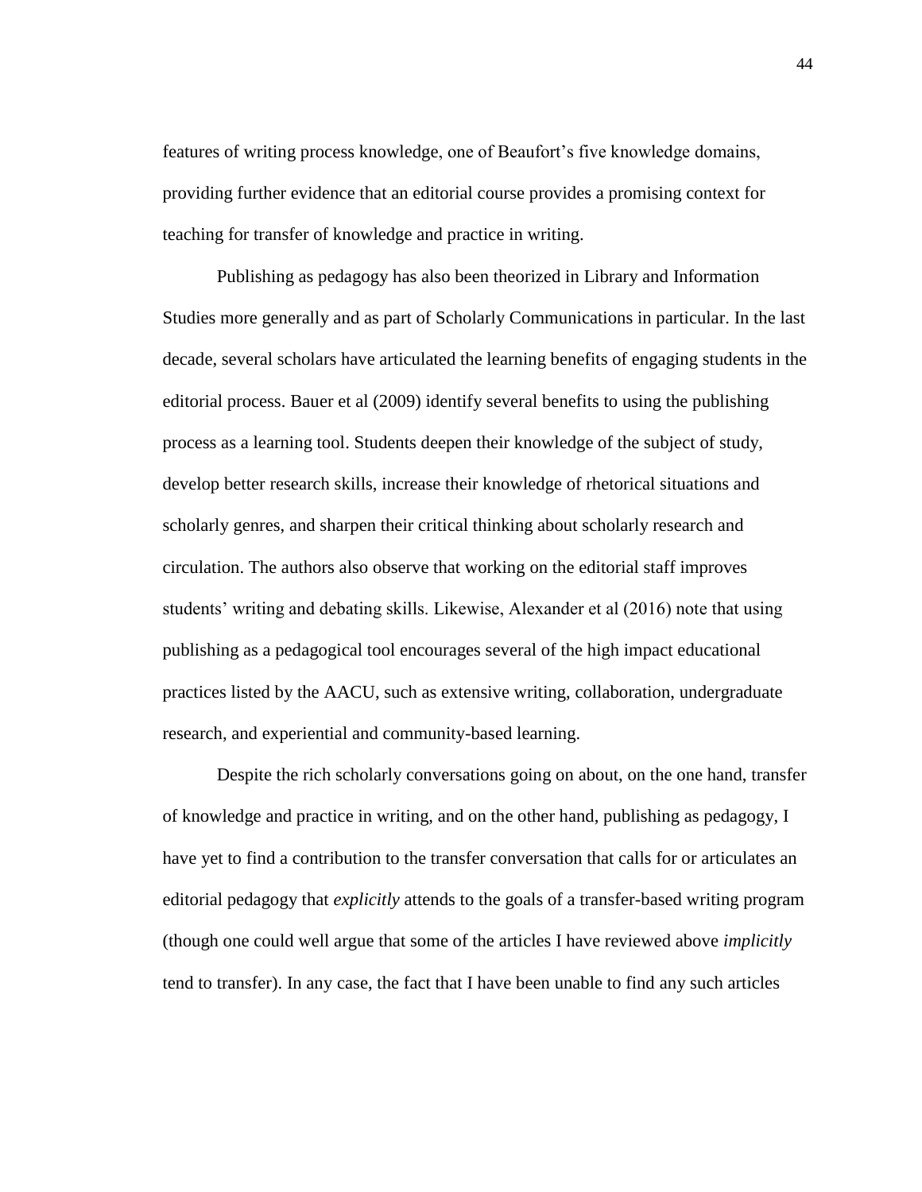features of writing process knowledge, one of Beaufort's five knowledge domains, providing further evidence that an editorial course provides a promising context for teaching for transfer of knowledge and practice in writing.

Publishing as pedagogy has also been theorized in Library and Information Studies more generally and as part of Scholarly Communications in particular. In the last decade, several scholars have articulated the learning benefits of engaging students in the editorial process. Bauer et al (2009) identify several benefits to using the publishing process as a learning tool. Students deepen their knowledge of the subject of study, develop better research skills, increase their knowledge of rhetorical situations and scholarly genres, and sharpen their critical thinking about scholarly research and circulation. The authors also observe that working on the editorial staff improves students' writing and debating skills. Likewise, Alexander et al (2016) note that using publishing as a pedagogical tool encourages several of the high impact educational practices listed by the AACU, such as extensive writing, collaboration, undergraduate research, and experiential and community-based learning.

Despite the rich scholarly conversations going on about, on the one hand, transfer of knowledge and practice in writing, and on the other hand, publishing as pedagogy, I have yet to find a contribution to the transfer conversation that calls for or articulates an editorial pedagogy that *explicitly* attends to the goals of a transfer-based writing program (though one could well argue that some of the articles I have reviewed above *implicitly* tend to transfer). In any case, the fact that I have been unable to find any such articles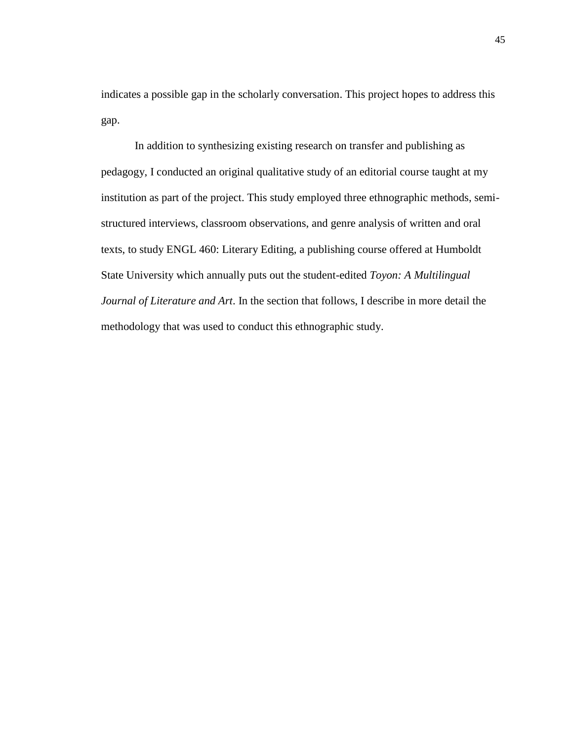indicates a possible gap in the scholarly conversation. This project hopes to address this gap.

In addition to synthesizing existing research on transfer and publishing as pedagogy, I conducted an original qualitative study of an editorial course taught at my institution as part of the project. This study employed three ethnographic methods, semi-structured interviews, classroom observations, and genre analysis of written and oral texts, to study ENGL 460: Literary Editing, a publishing course offered at Humboldt State University which annually puts out the student-edited *Toyon: A Multilingual Journal of Literature and Art*. In the section that follows, I describe in more detail the methodology that was used to conduct this ethnographic study.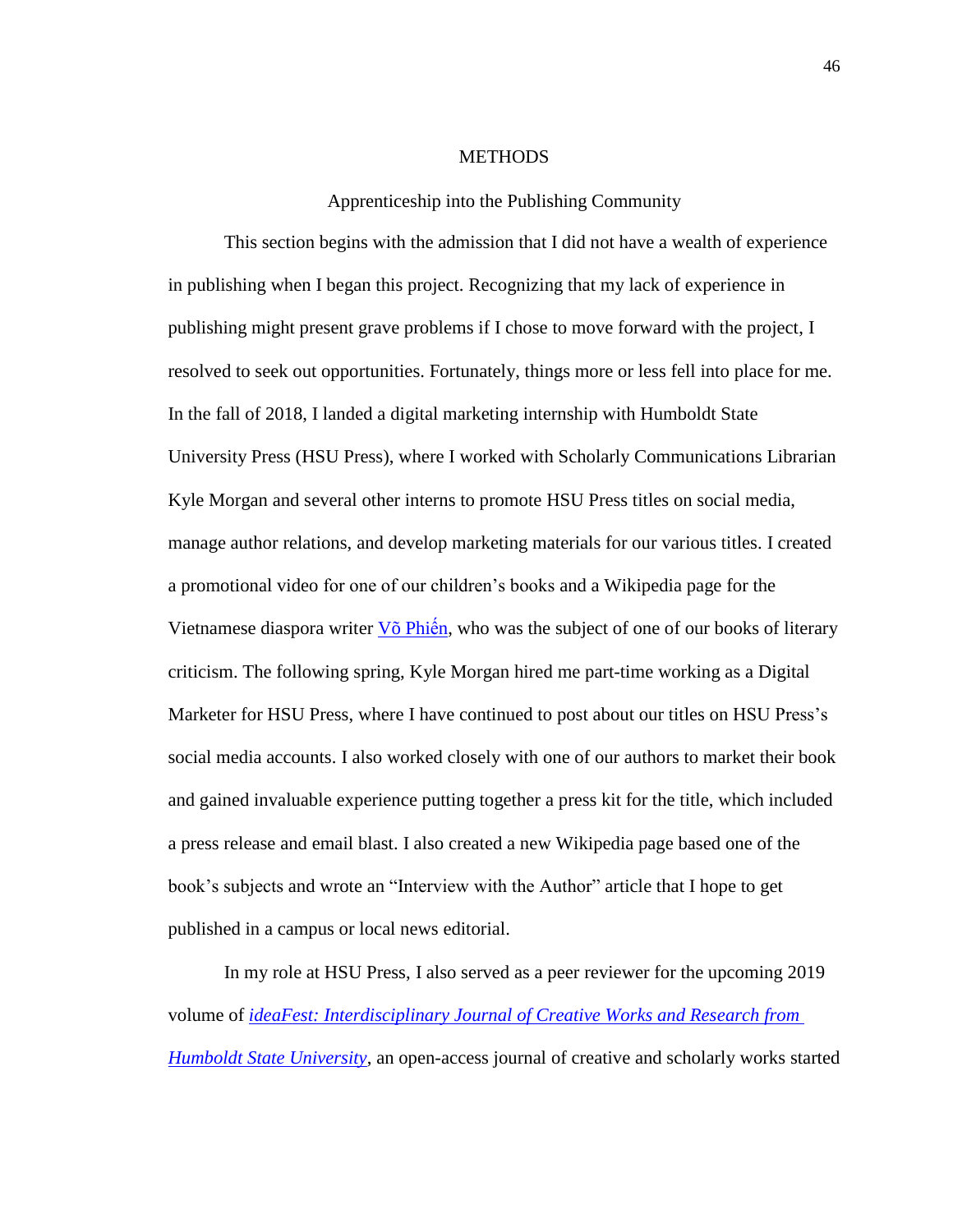# METHODS

## Apprenticeship into the Publishing Community

This section begins with the admission that I did not have a wealth of experience in publishing when I began this project. Recognizing that my lack of experience in publishing might present grave problems if I chose to move forward with the project, I resolved to seek out opportunities. Fortunately, things more or less fell into place for me. In the fall of 2018, I landed a digital marketing internship with Humboldt State University Press (HSU Press), where I worked with Scholarly Communications Librarian Kyle Morgan and several other interns to promote HSU Press titles on social media, manage author relations, and develop marketing materials for our various titles. I created a promotional video for one of our children's books and a Wikipedia page for the Vietnamese diaspora writer Võ Phiến, who was the subject of one of our books of literary criticism. The following spring, Kyle Morgan hired me part-time working as a Digital Marketer for HSU Press, where I have continued to post about our titles on HSU Press's social media accounts. I also worked closely with one of our authors to market their book and gained invaluable experience putting together a press kit for the title, which included a press release and email blast. I also created a new Wikipedia page based one of the book's subjects and wrote an "Interview with the Author" article that I hope to get published in a campus or local news editorial.

In my role at HSU Press, I also served as a peer reviewer for the upcoming 2019 volume of *ideaFest: Interdisciplinary Journal of Creative Works and Research from Humboldt State University*, an open-access journal of creative and scholarly works started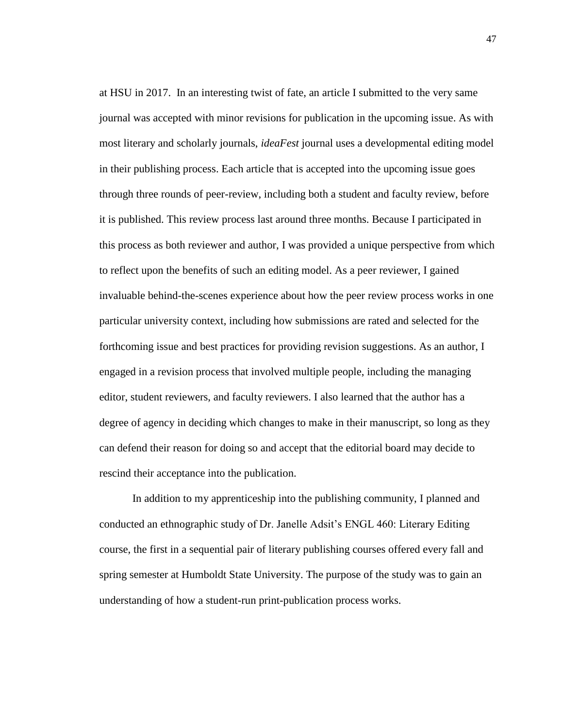at HSU in 2017. In an interesting twist of fate, an article I submitted to the very same journal was accepted with minor revisions for publication in the upcoming issue. As with most literary and scholarly journals, *ideaFest* journal uses a developmental editing model in their publishing process. Each article that is accepted into the upcoming issue goes through three rounds of peer-review, including both a student and faculty review, before it is published. This review process last around three months. Because I participated in this process as both reviewer and author, I was provided a unique perspective from which to reflect upon the benefits of such an editing model. As a peer reviewer, I gained invaluable behind-the-scenes experience about how the peer review process works in one particular university context, including how submissions are rated and selected for the forthcoming issue and best practices for providing revision suggestions. As an author, I engaged in a revision process that involved multiple people, including the managing editor, student reviewers, and faculty reviewers. I also learned that the author has a degree of agency in deciding which changes to make in their manuscript, so long as they can defend their reason for doing so and accept that the editorial board may decide to rescind their acceptance into the publication.

In addition to my apprenticeship into the publishing community, I planned and conducted an ethnographic study of Dr. Janelle Adsit's ENGL 460: Literary Editing course, the first in a sequential pair of literary publishing courses offered every fall and spring semester at Humboldt State University. The purpose of the study was to gain an understanding of how a student-run print-publication process works.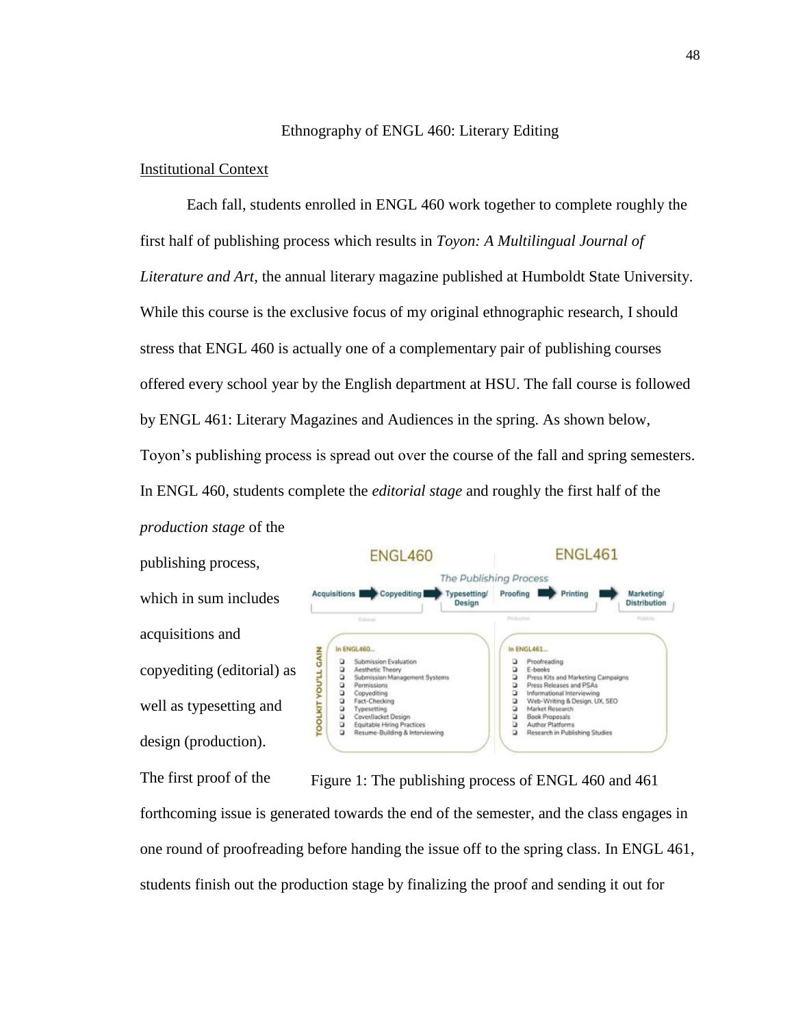## Ethnography of ENGL 460: Literary Editing

### Institutional Context

Each fall, students enrolled in ENGL 460 work together to complete roughly the first half of publishing process which results in *Toyon: A Multilingual Journal of Literature and Art*, the annual literary magazine published at Humboldt State University. While this course is the exclusive focus of my original ethnographic research, I should stress that ENGL 460 is actually one of a complementary pair of publishing courses offered every school year by the English department at HSU. The fall course is followed by ENGL 461: Literary Magazines and Audiences in the spring. As shown below, Toyon's publishing process is spread out over the course of the fall and spring semesters. In ENGL 460, students complete the *editorial stage* and roughly the first half of the *production stage* of the publishing process, which in sum includes acquisitions and copyediting (editorial) as well as typesetting and design (production).

Figure 1: The publishing process of ENGL 460 and 461

The first proof of the forthcoming issue is generated towards the end of the semester, and the class engages in one round of proofreading before handing the issue off to the spring class. In ENGL 461, students finish out the production stage by finalizing the proof and sending it out for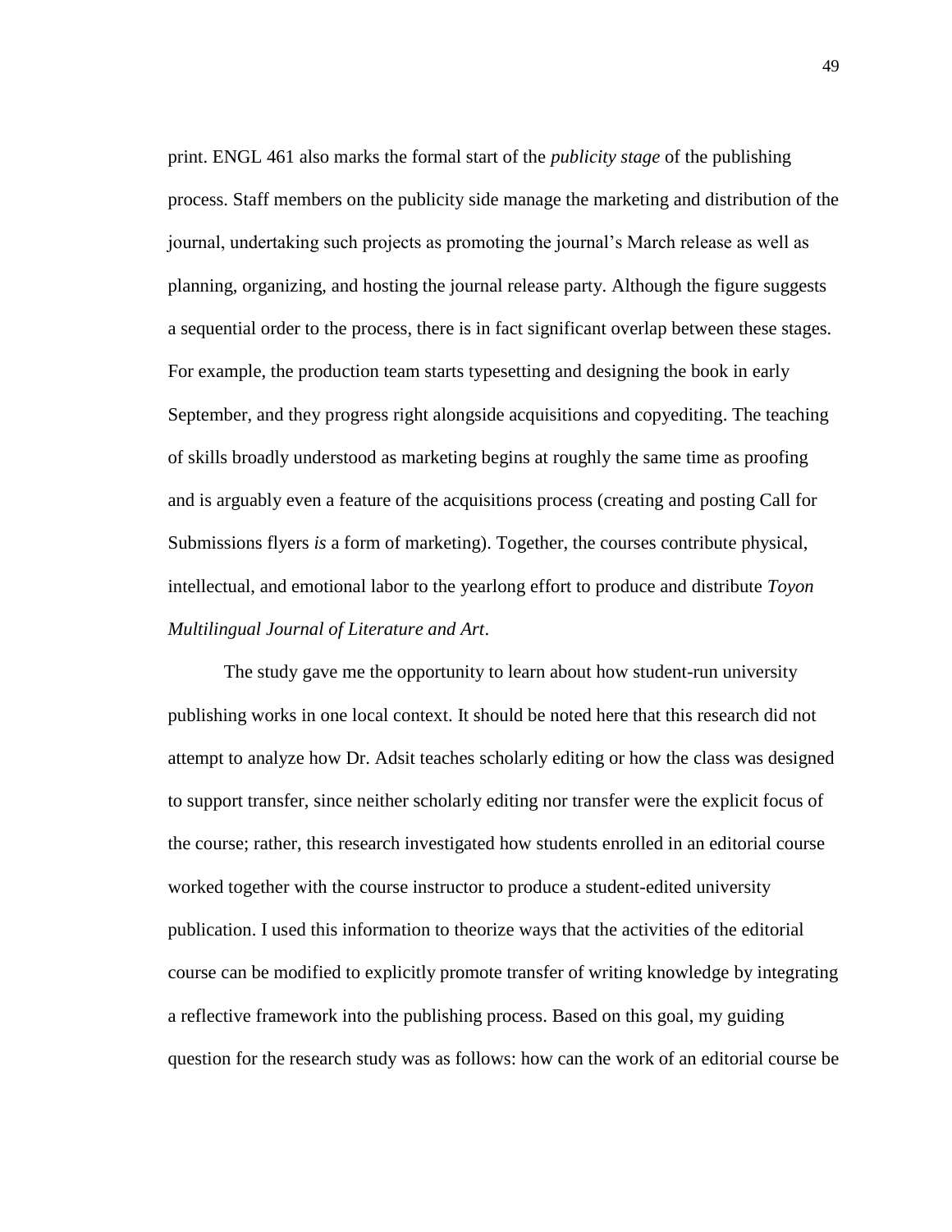print. ENGL 461 also marks the formal start of the *publicity stage* of the publishing process. Staff members on the publicity side manage the marketing and distribution of the journal, undertaking such projects as promoting the journal's March release as well as planning, organizing, and hosting the journal release party. Although the figure suggests a sequential order to the process, there is in fact significant overlap between these stages. For example, the production team starts typesetting and designing the book in early September, and they progress right alongside acquisitions and copyediting. The teaching of skills broadly understood as marketing begins at roughly the same time as proofing and is arguably even a feature of the acquisitions process (creating and posting Call for Submissions flyers *is* a form of marketing). Together, the courses contribute physical, intellectual, and emotional labor to the yearlong effort to produce and distribute *Toyon Multilingual Journal of Literature and Art*.

The study gave me the opportunity to learn about how student-run university publishing works in one local context. It should be noted here that this research did not attempt to analyze how Dr. Adsit teaches scholarly editing or how the class was designed to support transfer, since neither scholarly editing nor transfer were the explicit focus of the course; rather, this research investigated how students enrolled in an editorial course worked together with the course instructor to produce a student-edited university publication. I used this information to theorize ways that the activities of the editorial course can be modified to explicitly promote transfer of writing knowledge by integrating a reflective framework into the publishing process. Based on this goal, my guiding question for the research study was as follows: how can the work of an editorial course be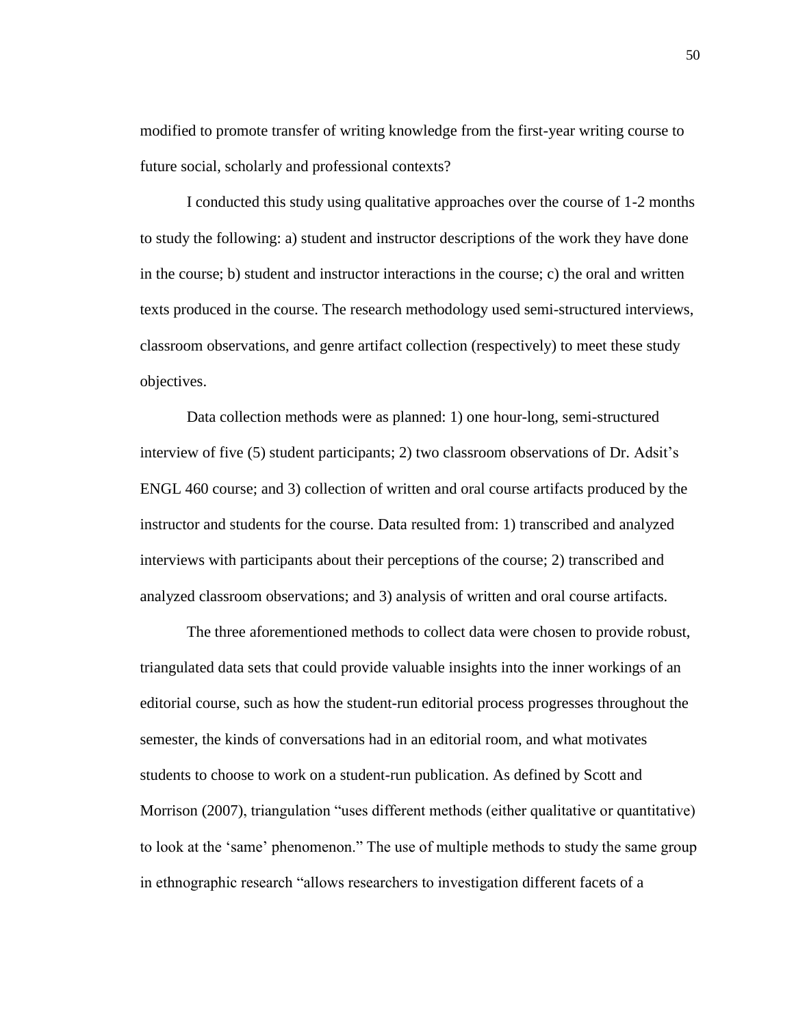modified to promote transfer of writing knowledge from the first-year writing course to future social, scholarly and professional contexts?

I conducted this study using qualitative approaches over the course of 1-2 months to study the following: a) student and instructor descriptions of the work they have done in the course; b) student and instructor interactions in the course; c) the oral and written texts produced in the course. The research methodology used semi-structured interviews, classroom observations, and genre artifact collection (respectively) to meet these study objectives.

Data collection methods were as planned: 1) one hour-long, semi-structured interview of five (5) student participants; 2) two classroom observations of Dr. Adsit's ENGL 460 course; and 3) collection of written and oral course artifacts produced by the instructor and students for the course. Data resulted from: 1) transcribed and analyzed interviews with participants about their perceptions of the course; 2) transcribed and analyzed classroom observations; and 3) analysis of written and oral course artifacts.

The three aforementioned methods to collect data were chosen to provide robust, triangulated data sets that could provide valuable insights into the inner workings of an editorial course, such as how the student-run editorial process progresses throughout the semester, the kinds of conversations had in an editorial room, and what motivates students to choose to work on a student-run publication. As defined by Scott and Morrison (2007), triangulation "uses different methods (either qualitative or quantitative) to look at the 'same' phenomenon." The use of multiple methods to study the same group in ethnographic research "allows researchers to investigation different facets of a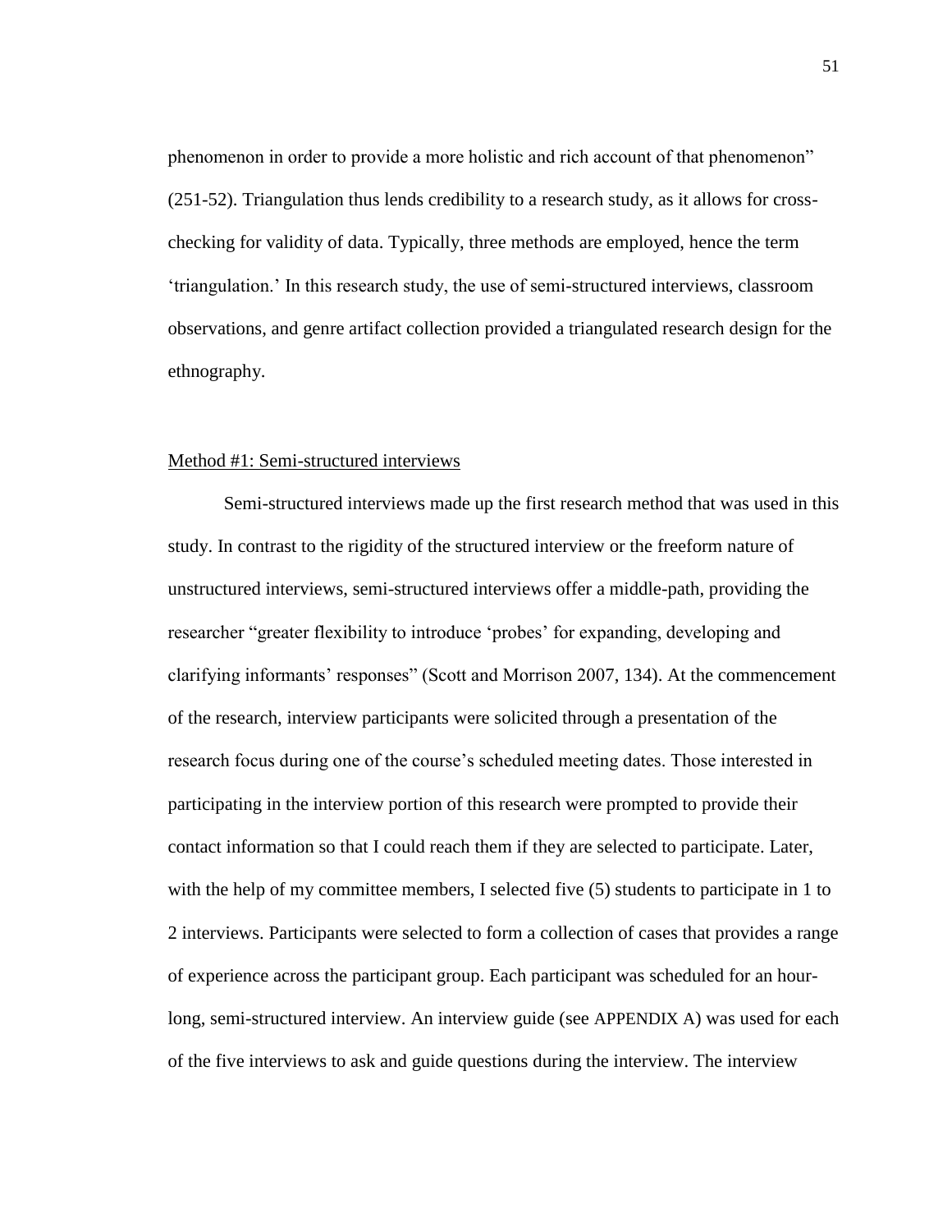phenomenon in order to provide a more holistic and rich account of that phenomenon" (251-52). Triangulation thus lends credibility to a research study, as it allows for cross-checking for validity of data. Typically, three methods are employed, hence the term 'triangulation.' In this research study, the use of semi-structured interviews, classroom observations, and genre artifact collection provided a triangulated research design for the ethnography.

<u>Method #1: Semi-structured interviews</u>

Semi-structured interviews made up the first research method that was used in this study. In contrast to the rigidity of the structured interview or the freeform nature of unstructured interviews, semi-structured interviews offer a middle-path, providing the researcher "greater flexibility to introduce 'probes' for expanding, developing and clarifying informants' responses" (Scott and Morrison 2007, 134). At the commencement of the research, interview participants were solicited through a presentation of the research focus during one of the course's scheduled meeting dates. Those interested in participating in the interview portion of this research were prompted to provide their contact information so that I could reach them if they are selected to participate. Later, with the help of my committee members, I selected five (5) students to participate in 1 to 2 interviews. Participants were selected to form a collection of cases that provides a range of experience across the participant group. Each participant was scheduled for an hour-long, semi-structured interview. An interview guide (see APPENDIX A) was used for each of the five interviews to ask and guide questions during the interview. The interview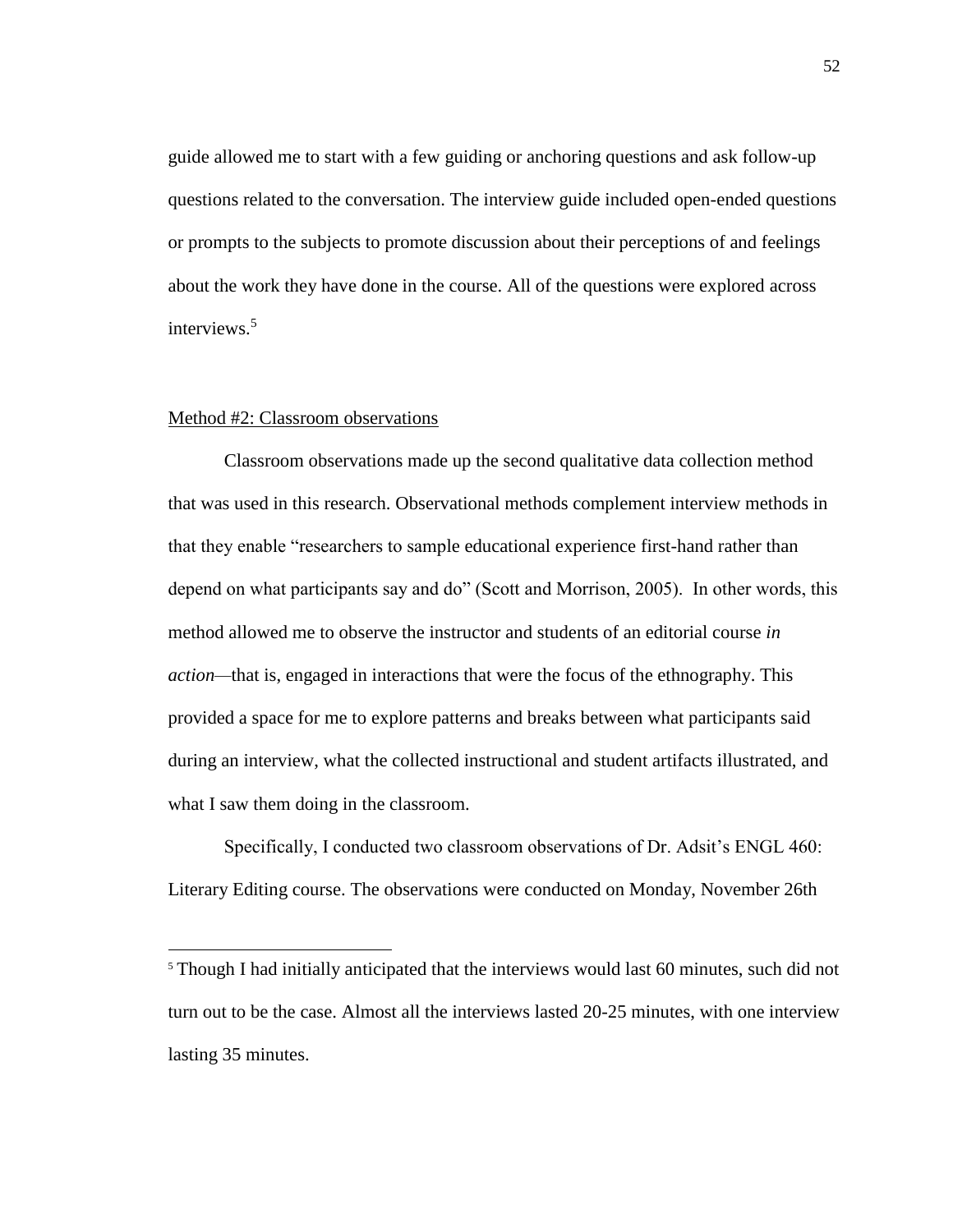guide allowed me to start with a few guiding or anchoring questions and ask follow-up questions related to the conversation. The interview guide included open-ended questions or prompts to the subjects to promote discussion about their perceptions of and feelings about the work they have done in the course. All of the questions were explored across interviews.[5]

Method #2: Classroom observations

Classroom observations made up the second qualitative data collection method that was used in this research. Observational methods complement interview methods in that they enable "researchers to sample educational experience first-hand rather than depend on what participants say and do" (Scott and Morrison, 2005). In other words, this method allowed me to observe the instructor and students of an editorial course *in action*—that is, engaged in interactions that were the focus of the ethnography. This provided a space for me to explore patterns and breaks between what participants said during an interview, what the collected instructional and student artifacts illustrated, and what I saw them doing in the classroom.

Specifically, I conducted two classroom observations of Dr. Adsit's ENGL 460: Literary Editing course. The observations were conducted on Monday, November 26th

[5] Though I had initially anticipated that the interviews would last 60 minutes, such did not turn out to be the case. Almost all the interviews lasted 20-25 minutes, with one interview lasting 35 minutes.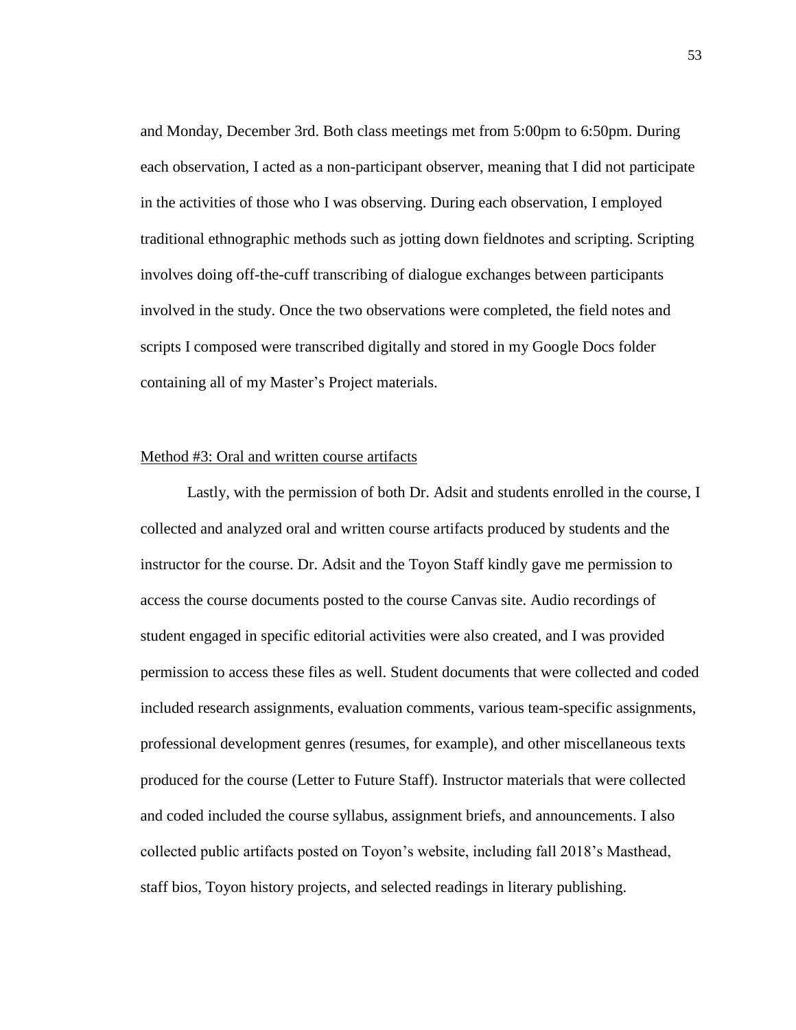and Monday, December 3rd. Both class meetings met from 5:00pm to 6:50pm. During each observation, I acted as a non-participant observer, meaning that I did not participate in the activities of those who I was observing. During each observation, I employed traditional ethnographic methods such as jotting down fieldnotes and scripting. Scripting involves doing off-the-cuff transcribing of dialogue exchanges between participants involved in the study. Once the two observations were completed, the field notes and scripts I composed were transcribed digitally and stored in my Google Docs folder containing all of my Master's Project materials.

<u>Method #3: Oral and written course artifacts</u>

Lastly, with the permission of both Dr. Adsit and students enrolled in the course, I collected and analyzed oral and written course artifacts produced by students and the instructor for the course. Dr. Adsit and the Toyon Staff kindly gave me permission to access the course documents posted to the course Canvas site. Audio recordings of student engaged in specific editorial activities were also created, and I was provided permission to access these files as well. Student documents that were collected and coded included research assignments, evaluation comments, various team-specific assignments, professional development genres (resumes, for example), and other miscellaneous texts produced for the course (Letter to Future Staff). Instructor materials that were collected and coded included the course syllabus, assignment briefs, and announcements. I also collected public artifacts posted on Toyon's website, including fall 2018's Masthead, staff bios, Toyon history projects, and selected readings in literary publishing.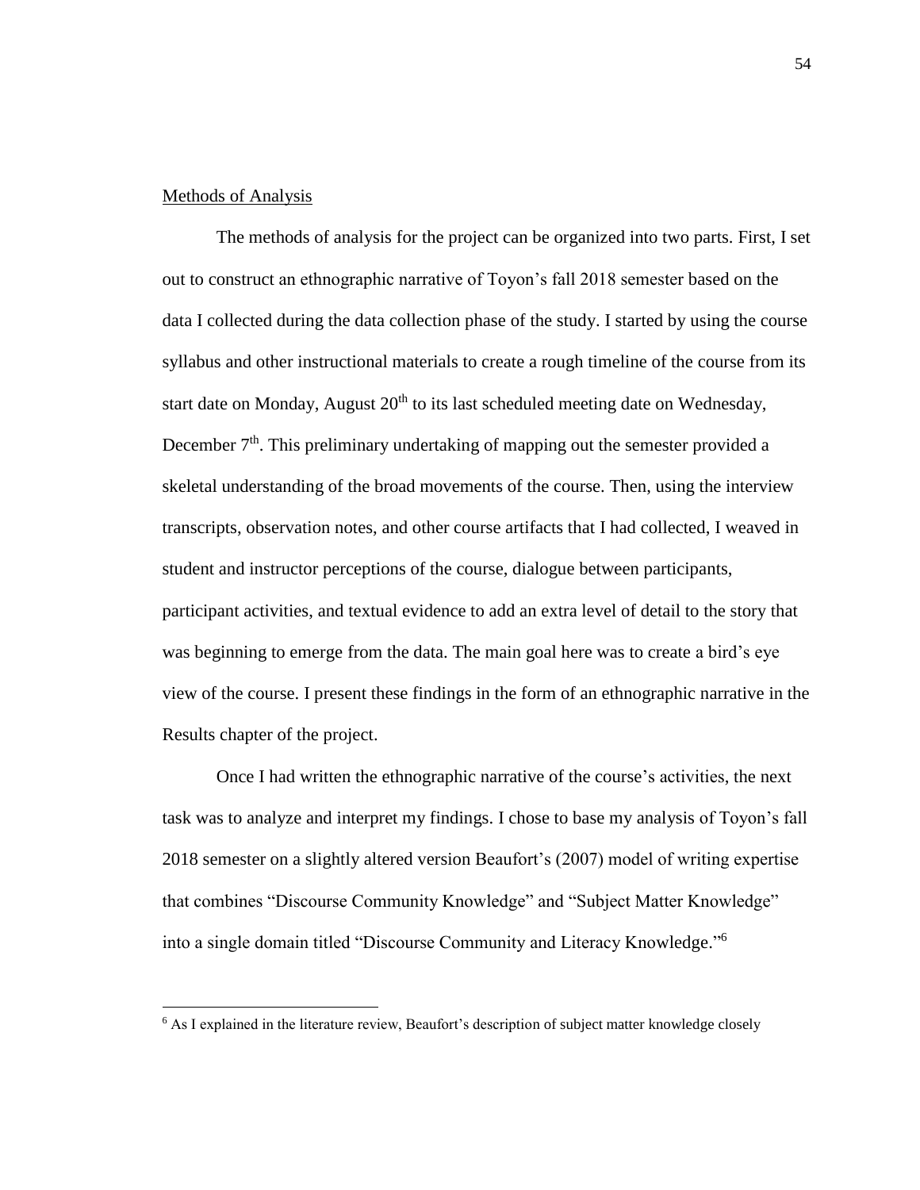Methods of Analysis

The methods of analysis for the project can be organized into two parts. First, I set out to construct an ethnographic narrative of Toyon's fall 2018 semester based on the data I collected during the data collection phase of the study. I started by using the course syllabus and other instructional materials to create a rough timeline of the course from its start date on Monday, August 20th to its last scheduled meeting date on Wednesday, December 7th. This preliminary undertaking of mapping out the semester provided a skeletal understanding of the broad movements of the course. Then, using the interview transcripts, observation notes, and other course artifacts that I had collected, I weaved in student and instructor perceptions of the course, dialogue between participants, participant activities, and textual evidence to add an extra level of detail to the story that was beginning to emerge from the data. The main goal here was to create a bird's eye view of the course. I present these findings in the form of an ethnographic narrative in the Results chapter of the project.

Once I had written the ethnographic narrative of the course's activities, the next task was to analyze and interpret my findings. I chose to base my analysis of Toyon's fall 2018 semester on a slightly altered version Beaufort's (2007) model of writing expertise that combines "Discourse Community Knowledge" and "Subject Matter Knowledge" into a single domain titled "Discourse Community and Literacy Knowledge."[6]

[6] As I explained in the literature review, Beaufort's description of subject matter knowledge closely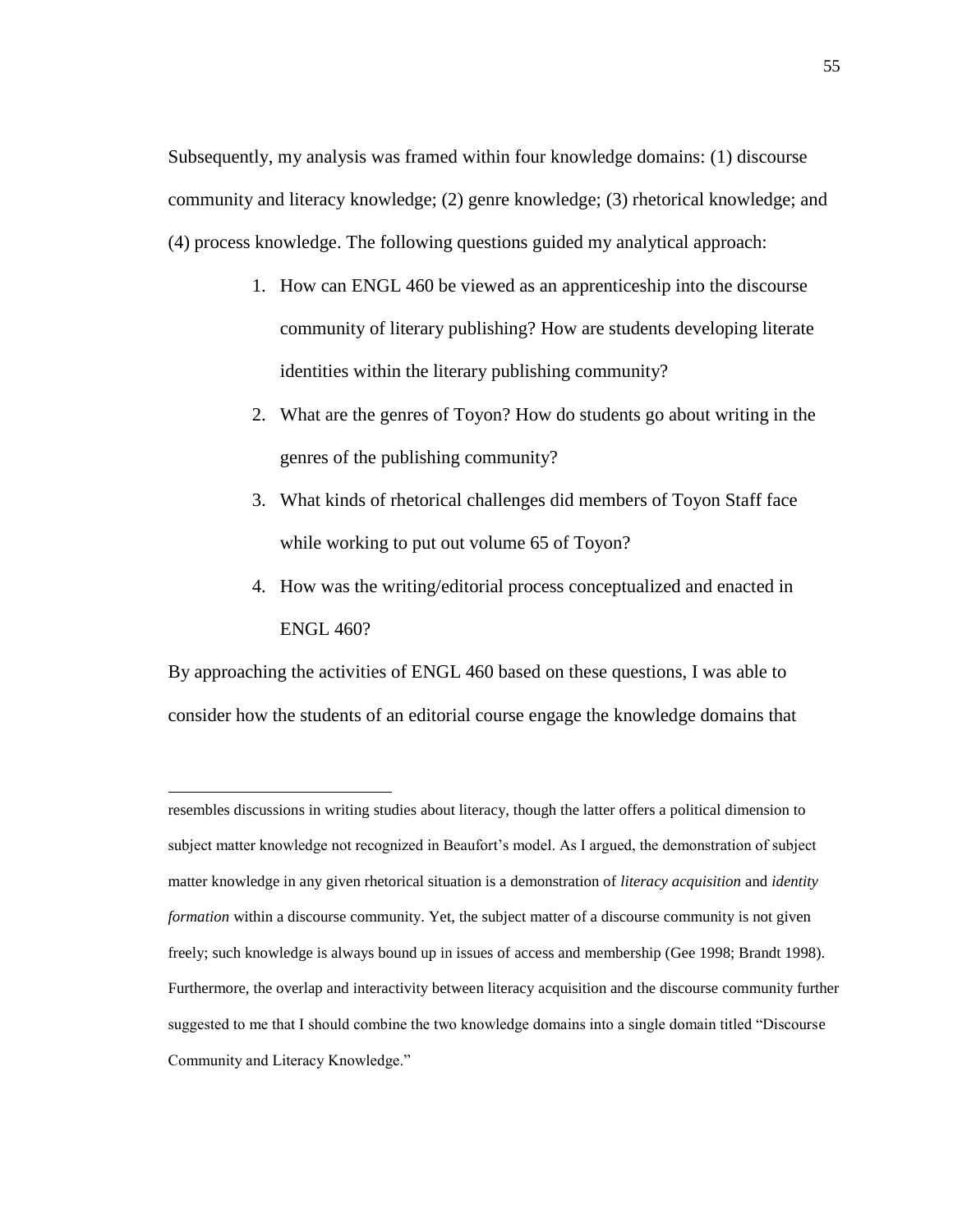Subsequently, my analysis was framed within four knowledge domains: (1) discourse community and literacy knowledge; (2) genre knowledge; (3) rhetorical knowledge; and (4) process knowledge. The following questions guided my analytical approach:

1. How can ENGL 460 be viewed as an apprenticeship into the discourse community of literary publishing? How are students developing literate identities within the literary publishing community?
2. What are the genres of Toyon? How do students go about writing in the genres of the publishing community?
3. What kinds of rhetorical challenges did members of Toyon Staff face while working to put out volume 65 of Toyon?
4. How was the writing/editorial process conceptualized and enacted in ENGL 460?

By approaching the activities of ENGL 460 based on these questions, I was able to consider how the students of an editorial course engage the knowledge domains that

---

resembles discussions in writing studies about literacy, though the latter offers a political dimension to subject matter knowledge not recognized in Beaufort's model. As I argued, the demonstration of subject matter knowledge in any given rhetorical situation is a demonstration of *literacy acquisition* and *identity formation* within a discourse community. Yet, the subject matter of a discourse community is not given freely; such knowledge is always bound up in issues of access and membership (Gee 1998; Brandt 1998). Furthermore, the overlap and interactivity between literacy acquisition and the discourse community further suggested to me that I should combine the two knowledge domains into a single domain titled "Discourse Community and Literacy Knowledge."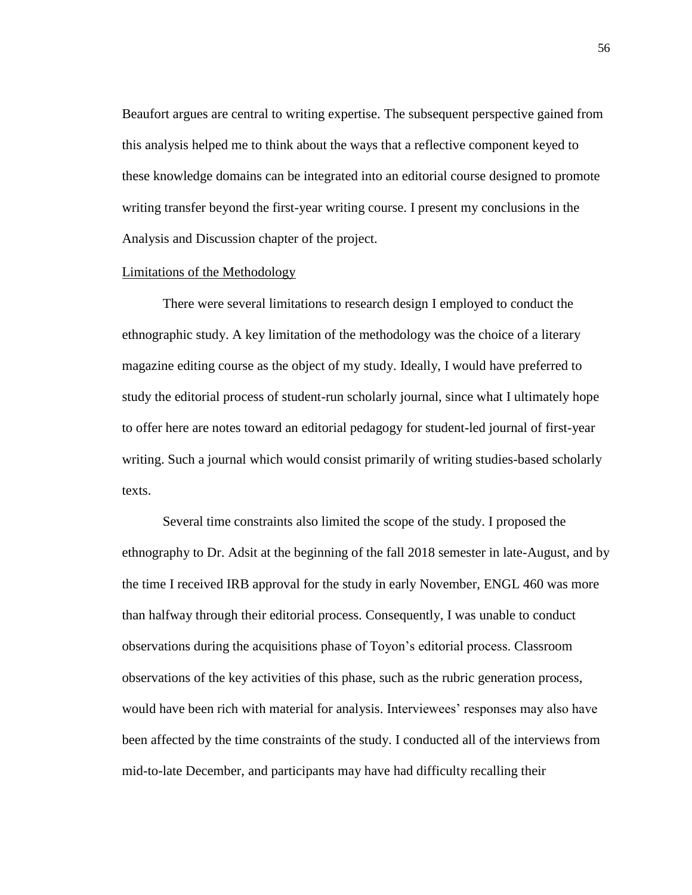Beaufort argues are central to writing expertise. The subsequent perspective gained from this analysis helped me to think about the ways that a reflective component keyed to these knowledge domains can be integrated into an editorial course designed to promote writing transfer beyond the first-year writing course. I present my conclusions in the Analysis and Discussion chapter of the project.

## Limitations of the Methodology

There were several limitations to research design I employed to conduct the ethnographic study. A key limitation of the methodology was the choice of a literary magazine editing course as the object of my study. Ideally, I would have preferred to study the editorial process of student-run scholarly journal, since what I ultimately hope to offer here are notes toward an editorial pedagogy for student-led journal of first-year writing. Such a journal which would consist primarily of writing studies-based scholarly texts.

Several time constraints also limited the scope of the study. I proposed the ethnography to Dr. Adsit at the beginning of the fall 2018 semester in late-August, and by the time I received IRB approval for the study in early November, ENGL 460 was more than halfway through their editorial process. Consequently, I was unable to conduct observations during the acquisitions phase of Toyon's editorial process. Classroom observations of the key activities of this phase, such as the rubric generation process, would have been rich with material for analysis. Interviewees' responses may also have been affected by the time constraints of the study. I conducted all of the interviews from mid-to-late December, and participants may have had difficulty recalling their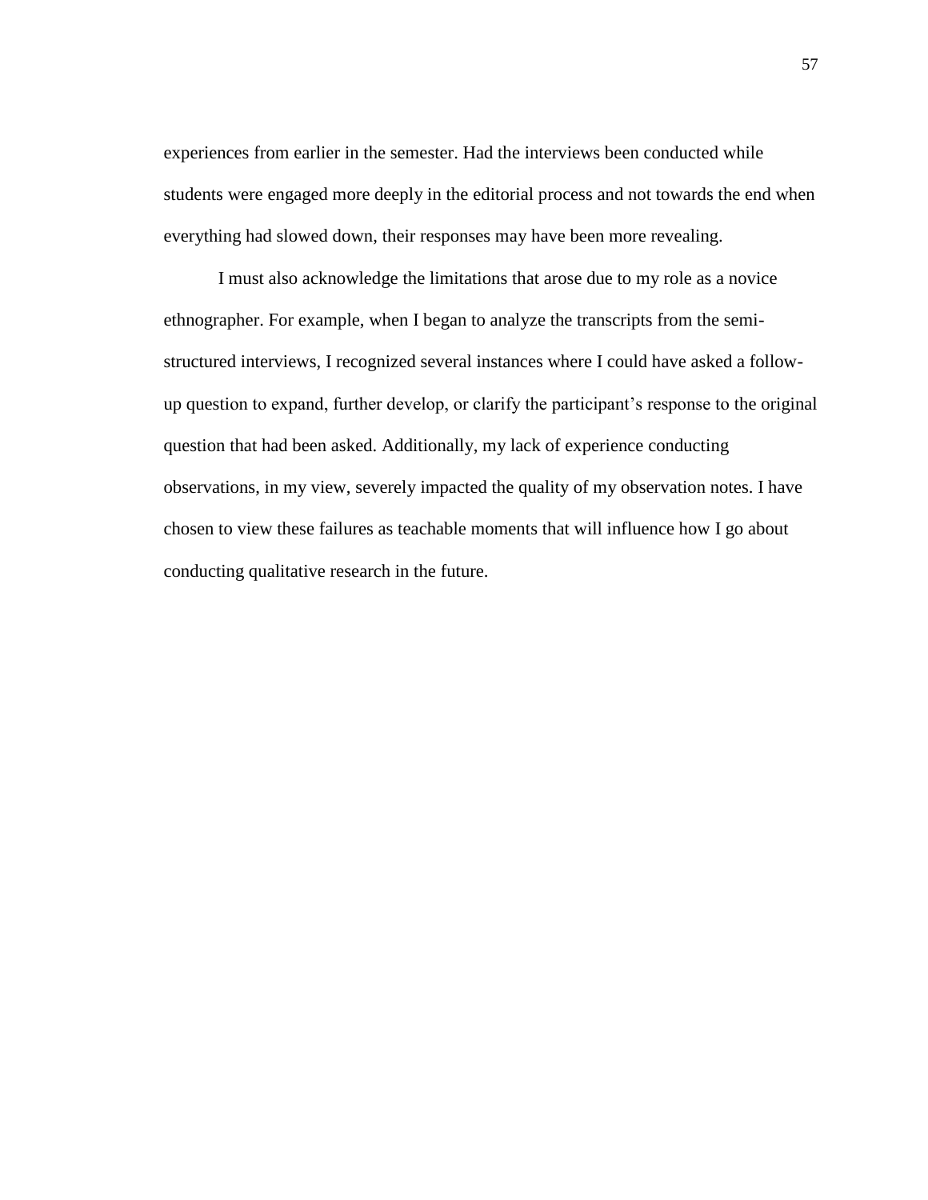experiences from earlier in the semester. Had the interviews been conducted while students were engaged more deeply in the editorial process and not towards the end when everything had slowed down, their responses may have been more revealing.

I must also acknowledge the limitations that arose due to my role as a novice ethnographer. For example, when I began to analyze the transcripts from the semi-structured interviews, I recognized several instances where I could have asked a follow-up question to expand, further develop, or clarify the participant's response to the original question that had been asked. Additionally, my lack of experience conducting observations, in my view, severely impacted the quality of my observation notes. I have chosen to view these failures as teachable moments that will influence how I go about conducting qualitative research in the future.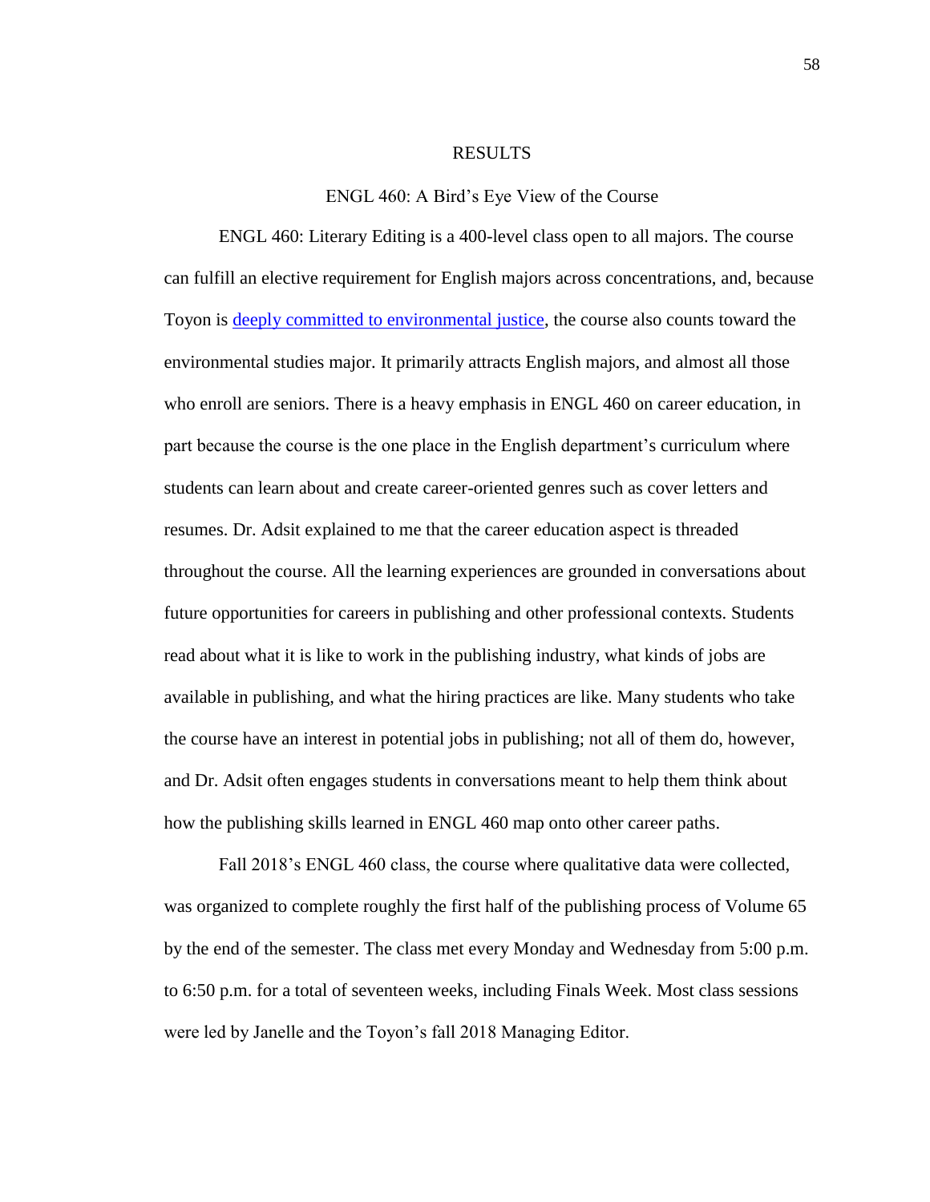# RESULTS

## ENGL 460: A Bird's Eye View of the Course

ENGL 460: Literary Editing is a 400-level class open to all majors. The course can fulfill an elective requirement for English majors across concentrations, and, because Toyon is deeply committed to environmental justice, the course also counts toward the environmental studies major. It primarily attracts English majors, and almost all those who enroll are seniors. There is a heavy emphasis in ENGL 460 on career education, in part because the course is the one place in the English department's curriculum where students can learn about and create career-oriented genres such as cover letters and resumes. Dr. Adsit explained to me that the career education aspect is threaded throughout the course. All the learning experiences are grounded in conversations about future opportunities for careers in publishing and other professional contexts. Students read about what it is like to work in the publishing industry, what kinds of jobs are available in publishing, and what the hiring practices are like. Many students who take the course have an interest in potential jobs in publishing; not all of them do, however, and Dr. Adsit often engages students in conversations meant to help them think about how the publishing skills learned in ENGL 460 map onto other career paths.

Fall 2018's ENGL 460 class, the course where qualitative data were collected, was organized to complete roughly the first half of the publishing process of Volume 65 by the end of the semester. The class met every Monday and Wednesday from 5:00 p.m. to 6:50 p.m. for a total of seventeen weeks, including Finals Week. Most class sessions were led by Janelle and the Toyon's fall 2018 Managing Editor.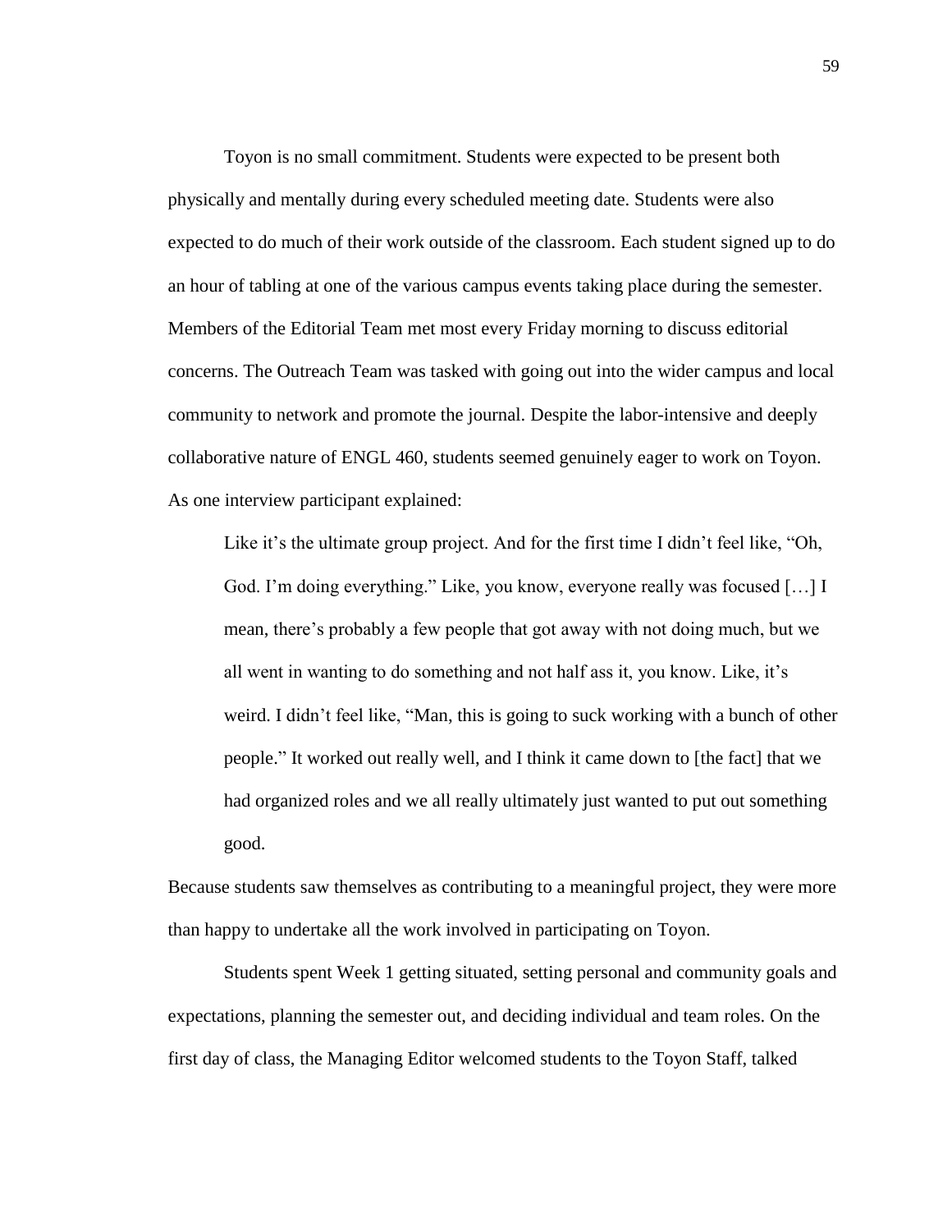Toyon is no small commitment. Students were expected to be present both physically and mentally during every scheduled meeting date. Students were also expected to do much of their work outside of the classroom. Each student signed up to do an hour of tabling at one of the various campus events taking place during the semester. Members of the Editorial Team met most every Friday morning to discuss editorial concerns. The Outreach Team was tasked with going out into the wider campus and local community to network and promote the journal. Despite the labor-intensive and deeply collaborative nature of ENGL 460, students seemed genuinely eager to work on Toyon. As one interview participant explained:

> Like it's the ultimate group project. And for the first time I didn't feel like, "Oh, God. I'm doing everything." Like, you know, everyone really was focused […] I mean, there's probably a few people that got away with not doing much, but we all went in wanting to do something and not half ass it, you know. Like, it's weird. I didn't feel like, "Man, this is going to suck working with a bunch of other people." It worked out really well, and I think it came down to [the fact] that we had organized roles and we all really ultimately just wanted to put out something good.

Because students saw themselves as contributing to a meaningful project, they were more than happy to undertake all the work involved in participating on Toyon.

Students spent Week 1 getting situated, setting personal and community goals and expectations, planning the semester out, and deciding individual and team roles. On the first day of class, the Managing Editor welcomed students to the Toyon Staff, talked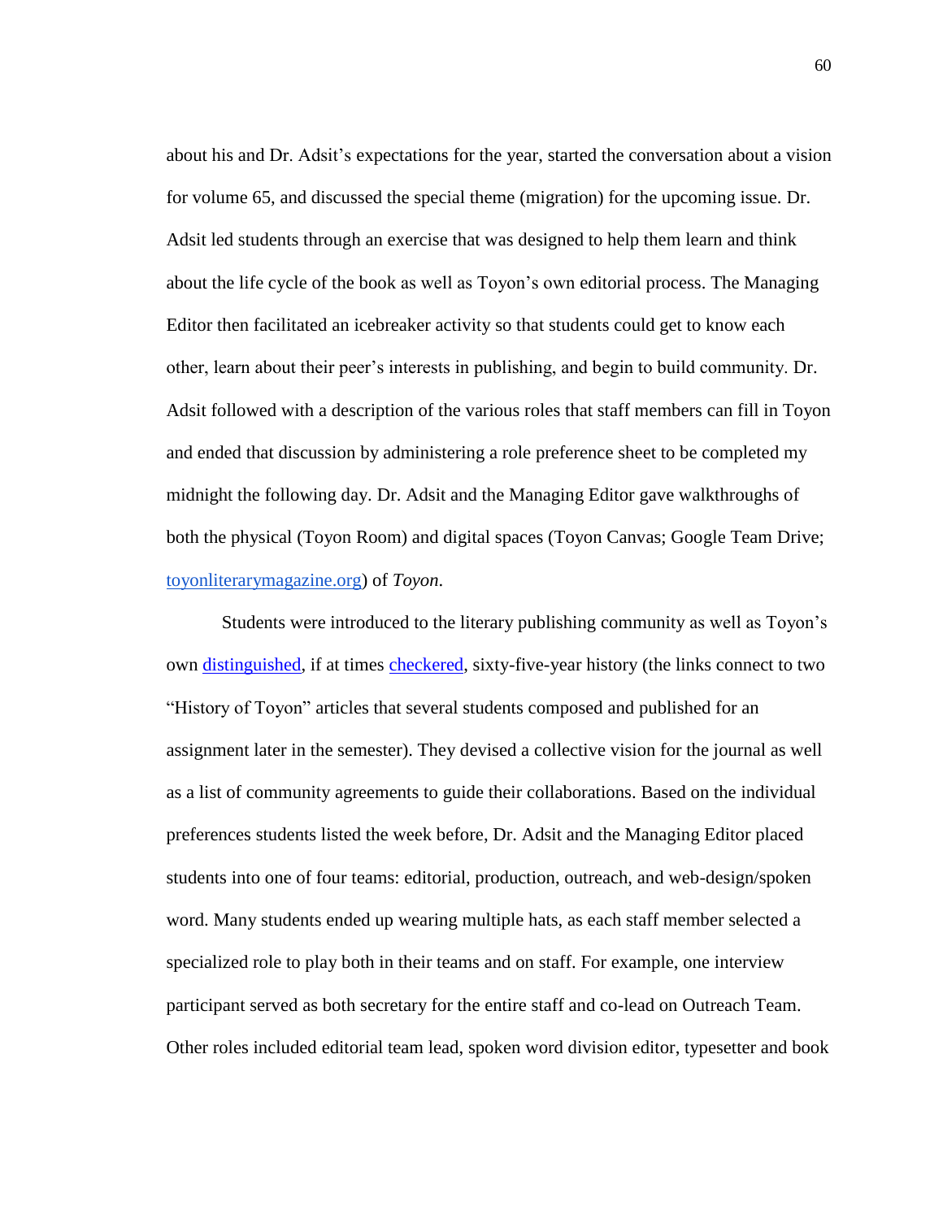about his and Dr. Adsit's expectations for the year, started the conversation about a vision for volume 65, and discussed the special theme (migration) for the upcoming issue. Dr. Adsit led students through an exercise that was designed to help them learn and think about the life cycle of the book as well as Toyon's own editorial process. The Managing Editor then facilitated an icebreaker activity so that students could get to know each other, learn about their peer's interests in publishing, and begin to build community. Dr. Adsit followed with a description of the various roles that staff members can fill in Toyon and ended that discussion by administering a role preference sheet to be completed my midnight the following day. Dr. Adsit and the Managing Editor gave walkthroughs of both the physical (Toyon Room) and digital spaces (Toyon Canvas; Google Team Drive; toyonliterarymagazine.org) of *Toyon*.

Students were introduced to the literary publishing community as well as Toyon's own distinguished, if at times checkered, sixty-five-year history (the links connect to two "History of Toyon" articles that several students composed and published for an assignment later in the semester). They devised a collective vision for the journal as well as a list of community agreements to guide their collaborations. Based on the individual preferences students listed the week before, Dr. Adsit and the Managing Editor placed students into one of four teams: editorial, production, outreach, and web-design/spoken word. Many students ended up wearing multiple hats, as each staff member selected a specialized role to play both in their teams and on staff. For example, one interview participant served as both secretary for the entire staff and co-lead on Outreach Team. Other roles included editorial team lead, spoken word division editor, typesetter and book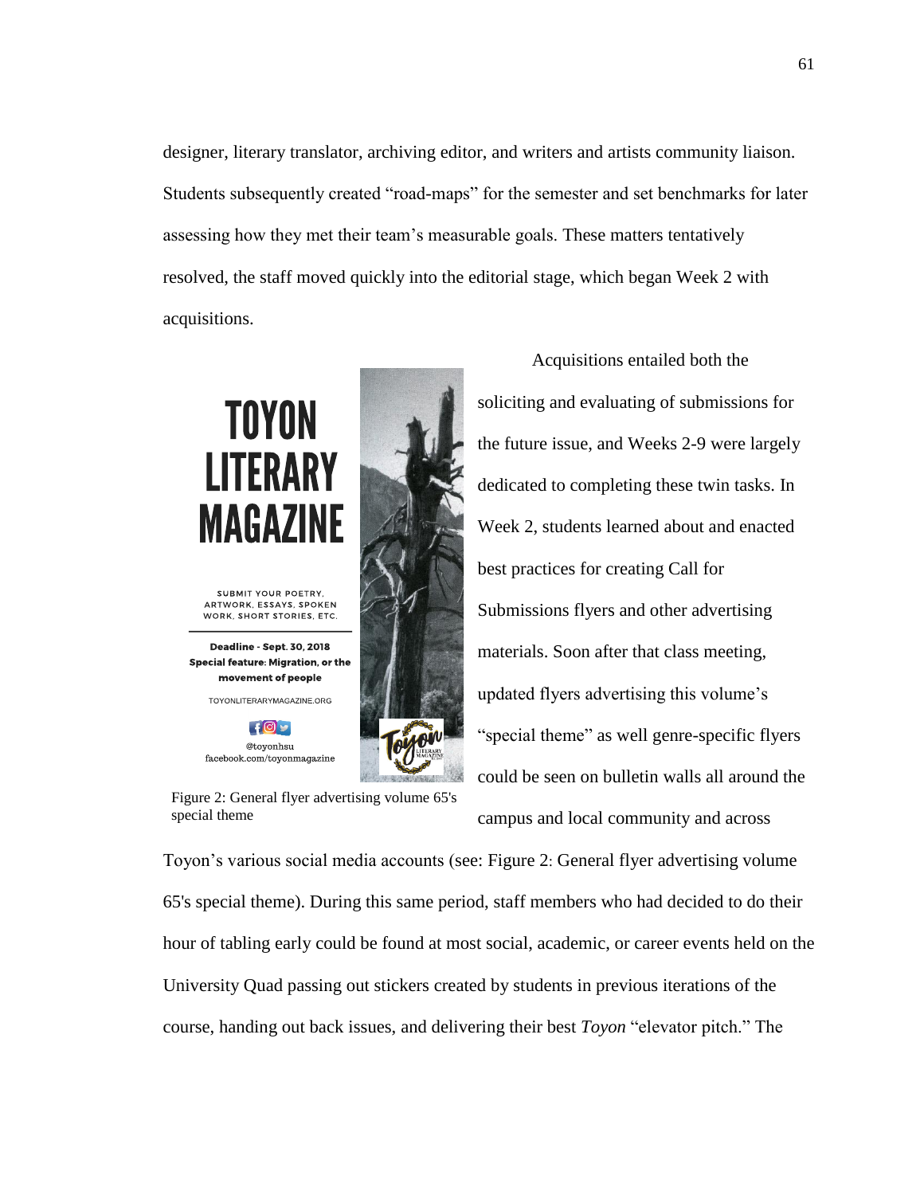designer, literary translator, archiving editor, and writers and artists community liaison. Students subsequently created "road-maps" for the semester and set benchmarks for later assessing how they met their team's measurable goals. These matters tentatively resolved, the staff moved quickly into the editorial stage, which began Week 2 with acquisitions.

Figure 2: General flyer advertising volume 65's special theme

Acquisitions entailed both the soliciting and evaluating of submissions for the future issue, and Weeks 2-9 were largely dedicated to completing these twin tasks. In Week 2, students learned about and enacted best practices for creating Call for Submissions flyers and other advertising materials. Soon after that class meeting, updated flyers advertising this volume's "special theme" as well genre-specific flyers could be seen on bulletin walls all around the campus and local community and across Toyon's various social media accounts (see: Figure 2: General flyer advertising volume 65's special theme). During this same period, staff members who had decided to do their hour of tabling early could be found at most social, academic, or career events held on the University Quad passing out stickers created by students in previous iterations of the course, handing out back issues, and delivering their best *Toyon* "elevator pitch." The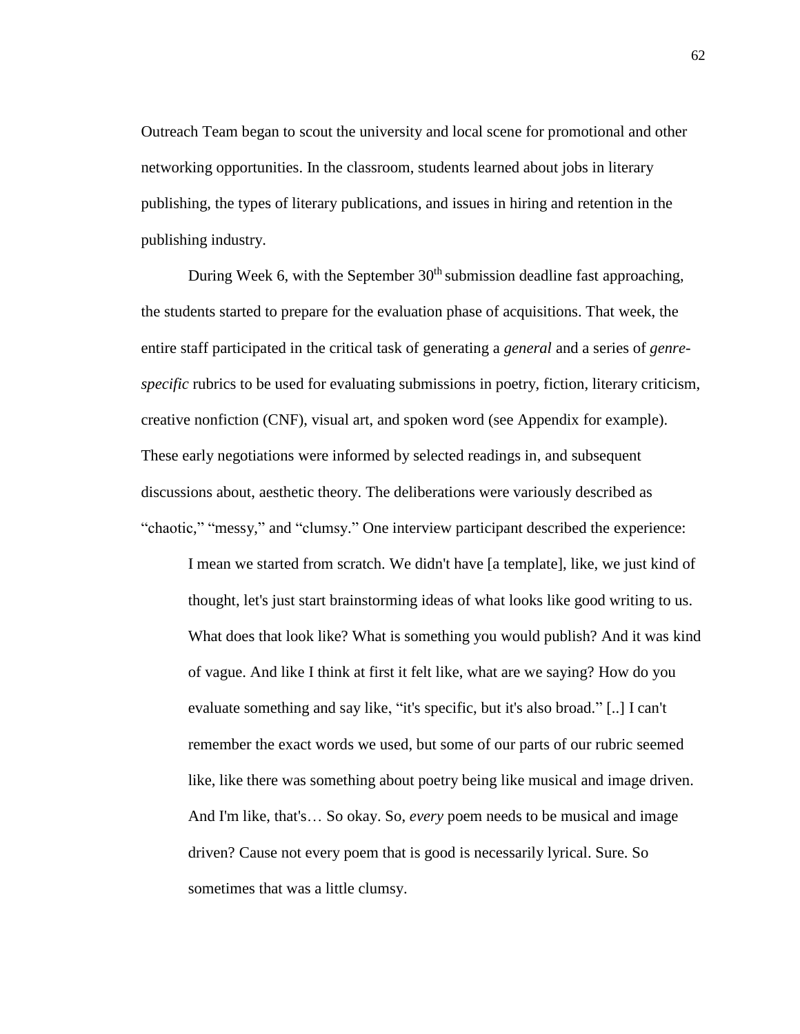Outreach Team began to scout the university and local scene for promotional and other networking opportunities. In the classroom, students learned about jobs in literary publishing, the types of literary publications, and issues in hiring and retention in the publishing industry.

During Week 6, with the September 30th submission deadline fast approaching, the students started to prepare for the evaluation phase of acquisitions. That week, the entire staff participated in the critical task of generating a *general* and a series of *genre-specific* rubrics to be used for evaluating submissions in poetry, fiction, literary criticism, creative nonfiction (CNF), visual art, and spoken word (see Appendix for example). These early negotiations were informed by selected readings in, and subsequent discussions about, aesthetic theory. The deliberations were variously described as "chaotic," "messy," and "clumsy." One interview participant described the experience:

> I mean we started from scratch. We didn't have [a template], like, we just kind of thought, let's just start brainstorming ideas of what looks like good writing to us. What does that look like? What is something you would publish? And it was kind of vague. And like I think at first it felt like, what are we saying? How do you evaluate something and say like, "it's specific, but it's also broad." [..] I can't remember the exact words we used, but some of our parts of our rubric seemed like, like there was something about poetry being like musical and image driven. And I'm like, that's… So okay. So, *every* poem needs to be musical and image driven? Cause not every poem that is good is necessarily lyrical. Sure. So sometimes that was a little clumsy.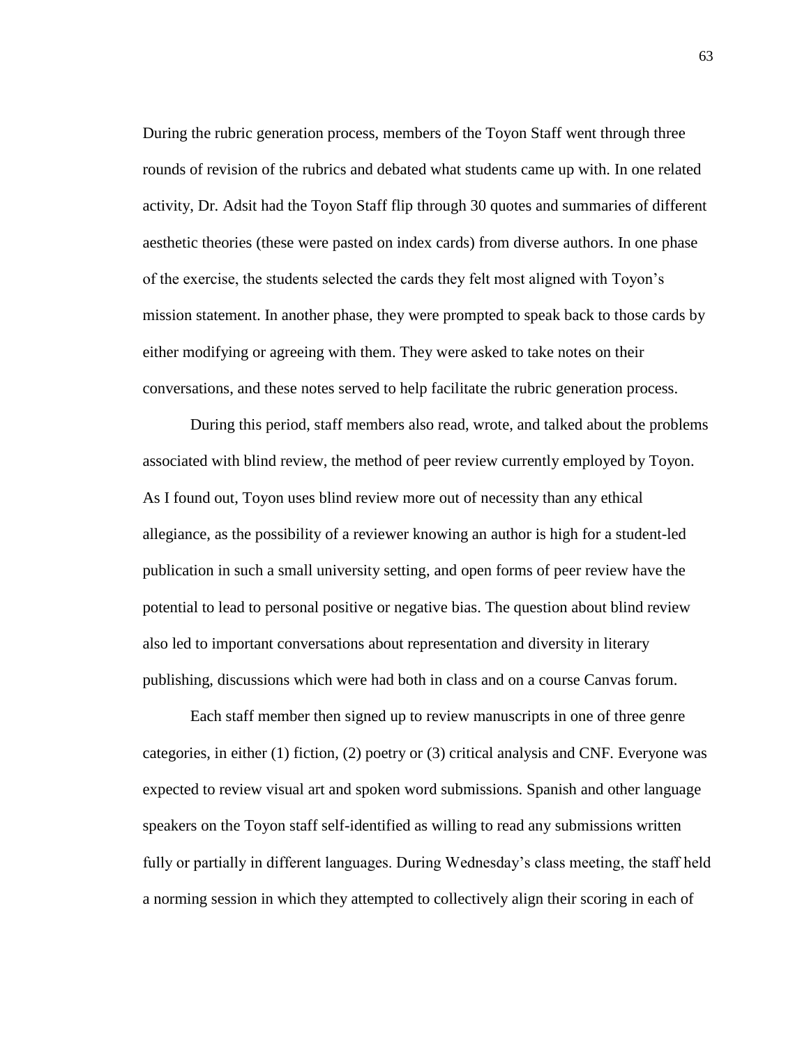During the rubric generation process, members of the Toyon Staff went through three rounds of revision of the rubrics and debated what students came up with. In one related activity, Dr. Adsit had the Toyon Staff flip through 30 quotes and summaries of different aesthetic theories (these were pasted on index cards) from diverse authors. In one phase of the exercise, the students selected the cards they felt most aligned with Toyon's mission statement. In another phase, they were prompted to speak back to those cards by either modifying or agreeing with them. They were asked to take notes on their conversations, and these notes served to help facilitate the rubric generation process.

During this period, staff members also read, wrote, and talked about the problems associated with blind review, the method of peer review currently employed by Toyon. As I found out, Toyon uses blind review more out of necessity than any ethical allegiance, as the possibility of a reviewer knowing an author is high for a student-led publication in such a small university setting, and open forms of peer review have the potential to lead to personal positive or negative bias. The question about blind review also led to important conversations about representation and diversity in literary publishing, discussions which were had both in class and on a course Canvas forum.

Each staff member then signed up to review manuscripts in one of three genre categories, in either (1) fiction, (2) poetry or (3) critical analysis and CNF. Everyone was expected to review visual art and spoken word submissions. Spanish and other language speakers on the Toyon staff self-identified as willing to read any submissions written fully or partially in different languages. During Wednesday's class meeting, the staff held a norming session in which they attempted to collectively align their scoring in each of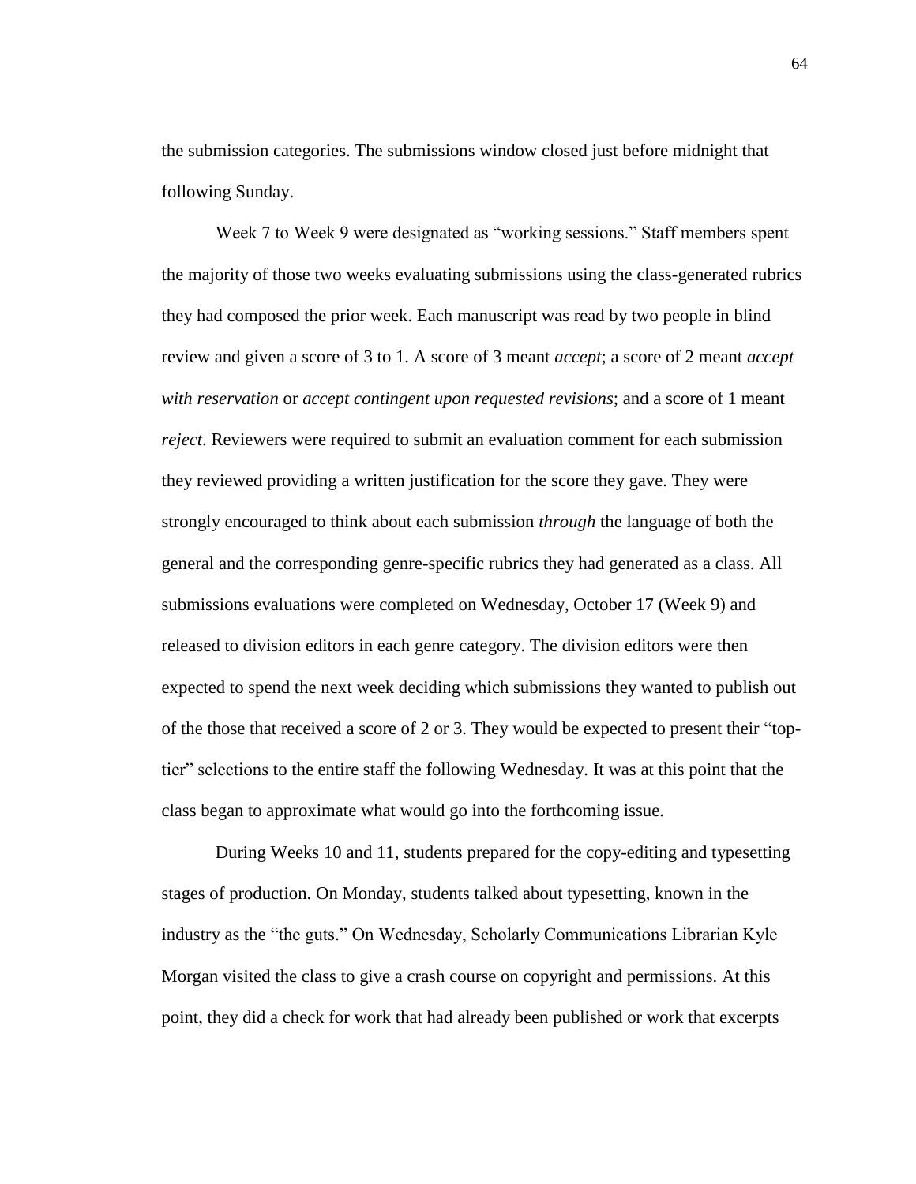the submission categories. The submissions window closed just before midnight that following Sunday.

Week 7 to Week 9 were designated as "working sessions." Staff members spent the majority of those two weeks evaluating submissions using the class-generated rubrics they had composed the prior week. Each manuscript was read by two people in blind review and given a score of 3 to 1. A score of 3 meant *accept*; a score of 2 meant *accept with reservation* or *accept contingent upon requested revisions*; and a score of 1 meant *reject*. Reviewers were required to submit an evaluation comment for each submission they reviewed providing a written justification for the score they gave. They were strongly encouraged to think about each submission *through* the language of both the general and the corresponding genre-specific rubrics they had generated as a class. All submissions evaluations were completed on Wednesday, October 17 (Week 9) and released to division editors in each genre category. The division editors were then expected to spend the next week deciding which submissions they wanted to publish out of the those that received a score of 2 or 3. They would be expected to present their "top-tier" selections to the entire staff the following Wednesday. It was at this point that the class began to approximate what would go into the forthcoming issue.

During Weeks 10 and 11, students prepared for the copy-editing and typesetting stages of production. On Monday, students talked about typesetting, known in the industry as the "the guts." On Wednesday, Scholarly Communications Librarian Kyle Morgan visited the class to give a crash course on copyright and permissions. At this point, they did a check for work that had already been published or work that excerpts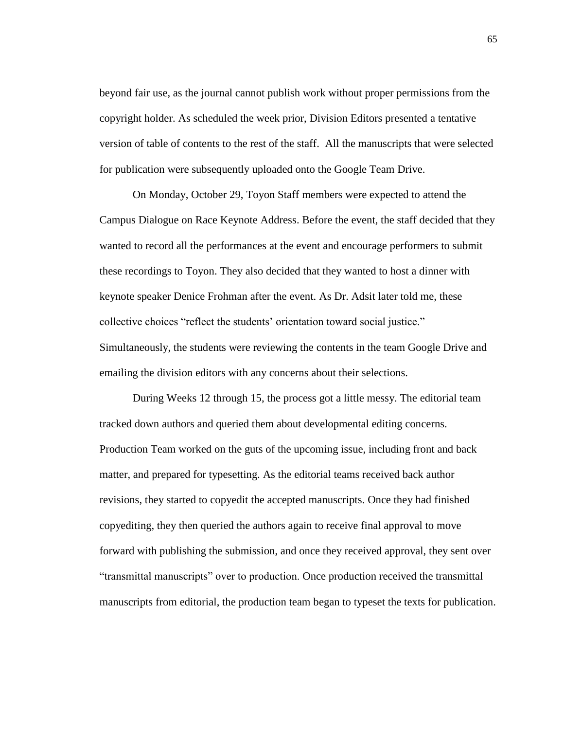beyond fair use, as the journal cannot publish work without proper permissions from the copyright holder. As scheduled the week prior, Division Editors presented a tentative version of table of contents to the rest of the staff. All the manuscripts that were selected for publication were subsequently uploaded onto the Google Team Drive.

On Monday, October 29, Toyon Staff members were expected to attend the Campus Dialogue on Race Keynote Address. Before the event, the staff decided that they wanted to record all the performances at the event and encourage performers to submit these recordings to Toyon. They also decided that they wanted to host a dinner with keynote speaker Denice Frohman after the event. As Dr. Adsit later told me, these collective choices "reflect the students' orientation toward social justice." Simultaneously, the students were reviewing the contents in the team Google Drive and emailing the division editors with any concerns about their selections.

During Weeks 12 through 15, the process got a little messy. The editorial team tracked down authors and queried them about developmental editing concerns. Production Team worked on the guts of the upcoming issue, including front and back matter, and prepared for typesetting. As the editorial teams received back author revisions, they started to copyedit the accepted manuscripts. Once they had finished copyediting, they then queried the authors again to receive final approval to move forward with publishing the submission, and once they received approval, they sent over "transmittal manuscripts" over to production. Once production received the transmittal manuscripts from editorial, the production team began to typeset the texts for publication.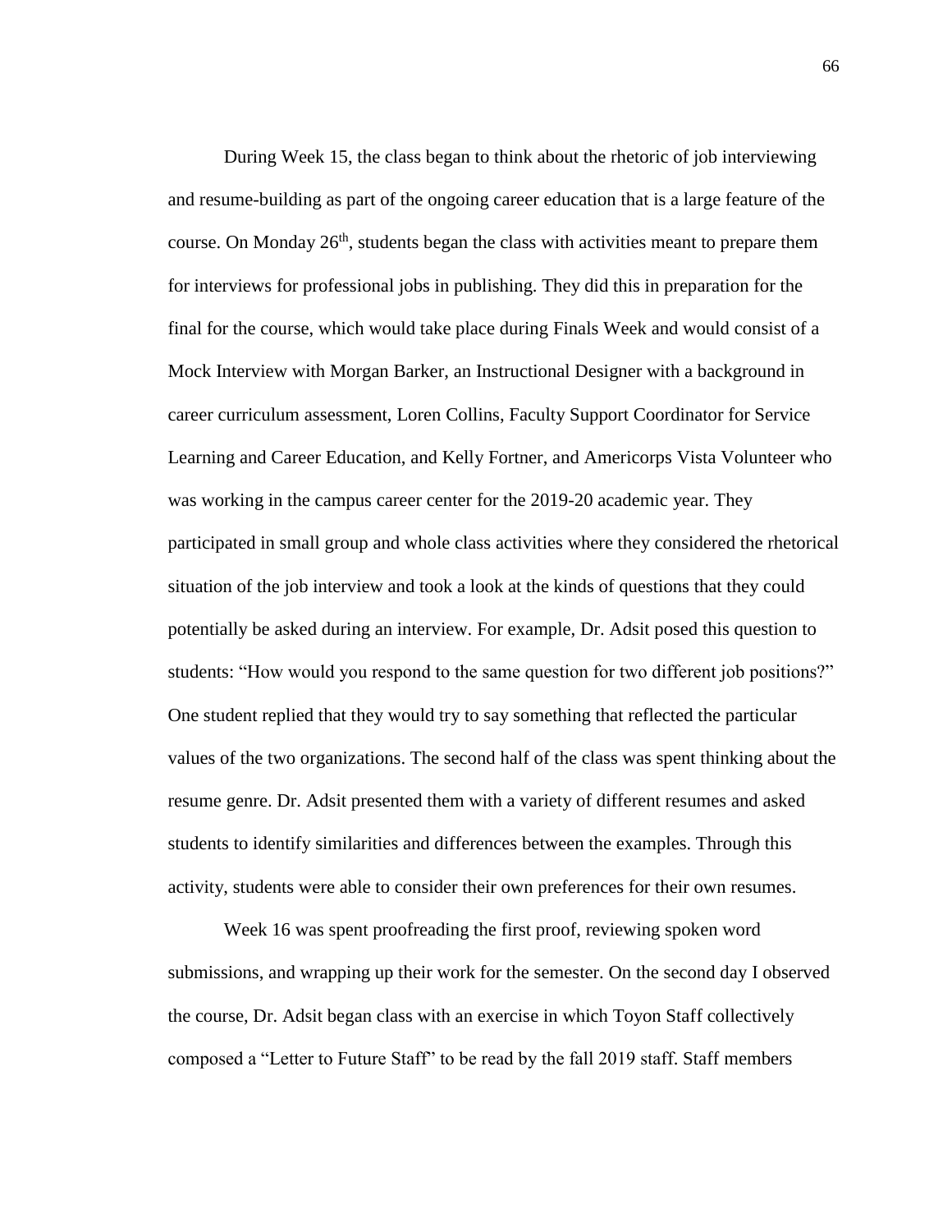During Week 15, the class began to think about the rhetoric of job interviewing and resume-building as part of the ongoing career education that is a large feature of the course. On Monday 26th, students began the class with activities meant to prepare them for interviews for professional jobs in publishing. They did this in preparation for the final for the course, which would take place during Finals Week and would consist of a Mock Interview with Morgan Barker, an Instructional Designer with a background in career curriculum assessment, Loren Collins, Faculty Support Coordinator for Service Learning and Career Education, and Kelly Fortner, and Americorps Vista Volunteer who was working in the campus career center for the 2019-20 academic year. They participated in small group and whole class activities where they considered the rhetorical situation of the job interview and took a look at the kinds of questions that they could potentially be asked during an interview. For example, Dr. Adsit posed this question to students: "How would you respond to the same question for two different job positions?" One student replied that they would try to say something that reflected the particular values of the two organizations. The second half of the class was spent thinking about the resume genre. Dr. Adsit presented them with a variety of different resumes and asked students to identify similarities and differences between the examples. Through this activity, students were able to consider their own preferences for their own resumes.

Week 16 was spent proofreading the first proof, reviewing spoken word submissions, and wrapping up their work for the semester. On the second day I observed the course, Dr. Adsit began class with an exercise in which Toyon Staff collectively composed a "Letter to Future Staff" to be read by the fall 2019 staff. Staff members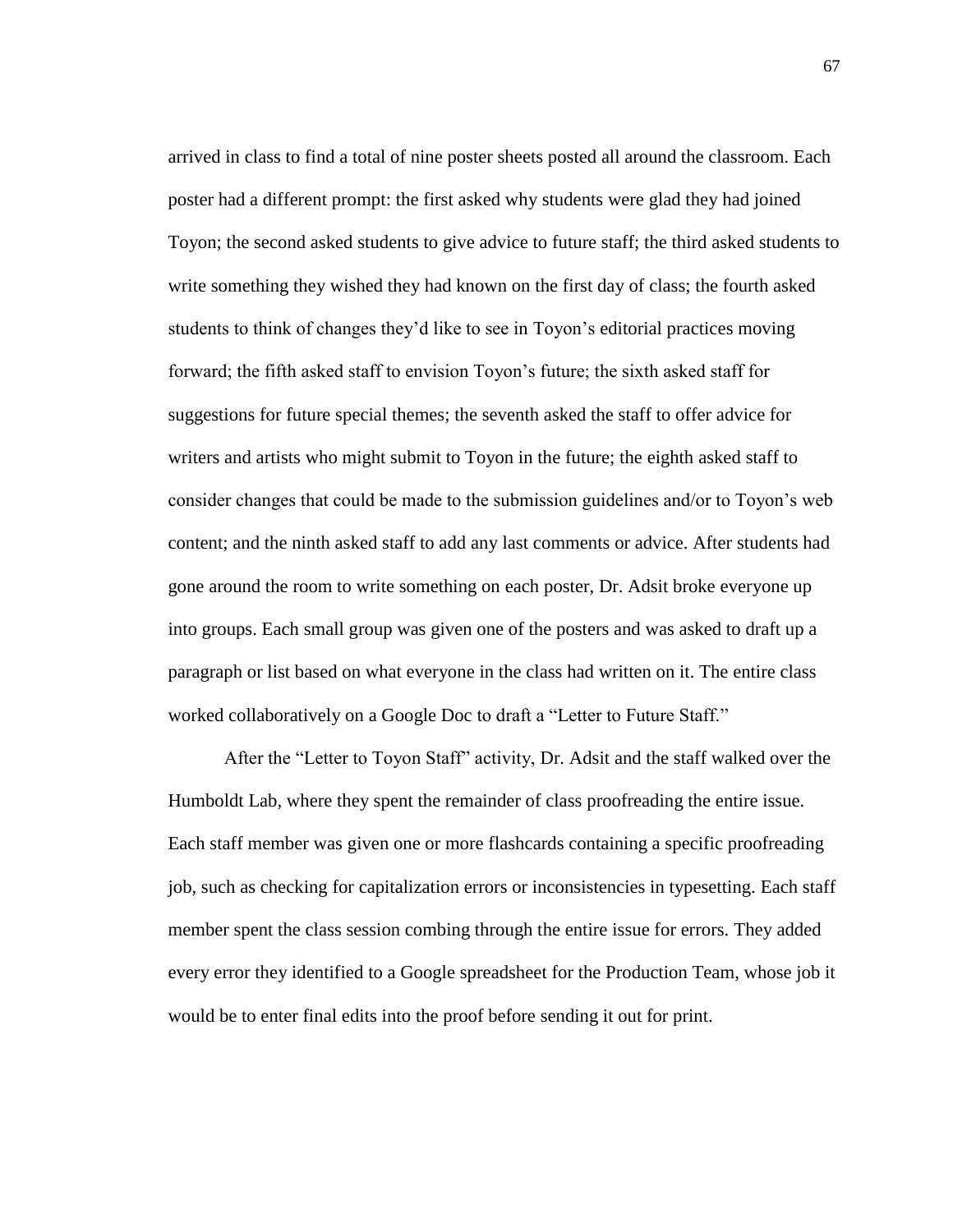arrived in class to find a total of nine poster sheets posted all around the classroom. Each poster had a different prompt: the first asked why students were glad they had joined Toyon; the second asked students to give advice to future staff; the third asked students to write something they wished they had known on the first day of class; the fourth asked students to think of changes they'd like to see in Toyon's editorial practices moving forward; the fifth asked staff to envision Toyon's future; the sixth asked staff for suggestions for future special themes; the seventh asked the staff to offer advice for writers and artists who might submit to Toyon in the future; the eighth asked staff to consider changes that could be made to the submission guidelines and/or to Toyon's web content; and the ninth asked staff to add any last comments or advice. After students had gone around the room to write something on each poster, Dr. Adsit broke everyone up into groups. Each small group was given one of the posters and was asked to draft up a paragraph or list based on what everyone in the class had written on it. The entire class worked collaboratively on a Google Doc to draft a "Letter to Future Staff."

After the "Letter to Toyon Staff" activity, Dr. Adsit and the staff walked over the Humboldt Lab, where they spent the remainder of class proofreading the entire issue. Each staff member was given one or more flashcards containing a specific proofreading job, such as checking for capitalization errors or inconsistencies in typesetting. Each staff member spent the class session combing through the entire issue for errors. They added every error they identified to a Google spreadsheet for the Production Team, whose job it would be to enter final edits into the proof before sending it out for print.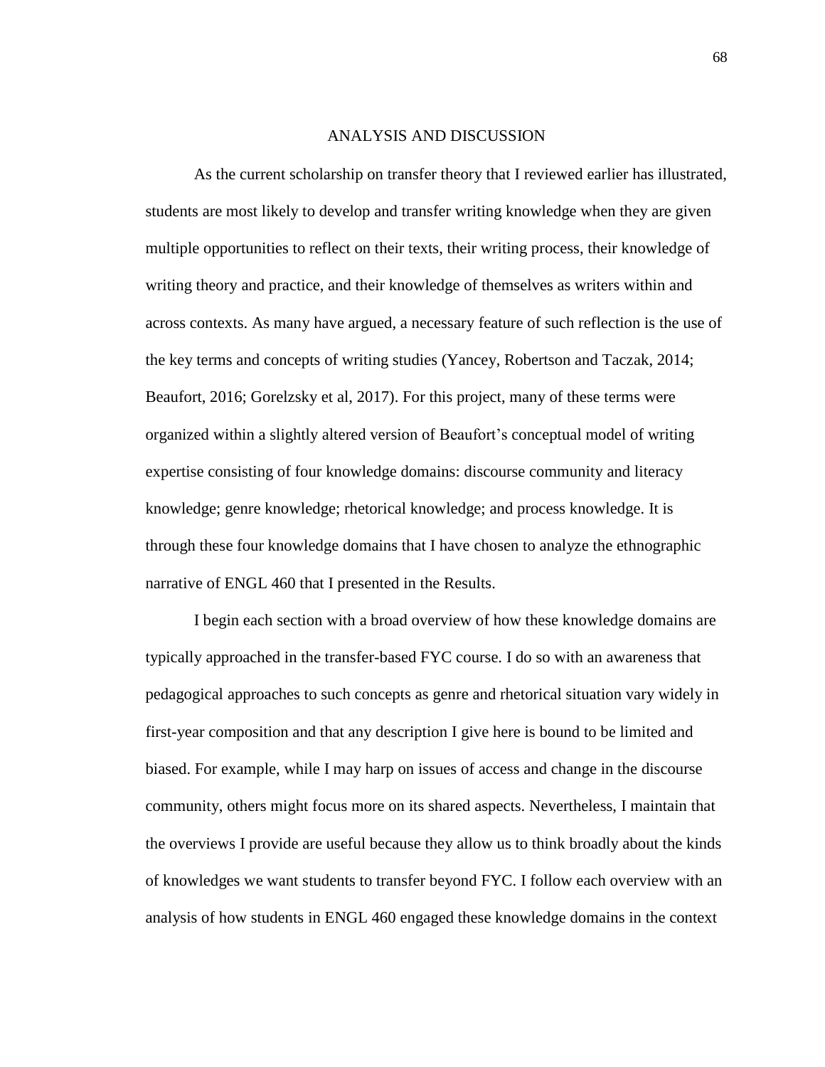# ANALYSIS AND DISCUSSION

As the current scholarship on transfer theory that I reviewed earlier has illustrated, students are most likely to develop and transfer writing knowledge when they are given multiple opportunities to reflect on their texts, their writing process, their knowledge of writing theory and practice, and their knowledge of themselves as writers within and across contexts. As many have argued, a necessary feature of such reflection is the use of the key terms and concepts of writing studies (Yancey, Robertson and Taczak, 2014; Beaufort, 2016; Gorelzsky et al, 2017). For this project, many of these terms were organized within a slightly altered version of Beaufort's conceptual model of writing expertise consisting of four knowledge domains: discourse community and literacy knowledge; genre knowledge; rhetorical knowledge; and process knowledge. It is through these four knowledge domains that I have chosen to analyze the ethnographic narrative of ENGL 460 that I presented in the Results.

I begin each section with a broad overview of how these knowledge domains are typically approached in the transfer-based FYC course. I do so with an awareness that pedagogical approaches to such concepts as genre and rhetorical situation vary widely in first-year composition and that any description I give here is bound to be limited and biased. For example, while I may harp on issues of access and change in the discourse community, others might focus more on its shared aspects. Nevertheless, I maintain that the overviews I provide are useful because they allow us to think broadly about the kinds of knowledges we want students to transfer beyond FYC. I follow each overview with an analysis of how students in ENGL 460 engaged these knowledge domains in the context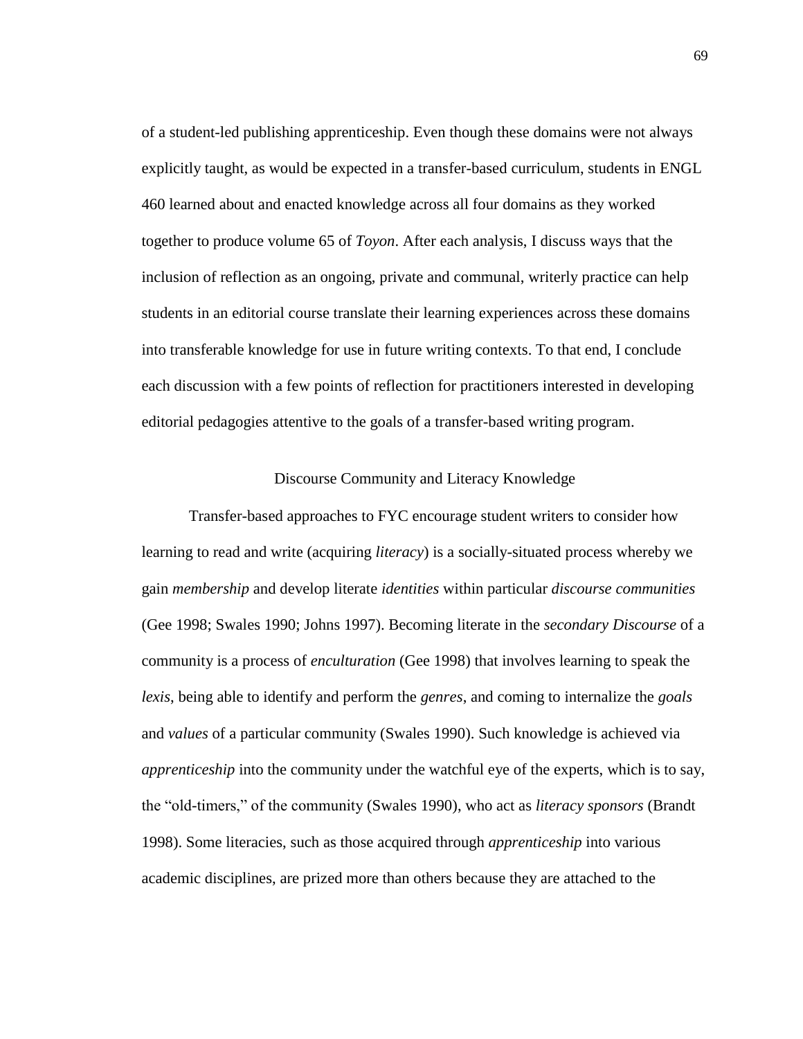of a student-led publishing apprenticeship. Even though these domains were not always explicitly taught, as would be expected in a transfer-based curriculum, students in ENGL 460 learned about and enacted knowledge across all four domains as they worked together to produce volume 65 of *Toyon*. After each analysis, I discuss ways that the inclusion of reflection as an ongoing, private and communal, writerly practice can help students in an editorial course translate their learning experiences across these domains into transferable knowledge for use in future writing contexts. To that end, I conclude each discussion with a few points of reflection for practitioners interested in developing editorial pedagogies attentive to the goals of a transfer-based writing program.

## Discourse Community and Literacy Knowledge

Transfer-based approaches to FYC encourage student writers to consider how learning to read and write (acquiring *literacy*) is a socially-situated process whereby we gain *membership* and develop literate *identities* within particular *discourse communities* (Gee 1998; Swales 1990; Johns 1997). Becoming literate in the *secondary Discourse* of a community is a process of *enculturation* (Gee 1998) that involves learning to speak the *lexis*, being able to identify and perform the *genres*, and coming to internalize the *goals* and *values* of a particular community (Swales 1990). Such knowledge is achieved via *apprenticeship* into the community under the watchful eye of the experts, which is to say, the "old-timers," of the community (Swales 1990), who act as *literacy sponsors* (Brandt 1998). Some literacies, such as those acquired through *apprenticeship* into various academic disciplines, are prized more than others because they are attached to the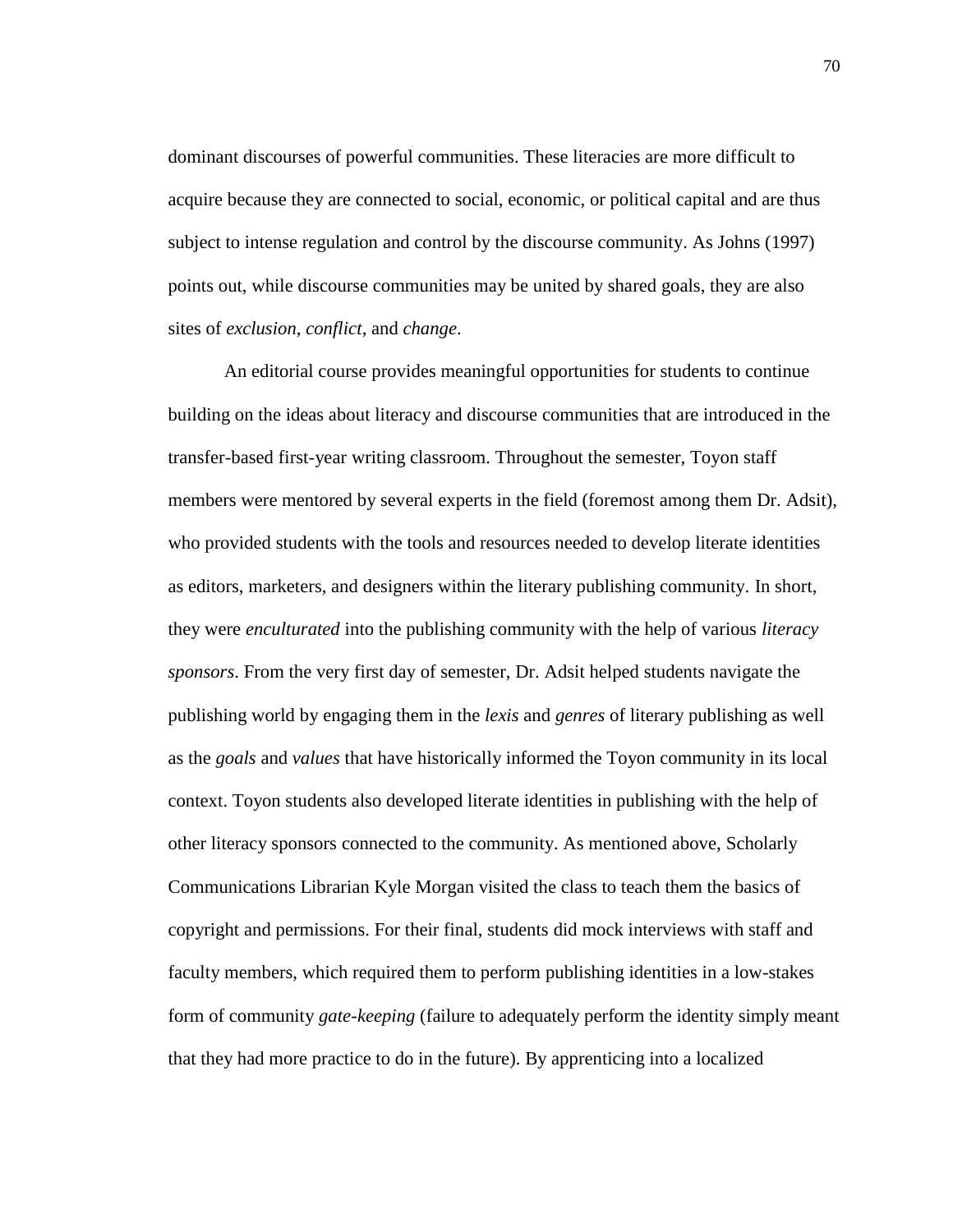dominant discourses of powerful communities. These literacies are more difficult to acquire because they are connected to social, economic, or political capital and are thus subject to intense regulation and control by the discourse community. As Johns (1997) points out, while discourse communities may be united by shared goals, they are also sites of *exclusion*, *conflict*, and *change*.

An editorial course provides meaningful opportunities for students to continue building on the ideas about literacy and discourse communities that are introduced in the transfer-based first-year writing classroom. Throughout the semester, Toyon staff members were mentored by several experts in the field (foremost among them Dr. Adsit), who provided students with the tools and resources needed to develop literate identities as editors, marketers, and designers within the literary publishing community. In short, they were *enculturated* into the publishing community with the help of various *literacy sponsors*. From the very first day of semester, Dr. Adsit helped students navigate the publishing world by engaging them in the *lexis* and *genres* of literary publishing as well as the *goals* and *values* that have historically informed the Toyon community in its local context. Toyon students also developed literate identities in publishing with the help of other literacy sponsors connected to the community. As mentioned above, Scholarly Communications Librarian Kyle Morgan visited the class to teach them the basics of copyright and permissions. For their final, students did mock interviews with staff and faculty members, which required them to perform publishing identities in a low-stakes form of community *gate-keeping* (failure to adequately perform the identity simply meant that they had more practice to do in the future). By apprenticing into a localized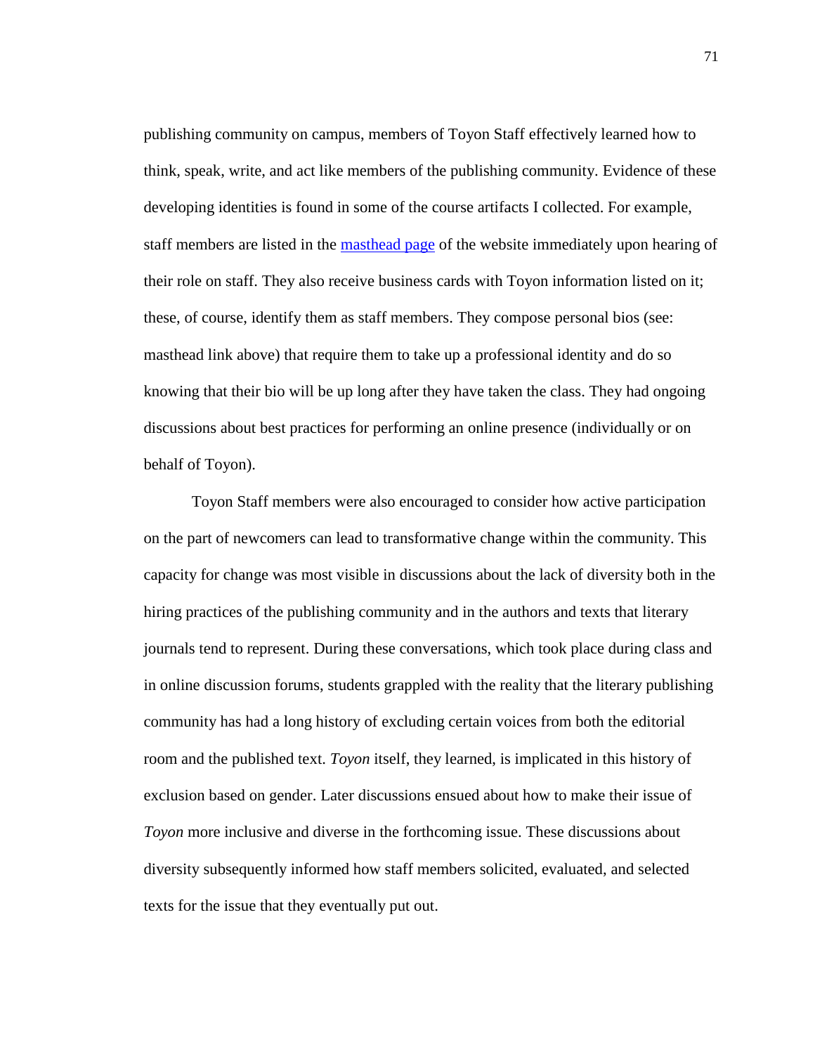publishing community on campus, members of Toyon Staff effectively learned how to think, speak, write, and act like members of the publishing community. Evidence of these developing identities is found in some of the course artifacts I collected. For example, staff members are listed in the masthead page of the website immediately upon hearing of their role on staff. They also receive business cards with Toyon information listed on it; these, of course, identify them as staff members. They compose personal bios (see: masthead link above) that require them to take up a professional identity and do so knowing that their bio will be up long after they have taken the class. They had ongoing discussions about best practices for performing an online presence (individually or on behalf of Toyon).

Toyon Staff members were also encouraged to consider how active participation on the part of newcomers can lead to transformative change within the community. This capacity for change was most visible in discussions about the lack of diversity both in the hiring practices of the publishing community and in the authors and texts that literary journals tend to represent. During these conversations, which took place during class and in online discussion forums, students grappled with the reality that the literary publishing community has had a long history of excluding certain voices from both the editorial room and the published text. *Toyon* itself, they learned, is implicated in this history of exclusion based on gender. Later discussions ensued about how to make their issue of *Toyon* more inclusive and diverse in the forthcoming issue. These discussions about diversity subsequently informed how staff members solicited, evaluated, and selected texts for the issue that they eventually put out.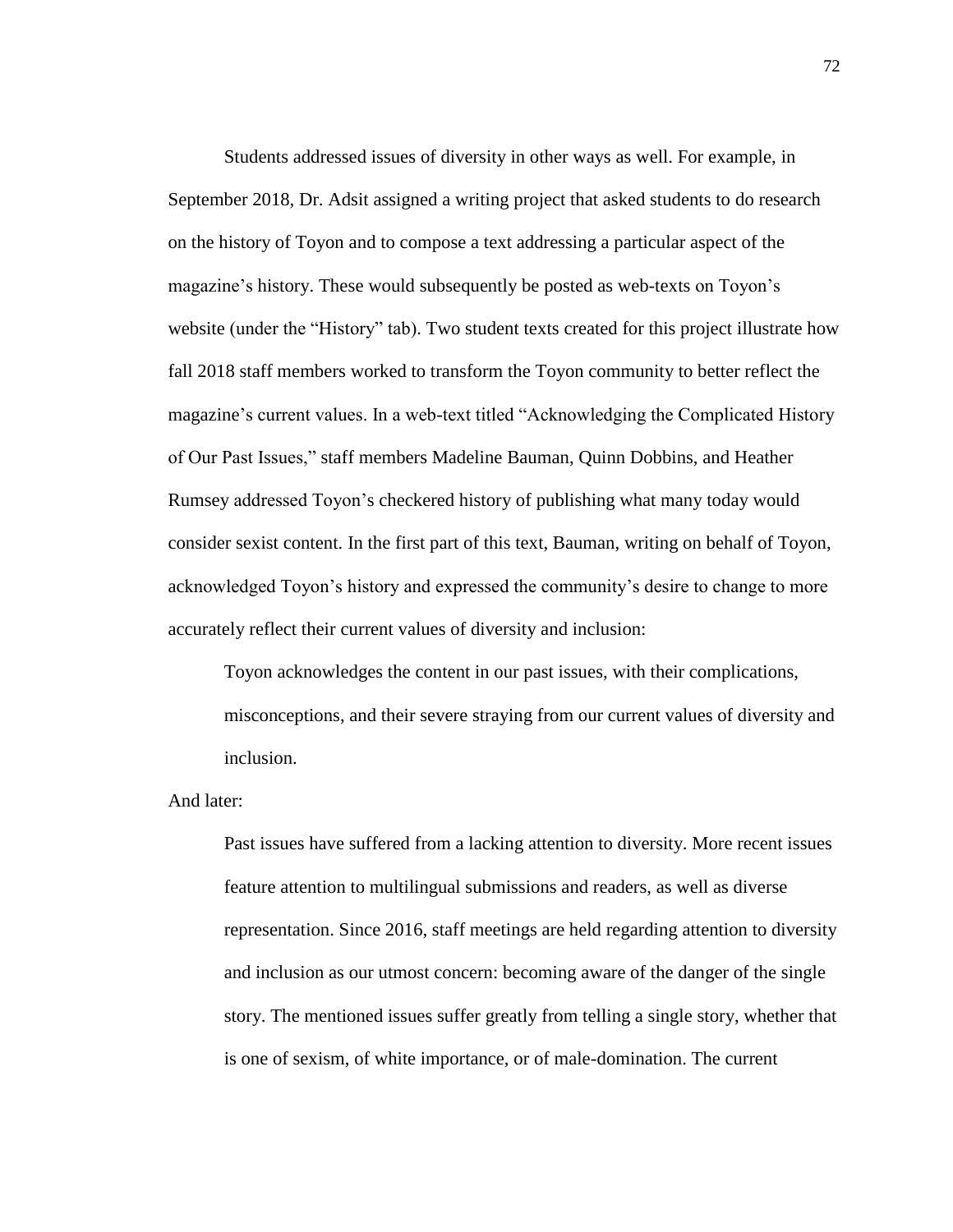Students addressed issues of diversity in other ways as well. For example, in September 2018, Dr. Adsit assigned a writing project that asked students to do research on the history of Toyon and to compose a text addressing a particular aspect of the magazine's history. These would subsequently be posted as web-texts on Toyon's website (under the "History" tab). Two student texts created for this project illustrate how fall 2018 staff members worked to transform the Toyon community to better reflect the magazine's current values. In a web-text titled "Acknowledging the Complicated History of Our Past Issues," staff members Madeline Bauman, Quinn Dobbins, and Heather Rumsey addressed Toyon's checkered history of publishing what many today would consider sexist content. In the first part of this text, Bauman, writing on behalf of Toyon, acknowledged Toyon's history and expressed the community's desire to change to more accurately reflect their current values of diversity and inclusion:

> Toyon acknowledges the content in our past issues, with their complications, misconceptions, and their severe straying from our current values of diversity and inclusion.

And later:

> Past issues have suffered from a lacking attention to diversity. More recent issues feature attention to multilingual submissions and readers, as well as diverse representation. Since 2016, staff meetings are held regarding attention to diversity and inclusion as our utmost concern: becoming aware of the danger of the single story. The mentioned issues suffer greatly from telling a single story, whether that is one of sexism, of white importance, or of male-domination. The current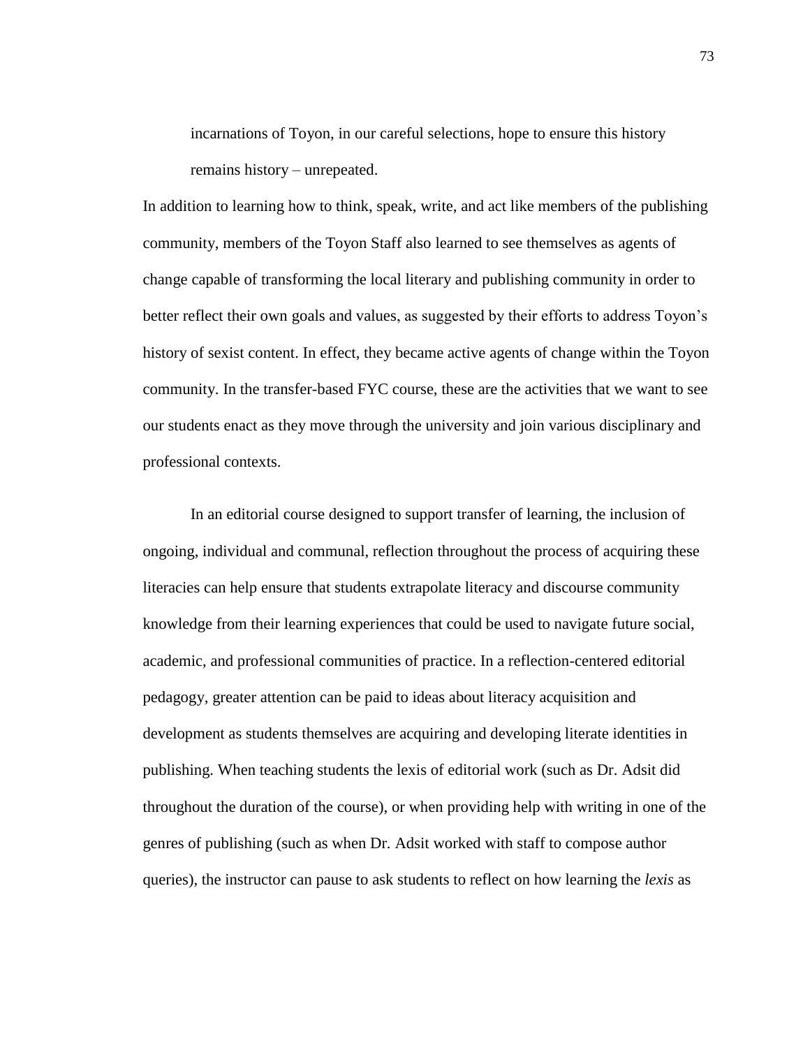> incarnations of Toyon, in our careful selections, hope to ensure this history remains history – unrepeated.

In addition to learning how to think, speak, write, and act like members of the publishing community, members of the Toyon Staff also learned to see themselves as agents of change capable of transforming the local literary and publishing community in order to better reflect their own goals and values, as suggested by their efforts to address Toyon's history of sexist content. In effect, they became active agents of change within the Toyon community. In the transfer-based FYC course, these are the activities that we want to see our students enact as they move through the university and join various disciplinary and professional contexts.

In an editorial course designed to support transfer of learning, the inclusion of ongoing, individual and communal, reflection throughout the process of acquiring these literacies can help ensure that students extrapolate literacy and discourse community knowledge from their learning experiences that could be used to navigate future social, academic, and professional communities of practice. In a reflection-centered editorial pedagogy, greater attention can be paid to ideas about literacy acquisition and development as students themselves are acquiring and developing literate identities in publishing. When teaching students the lexis of editorial work (such as Dr. Adsit did throughout the duration of the course), or when providing help with writing in one of the genres of publishing (such as when Dr. Adsit worked with staff to compose author queries), the instructor can pause to ask students to reflect on how learning the *lexis* as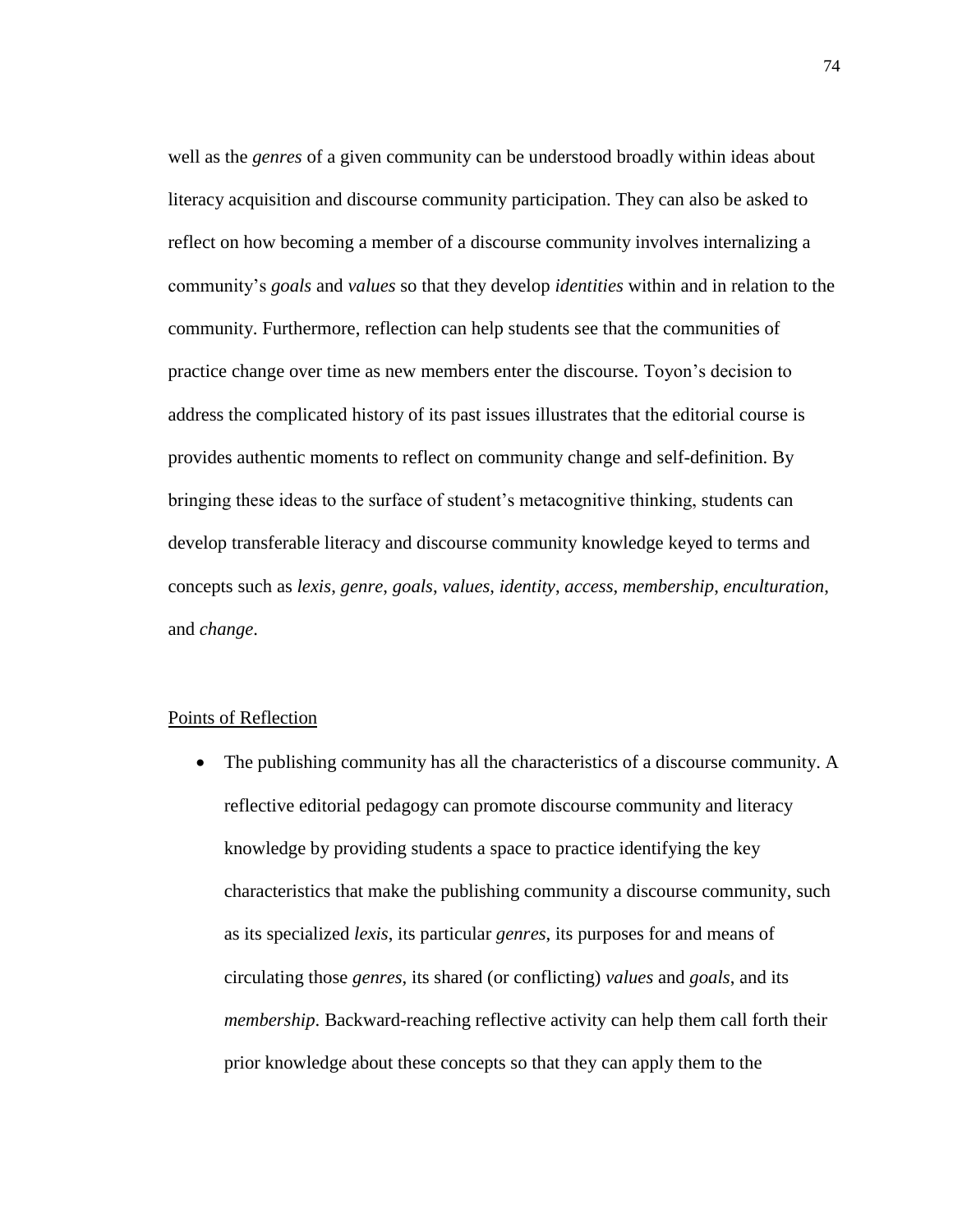well as the *genres* of a given community can be understood broadly within ideas about literacy acquisition and discourse community participation. They can also be asked to reflect on how becoming a member of a discourse community involves internalizing a community's *goals* and *values* so that they develop *identities* within and in relation to the community. Furthermore, reflection can help students see that the communities of practice change over time as new members enter the discourse. Toyon's decision to address the complicated history of its past issues illustrates that the editorial course is provides authentic moments to reflect on community change and self-definition. By bringing these ideas to the surface of student's metacognitive thinking, students can develop transferable literacy and discourse community knowledge keyed to terms and concepts such as *lexis*, *genre*, *goals*, *values*, *identity*, *access*, *membership*, *enculturation*, and *change*.

Points of Reflection

- The publishing community has all the characteristics of a discourse community. A reflective editorial pedagogy can promote discourse community and literacy knowledge by providing students a space to practice identifying the key characteristics that make the publishing community a discourse community, such as its specialized *lexis*, its particular *genres*, its purposes for and means of circulating those *genres*, its shared (or conflicting) *values* and *goals*, and its *membership*. Backward-reaching reflective activity can help them call forth their prior knowledge about these concepts so that they can apply them to the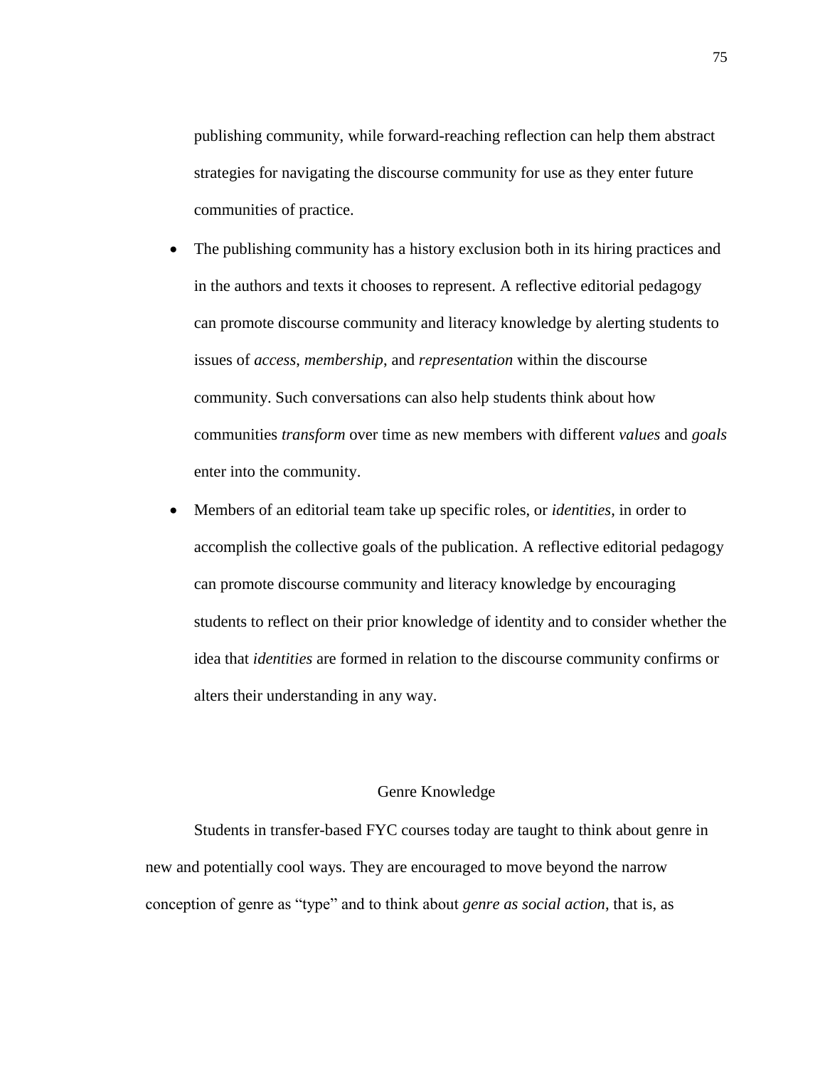publishing community, while forward-reaching reflection can help them abstract strategies for navigating the discourse community for use as they enter future communities of practice.

- The publishing community has a history exclusion both in its hiring practices and in the authors and texts it chooses to represent. A reflective editorial pedagogy can promote discourse community and literacy knowledge by alerting students to issues of *access*, *membership*, and *representation* within the discourse community. Such conversations can also help students think about how communities *transform* over time as new members with different *values* and *goals* enter into the community.
- Members of an editorial team take up specific roles, or *identities*, in order to accomplish the collective goals of the publication. A reflective editorial pedagogy can promote discourse community and literacy knowledge by encouraging students to reflect on their prior knowledge of identity and to consider whether the idea that *identities* are formed in relation to the discourse community confirms or alters their understanding in any way.

## Genre Knowledge

Students in transfer-based FYC courses today are taught to think about genre in new and potentially cool ways. They are encouraged to move beyond the narrow conception of genre as "type" and to think about *genre as social action*, that is, as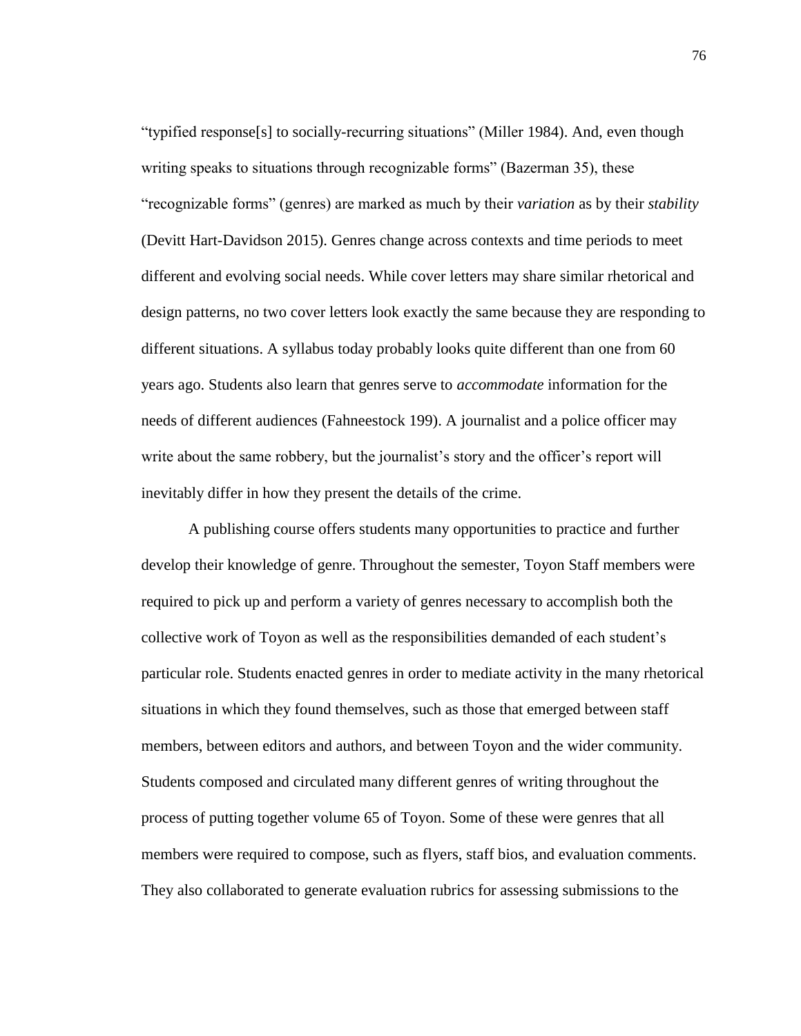"typified response[s] to socially-recurring situations" (Miller 1984). And, even though writing speaks to situations through recognizable forms" (Bazerman 35), these "recognizable forms" (genres) are marked as much by their *variation* as by their *stability* (Devitt Hart-Davidson 2015). Genres change across contexts and time periods to meet different and evolving social needs. While cover letters may share similar rhetorical and design patterns, no two cover letters look exactly the same because they are responding to different situations. A syllabus today probably looks quite different than one from 60 years ago. Students also learn that genres serve to *accommodate* information for the needs of different audiences (Fahneestock 199). A journalist and a police officer may write about the same robbery, but the journalist's story and the officer's report will inevitably differ in how they present the details of the crime.

A publishing course offers students many opportunities to practice and further develop their knowledge of genre. Throughout the semester, Toyon Staff members were required to pick up and perform a variety of genres necessary to accomplish both the collective work of Toyon as well as the responsibilities demanded of each student's particular role. Students enacted genres in order to mediate activity in the many rhetorical situations in which they found themselves, such as those that emerged between staff members, between editors and authors, and between Toyon and the wider community. Students composed and circulated many different genres of writing throughout the process of putting together volume 65 of Toyon. Some of these were genres that all members were required to compose, such as flyers, staff bios, and evaluation comments. They also collaborated to generate evaluation rubrics for assessing submissions to the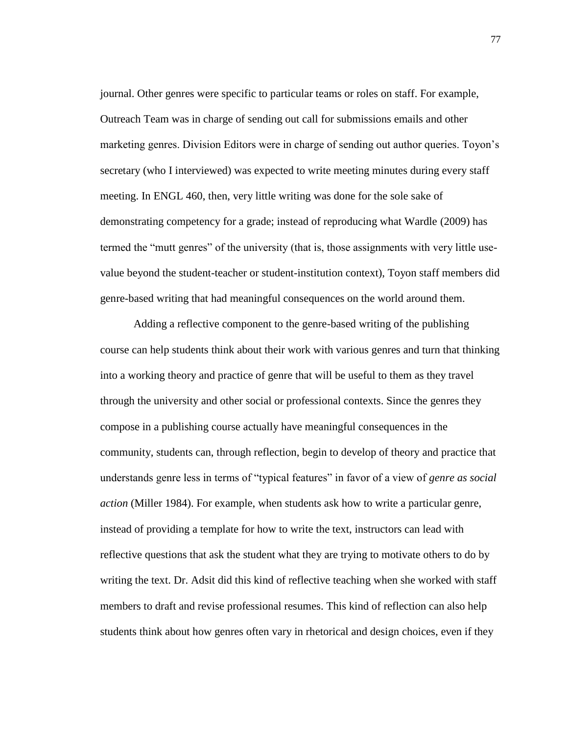journal. Other genres were specific to particular teams or roles on staff. For example, Outreach Team was in charge of sending out call for submissions emails and other marketing genres. Division Editors were in charge of sending out author queries. Toyon's secretary (who I interviewed) was expected to write meeting minutes during every staff meeting. In ENGL 460, then, very little writing was done for the sole sake of demonstrating competency for a grade; instead of reproducing what Wardle (2009) has termed the "mutt genres" of the university (that is, those assignments with very little use-value beyond the student-teacher or student-institution context), Toyon staff members did genre-based writing that had meaningful consequences on the world around them.

Adding a reflective component to the genre-based writing of the publishing course can help students think about their work with various genres and turn that thinking into a working theory and practice of genre that will be useful to them as they travel through the university and other social or professional contexts. Since the genres they compose in a publishing course actually have meaningful consequences in the community, students can, through reflection, begin to develop of theory and practice that understands genre less in terms of "typical features" in favor of a view of *genre as social action* (Miller 1984). For example, when students ask how to write a particular genre, instead of providing a template for how to write the text, instructors can lead with reflective questions that ask the student what they are trying to motivate others to do by writing the text. Dr. Adsit did this kind of reflective teaching when she worked with staff members to draft and revise professional resumes. This kind of reflection can also help students think about how genres often vary in rhetorical and design choices, even if they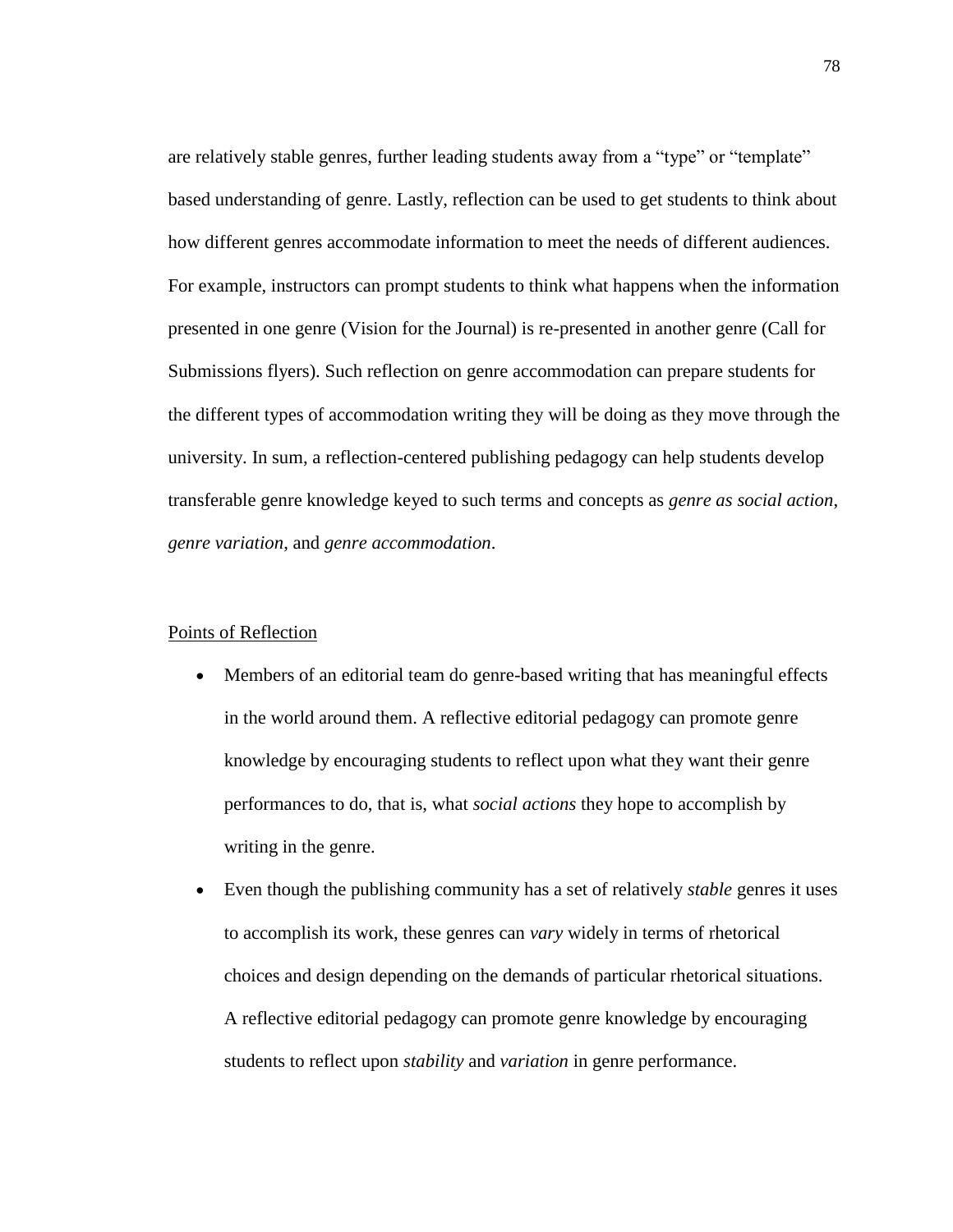are relatively stable genres, further leading students away from a "type" or "template" based understanding of genre. Lastly, reflection can be used to get students to think about how different genres accommodate information to meet the needs of different audiences. For example, instructors can prompt students to think what happens when the information presented in one genre (Vision for the Journal) is re-presented in another genre (Call for Submissions flyers). Such reflection on genre accommodation can prepare students for the different types of accommodation writing they will be doing as they move through the university. In sum, a reflection-centered publishing pedagogy can help students develop transferable genre knowledge keyed to such terms and concepts as *genre as social action*, *genre variation*, and *genre accommodation*.

<u>Points of Reflection</u>

- Members of an editorial team do genre-based writing that has meaningful effects in the world around them. A reflective editorial pedagogy can promote genre knowledge by encouraging students to reflect upon what they want their genre performances to do, that is, what *social actions* they hope to accomplish by writing in the genre.
- Even though the publishing community has a set of relatively *stable* genres it uses to accomplish its work, these genres can *vary* widely in terms of rhetorical choices and design depending on the demands of particular rhetorical situations. A reflective editorial pedagogy can promote genre knowledge by encouraging students to reflect upon *stability* and *variation* in genre performance.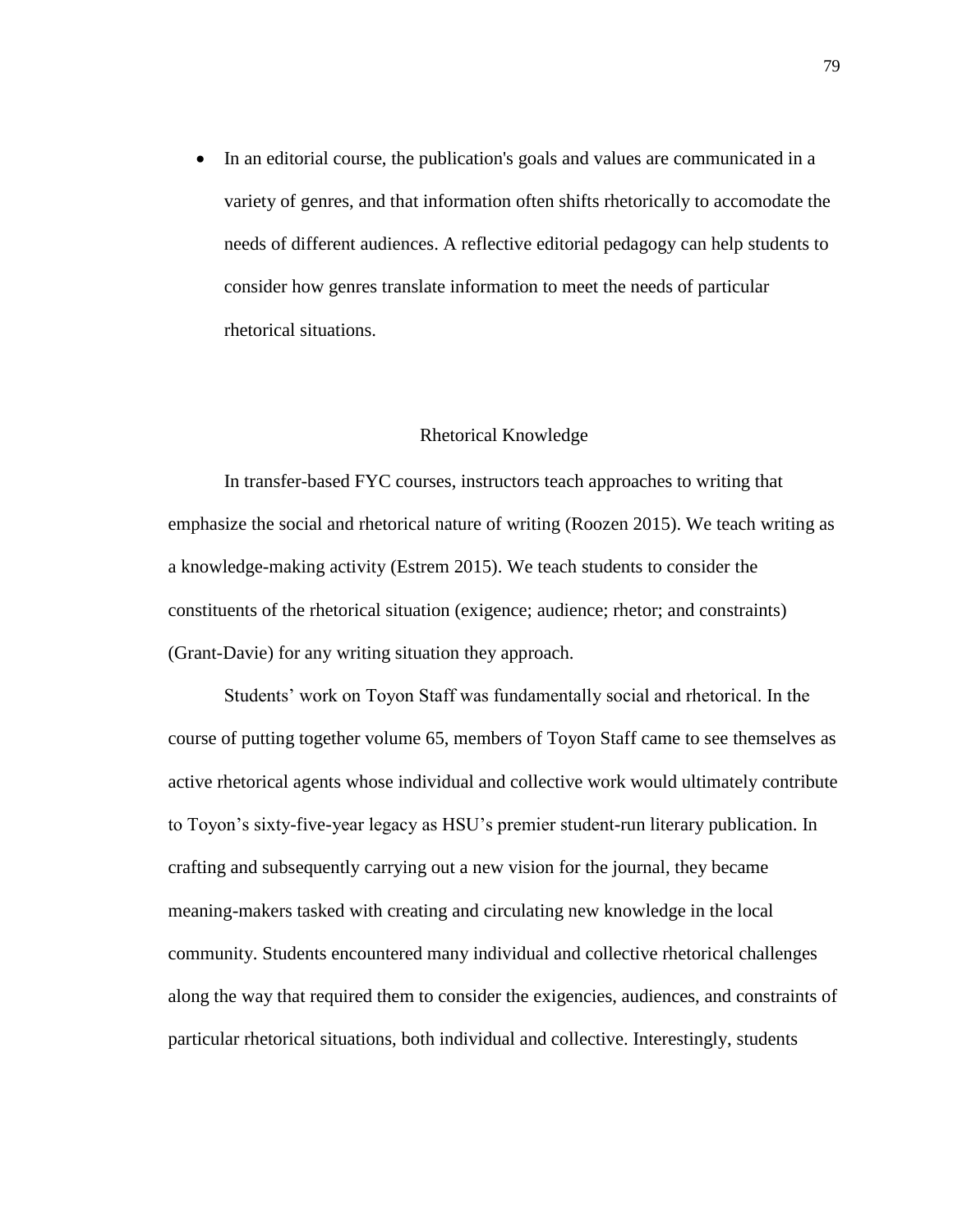- In an editorial course, the publication's goals and values are communicated in a variety of genres, and that information often shifts rhetorically to accomodate the needs of different audiences. A reflective editorial pedagogy can help students to consider how genres translate information to meet the needs of particular rhetorical situations.

## Rhetorical Knowledge

In transfer-based FYC courses, instructors teach approaches to writing that emphasize the social and rhetorical nature of writing (Roozen 2015). We teach writing as a knowledge-making activity (Estrem 2015). We teach students to consider the constituents of the rhetorical situation (exigence; audience; rhetor; and constraints) (Grant-Davie) for any writing situation they approach.

Students' work on Toyon Staff was fundamentally social and rhetorical. In the course of putting together volume 65, members of Toyon Staff came to see themselves as active rhetorical agents whose individual and collective work would ultimately contribute to Toyon's sixty-five-year legacy as HSU's premier student-run literary publication. In crafting and subsequently carrying out a new vision for the journal, they became meaning-makers tasked with creating and circulating new knowledge in the local community. Students encountered many individual and collective rhetorical challenges along the way that required them to consider the exigencies, audiences, and constraints of particular rhetorical situations, both individual and collective. Interestingly, students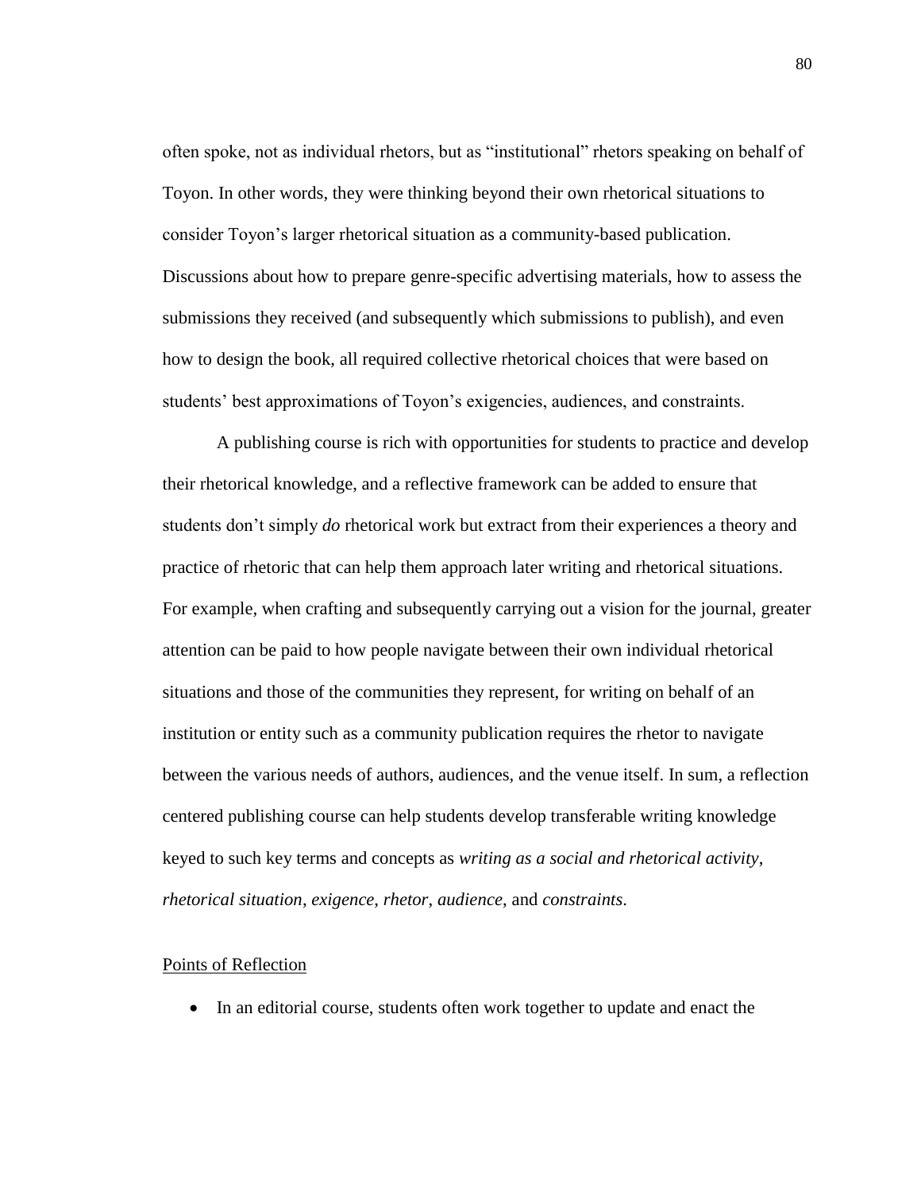often spoke, not as individual rhetors, but as "institutional" rhetors speaking on behalf of Toyon. In other words, they were thinking beyond their own rhetorical situations to consider Toyon's larger rhetorical situation as a community-based publication. Discussions about how to prepare genre-specific advertising materials, how to assess the submissions they received (and subsequently which submissions to publish), and even how to design the book, all required collective rhetorical choices that were based on students' best approximations of Toyon's exigencies, audiences, and constraints.

A publishing course is rich with opportunities for students to practice and develop their rhetorical knowledge, and a reflective framework can be added to ensure that students don't simply *do* rhetorical work but extract from their experiences a theory and practice of rhetoric that can help them approach later writing and rhetorical situations. For example, when crafting and subsequently carrying out a vision for the journal, greater attention can be paid to how people navigate between their own individual rhetorical situations and those of the communities they represent, for writing on behalf of an institution or entity such as a community publication requires the rhetor to navigate between the various needs of authors, audiences, and the venue itself. In sum, a reflection centered publishing course can help students develop transferable writing knowledge keyed to such key terms and concepts as *writing as a social and rhetorical activity*, *rhetorical situation*, *exigence*, *rhetor*, *audience*, and *constraints*.

<u>Points of Reflection</u>

- In an editorial course, students often work together to update and enact the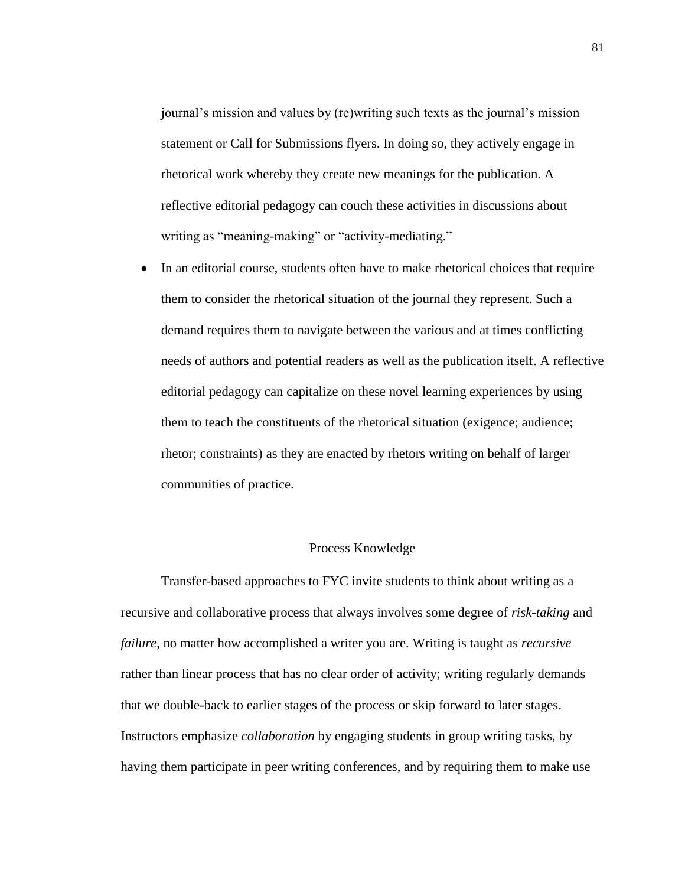journal's mission and values by (re)writing such texts as the journal's mission statement or Call for Submissions flyers. In doing so, they actively engage in rhetorical work whereby they create new meanings for the publication. A reflective editorial pedagogy can couch these activities in discussions about writing as "meaning-making" or "activity-mediating."

- In an editorial course, students often have to make rhetorical choices that require them to consider the rhetorical situation of the journal they represent. Such a demand requires them to navigate between the various and at times conflicting needs of authors and potential readers as well as the publication itself. A reflective editorial pedagogy can capitalize on these novel learning experiences by using them to teach the constituents of the rhetorical situation (exigence; audience; rhetor; constraints) as they are enacted by rhetors writing on behalf of larger communities of practice.

## Process Knowledge

Transfer-based approaches to FYC invite students to think about writing as a recursive and collaborative process that always involves some degree of *risk-taking* and *failure*, no matter how accomplished a writer you are. Writing is taught as *recursive* rather than linear process that has no clear order of activity; writing regularly demands that we double-back to earlier stages of the process or skip forward to later stages. Instructors emphasize *collaboration* by engaging students in group writing tasks, by having them participate in peer writing conferences, and by requiring them to make use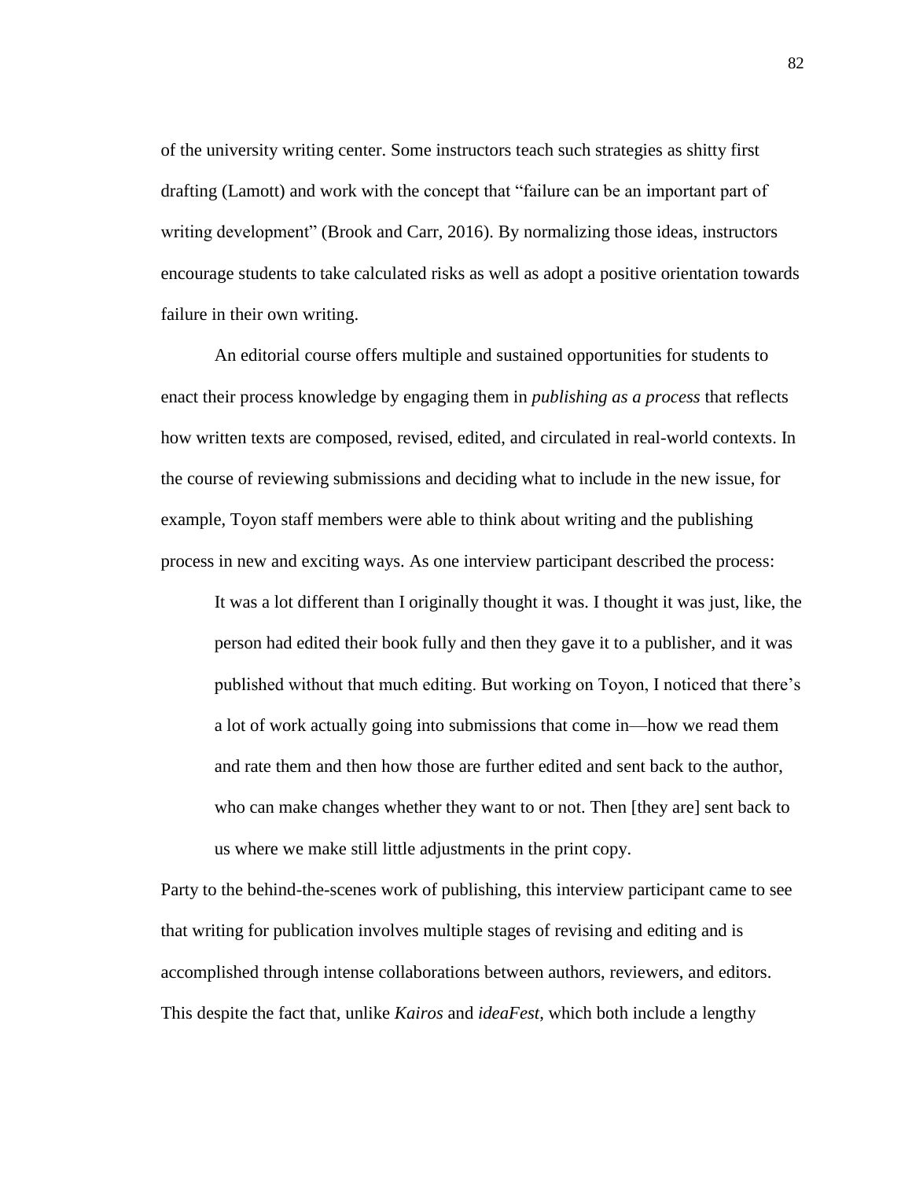of the university writing center. Some instructors teach such strategies as shitty first drafting (Lamott) and work with the concept that "failure can be an important part of writing development" (Brook and Carr, 2016). By normalizing those ideas, instructors encourage students to take calculated risks as well as adopt a positive orientation towards failure in their own writing.

An editorial course offers multiple and sustained opportunities for students to enact their process knowledge by engaging them in *publishing as a process* that reflects how written texts are composed, revised, edited, and circulated in real-world contexts. In the course of reviewing submissions and deciding what to include in the new issue, for example, Toyon staff members were able to think about writing and the publishing process in new and exciting ways. As one interview participant described the process:

> It was a lot different than I originally thought it was. I thought it was just, like, the person had edited their book fully and then they gave it to a publisher, and it was published without that much editing. But working on Toyon, I noticed that there's a lot of work actually going into submissions that come in—how we read them and rate them and then how those are further edited and sent back to the author, who can make changes whether they want to or not. Then [they are] sent back to us where we make still little adjustments in the print copy.

Party to the behind-the-scenes work of publishing, this interview participant came to see that writing for publication involves multiple stages of revising and editing and is accomplished through intense collaborations between authors, reviewers, and editors. This despite the fact that, unlike *Kairos* and *ideaFest*, which both include a lengthy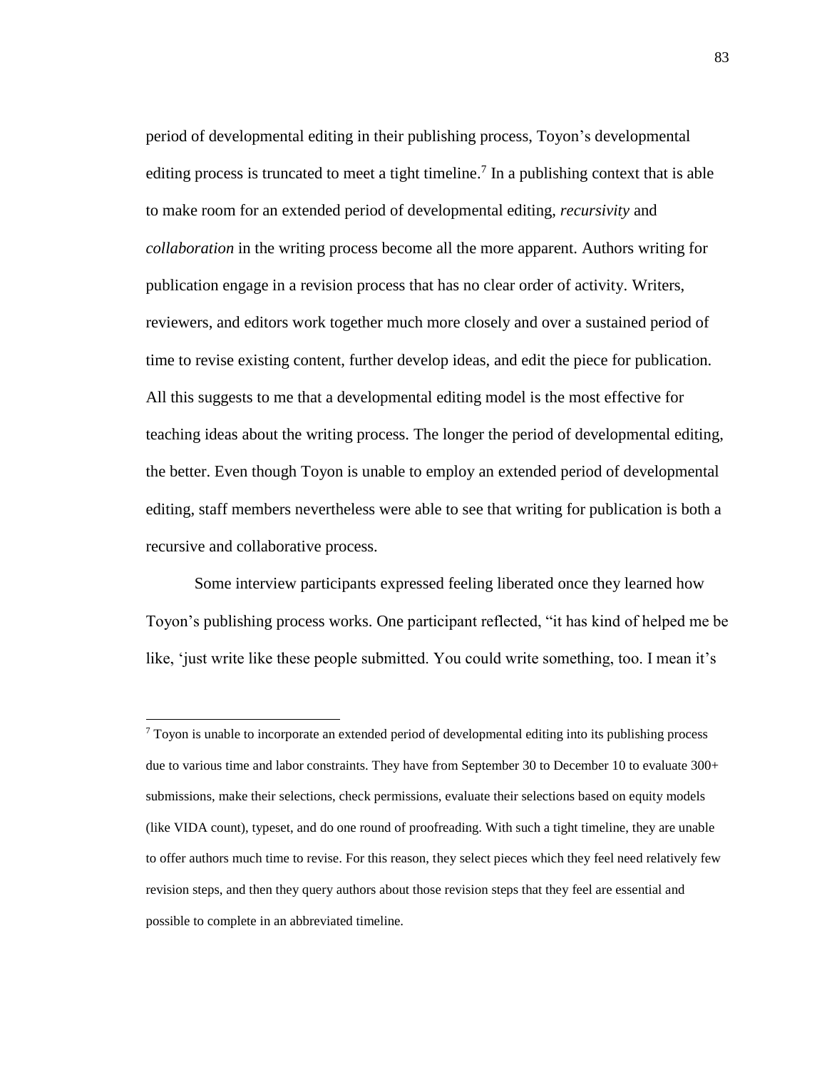period of developmental editing in their publishing process, Toyon's developmental editing process is truncated to meet a tight timeline.[7] In a publishing context that is able to make room for an extended period of developmental editing, *recursivity* and *collaboration* in the writing process become all the more apparent. Authors writing for publication engage in a revision process that has no clear order of activity. Writers, reviewers, and editors work together much more closely and over a sustained period of time to revise existing content, further develop ideas, and edit the piece for publication. All this suggests to me that a developmental editing model is the most effective for teaching ideas about the writing process. The longer the period of developmental editing, the better. Even though Toyon is unable to employ an extended period of developmental editing, staff members nevertheless were able to see that writing for publication is both a recursive and collaborative process.

Some interview participants expressed feeling liberated once they learned how Toyon's publishing process works. One participant reflected, "it has kind of helped me be like, 'just write like these people submitted. You could write something, too. I mean it's

[7] Toyon is unable to incorporate an extended period of developmental editing into its publishing process due to various time and labor constraints. They have from September 30 to December 10 to evaluate 300+ submissions, make their selections, check permissions, evaluate their selections based on equity models (like VIDA count), typeset, and do one round of proofreading. With such a tight timeline, they are unable to offer authors much time to revise. For this reason, they select pieces which they feel need relatively few revision steps, and then they query authors about those revision steps that they feel are essential and possible to complete in an abbreviated timeline.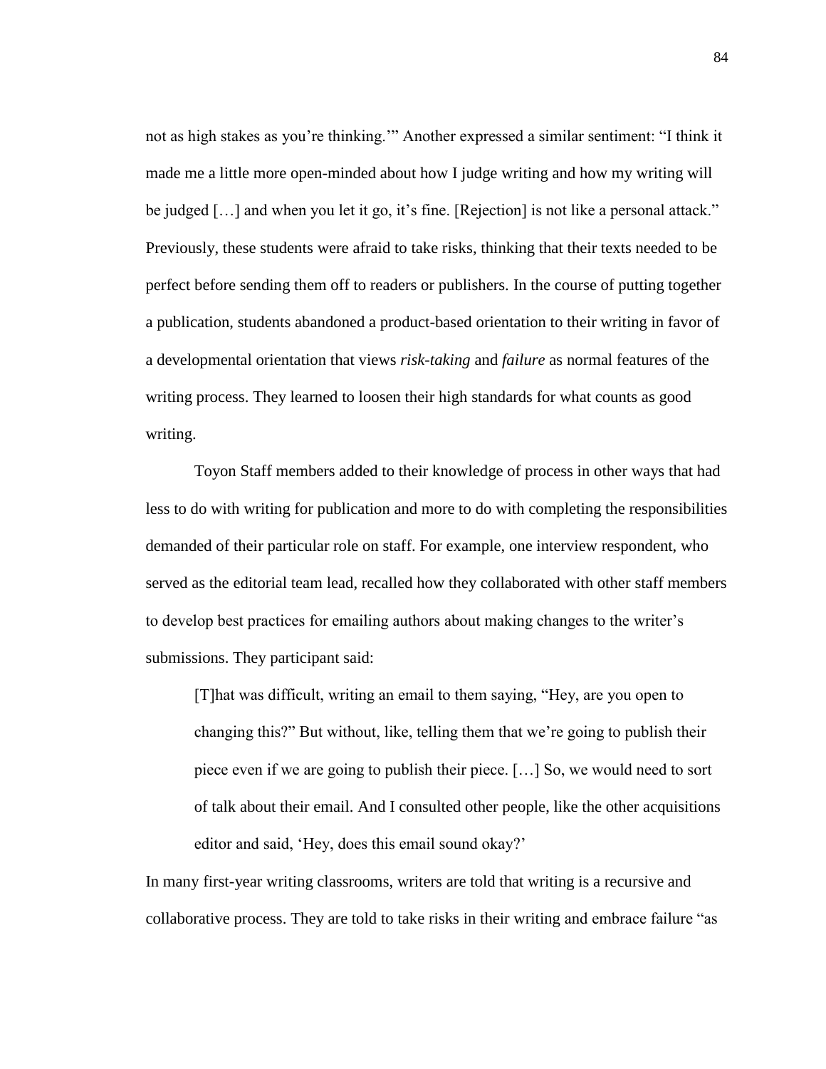not as high stakes as you're thinking.'" Another expressed a similar sentiment: "I think it made me a little more open-minded about how I judge writing and how my writing will be judged […] and when you let it go, it's fine. [Rejection] is not like a personal attack." Previously, these students were afraid to take risks, thinking that their texts needed to be perfect before sending them off to readers or publishers. In the course of putting together a publication, students abandoned a product-based orientation to their writing in favor of a developmental orientation that views *risk-taking* and *failure* as normal features of the writing process. They learned to loosen their high standards for what counts as good writing.

Toyon Staff members added to their knowledge of process in other ways that had less to do with writing for publication and more to do with completing the responsibilities demanded of their particular role on staff. For example, one interview respondent, who served as the editorial team lead, recalled how they collaborated with other staff members to develop best practices for emailing authors about making changes to the writer's submissions. They participant said:

> [T]hat was difficult, writing an email to them saying, "Hey, are you open to changing this?" But without, like, telling them that we're going to publish their piece even if we are going to publish their piece. […] So, we would need to sort of talk about their email. And I consulted other people, like the other acquisitions editor and said, 'Hey, does this email sound okay?'

In many first-year writing classrooms, writers are told that writing is a recursive and collaborative process. They are told to take risks in their writing and embrace failure "as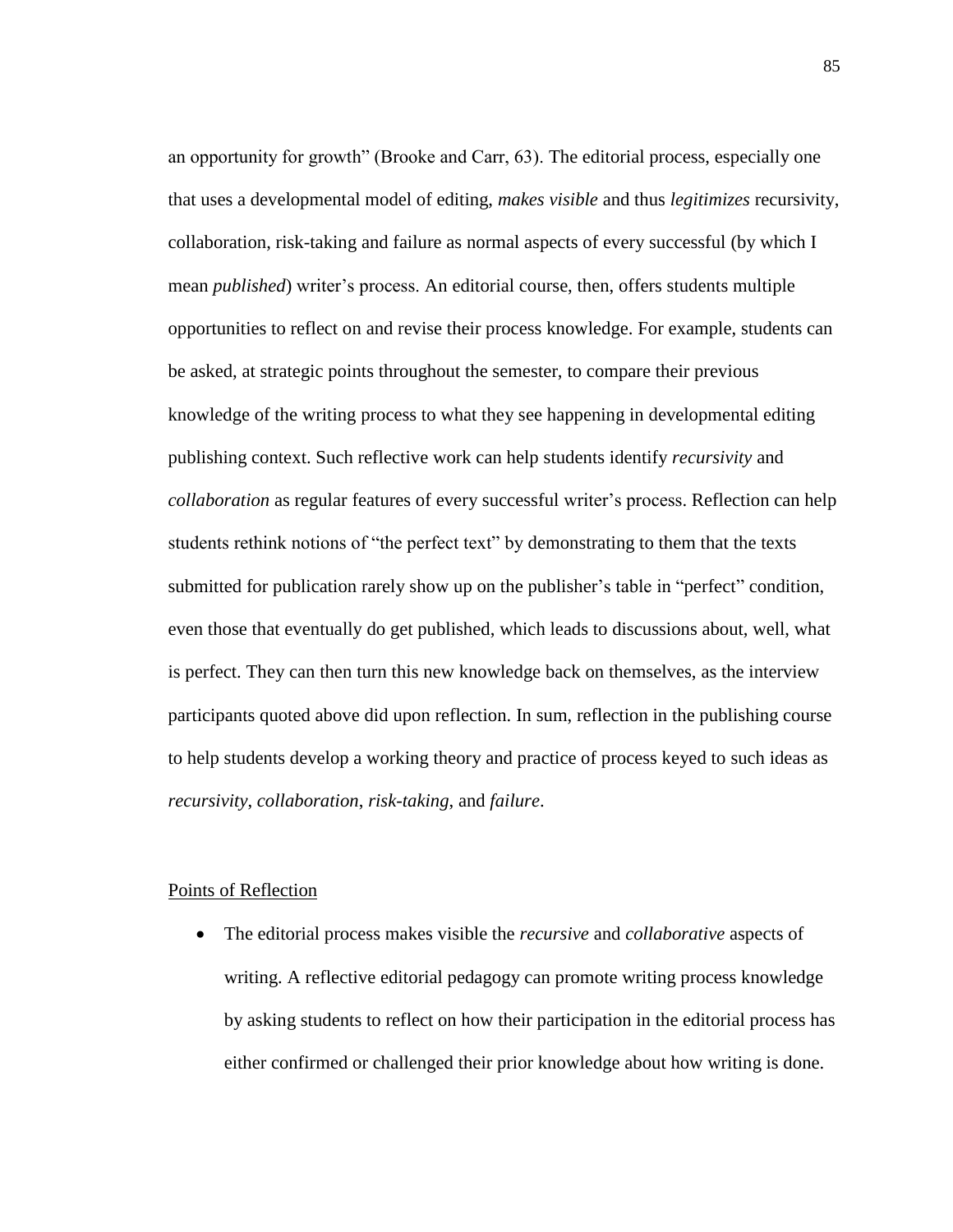an opportunity for growth" (Brooke and Carr, 63). The editorial process, especially one that uses a developmental model of editing, *makes visible* and thus *legitimizes* recursivity, collaboration, risk-taking and failure as normal aspects of every successful (by which I mean *published*) writer's process. An editorial course, then, offers students multiple opportunities to reflect on and revise their process knowledge. For example, students can be asked, at strategic points throughout the semester, to compare their previous knowledge of the writing process to what they see happening in developmental editing publishing context. Such reflective work can help students identify *recursivity* and *collaboration* as regular features of every successful writer's process. Reflection can help students rethink notions of "the perfect text" by demonstrating to them that the texts submitted for publication rarely show up on the publisher's table in "perfect" condition, even those that eventually do get published, which leads to discussions about, well, what is perfect. They can then turn this new knowledge back on themselves, as the interview participants quoted above did upon reflection. In sum, reflection in the publishing course to help students develop a working theory and practice of process keyed to such ideas as *recursivity*, *collaboration*, *risk-taking*, and *failure*.

<u>Points of Reflection</u>

- The editorial process makes visible the *recursive* and *collaborative* aspects of writing. A reflective editorial pedagogy can promote writing process knowledge by asking students to reflect on how their participation in the editorial process has either confirmed or challenged their prior knowledge about how writing is done.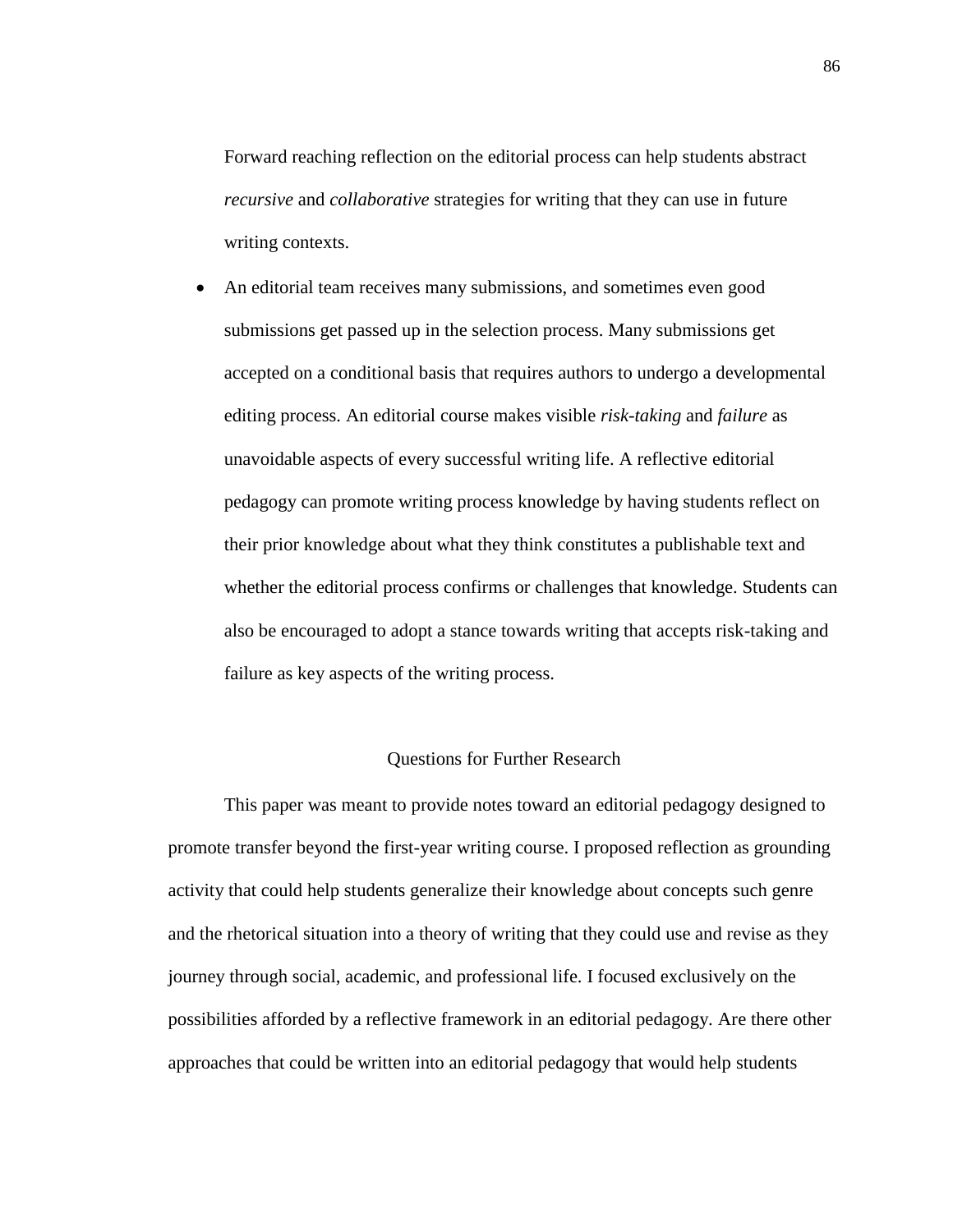Forward reaching reflection on the editorial process can help students abstract *recursive* and *collaborative* strategies for writing that they can use in future writing contexts.

- An editorial team receives many submissions, and sometimes even good submissions get passed up in the selection process. Many submissions get accepted on a conditional basis that requires authors to undergo a developmental editing process. An editorial course makes visible *risk-taking* and *failure* as unavoidable aspects of every successful writing life. A reflective editorial pedagogy can promote writing process knowledge by having students reflect on their prior knowledge about what they think constitutes a publishable text and whether the editorial process confirms or challenges that knowledge. Students can also be encouraged to adopt a stance towards writing that accepts risk-taking and failure as key aspects of the writing process.

## Questions for Further Research

This paper was meant to provide notes toward an editorial pedagogy designed to promote transfer beyond the first-year writing course. I proposed reflection as grounding activity that could help students generalize their knowledge about concepts such genre and the rhetorical situation into a theory of writing that they could use and revise as they journey through social, academic, and professional life. I focused exclusively on the possibilities afforded by a reflective framework in an editorial pedagogy. Are there other approaches that could be written into an editorial pedagogy that would help students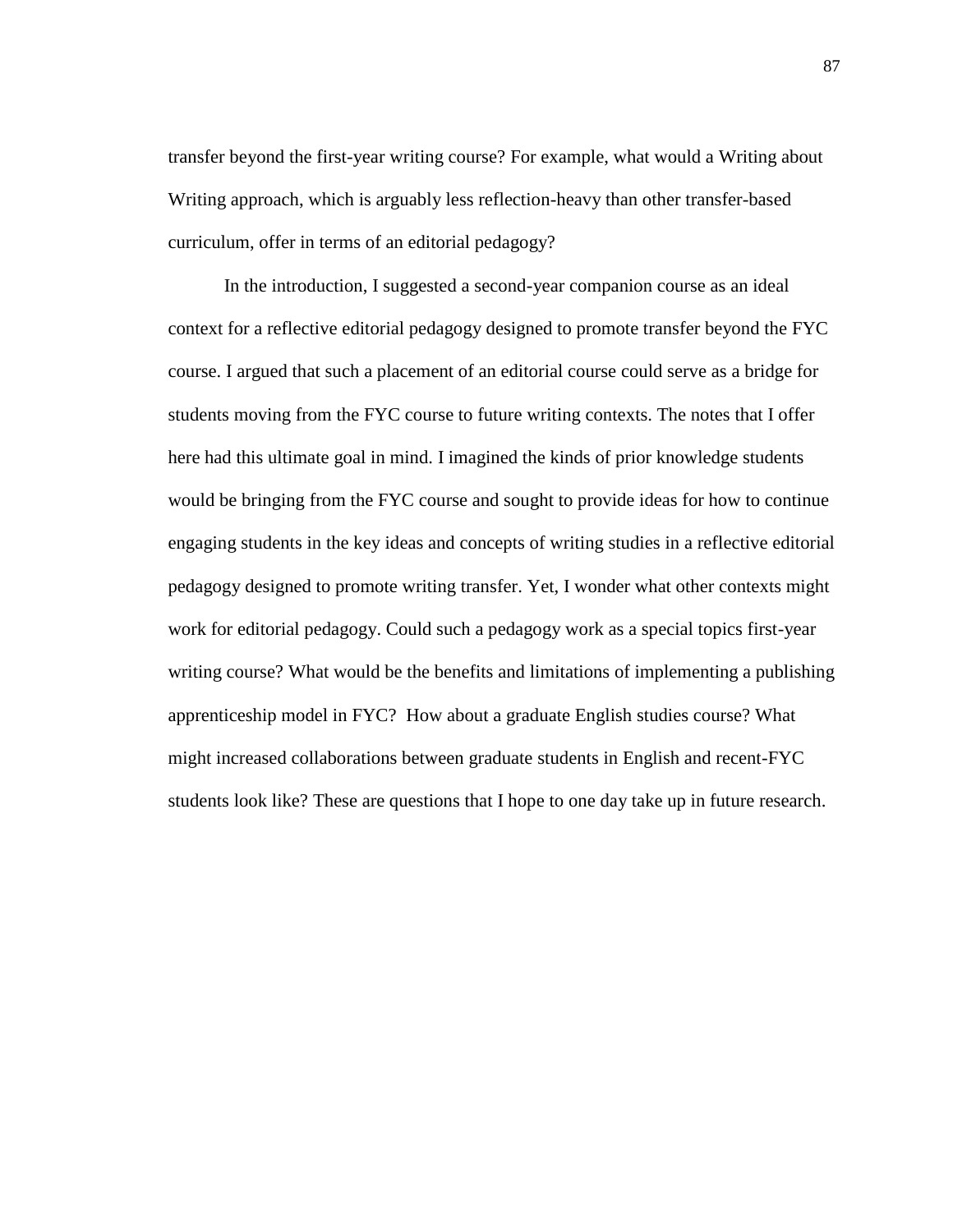transfer beyond the first-year writing course? For example, what would a Writing about Writing approach, which is arguably less reflection-heavy than other transfer-based curriculum, offer in terms of an editorial pedagogy?

In the introduction, I suggested a second-year companion course as an ideal context for a reflective editorial pedagogy designed to promote transfer beyond the FYC course. I argued that such a placement of an editorial course could serve as a bridge for students moving from the FYC course to future writing contexts. The notes that I offer here had this ultimate goal in mind. I imagined the kinds of prior knowledge students would be bringing from the FYC course and sought to provide ideas for how to continue engaging students in the key ideas and concepts of writing studies in a reflective editorial pedagogy designed to promote writing transfer. Yet, I wonder what other contexts might work for editorial pedagogy. Could such a pedagogy work as a special topics first-year writing course? What would be the benefits and limitations of implementing a publishing apprenticeship model in FYC? How about a graduate English studies course? What might increased collaborations between graduate students in English and recent-FYC students look like? These are questions that I hope to one day take up in future research.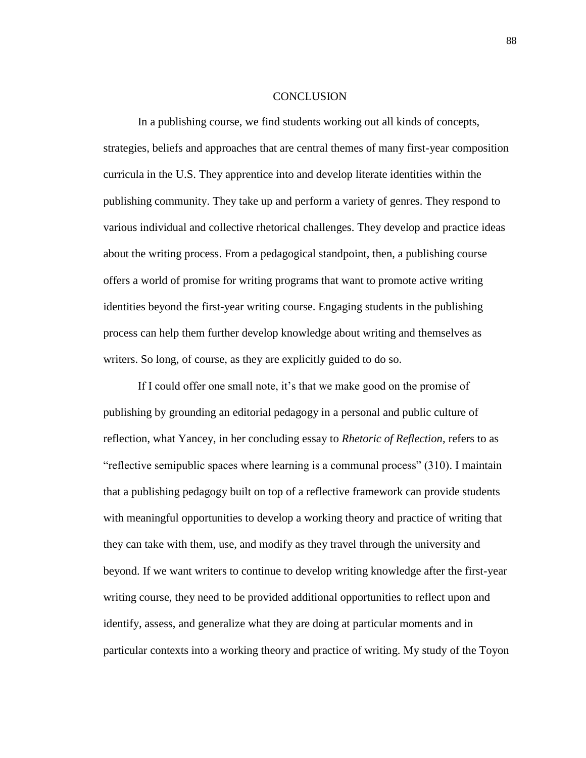# CONCLUSION

In a publishing course, we find students working out all kinds of concepts, strategies, beliefs and approaches that are central themes of many first-year composition curricula in the U.S. They apprentice into and develop literate identities within the publishing community. They take up and perform a variety of genres. They respond to various individual and collective rhetorical challenges. They develop and practice ideas about the writing process. From a pedagogical standpoint, then, a publishing course offers a world of promise for writing programs that want to promote active writing identities beyond the first-year writing course. Engaging students in the publishing process can help them further develop knowledge about writing and themselves as writers. So long, of course, as they are explicitly guided to do so.

If I could offer one small note, it's that we make good on the promise of publishing by grounding an editorial pedagogy in a personal and public culture of reflection, what Yancey, in her concluding essay to *Rhetoric of Reflection*, refers to as "reflective semipublic spaces where learning is a communal process" (310). I maintain that a publishing pedagogy built on top of a reflective framework can provide students with meaningful opportunities to develop a working theory and practice of writing that they can take with them, use, and modify as they travel through the university and beyond. If we want writers to continue to develop writing knowledge after the first-year writing course, they need to be provided additional opportunities to reflect upon and identify, assess, and generalize what they are doing at particular moments and in particular contexts into a working theory and practice of writing. My study of the Toyon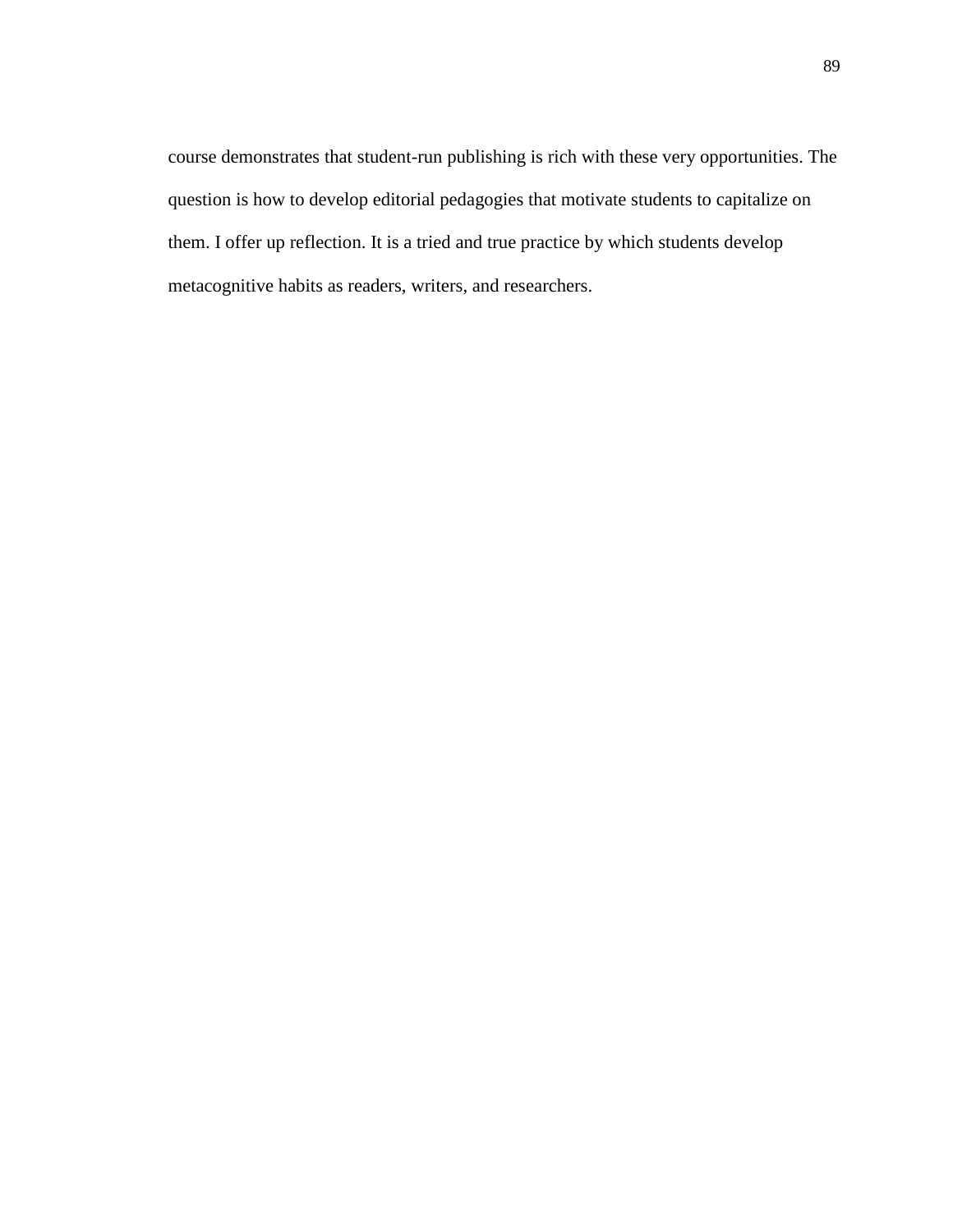course demonstrates that student-run publishing is rich with these very opportunities. The question is how to develop editorial pedagogies that motivate students to capitalize on them. I offer up reflection. It is a tried and true practice by which students develop metacognitive habits as readers, writers, and researchers.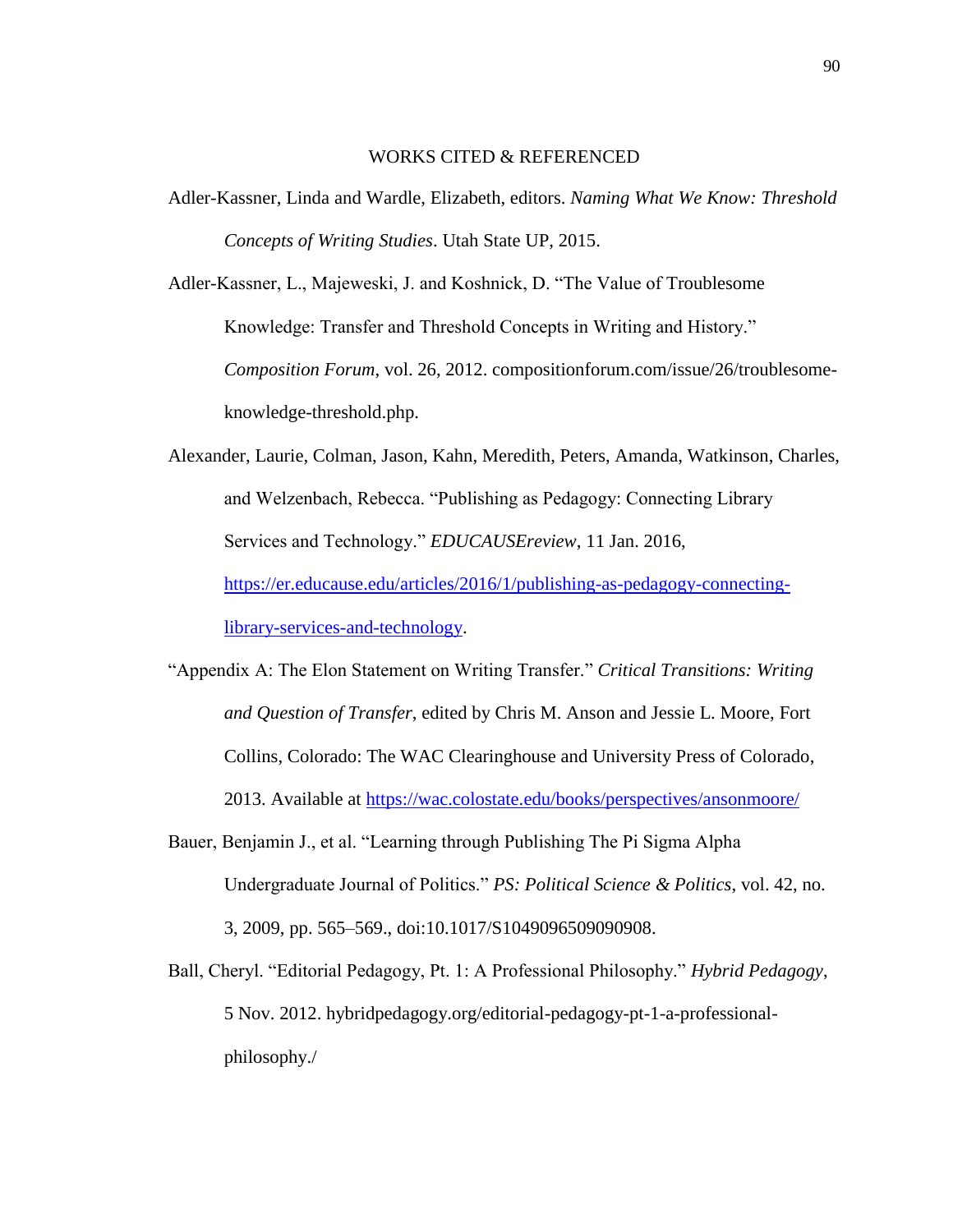## WORKS CITED & REFERENCED

Adler-Kassner, Linda and Wardle, Elizabeth, editors. *Naming What We Know: Threshold Concepts of Writing Studies*. Utah State UP, 2015.

Adler-Kassner, L., Majeweski, J. and Koshnick, D. "The Value of Troublesome Knowledge: Transfer and Threshold Concepts in Writing and History." *Composition Forum*, vol. 26, 2012. compositionforum.com/issue/26/troublesome-knowledge-threshold.php.

Alexander, Laurie, Colman, Jason, Kahn, Meredith, Peters, Amanda, Watkinson, Charles, and Welzenbach, Rebecca. "Publishing as Pedagogy: Connecting Library Services and Technology." *EDUCAUSEreview*, 11 Jan. 2016, [https://er.educause.edu/articles/2016/1/publishing-as-pedagogy-connecting-library-services-and-technology](https://er.educause.edu/articles/2016/1/publishing-as-pedagogy-connecting-library-services-and-technology).

"Appendix A: The Elon Statement on Writing Transfer." *Critical Transitions: Writing and Question of Transfer*, edited by Chris M. Anson and Jessie L. Moore, Fort Collins, Colorado: The WAC Clearinghouse and University Press of Colorado, 2013. Available at [https://wac.colostate.edu/books/perspectives/ansonmoore/](https://wac.colostate.edu/books/perspectives/ansonmoore/)

Bauer, Benjamin J., et al. "Learning through Publishing The Pi Sigma Alpha Undergraduate Journal of Politics." *PS: Political Science & Politics*, vol. 42, no. 3, 2009, pp. 565–569., doi:10.1017/S1049096509090908.

Ball, Cheryl. "Editorial Pedagogy, Pt. 1: A Professional Philosophy." *Hybrid Pedagogy*, 5 Nov. 2012. hybridpedagogy.org/editorial-pedagogy-pt-1-a-professional-philosophy./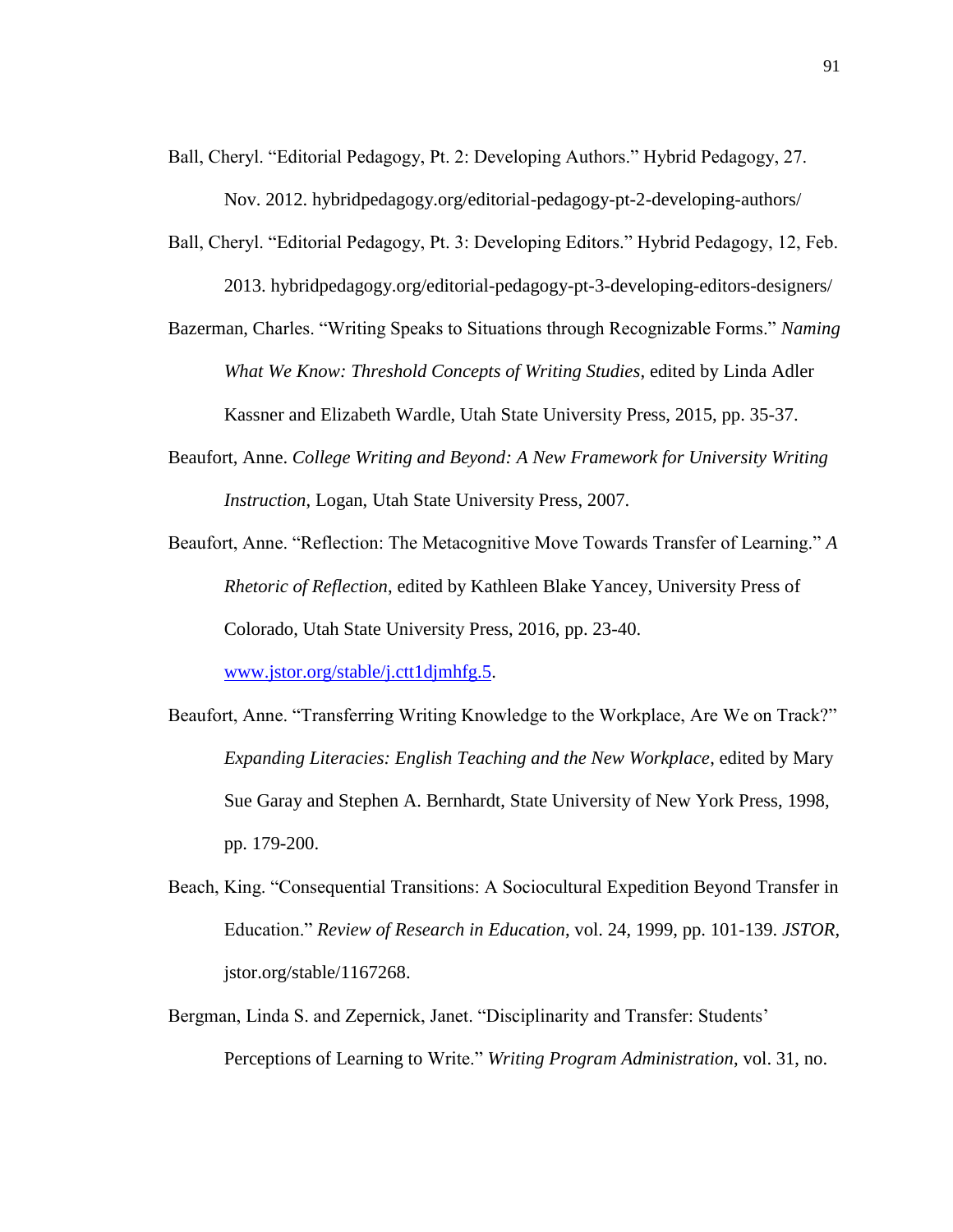Ball, Cheryl. "Editorial Pedagogy, Pt. 2: Developing Authors." Hybrid Pedagogy, 27. Nov. 2012. hybridpedagogy.org/editorial-pedagogy-pt-2-developing-authors/

Ball, Cheryl. "Editorial Pedagogy, Pt. 3: Developing Editors." Hybrid Pedagogy, 12, Feb. 2013. hybridpedagogy.org/editorial-pedagogy-pt-3-developing-editors-designers/

Bazerman, Charles. "Writing Speaks to Situations through Recognizable Forms." *Naming What We Know: Threshold Concepts of Writing Studies*, edited by Linda Adler Kassner and Elizabeth Wardle, Utah State University Press, 2015, pp. 35-37.

Beaufort, Anne. *College Writing and Beyond: A New Framework for University Writing Instruction*, Logan, Utah State University Press, 2007.

Beaufort, Anne. "Reflection: The Metacognitive Move Towards Transfer of Learning." *A Rhetoric of Reflection*, edited by Kathleen Blake Yancey, University Press of Colorado, Utah State University Press, 2016, pp. 23-40. www.jstor.org/stable/j.ctt1djmhfg.5.

Beaufort, Anne. "Transferring Writing Knowledge to the Workplace, Are We on Track?" *Expanding Literacies: English Teaching and the New Workplace*, edited by Mary Sue Garay and Stephen A. Bernhardt, State University of New York Press, 1998, pp. 179-200.

Beach, King. "Consequential Transitions: A Sociocultural Expedition Beyond Transfer in Education." *Review of Research in Education*, vol. 24, 1999, pp. 101-139. *JSTOR*, jstor.org/stable/1167268.

Bergman, Linda S. and Zepernick, Janet. "Disciplinarity and Transfer: Students' Perceptions of Learning to Write." *Writing Program Administration*, vol. 31, no.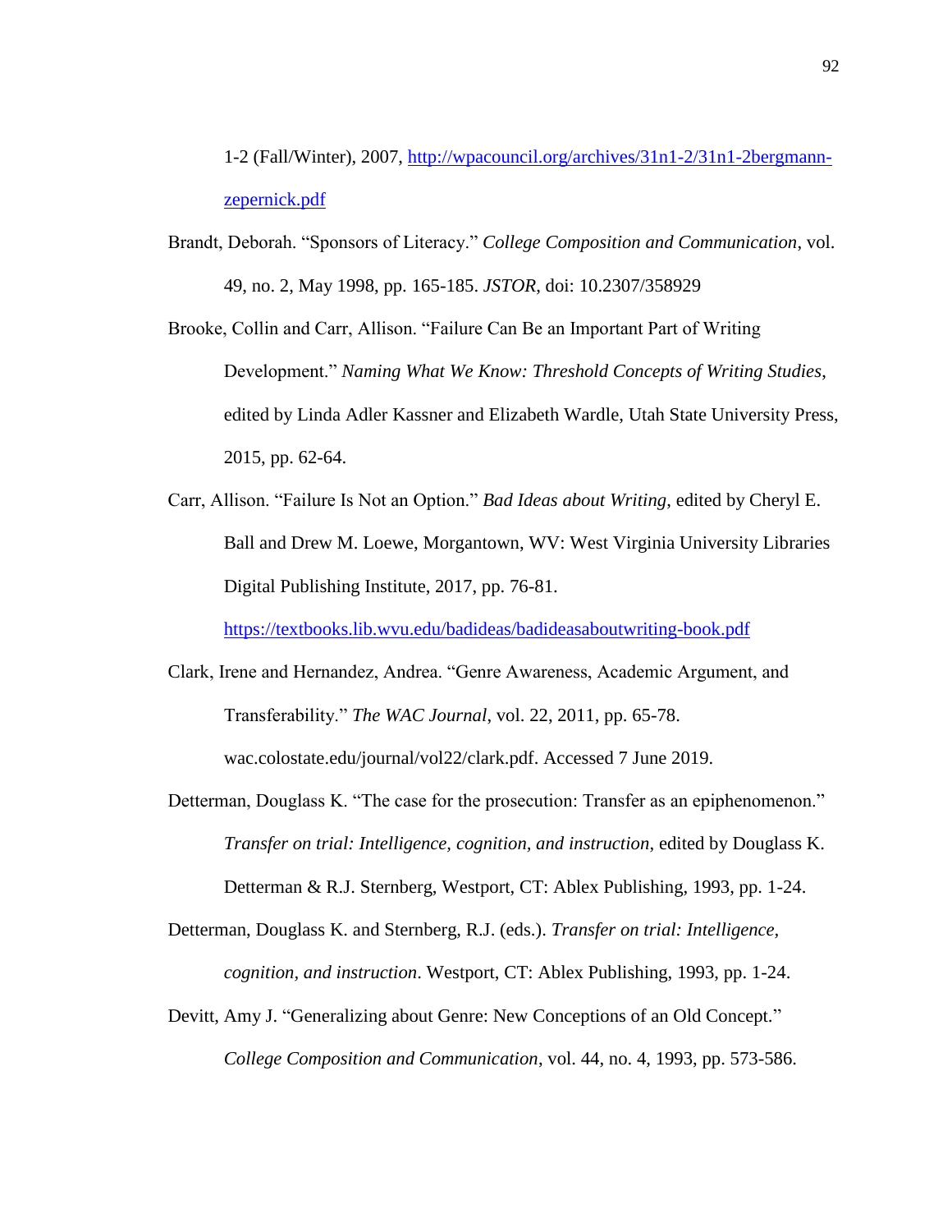1-2 (Fall/Winter), 2007, [http://wpacouncil.org/archives/31n1-2/31n1-2bergmann-zepernick.pdf](http://wpacouncil.org/archives/31n1-2/31n1-2bergmann-zepernick.pdf)

Brandt, Deborah. "Sponsors of Literacy." *College Composition and Communication*, vol. 49, no. 2, May 1998, pp. 165-185. *JSTOR*, doi: 10.2307/358929

Brooke, Collin and Carr, Allison. "Failure Can Be an Important Part of Writing Development." *Naming What We Know: Threshold Concepts of Writing Studies*, edited by Linda Adler Kassner and Elizabeth Wardle, Utah State University Press, 2015, pp. 62-64.

Carr, Allison. "Failure Is Not an Option." *Bad Ideas about Writing*, edited by Cheryl E. Ball and Drew M. Loewe, Morgantown, WV: West Virginia University Libraries Digital Publishing Institute, 2017, pp. 76-81. [https://textbooks.lib.wvu.edu/badideas/badideasaboutwriting-book.pdf](https://textbooks.lib.wvu.edu/badideas/badideasaboutwriting-book.pdf)

Clark, Irene and Hernandez, Andrea. "Genre Awareness, Academic Argument, and Transferability." *The WAC Journal*, vol. 22, 2011, pp. 65-78. wac.colostate.edu/journal/vol22/clark.pdf. Accessed 7 June 2019.

Detterman, Douglass K. "The case for the prosecution: Transfer as an epiphenomenon." *Transfer on trial: Intelligence, cognition, and instruction*, edited by Douglass K. Detterman & R.J. Sternberg, Westport, CT: Ablex Publishing, 1993, pp. 1-24.

Detterman, Douglass K. and Sternberg, R.J. (eds.). *Transfer on trial: Intelligence, cognition, and instruction*. Westport, CT: Ablex Publishing, 1993, pp. 1-24.

Devitt, Amy J. "Generalizing about Genre: New Conceptions of an Old Concept." *College Composition and Communication*, vol. 44, no. 4, 1993, pp. 573-586.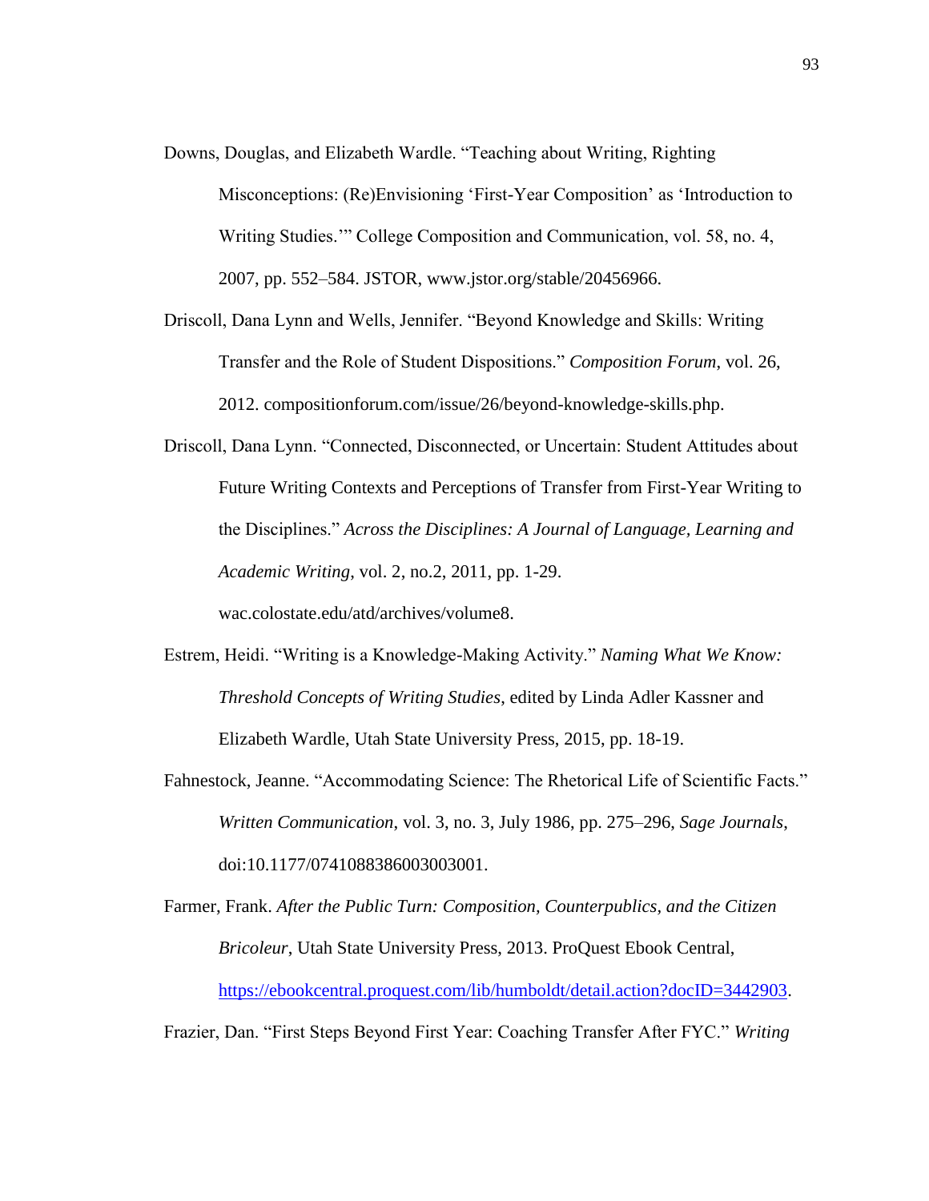Downs, Douglas, and Elizabeth Wardle. "Teaching about Writing, Righting Misconceptions: (Re)Envisioning 'First-Year Composition' as 'Introduction to Writing Studies.'" College Composition and Communication, vol. 58, no. 4, 2007, pp. 552–584. JSTOR, www.jstor.org/stable/20456966.

Driscoll, Dana Lynn and Wells, Jennifer. "Beyond Knowledge and Skills: Writing Transfer and the Role of Student Dispositions." *Composition Forum*, vol. 26, 2012. compositionforum.com/issue/26/beyond-knowledge-skills.php.

Driscoll, Dana Lynn. "Connected, Disconnected, or Uncertain: Student Attitudes about Future Writing Contexts and Perceptions of Transfer from First-Year Writing to the Disciplines." *Across the Disciplines: A Journal of Language, Learning and Academic Writing*, vol. 2, no.2, 2011, pp. 1-29. wac.colostate.edu/atd/archives/volume8.

Estrem, Heidi. "Writing is a Knowledge-Making Activity." *Naming What We Know: Threshold Concepts of Writing Studies*, edited by Linda Adler Kassner and Elizabeth Wardle, Utah State University Press, 2015, pp. 18-19.

Fahnestock, Jeanne. "Accommodating Science: The Rhetorical Life of Scientific Facts." *Written Communication*, vol. 3, no. 3, July 1986, pp. 275–296, *Sage Journals*, doi:10.1177/0741088386003003001.

Farmer, Frank. *After the Public Turn: Composition, Counterpublics, and the Citizen Bricoleur*, Utah State University Press, 2013. ProQuest Ebook Central, https://ebookcentral.proquest.com/lib/humboldt/detail.action?docID=3442903.

Frazier, Dan. "First Steps Beyond First Year: Coaching Transfer After FYC." *Writing*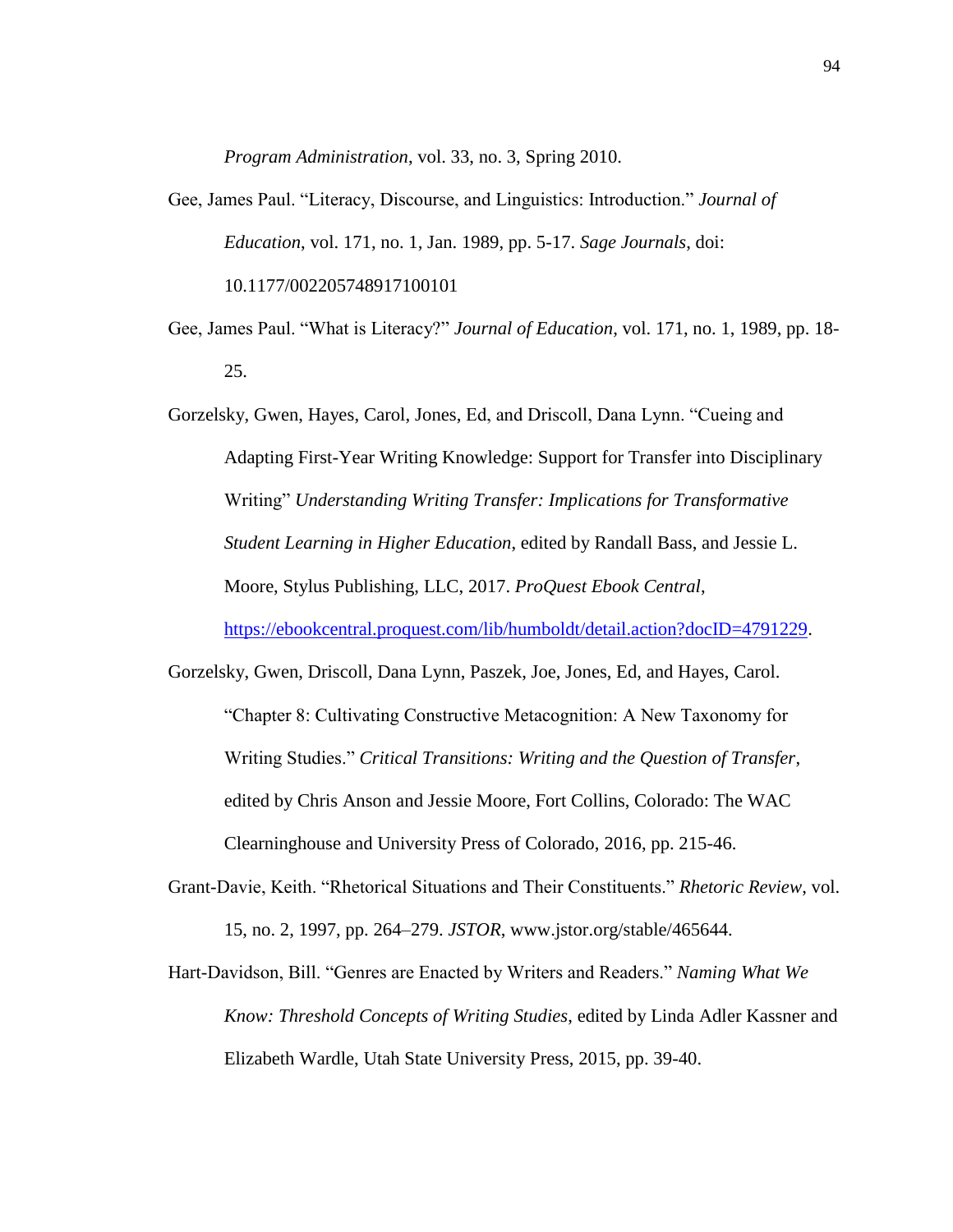*Program Administration*, vol. 33, no. 3, Spring 2010.

Gee, James Paul. "Literacy, Discourse, and Linguistics: Introduction." *Journal of Education*, vol. 171, no. 1, Jan. 1989, pp. 5-17. *Sage Journals*, doi: 10.1177/002205748917100101

Gee, James Paul. "What is Literacy?" *Journal of Education*, vol. 171, no. 1, 1989, pp. 18-25.

Gorzelsky, Gwen, Hayes, Carol, Jones, Ed, and Driscoll, Dana Lynn. "Cueing and Adapting First-Year Writing Knowledge: Support for Transfer into Disciplinary Writing" *Understanding Writing Transfer: Implications for Transformative Student Learning in Higher Education*, edited by Randall Bass, and Jessie L. Moore, Stylus Publishing, LLC, 2017. *ProQuest Ebook Central*, https://ebookcentral.proquest.com/lib/humboldt/detail.action?docID=4791229.

Gorzelsky, Gwen, Driscoll, Dana Lynn, Paszek, Joe, Jones, Ed, and Hayes, Carol. "Chapter 8: Cultivating Constructive Metacognition: A New Taxonomy for Writing Studies." *Critical Transitions: Writing and the Question of Transfer*, edited by Chris Anson and Jessie Moore, Fort Collins, Colorado: The WAC Clearninghouse and University Press of Colorado, 2016, pp. 215-46.

Grant-Davie, Keith. "Rhetorical Situations and Their Constituents." *Rhetoric Review*, vol. 15, no. 2, 1997, pp. 264–279. *JSTOR*, www.jstor.org/stable/465644.

Hart-Davidson, Bill. "Genres are Enacted by Writers and Readers." *Naming What We Know: Threshold Concepts of Writing Studies*, edited by Linda Adler Kassner and Elizabeth Wardle, Utah State University Press, 2015, pp. 39-40.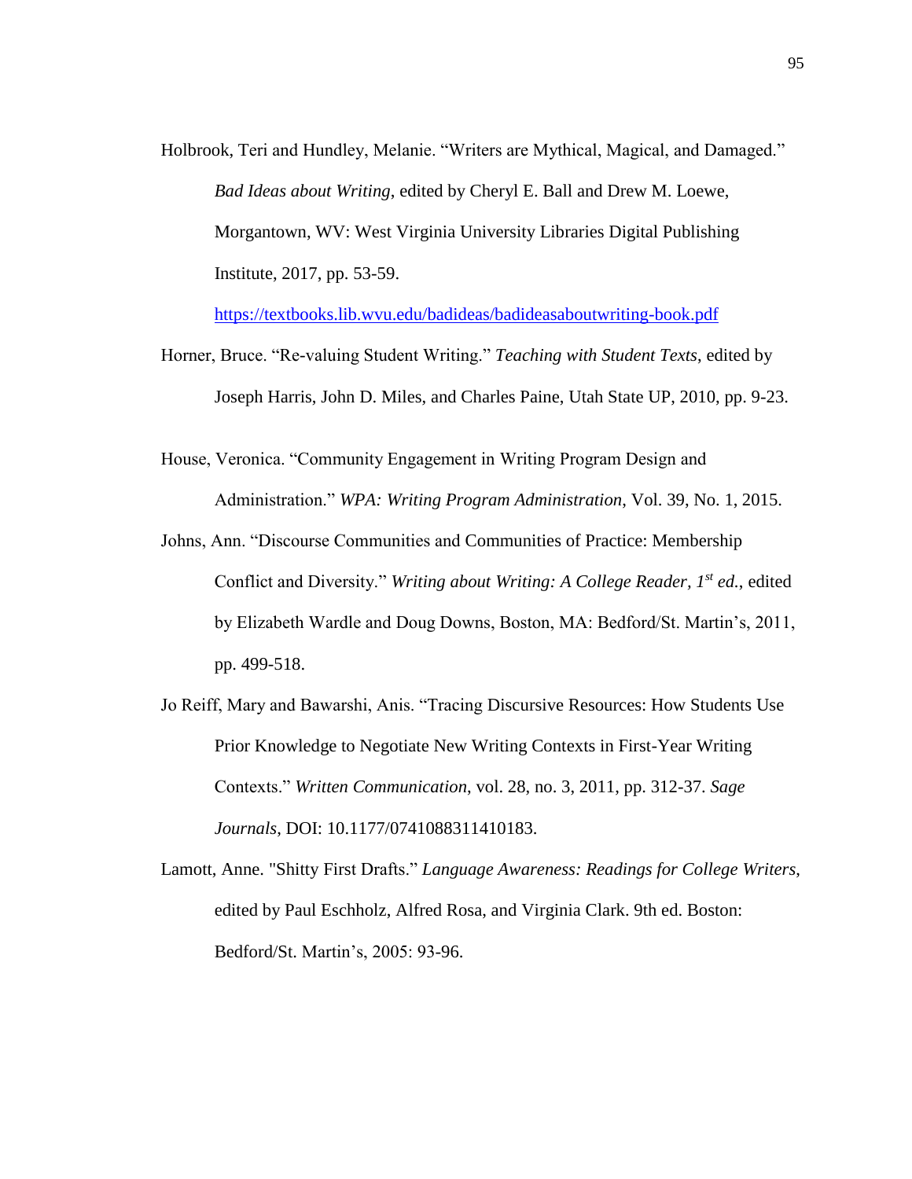Holbrook, Teri and Hundley, Melanie. “Writers are Mythical, Magical, and Damaged.” *Bad Ideas about Writing*, edited by Cheryl E. Ball and Drew M. Loewe, Morgantown, WV: West Virginia University Libraries Digital Publishing Institute, 2017, pp. 53-59. https://textbooks.lib.wvu.edu/badideas/badideasaboutwriting-book.pdf

Horner, Bruce. “Re-valuing Student Writing.” *Teaching with Student Texts*, edited by Joseph Harris, John D. Miles, and Charles Paine, Utah State UP, 2010, pp. 9-23.

House, Veronica. “Community Engagement in Writing Program Design and Administration.” *WPA: Writing Program Administration*, Vol. 39, No. 1, 2015.

Johns, Ann. “Discourse Communities and Communities of Practice: Membership Conflict and Diversity.” *Writing about Writing: A College Reader, 1st ed.*, edited by Elizabeth Wardle and Doug Downs, Boston, MA: Bedford/St. Martin’s, 2011, pp. 499-518.

Jo Reiff, Mary and Bawarshi, Anis. “Tracing Discursive Resources: How Students Use Prior Knowledge to Negotiate New Writing Contexts in First-Year Writing Contexts.” *Written Communication,* vol. 28, no. 3, 2011, pp. 312-37. *Sage Journals*, DOI: 10.1177/0741088311410183.

Lamott, Anne. "Shitty First Drafts.” *Language Awareness: Readings for College Writers*, edited by Paul Eschholz, Alfred Rosa, and Virginia Clark. 9th ed. Boston: Bedford/St. Martin’s, 2005: 93-96.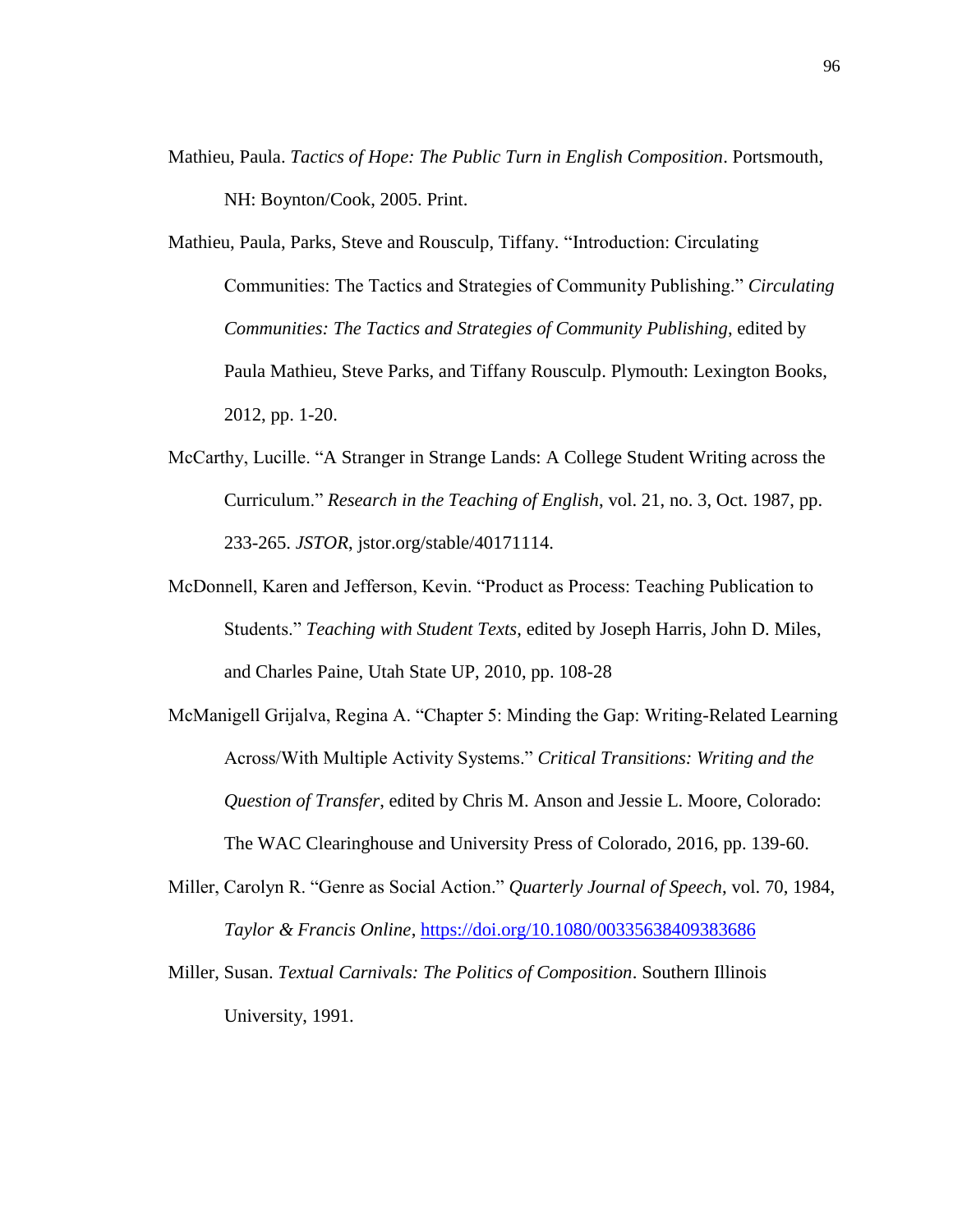Mathieu, Paula. *Tactics of Hope: The Public Turn in English Composition*. Portsmouth, NH: Boynton/Cook, 2005. Print.

Mathieu, Paula, Parks, Steve and Rousculp, Tiffany. "Introduction: Circulating Communities: The Tactics and Strategies of Community Publishing." *Circulating Communities: The Tactics and Strategies of Community Publishing*, edited by Paula Mathieu, Steve Parks, and Tiffany Rousculp. Plymouth: Lexington Books, 2012, pp. 1-20.

McCarthy, Lucille. "A Stranger in Strange Lands: A College Student Writing across the Curriculum." *Research in the Teaching of English*, vol. 21, no. 3, Oct. 1987, pp. 233-265. *JSTOR*, jstor.org/stable/40171114.

McDonnell, Karen and Jefferson, Kevin. "Product as Process: Teaching Publication to Students." *Teaching with Student Texts*, edited by Joseph Harris, John D. Miles, and Charles Paine, Utah State UP, 2010, pp. 108-28

McManigell Grijalva, Regina A. "Chapter 5: Minding the Gap: Writing-Related Learning Across/With Multiple Activity Systems." *Critical Transitions: Writing and the Question of Transfer*, edited by Chris M. Anson and Jessie L. Moore, Colorado: The WAC Clearinghouse and University Press of Colorado, 2016, pp. 139-60.

Miller, Carolyn R. "Genre as Social Action." *Quarterly Journal of Speech*, vol. 70, 1984, *Taylor & Francis Online*, https://doi.org/10.1080/00335638409383686

Miller, Susan. *Textual Carnivals: The Politics of Composition*. Southern Illinois University, 1991.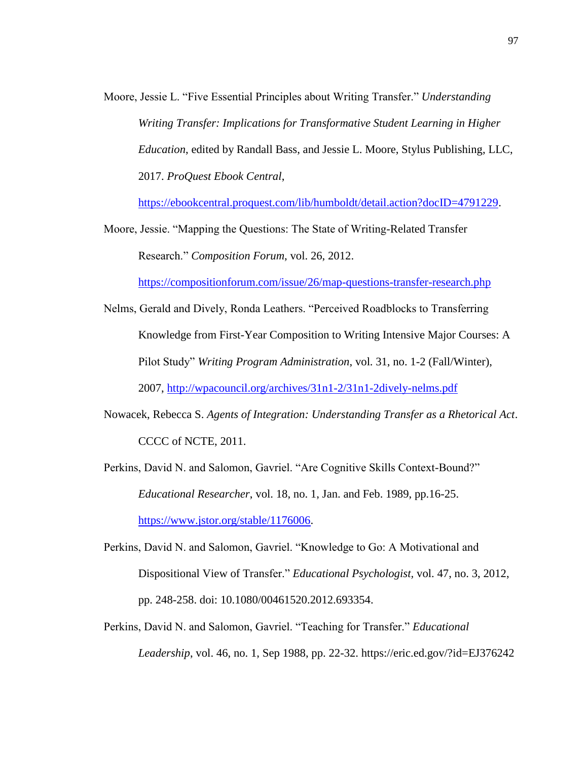Moore, Jessie L. "Five Essential Principles about Writing Transfer." *Understanding Writing Transfer: Implications for Transformative Student Learning in Higher Education*, edited by Randall Bass, and Jessie L. Moore, Stylus Publishing, LLC, 2017. *ProQuest Ebook Central*, https://ebookcentral.proquest.com/lib/humboldt/detail.action?docID=4791229.

Moore, Jessie. "Mapping the Questions: The State of Writing-Related Transfer Research." *Composition Forum*, vol. 26, 2012. https://compositionforum.com/issue/26/map-questions-transfer-research.php

Nelms, Gerald and Dively, Ronda Leathers. "Perceived Roadblocks to Transferring Knowledge from First-Year Composition to Writing Intensive Major Courses: A Pilot Study" *Writing Program Administration*, vol. 31, no. 1-2 (Fall/Winter), 2007, http://wpacouncil.org/archives/31n1-2/31n1-2dively-nelms.pdf

Nowacek, Rebecca S. *Agents of Integration: Understanding Transfer as a Rhetorical Act*. CCCC of NCTE, 2011.

Perkins, David N. and Salomon, Gavriel. "Are Cognitive Skills Context-Bound?" *Educational Researcher*, vol. 18, no. 1, Jan. and Feb. 1989, pp.16-25. https://www.jstor.org/stable/1176006.

Perkins, David N. and Salomon, Gavriel. "Knowledge to Go: A Motivational and Dispositional View of Transfer." *Educational Psychologist*, vol. 47, no. 3, 2012, pp. 248-258. doi: 10.1080/00461520.2012.693354.

Perkins, David N. and Salomon, Gavriel. "Teaching for Transfer." *Educational Leadership*, vol. 46, no. 1, Sep 1988, pp. 22-32. https://eric.ed.gov/?id=EJ376242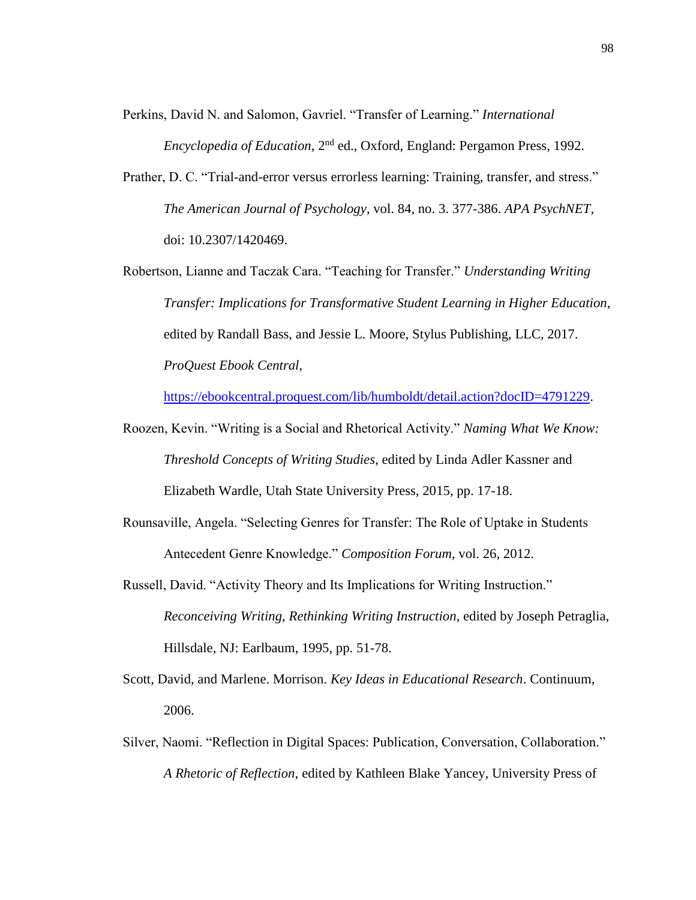Perkins, David N. and Salomon, Gavriel. "Transfer of Learning." *International Encyclopedia of Education*, 2nd ed., Oxford, England: Pergamon Press, 1992.

Prather, D. C. "Trial-and-error versus errorless learning: Training, transfer, and stress." *The American Journal of Psychology*, vol. 84, no. 3. 377-386. *APA PsychNET*, doi: 10.2307/1420469.

Robertson, Lianne and Taczak Cara. "Teaching for Transfer." *Understanding Writing Transfer: Implications for Transformative Student Learning in Higher Education*, edited by Randall Bass, and Jessie L. Moore, Stylus Publishing, LLC, 2017. *ProQuest Ebook Central*, https://ebookcentral.proquest.com/lib/humboldt/detail.action?docID=4791229.

Roozen, Kevin. "Writing is a Social and Rhetorical Activity." *Naming What We Know: Threshold Concepts of Writing Studies*, edited by Linda Adler Kassner and Elizabeth Wardle, Utah State University Press, 2015, pp. 17-18.

Rounsaville, Angela. "Selecting Genres for Transfer: The Role of Uptake in Students Antecedent Genre Knowledge." *Composition Forum*, vol. 26, 2012.

Russell, David. "Activity Theory and Its Implications for Writing Instruction." *Reconceiving Writing, Rethinking Writing Instruction*, edited by Joseph Petraglia, Hillsdale, NJ: Earlbaum, 1995, pp. 51-78.

Scott, David, and Marlene. Morrison. *Key Ideas in Educational Research*. Continuum, 2006.

Silver, Naomi. "Reflection in Digital Spaces: Publication, Conversation, Collaboration." *A Rhetoric of Reflection*, edited by Kathleen Blake Yancey, University Press of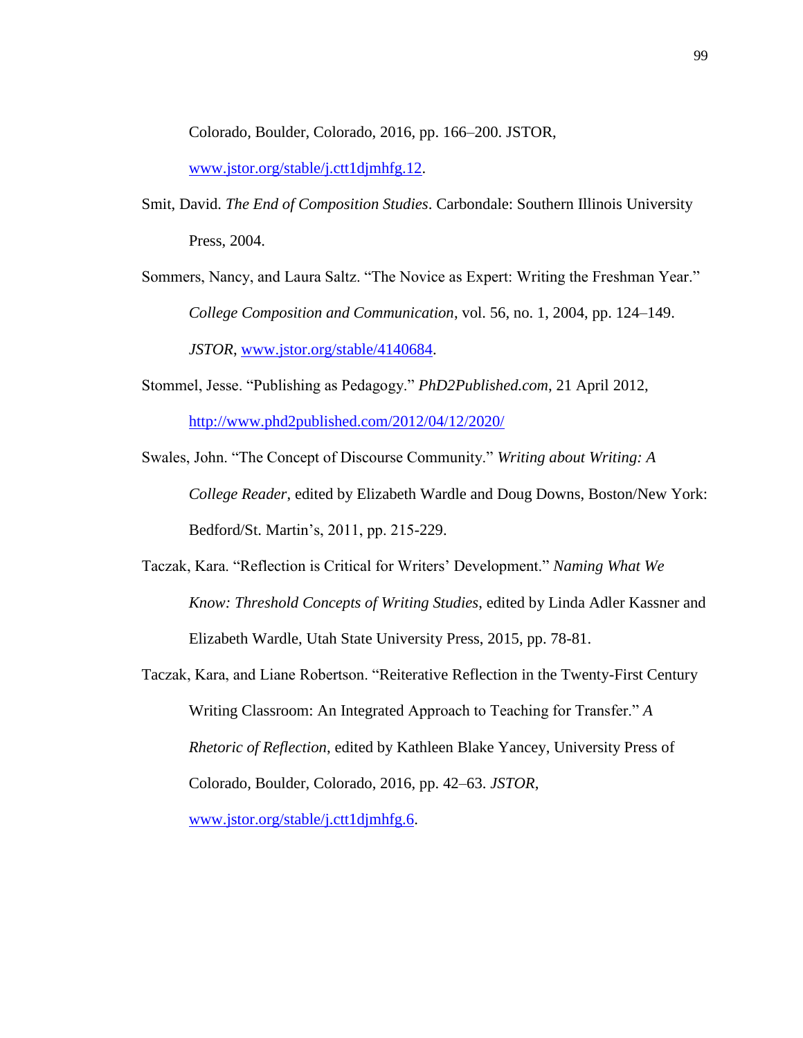Colorado, Boulder, Colorado, 2016, pp. 166–200. JSTOR, www.jstor.org/stable/j.ctt1djmhfg.12.

Smit, David. *The End of Composition Studies*. Carbondale: Southern Illinois University Press, 2004.

Sommers, Nancy, and Laura Saltz. "The Novice as Expert: Writing the Freshman Year." *College Composition and Communication*, vol. 56, no. 1, 2004, pp. 124–149. *JSTOR*, www.jstor.org/stable/4140684.

Stommel, Jesse. "Publishing as Pedagogy." *PhD2Published.com*, 21 April 2012, http://www.phd2published.com/2012/04/12/2020/

Swales, John. "The Concept of Discourse Community." *Writing about Writing: A College Reader*, edited by Elizabeth Wardle and Doug Downs, Boston/New York: Bedford/St. Martin's, 2011, pp. 215-229.

Taczak, Kara. "Reflection is Critical for Writers' Development." *Naming What We Know: Threshold Concepts of Writing Studies*, edited by Linda Adler Kassner and Elizabeth Wardle, Utah State University Press, 2015, pp. 78-81.

Taczak, Kara, and Liane Robertson. "Reiterative Reflection in the Twenty-First Century Writing Classroom: An Integrated Approach to Teaching for Transfer." *A Rhetoric of Reflection*, edited by Kathleen Blake Yancey, University Press of Colorado, Boulder, Colorado, 2016, pp. 42–63. *JSTOR*, www.jstor.org/stable/j.ctt1djmhfg.6.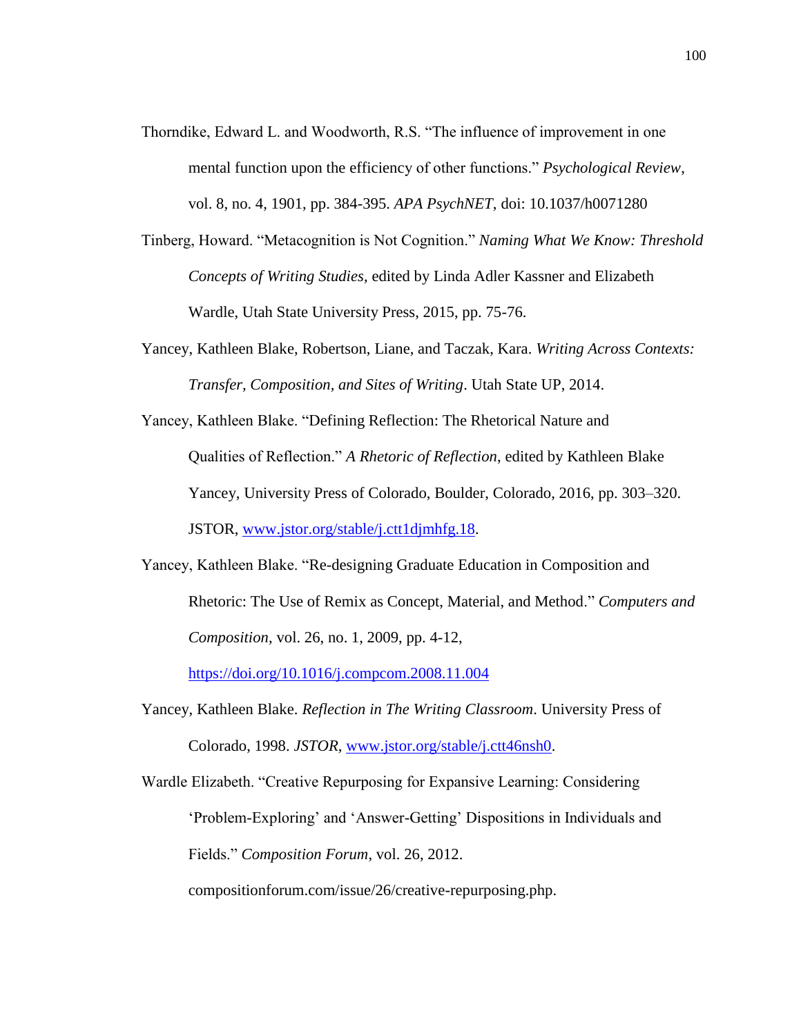Thorndike, Edward L. and Woodworth, R.S. “The influence of improvement in one mental function upon the efficiency of other functions.” *Psychological Review*, vol. 8, no. 4, 1901, pp. 384-395. *APA PsychNET*, doi: 10.1037/h0071280

Tinberg, Howard. “Metacognition is Not Cognition.” *Naming What We Know: Threshold Concepts of Writing Studies*, edited by Linda Adler Kassner and Elizabeth Wardle, Utah State University Press, 2015, pp. 75-76.

Yancey, Kathleen Blake, Robertson, Liane, and Taczak, Kara. *Writing Across Contexts: Transfer, Composition, and Sites of Writing*. Utah State UP, 2014.

Yancey, Kathleen Blake. “Defining Reflection: The Rhetorical Nature and Qualities of Reflection.” *A Rhetoric of Reflection*, edited by Kathleen Blake Yancey, University Press of Colorado, Boulder, Colorado, 2016, pp. 303–320. JSTOR, www.jstor.org/stable/j.ctt1djmhfg.18.

Yancey, Kathleen Blake. “Re-designing Graduate Education in Composition and Rhetoric: The Use of Remix as Concept, Material, and Method.” *Computers and Composition*, vol. 26, no. 1, 2009, pp. 4-12, https://doi.org/10.1016/j.compcom.2008.11.004

Yancey, Kathleen Blake. *Reflection in The Writing Classroom*. University Press of Colorado, 1998. *JSTOR*, www.jstor.org/stable/j.ctt46nsh0.

Wardle Elizabeth. “Creative Repurposing for Expansive Learning: Considering ‘Problem-Exploring’ and ‘Answer-Getting’ Dispositions in Individuals and Fields.” *Composition Forum*, vol. 26, 2012. compositionforum.com/issue/26/creative-repurposing.php.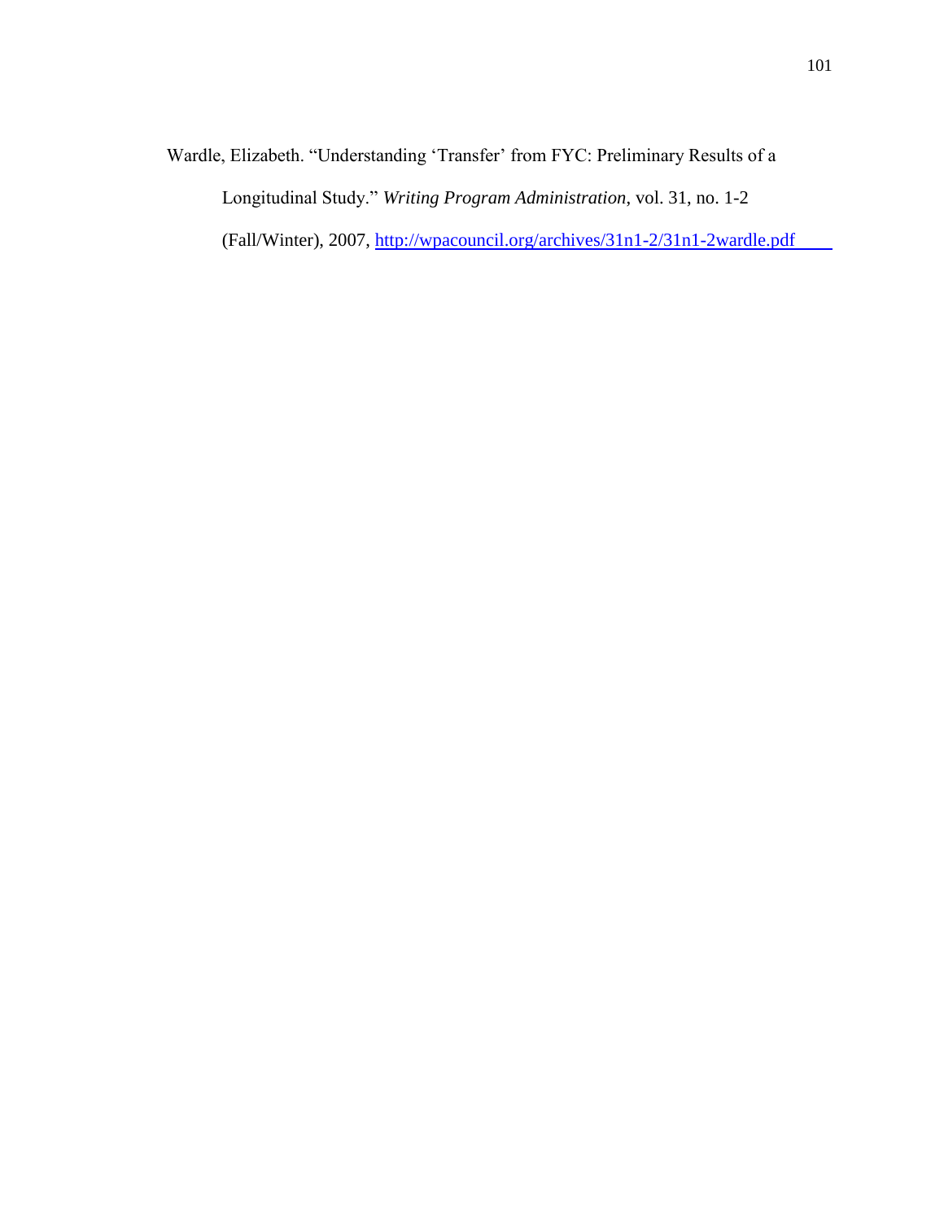Wardle, Elizabeth. "Understanding 'Transfer' from FYC: Preliminary Results of a Longitudinal Study." *Writing Program Administration*, vol. 31, no. 1-2 (Fall/Winter), 2007, http://wpacouncil.org/archives/31n1-2/31n1-2wardle.pdf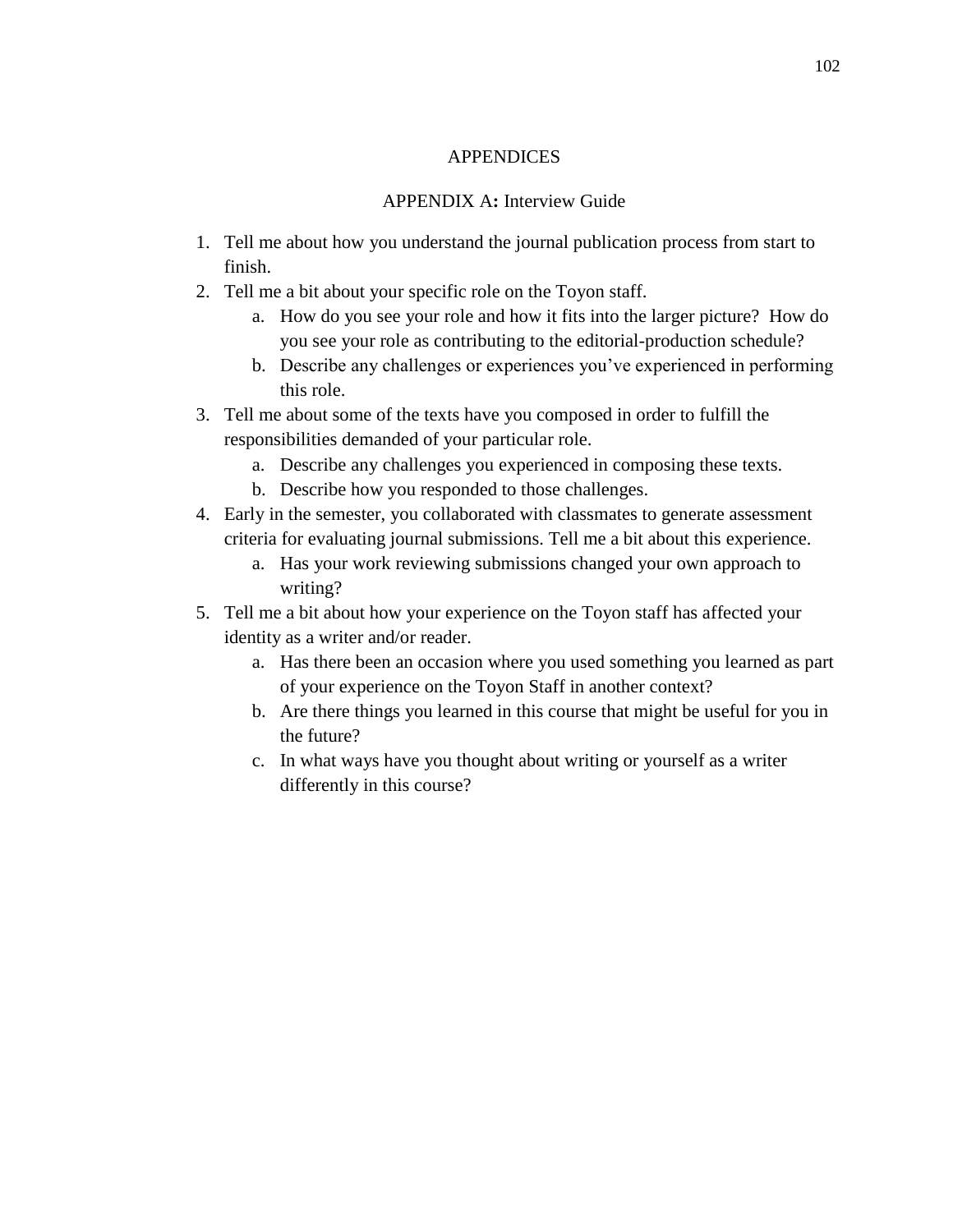# APPENDICES

## APPENDIX A: Interview Guide

1. Tell me about how you understand the journal publication process from start to finish.
2. Tell me a bit about your specific role on the Toyon staff.
   a. How do you see your role and how it fits into the larger picture? How do you see your role as contributing to the editorial-production schedule?
   b. Describe any challenges or experiences you've experienced in performing this role.
3. Tell me about some of the texts have you composed in order to fulfill the responsibilities demanded of your particular role.
   a. Describe any challenges you experienced in composing these texts.
   b. Describe how you responded to those challenges.
4. Early in the semester, you collaborated with classmates to generate assessment criteria for evaluating journal submissions. Tell me a bit about this experience.
   a. Has your work reviewing submissions changed your own approach to writing?
5. Tell me a bit about how your experience on the Toyon staff has affected your identity as a writer and/or reader.
   a. Has there been an occasion where you used something you learned as part of your experience on the Toyon Staff in another context?
   b. Are there things you learned in this course that might be useful for you in the future?
   c. In what ways have you thought about writing or yourself as a writer differently in this course?